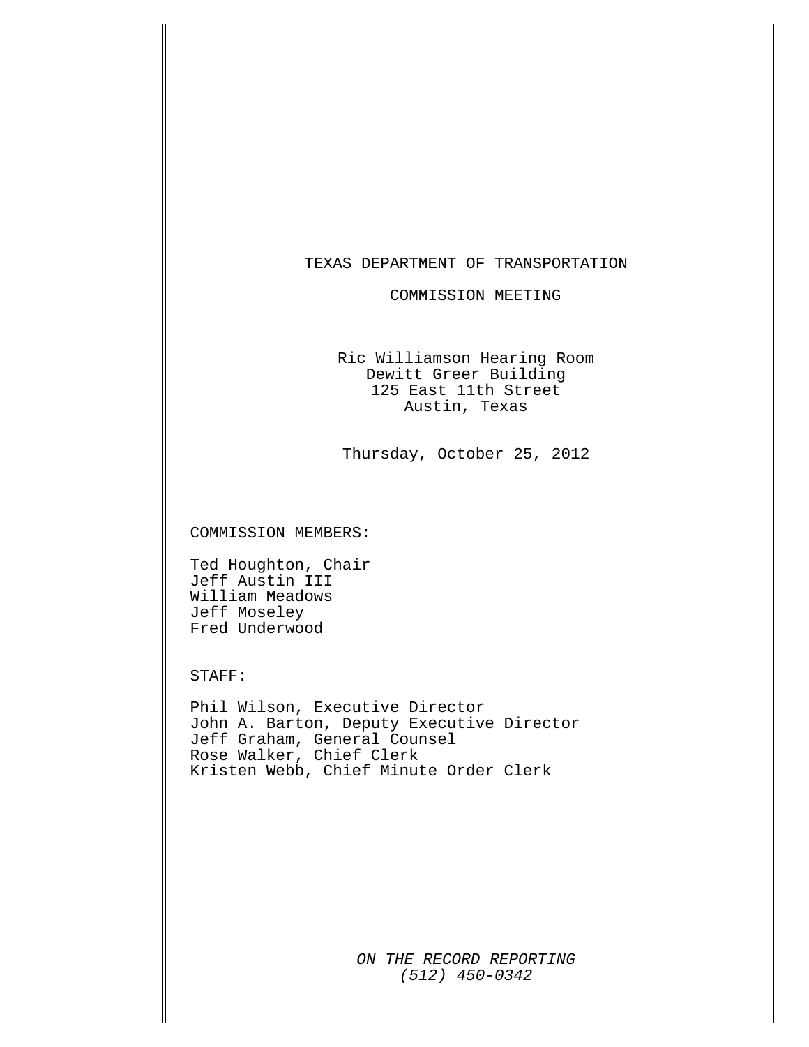# TEXAS DEPARTMENT OF TRANSPORTATION

## COMMISSION MEETING

Ric Williamson Hearing Room
Dewitt Greer Building
125 East 11th Street
Austin, Texas

Thursday, October 25, 2012

COMMISSION MEMBERS:

Ted Houghton, Chair
Jeff Austin III
William Meadows
Jeff Moseley
Fred Underwood

STAFF:

Phil Wilson, Executive Director
John A. Barton, Deputy Executive Director
Jeff Graham, General Counsel
Rose Walker, Chief Clerk
Kristen Webb, Chief Minute Order Clerk

*ON THE RECORD REPORTING*
*(512) 450-0342*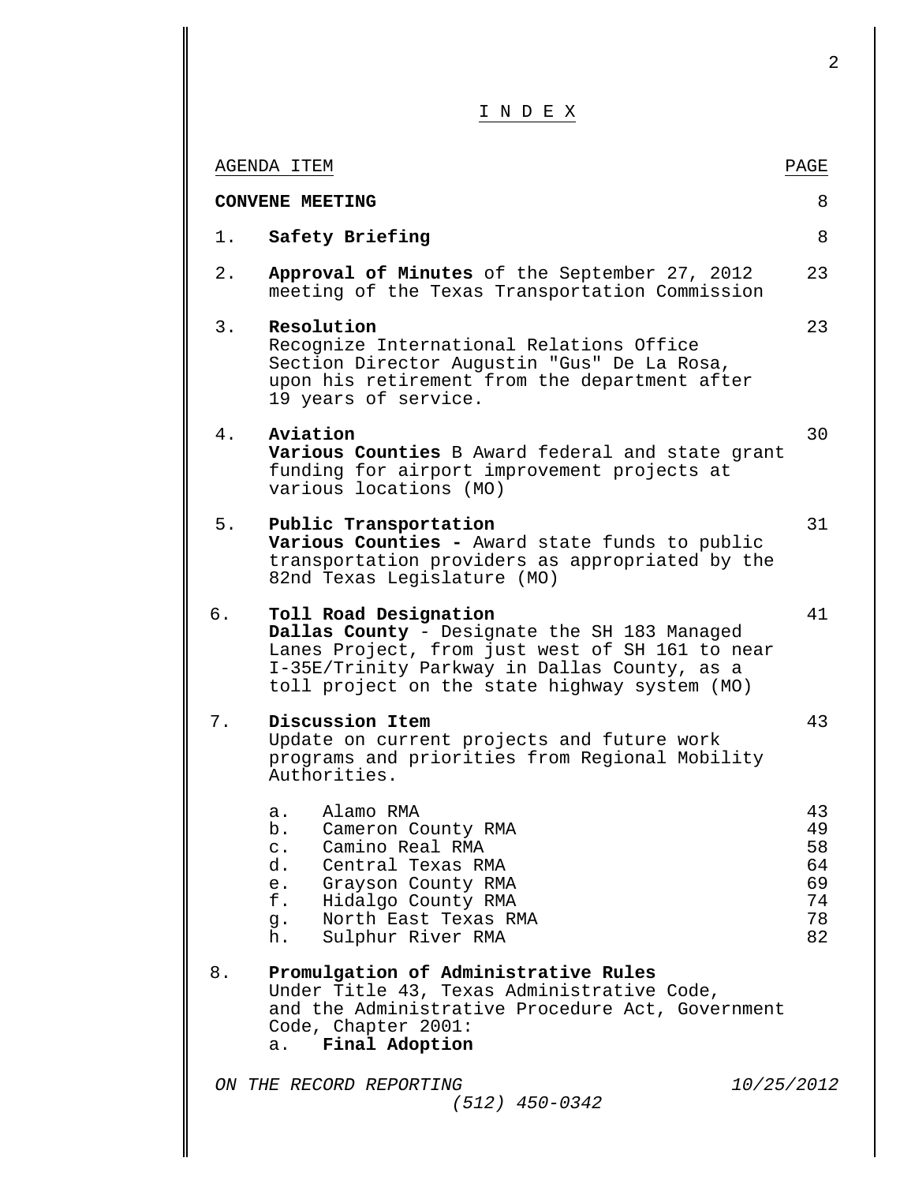# I N D E X

| AGENDA ITEM | | PAGE |
|---|---|---|
| **CONVENE MEETING** | | 8 |
| 1. | **Safety Briefing** | 8 |
| 2. | **Approval of Minutes** of the September 27, 2012 meeting of the Texas Transportation Commission | 23 |
| 3. | **Resolution** Recognize International Relations Office Section Director Augustin "Gus" De La Rosa, upon his retirement from the department after 19 years of service. | 23 |
| 4. | **Aviation** **Various Counties** B Award federal and state grant funding for airport improvement projects at various locations (MO) | 30 |
| 5. | **Public Transportation** **Various Counties -** Award state funds to public transportation providers as appropriated by the 82nd Texas Legislature (MO) | 31 |
| 6. | **Toll Road Designation** **Dallas County** - Designate the SH 183 Managed Lanes Project, from just west of SH 161 to near I-35E/Trinity Parkway in Dallas County, as a toll project on the state highway system (MO) | 41 |
| 7. | **Discussion Item** Update on current projects and future work programs and priorities from Regional Mobility Authorities. | 43 |
| | a. Alamo RMA | 43 |
| | b. Cameron County RMA | 49 |
| | c. Camino Real RMA | 58 |
| | d. Central Texas RMA | 64 |
| | e. Grayson County RMA | 69 |
| | f. Hidalgo County RMA | 74 |
| | g. North East Texas RMA | 78 |
| | h. Sulphur River RMA | 82 |
| 8. | **Promulgation of Administrative Rules** Under Title 43, Texas Administrative Code, and the Administrative Procedure Act, Government Code, Chapter 2001: | |
| | a. **Final Adoption** | |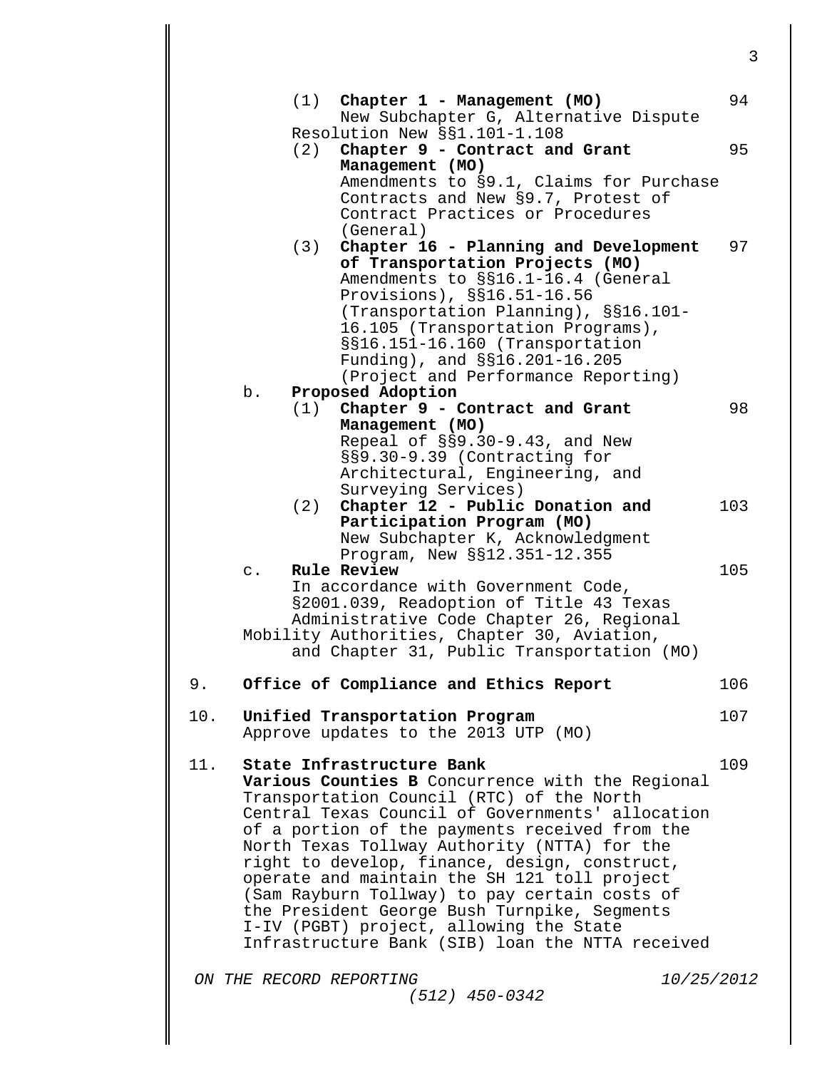(1) **Chapter 1 - Management (MO)** 94
New Subchapter G, Alternative Dispute Resolution New §§1.101-1.108

(2) **Chapter 9 - Contract and Grant Management (MO)** 95
Amendments to §9.1, Claims for Purchase Contracts and New §9.7, Protest of Contract Practices or Procedures (General)

(3) **Chapter 16 - Planning and Development of Transportation Projects (MO)** 97
Amendments to §§16.1-16.4 (General Provisions), §§16.51-16.56 (Transportation Planning), §§16.101-16.105 (Transportation Programs), §§16.151-16.160 (Transportation Funding), and §§16.201-16.205 (Project and Performance Reporting)

b. **Proposed Adoption**

(1) **Chapter 9 - Contract and Grant Management (MO)** 98
Repeal of §§9.30-9.43, and New §§9.30-9.39 (Contracting for Architectural, Engineering, and Surveying Services)

(2) **Chapter 12 - Public Donation and Participation Program (MO)** 103
New Subchapter K, Acknowledgment Program, New §§12.351-12.355

c. **Rule Review** 105
In accordance with Government Code, §2001.039, Readoption of Title 43 Texas Administrative Code Chapter 26, Regional Mobility Authorities, Chapter 30, Aviation, and Chapter 31, Public Transportation (MO)

9. **Office of Compliance and Ethics Report** 106

10. **Unified Transportation Program** 107
Approve updates to the 2013 UTP (MO)

11. **State Infrastructure Bank** 109
**Various Counties B** Concurrence with the Regional Transportation Council (RTC) of the North Central Texas Council of Governments' allocation of a portion of the payments received from the North Texas Tollway Authority (NTTA) for the right to develop, finance, design, construct, operate and maintain the SH 121 toll project (Sam Rayburn Tollway) to pay certain costs of the President George Bush Turnpike, Segments I-IV (PGBT) project, allowing the State Infrastructure Bank (SIB) loan the NTTA received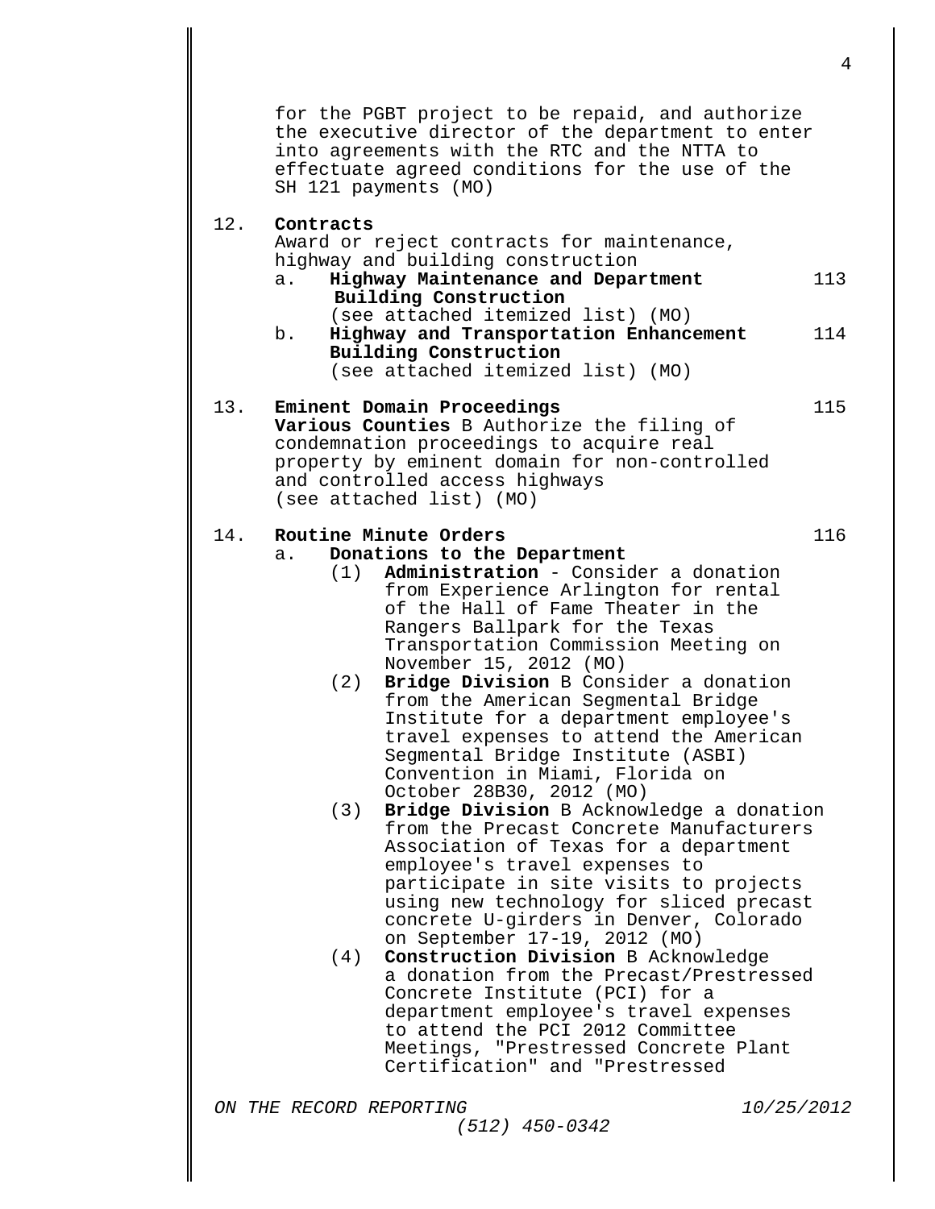for the PGBT project to be repaid, and authorize the executive director of the department to enter into agreements with the RTC and the NTTA to effectuate agreed conditions for the use of the SH 121 payments (MO)

12. **Contracts**
    Award or reject contracts for maintenance, highway and building construction
    a. **Highway Maintenance and Department Building Construction** (see attached itemized list) (MO) — 113
    b. **Highway and Transportation Enhancement Building Construction** (see attached itemized list) (MO) — 114

13. **Eminent Domain Proceedings** — 115
    **Various Counties** B Authorize the filing of condemnation proceedings to acquire real property by eminent domain for non-controlled and controlled access highways (see attached list) (MO)

14. **Routine Minute Orders** — 116
    a. **Donations to the Department**
       (1) **Administration** - Consider a donation from Experience Arlington for rental of the Hall of Fame Theater in the Rangers Ballpark for the Texas Transportation Commission Meeting on November 15, 2012 (MO)
       (2) **Bridge Division** B Consider a donation from the American Segmental Bridge Institute for a department employee's travel expenses to attend the American Segmental Bridge Institute (ASBI) Convention in Miami, Florida on October 28B30, 2012 (MO)
       (3) **Bridge Division** B Acknowledge a donation from the Precast Concrete Manufacturers Association of Texas for a department employee's travel expenses to participate in site visits to projects using new technology for sliced precast concrete U-girders in Denver, Colorado on September 17-19, 2012 (MO)
       (4) **Construction Division** B Acknowledge a donation from the Precast/Prestressed Concrete Institute (PCI) for a department employee's travel expenses to attend the PCI 2012 Committee Meetings, "Prestressed Concrete Plant Certification" and "Prestressed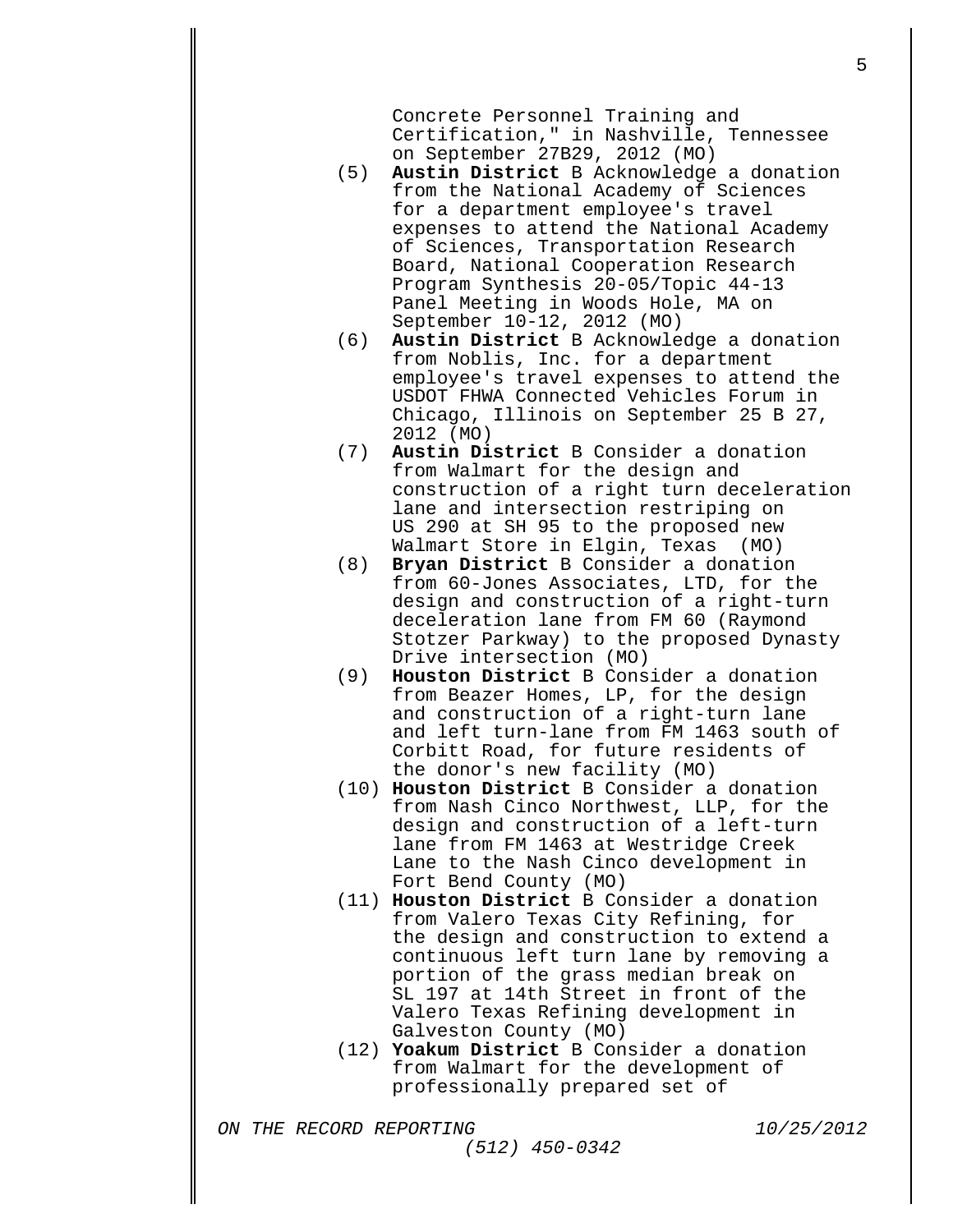Concrete Personnel Training and Certification," in Nashville, Tennessee on September 27B29, 2012 (MO)

(5) **Austin District** B Acknowledge a donation from the National Academy of Sciences for a department employee's travel expenses to attend the National Academy of Sciences, Transportation Research Board, National Cooperation Research Program Synthesis 20-05/Topic 44-13 Panel Meeting in Woods Hole, MA on September 10-12, 2012 (MO)

(6) **Austin District** B Acknowledge a donation from Noblis, Inc. for a department employee's travel expenses to attend the USDOT FHWA Connected Vehicles Forum in Chicago, Illinois on September 25 B 27, 2012 (MO)

(7) **Austin District** B Consider a donation from Walmart for the design and construction of a right turn deceleration lane and intersection restriping on US 290 at SH 95 to the proposed new Walmart Store in Elgin, Texas (MO)

(8) **Bryan District** B Consider a donation from 60-Jones Associates, LTD, for the design and construction of a right-turn deceleration lane from FM 60 (Raymond Stotzer Parkway) to the proposed Dynasty Drive intersection (MO)

(9) **Houston District** B Consider a donation from Beazer Homes, LP, for the design and construction of a right-turn lane and left turn-lane from FM 1463 south of Corbitt Road, for future residents of the donor's new facility (MO)

(10) **Houston District** B Consider a donation from Nash Cinco Northwest, LLP, for the design and construction of a left-turn lane from FM 1463 at Westridge Creek Lane to the Nash Cinco development in Fort Bend County (MO)

(11) **Houston District** B Consider a donation from Valero Texas City Refining, for the design and construction to extend a continuous left turn lane by removing a portion of the grass median break on SL 197 at 14th Street in front of the Valero Texas Refining development in Galveston County (MO)

(12) **Yoakum District** B Consider a donation from Walmart for the development of professionally prepared set of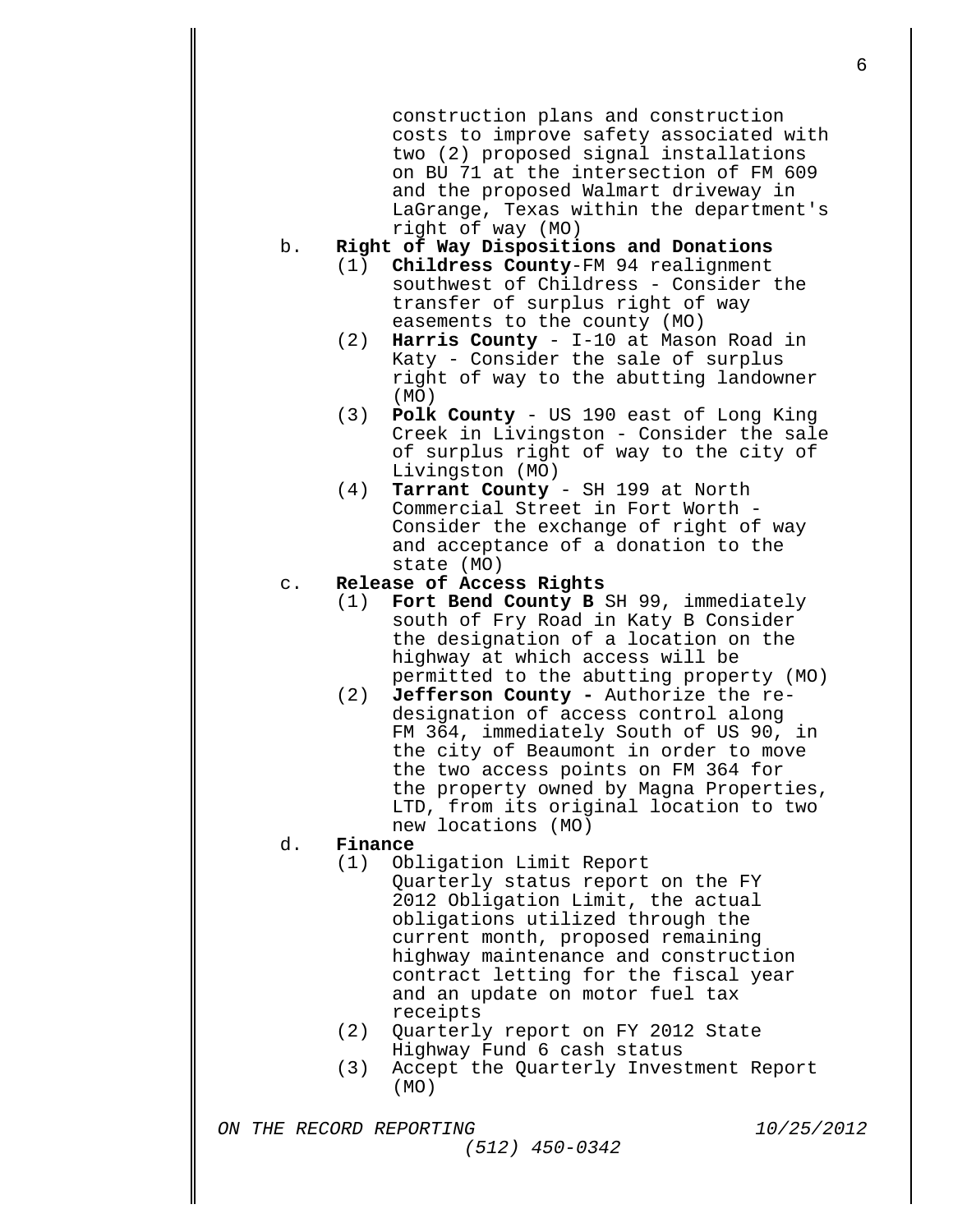construction plans and construction costs to improve safety associated with two (2) proposed signal installations on BU 71 at the intersection of FM 609 and the proposed Walmart driveway in LaGrange, Texas within the department's right of way (MO)

b. **Right of Way Dispositions and Donations**
   - (1) **Childress County**-FM 94 realignment southwest of Childress - Consider the transfer of surplus right of way easements to the county (MO)
   - (2) **Harris County** - I-10 at Mason Road in Katy - Consider the sale of surplus right of way to the abutting landowner (MO)
   - (3) **Polk County** - US 190 east of Long King Creek in Livingston - Consider the sale of surplus right of way to the city of Livingston (MO)
   - (4) **Tarrant County** - SH 199 at North Commercial Street in Fort Worth - Consider the exchange of right of way and acceptance of a donation to the state (MO)

c. **Release of Access Rights**
   - (1) **Fort Bend County B** SH 99, immediately south of Fry Road in Katy B Consider the designation of a location on the highway at which access will be permitted to the abutting property (MO)
   - (2) **Jefferson County -** Authorize the re-designation of access control along FM 364, immediately South of US 90, in the city of Beaumont in order to move the two access points on FM 364 for the property owned by Magna Properties, LTD, from its original location to two new locations (MO)

d. **Finance**
   - (1) Obligation Limit Report
     Quarterly status report on the FY 2012 Obligation Limit, the actual obligations utilized through the current month, proposed remaining highway maintenance and construction contract letting for the fiscal year and an update on motor fuel tax receipts
   - (2) Quarterly report on FY 2012 State Highway Fund 6 cash status
   - (3) Accept the Quarterly Investment Report (MO)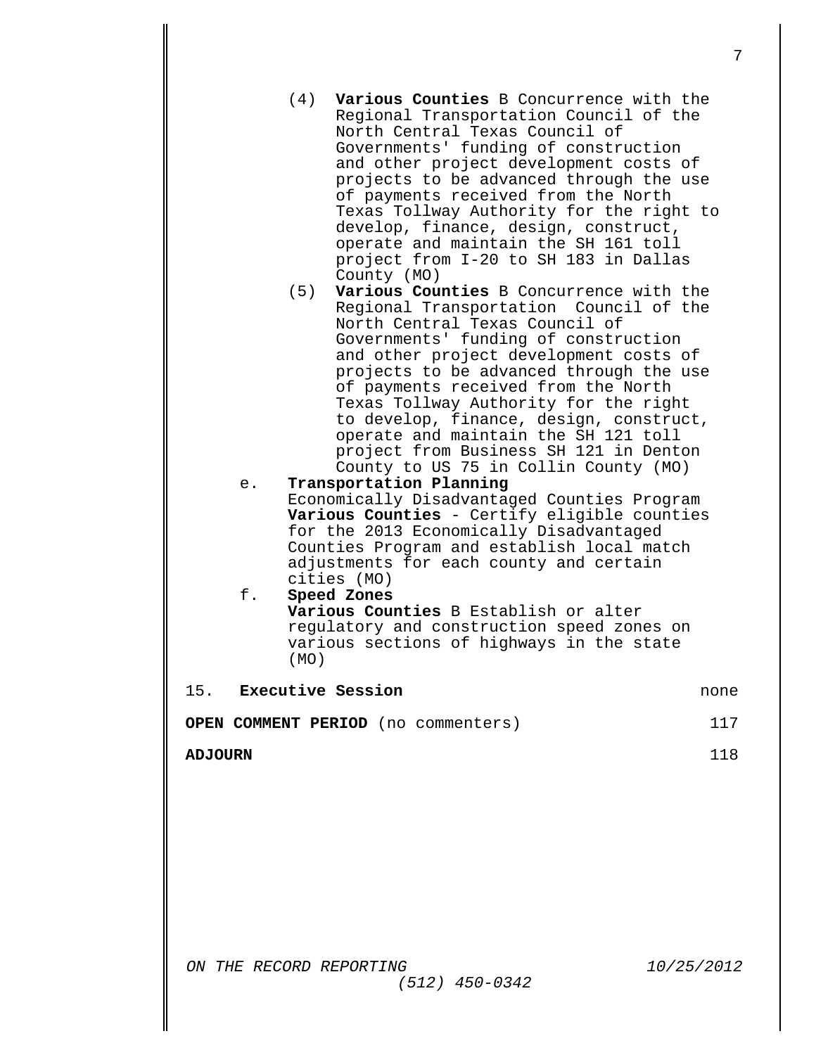(4) **Various Counties** B Concurrence with the Regional Transportation Council of the North Central Texas Council of Governments' funding of construction and other project development costs of projects to be advanced through the use of payments received from the North Texas Tollway Authority for the right to develop, finance, design, construct, operate and maintain the SH 161 toll project from I-20 to SH 183 in Dallas County (MO)

(5) **Various Counties** B Concurrence with the Regional Transportation Council of the North Central Texas Council of Governments' funding of construction and other project development costs of projects to be advanced through the use of payments received from the North Texas Tollway Authority for the right to develop, finance, design, construct, operate and maintain the SH 121 toll project from Business SH 121 in Denton County to US 75 in Collin County (MO)

e. **Transportation Planning**
Economically Disadvantaged Counties Program
**Various Counties** - Certify eligible counties for the 2013 Economically Disadvantaged Counties Program and establish local match adjustments for each county and certain cities (MO)

f. **Speed Zones**
**Various Counties** B Establish or alter regulatory and construction speed zones on various sections of highways in the state (MO)

| | |
|---|---|
| 15. **Executive Session** | none |
| **OPEN COMMENT PERIOD** (no commenters) | 117 |
| **ADJOURN** | 118 |

*ON THE RECORD REPORTING* *10/25/2012*
*(512) 450-0342*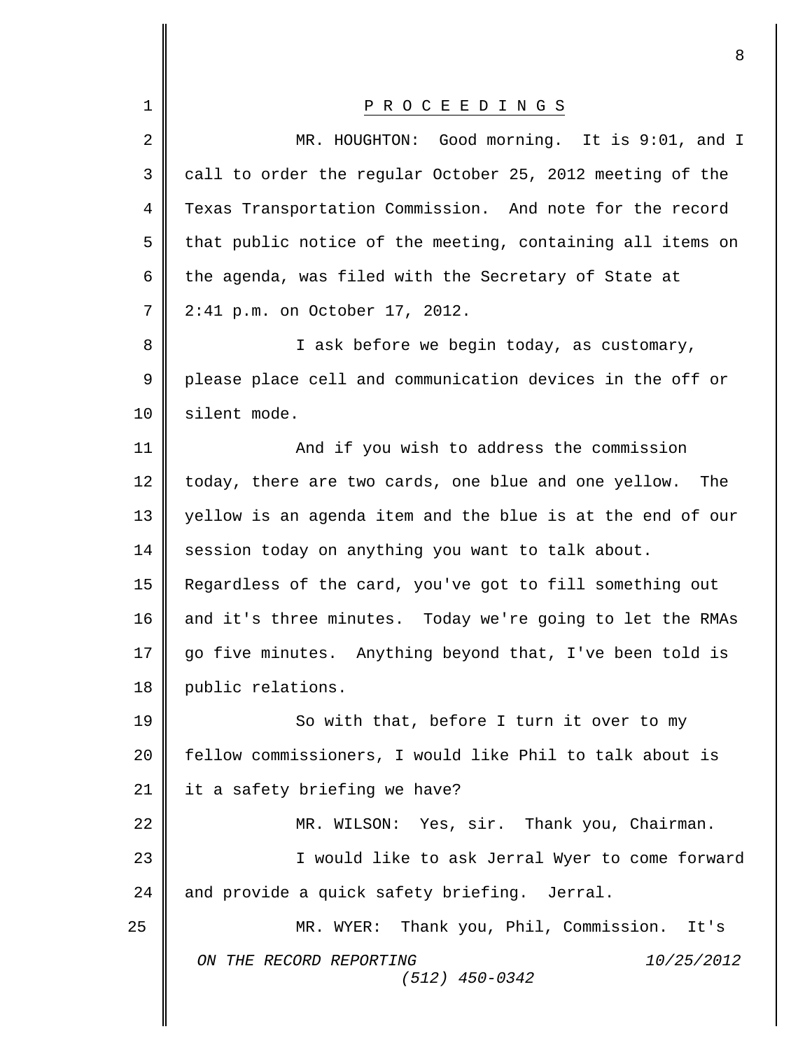## P R O C E E D I N G S

MR. HOUGHTON: Good morning. It is 9:01, and I call to order the regular October 25, 2012 meeting of the Texas Transportation Commission. And note for the record that public notice of the meeting, containing all items on the agenda, was filed with the Secretary of State at 2:41 p.m. on October 17, 2012.

I ask before we begin today, as customary, please place cell and communication devices in the off or silent mode.

And if you wish to address the commission today, there are two cards, one blue and one yellow. The yellow is an agenda item and the blue is at the end of our session today on anything you want to talk about. Regardless of the card, you've got to fill something out and it's three minutes. Today we're going to let the RMAs go five minutes. Anything beyond that, I've been told is public relations.

So with that, before I turn it over to my fellow commissioners, I would like Phil to talk about is it a safety briefing we have?

MR. WILSON: Yes, sir. Thank you, Chairman.

I would like to ask Jerral Wyer to come forward and provide a quick safety briefing. Jerral.

MR. WYER: Thank you, Phil, Commission. It's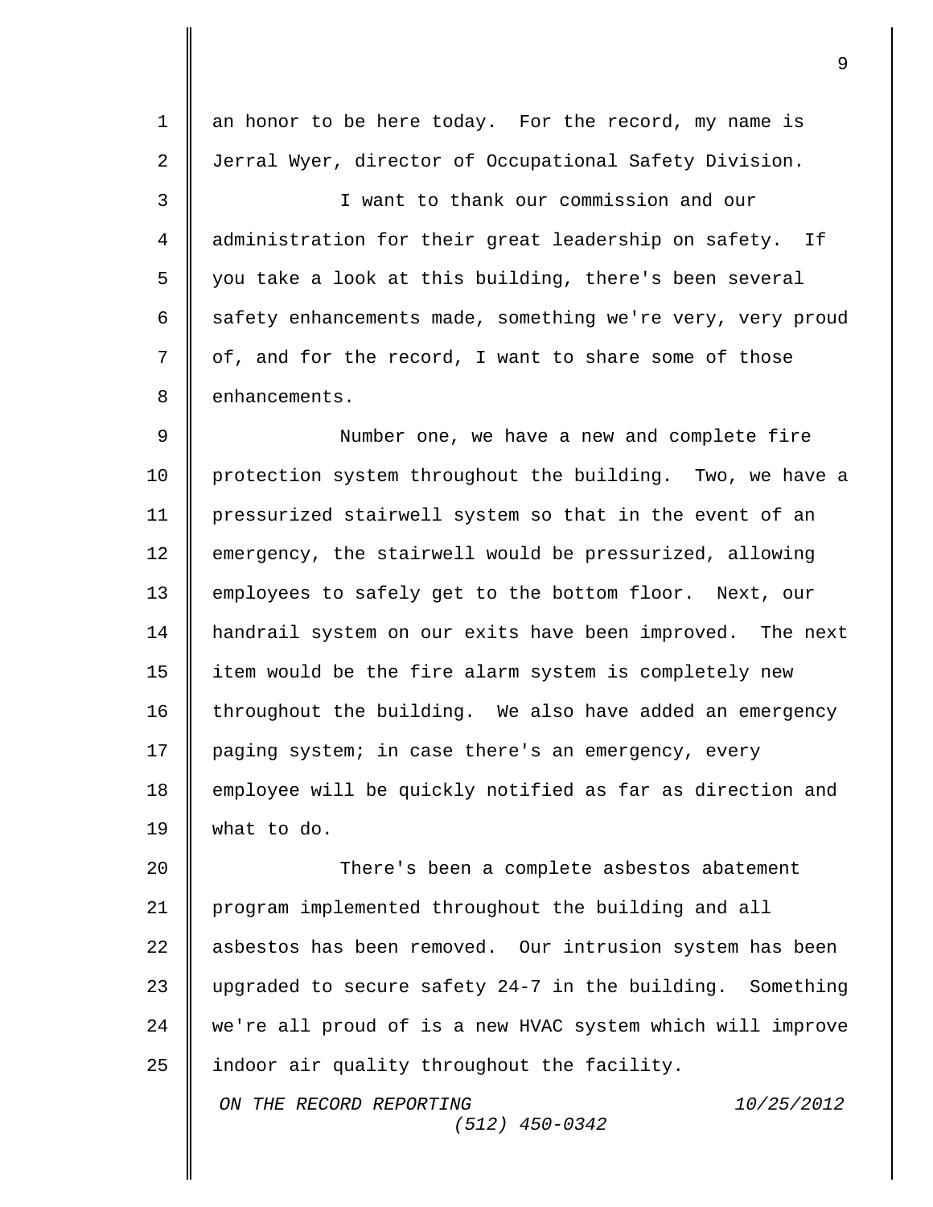an honor to be here today. For the record, my name is Jerral Wyer, director of Occupational Safety Division.

I want to thank our commission and our administration for their great leadership on safety. If you take a look at this building, there's been several safety enhancements made, something we're very, very proud of, and for the record, I want to share some of those enhancements.

Number one, we have a new and complete fire protection system throughout the building. Two, we have a pressurized stairwell system so that in the event of an emergency, the stairwell would be pressurized, allowing employees to safely get to the bottom floor. Next, our handrail system on our exits have been improved. The next item would be the fire alarm system is completely new throughout the building. We also have added an emergency paging system; in case there's an emergency, every employee will be quickly notified as far as direction and what to do.

There's been a complete asbestos abatement program implemented throughout the building and all asbestos has been removed. Our intrusion system has been upgraded to secure safety 24-7 in the building. Something we're all proud of is a new HVAC system which will improve indoor air quality throughout the facility.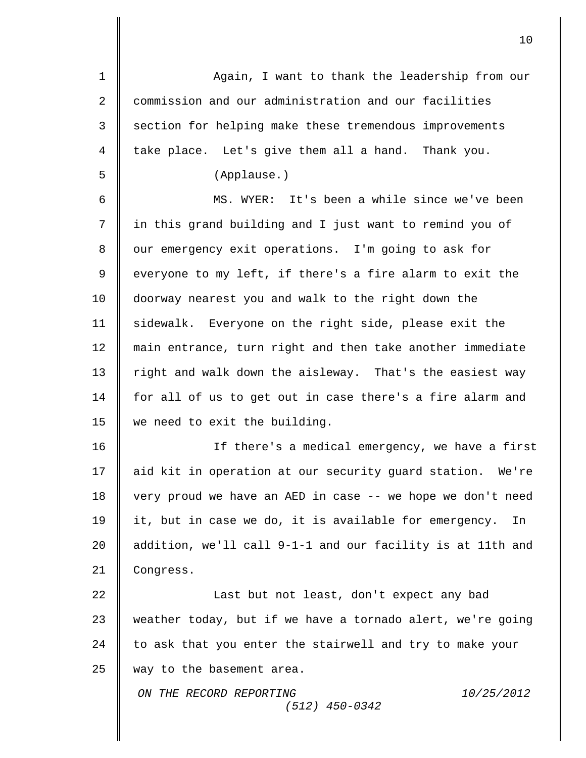Again, I want to thank the leadership from our commission and our administration and our facilities section for helping make these tremendous improvements take place. Let's give them all a hand. Thank you.

(Applause.)

MS. WYER: It's been a while since we've been in this grand building and I just want to remind you of our emergency exit operations. I'm going to ask for everyone to my left, if there's a fire alarm to exit the doorway nearest you and walk to the right down the sidewalk. Everyone on the right side, please exit the main entrance, turn right and then take another immediate right and walk down the aisleway. That's the easiest way for all of us to get out in case there's a fire alarm and we need to exit the building.

If there's a medical emergency, we have a first aid kit in operation at our security guard station. We're very proud we have an AED in case -- we hope we don't need it, but in case we do, it is available for emergency. In addition, we'll call 9-1-1 and our facility is at 11th and Congress.

Last but not least, don't expect any bad weather today, but if we have a tornado alert, we're going to ask that you enter the stairwell and try to make your way to the basement area.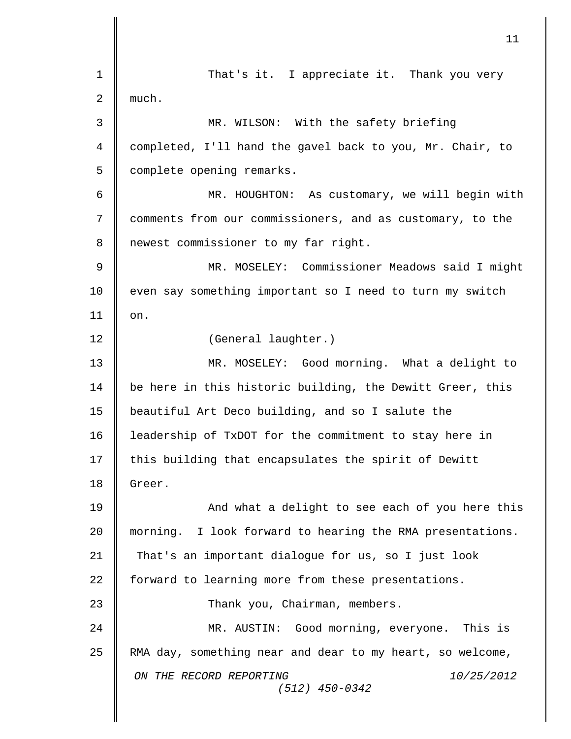That's it. I appreciate it. Thank you very much.

MR. WILSON: With the safety briefing completed, I'll hand the gavel back to you, Mr. Chair, to complete opening remarks.

MR. HOUGHTON: As customary, we will begin with comments from our commissioners, and as customary, to the newest commissioner to my far right.

MR. MOSELEY: Commissioner Meadows said I might even say something important so I need to turn my switch on.

(General laughter.)

MR. MOSELEY: Good morning. What a delight to be here in this historic building, the Dewitt Greer, this beautiful Art Deco building, and so I salute the leadership of TxDOT for the commitment to stay here in this building that encapsulates the spirit of Dewitt Greer.

And what a delight to see each of you here this morning. I look forward to hearing the RMA presentations. That's an important dialogue for us, so I just look forward to learning more from these presentations.

Thank you, Chairman, members.

MR. AUSTIN: Good morning, everyone. This is RMA day, something near and dear to my heart, so welcome,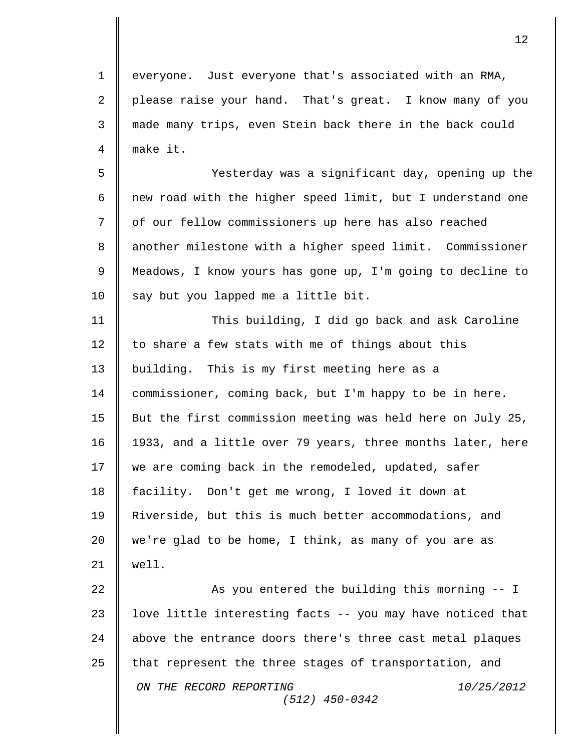everyone. Just everyone that's associated with an RMA, please raise your hand. That's great. I know many of you made many trips, even Stein back there in the back could make it.

Yesterday was a significant day, opening up the new road with the higher speed limit, but I understand one of our fellow commissioners up here has also reached another milestone with a higher speed limit. Commissioner Meadows, I know yours has gone up, I'm going to decline to say but you lapped me a little bit.

This building, I did go back and ask Caroline to share a few stats with me of things about this building. This is my first meeting here as a commissioner, coming back, but I'm happy to be in here. But the first commission meeting was held here on July 25, 1933, and a little over 79 years, three months later, here we are coming back in the remodeled, updated, safer facility. Don't get me wrong, I loved it down at Riverside, but this is much better accommodations, and we're glad to be home, I think, as many of you are as well.

As you entered the building this morning -- I love little interesting facts -- you may have noticed that above the entrance doors there's three cast metal plaques that represent the three stages of transportation, and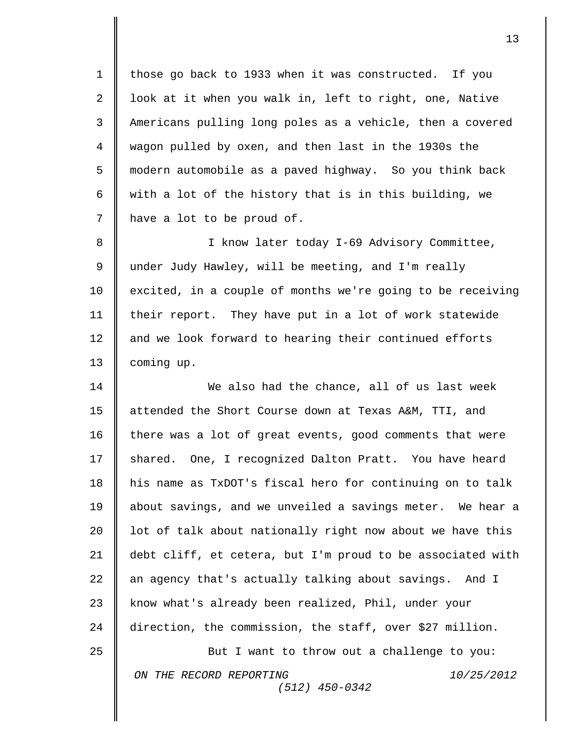those go back to 1933 when it was constructed. If you look at it when you walk in, left to right, one, Native Americans pulling long poles as a vehicle, then a covered wagon pulled by oxen, and then last in the 1930s the modern automobile as a paved highway. So you think back with a lot of the history that is in this building, we have a lot to be proud of.

I know later today I-69 Advisory Committee, under Judy Hawley, will be meeting, and I'm really excited, in a couple of months we're going to be receiving their report. They have put in a lot of work statewide and we look forward to hearing their continued efforts coming up.

We also had the chance, all of us last week attended the Short Course down at Texas A&M, TTI, and there was a lot of great events, good comments that were shared. One, I recognized Dalton Pratt. You have heard his name as TxDOT's fiscal hero for continuing on to talk about savings, and we unveiled a savings meter. We hear a lot of talk about nationally right now about we have this debt cliff, et cetera, but I'm proud to be associated with an agency that's actually talking about savings. And I know what's already been realized, Phil, under your direction, the commission, the staff, over $27 million.

But I want to throw out a challenge to you: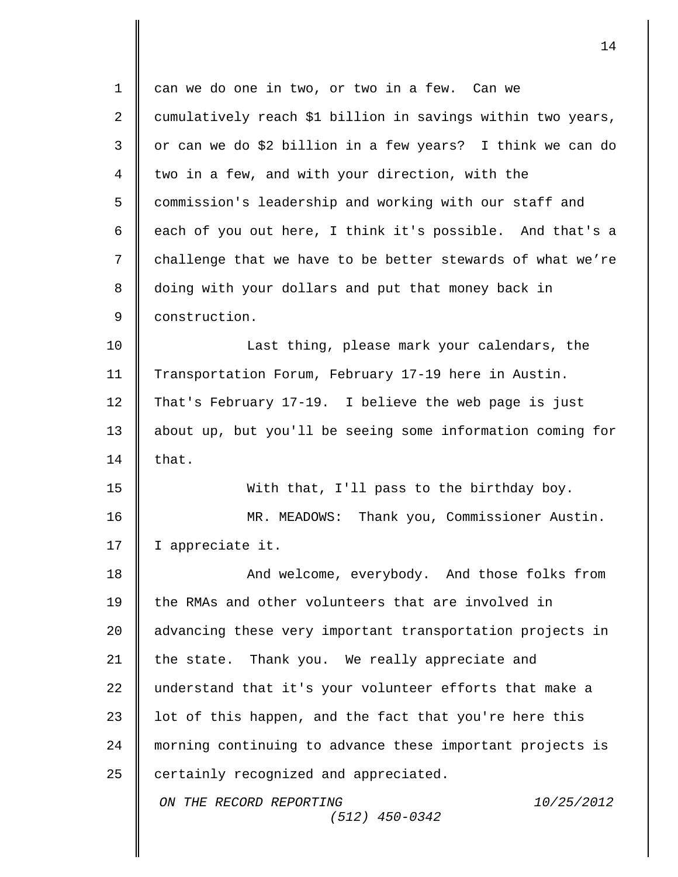can we do one in two, or two in a few. Can we cumulatively reach $1 billion in savings within two years, or can we do $2 billion in a few years? I think we can do two in a few, and with your direction, with the commission's leadership and working with our staff and each of you out here, I think it's possible. And that's a challenge that we have to be better stewards of what we're doing with your dollars and put that money back in construction.

Last thing, please mark your calendars, the Transportation Forum, February 17-19 here in Austin. That's February 17-19. I believe the web page is just about up, but you'll be seeing some information coming for that.

With that, I'll pass to the birthday boy.

MR. MEADOWS: Thank you, Commissioner Austin. I appreciate it.

And welcome, everybody. And those folks from the RMAs and other volunteers that are involved in advancing these very important transportation projects in the state. Thank you. We really appreciate and understand that it's your volunteer efforts that make a lot of this happen, and the fact that you're here this morning continuing to advance these important projects is certainly recognized and appreciated.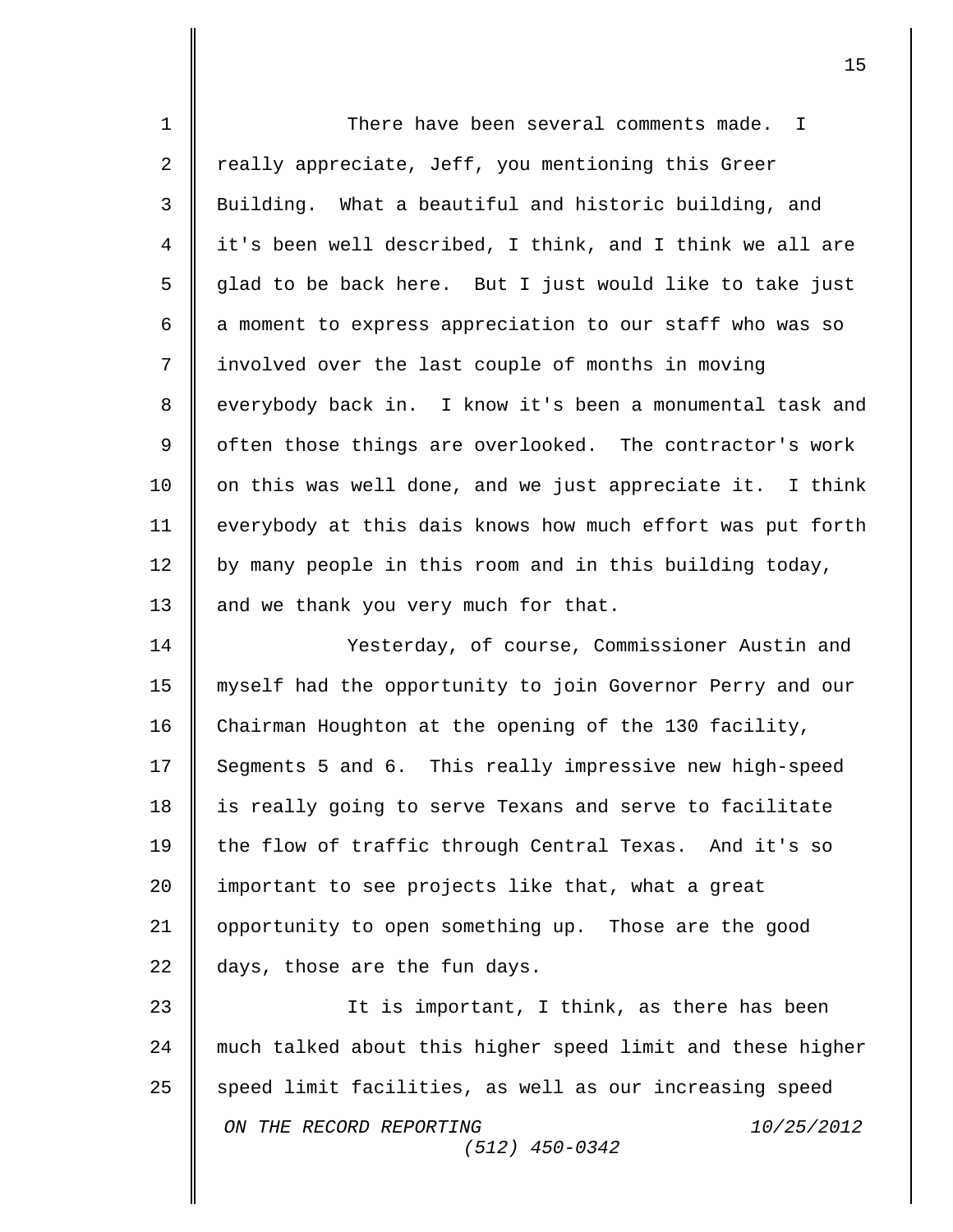There have been several comments made. I really appreciate, Jeff, you mentioning this Greer Building. What a beautiful and historic building, and it's been well described, I think, and I think we all are glad to be back here. But I just would like to take just a moment to express appreciation to our staff who was so involved over the last couple of months in moving everybody back in. I know it's been a monumental task and often those things are overlooked. The contractor's work on this was well done, and we just appreciate it. I think everybody at this dais knows how much effort was put forth by many people in this room and in this building today, and we thank you very much for that.

Yesterday, of course, Commissioner Austin and myself had the opportunity to join Governor Perry and our Chairman Houghton at the opening of the 130 facility, Segments 5 and 6. This really impressive new high-speed is really going to serve Texans and serve to facilitate the flow of traffic through Central Texas. And it's so important to see projects like that, what a great opportunity to open something up. Those are the good days, those are the fun days.

It is important, I think, as there has been much talked about this higher speed limit and these higher speed limit facilities, as well as our increasing speed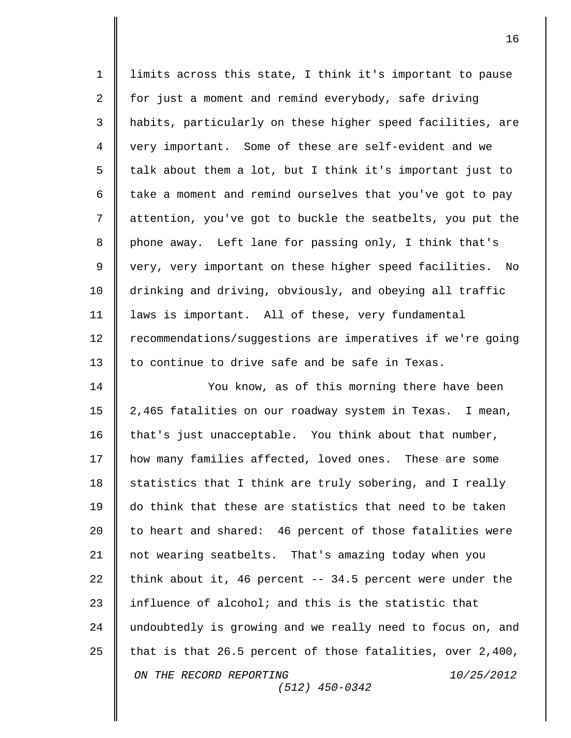limits across this state, I think it's important to pause for just a moment and remind everybody, safe driving habits, particularly on these higher speed facilities, are very important. Some of these are self-evident and we talk about them a lot, but I think it's important just to take a moment and remind ourselves that you've got to pay attention, you've got to buckle the seatbelts, you put the phone away. Left lane for passing only, I think that's very, very important on these higher speed facilities. No drinking and driving, obviously, and obeying all traffic laws is important. All of these, very fundamental recommendations/suggestions are imperatives if we're going to continue to drive safe and be safe in Texas.

You know, as of this morning there have been 2,465 fatalities on our roadway system in Texas. I mean, that's just unacceptable. You think about that number, how many families affected, loved ones. These are some statistics that I think are truly sobering, and I really do think that these are statistics that need to be taken to heart and shared: 46 percent of those fatalities were not wearing seatbelts. That's amazing today when you think about it, 46 percent -- 34.5 percent were under the influence of alcohol; and this is the statistic that undoubtedly is growing and we really need to focus on, and that is that 26.5 percent of those fatalities, over 2,400,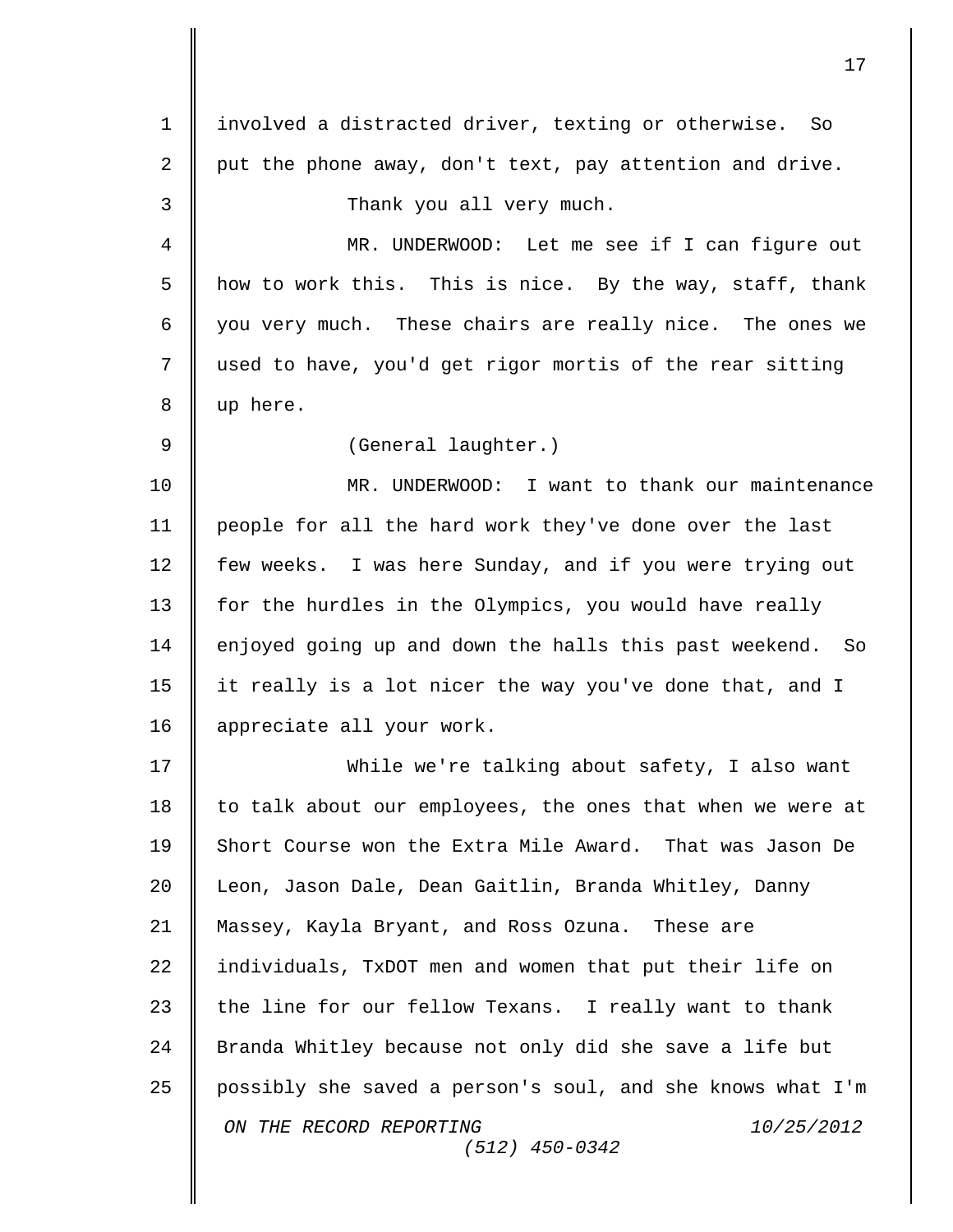involved a distracted driver, texting or otherwise. So put the phone away, don't text, pay attention and drive.

Thank you all very much.

MR. UNDERWOOD: Let me see if I can figure out how to work this. This is nice. By the way, staff, thank you very much. These chairs are really nice. The ones we used to have, you'd get rigor mortis of the rear sitting up here.

(General laughter.)

MR. UNDERWOOD: I want to thank our maintenance people for all the hard work they've done over the last few weeks. I was here Sunday, and if you were trying out for the hurdles in the Olympics, you would have really enjoyed going up and down the halls this past weekend. So it really is a lot nicer the way you've done that, and I appreciate all your work.

While we're talking about safety, I also want to talk about our employees, the ones that when we were at Short Course won the Extra Mile Award. That was Jason De Leon, Jason Dale, Dean Gaitlin, Branda Whitley, Danny Massey, Kayla Bryant, and Ross Ozuna. These are individuals, TxDOT men and women that put their life on the line for our fellow Texans. I really want to thank Branda Whitley because not only did she save a life but possibly she saved a person's soul, and she knows what I'm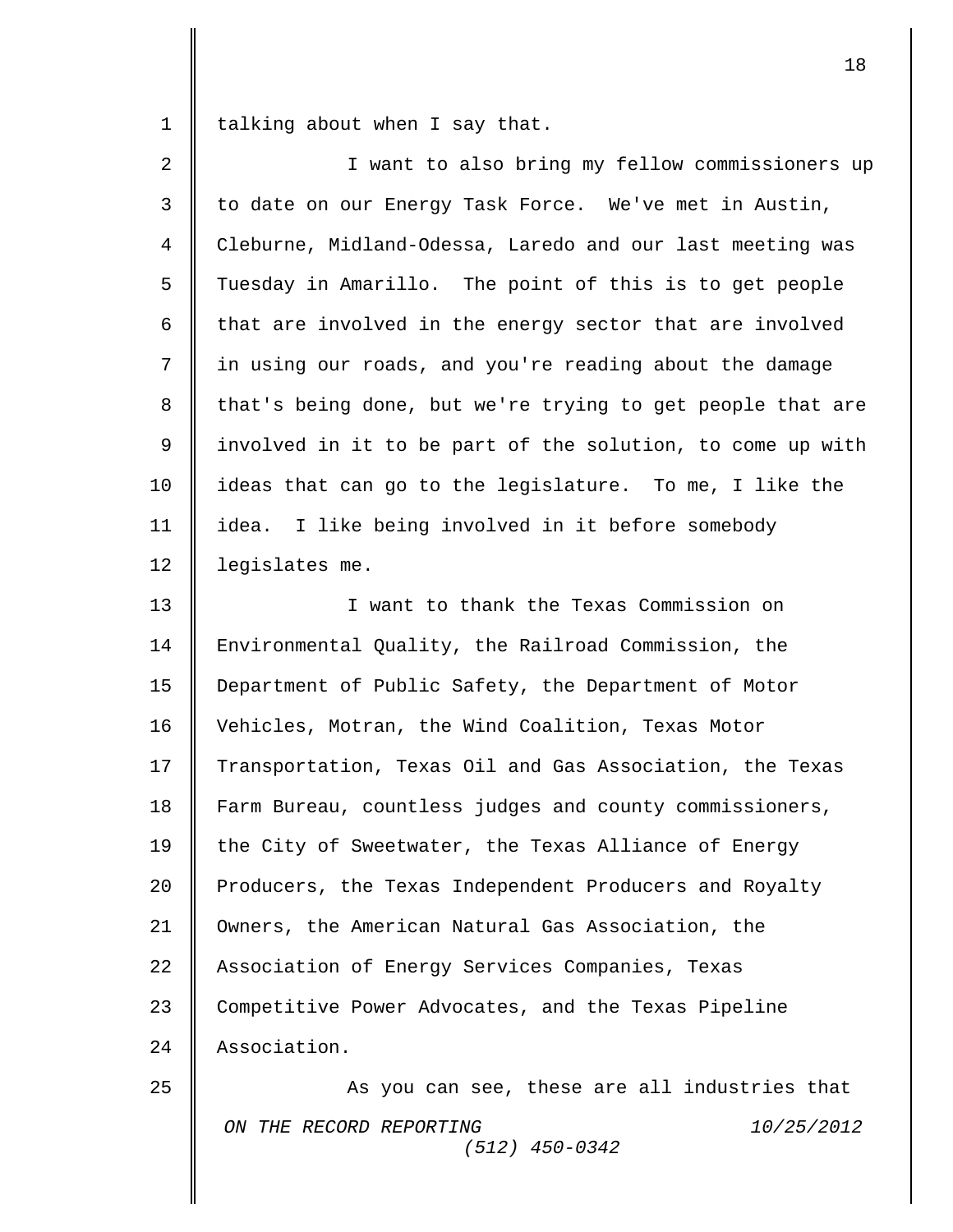talking about when I say that.

I want to also bring my fellow commissioners up to date on our Energy Task Force. We've met in Austin, Cleburne, Midland-Odessa, Laredo and our last meeting was Tuesday in Amarillo. The point of this is to get people that are involved in the energy sector that are involved in using our roads, and you're reading about the damage that's being done, but we're trying to get people that are involved in it to be part of the solution, to come up with ideas that can go to the legislature. To me, I like the idea. I like being involved in it before somebody legislates me.

I want to thank the Texas Commission on Environmental Quality, the Railroad Commission, the Department of Public Safety, the Department of Motor Vehicles, Motran, the Wind Coalition, Texas Motor Transportation, Texas Oil and Gas Association, the Texas Farm Bureau, countless judges and county commissioners, the City of Sweetwater, the Texas Alliance of Energy Producers, the Texas Independent Producers and Royalty Owners, the American Natural Gas Association, the Association of Energy Services Companies, Texas Competitive Power Advocates, and the Texas Pipeline Association.

As you can see, these are all industries that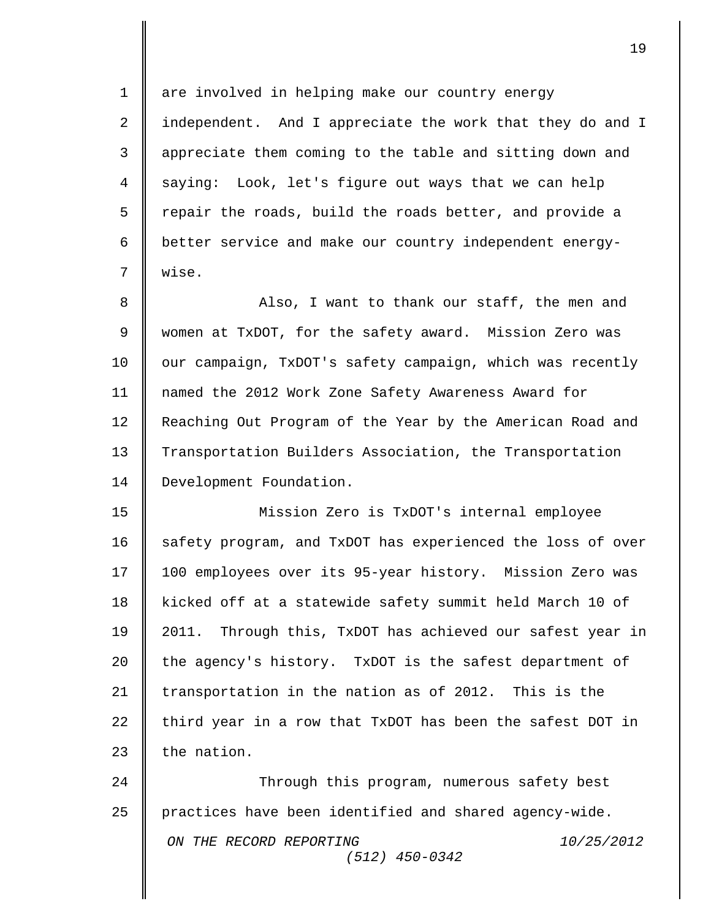are involved in helping make our country energy independent. And I appreciate the work that they do and I appreciate them coming to the table and sitting down and saying: Look, let's figure out ways that we can help repair the roads, build the roads better, and provide a better service and make our country independent energy-wise.

Also, I want to thank our staff, the men and women at TxDOT, for the safety award. Mission Zero was our campaign, TxDOT's safety campaign, which was recently named the 2012 Work Zone Safety Awareness Award for Reaching Out Program of the Year by the American Road and Transportation Builders Association, the Transportation Development Foundation.

Mission Zero is TxDOT's internal employee safety program, and TxDOT has experienced the loss of over 100 employees over its 95-year history. Mission Zero was kicked off at a statewide safety summit held March 10 of 2011. Through this, TxDOT has achieved our safest year in the agency's history. TxDOT is the safest department of transportation in the nation as of 2012. This is the third year in a row that TxDOT has been the safest DOT in the nation.

Through this program, numerous safety best practices have been identified and shared agency-wide.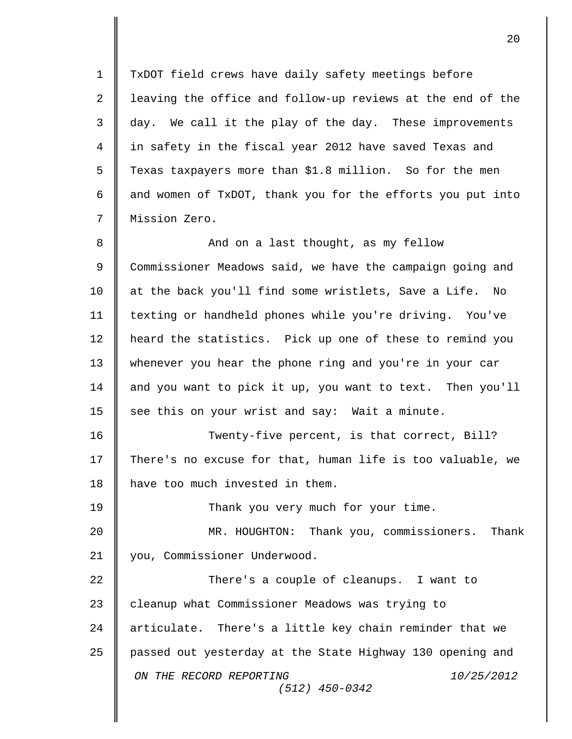TxDOT field crews have daily safety meetings before leaving the office and follow-up reviews at the end of the day. We call it the play of the day. These improvements in safety in the fiscal year 2012 have saved Texas and Texas taxpayers more than $1.8 million. So for the men and women of TxDOT, thank you for the efforts you put into Mission Zero.

And on a last thought, as my fellow Commissioner Meadows said, we have the campaign going and at the back you'll find some wristlets, Save a Life. No texting or handheld phones while you're driving. You've heard the statistics. Pick up one of these to remind you whenever you hear the phone ring and you're in your car and you want to pick it up, you want to text. Then you'll see this on your wrist and say: Wait a minute.

Twenty-five percent, is that correct, Bill? There's no excuse for that, human life is too valuable, we have too much invested in them.

Thank you very much for your time.

MR. HOUGHTON: Thank you, commissioners. Thank you, Commissioner Underwood.

There's a couple of cleanups. I want to cleanup what Commissioner Meadows was trying to articulate. There's a little key chain reminder that we passed out yesterday at the State Highway 130 opening and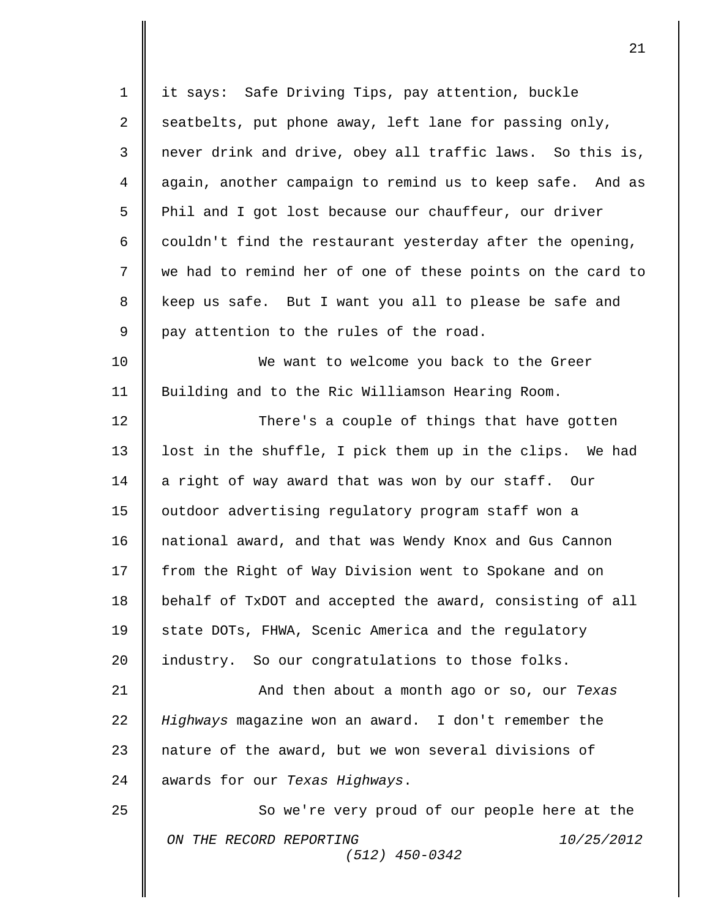it says: Safe Driving Tips, pay attention, buckle seatbelts, put phone away, left lane for passing only, never drink and drive, obey all traffic laws. So this is, again, another campaign to remind us to keep safe. And as Phil and I got lost because our chauffeur, our driver couldn't find the restaurant yesterday after the opening, we had to remind her of one of these points on the card to keep us safe. But I want you all to please be safe and pay attention to the rules of the road.

We want to welcome you back to the Greer Building and to the Ric Williamson Hearing Room.

There's a couple of things that have gotten lost in the shuffle, I pick them up in the clips. We had a right of way award that was won by our staff. Our outdoor advertising regulatory program staff won a national award, and that was Wendy Knox and Gus Cannon from the Right of Way Division went to Spokane and on behalf of TxDOT and accepted the award, consisting of all state DOTs, FHWA, Scenic America and the regulatory industry. So our congratulations to those folks.

And then about a month ago or so, our *Texas Highways* magazine won an award. I don't remember the nature of the award, but we won several divisions of awards for our *Texas Highways*.

So we're very proud of our people here at the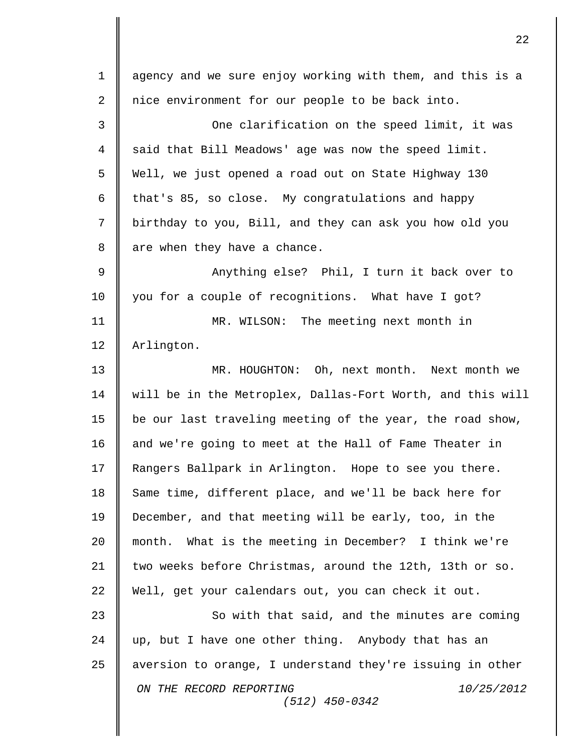agency and we sure enjoy working with them, and this is a nice environment for our people to be back into.

One clarification on the speed limit, it was said that Bill Meadows' age was now the speed limit. Well, we just opened a road out on State Highway 130 that's 85, so close. My congratulations and happy birthday to you, Bill, and they can ask you how old you are when they have a chance.

Anything else? Phil, I turn it back over to you for a couple of recognitions. What have I got?

MR. WILSON: The meeting next month in Arlington.

MR. HOUGHTON: Oh, next month. Next month we will be in the Metroplex, Dallas-Fort Worth, and this will be our last traveling meeting of the year, the road show, and we're going to meet at the Hall of Fame Theater in Rangers Ballpark in Arlington. Hope to see you there. Same time, different place, and we'll be back here for December, and that meeting will be early, too, in the month. What is the meeting in December? I think we're two weeks before Christmas, around the 12th, 13th or so. Well, get your calendars out, you can check it out.

So with that said, and the minutes are coming up, but I have one other thing. Anybody that has an aversion to orange, I understand they're issuing in other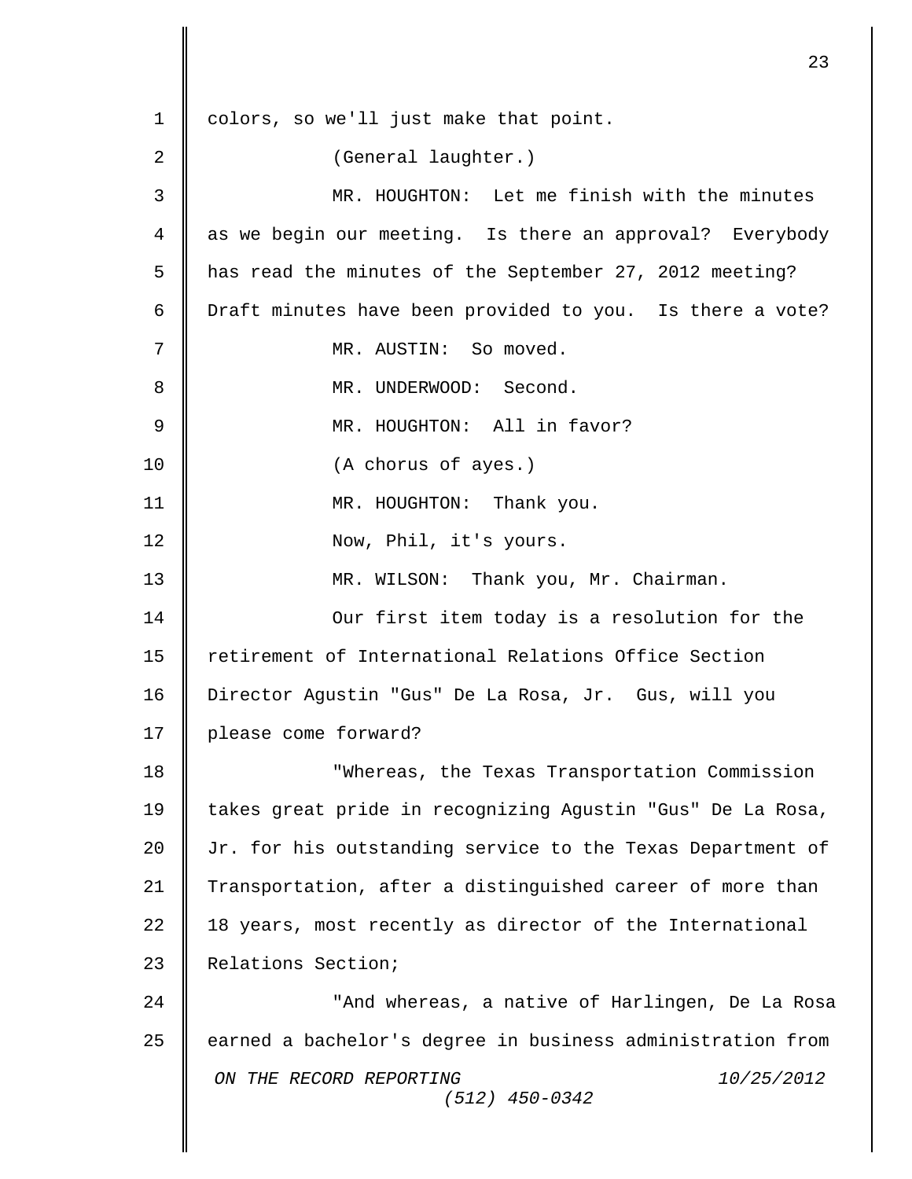colors, so we'll just make that point.

(General laughter.)

MR. HOUGHTON: Let me finish with the minutes as we begin our meeting. Is there an approval? Everybody has read the minutes of the September 27, 2012 meeting? Draft minutes have been provided to you. Is there a vote?

MR. AUSTIN: So moved.

MR. UNDERWOOD: Second.

MR. HOUGHTON: All in favor?

(A chorus of ayes.)

MR. HOUGHTON: Thank you.

Now, Phil, it's yours.

MR. WILSON: Thank you, Mr. Chairman.

Our first item today is a resolution for the retirement of International Relations Office Section Director Agustin "Gus" De La Rosa, Jr. Gus, will you please come forward?

"Whereas, the Texas Transportation Commission takes great pride in recognizing Agustin "Gus" De La Rosa, Jr. for his outstanding service to the Texas Department of Transportation, after a distinguished career of more than 18 years, most recently as director of the International Relations Section;

"And whereas, a native of Harlingen, De La Rosa earned a bachelor's degree in business administration from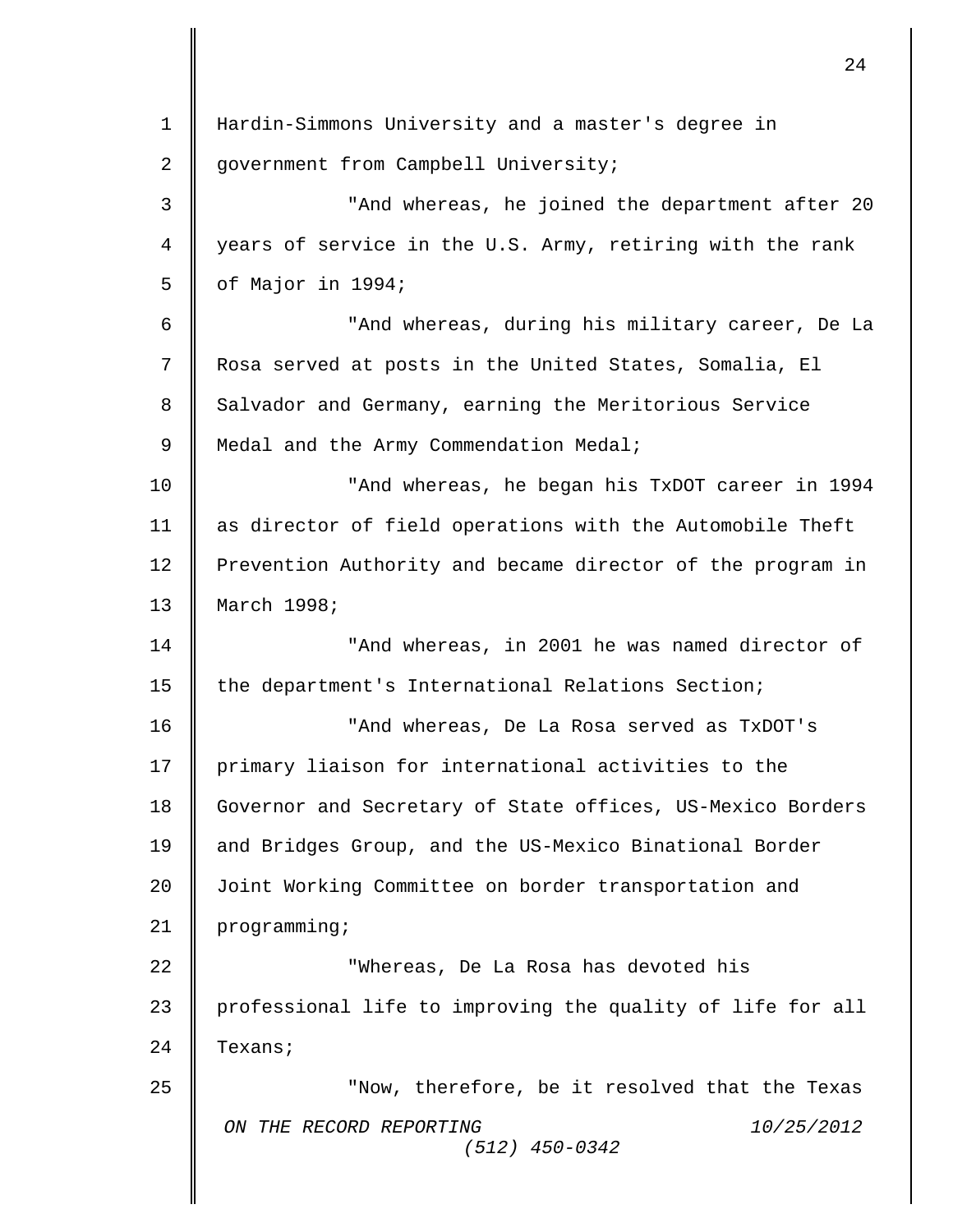Hardin-Simmons University and a master's degree in government from Campbell University;

"And whereas, he joined the department after 20 years of service in the U.S. Army, retiring with the rank of Major in 1994;

"And whereas, during his military career, De La Rosa served at posts in the United States, Somalia, El Salvador and Germany, earning the Meritorious Service Medal and the Army Commendation Medal;

"And whereas, he began his TxDOT career in 1994 as director of field operations with the Automobile Theft Prevention Authority and became director of the program in March 1998;

"And whereas, in 2001 he was named director of the department's International Relations Section;

"And whereas, De La Rosa served as TxDOT's primary liaison for international activities to the Governor and Secretary of State offices, US-Mexico Borders and Bridges Group, and the US-Mexico Binational Border Joint Working Committee on border transportation and programming;

"Whereas, De La Rosa has devoted his professional life to improving the quality of life for all Texans;

"Now, therefore, be it resolved that the Texas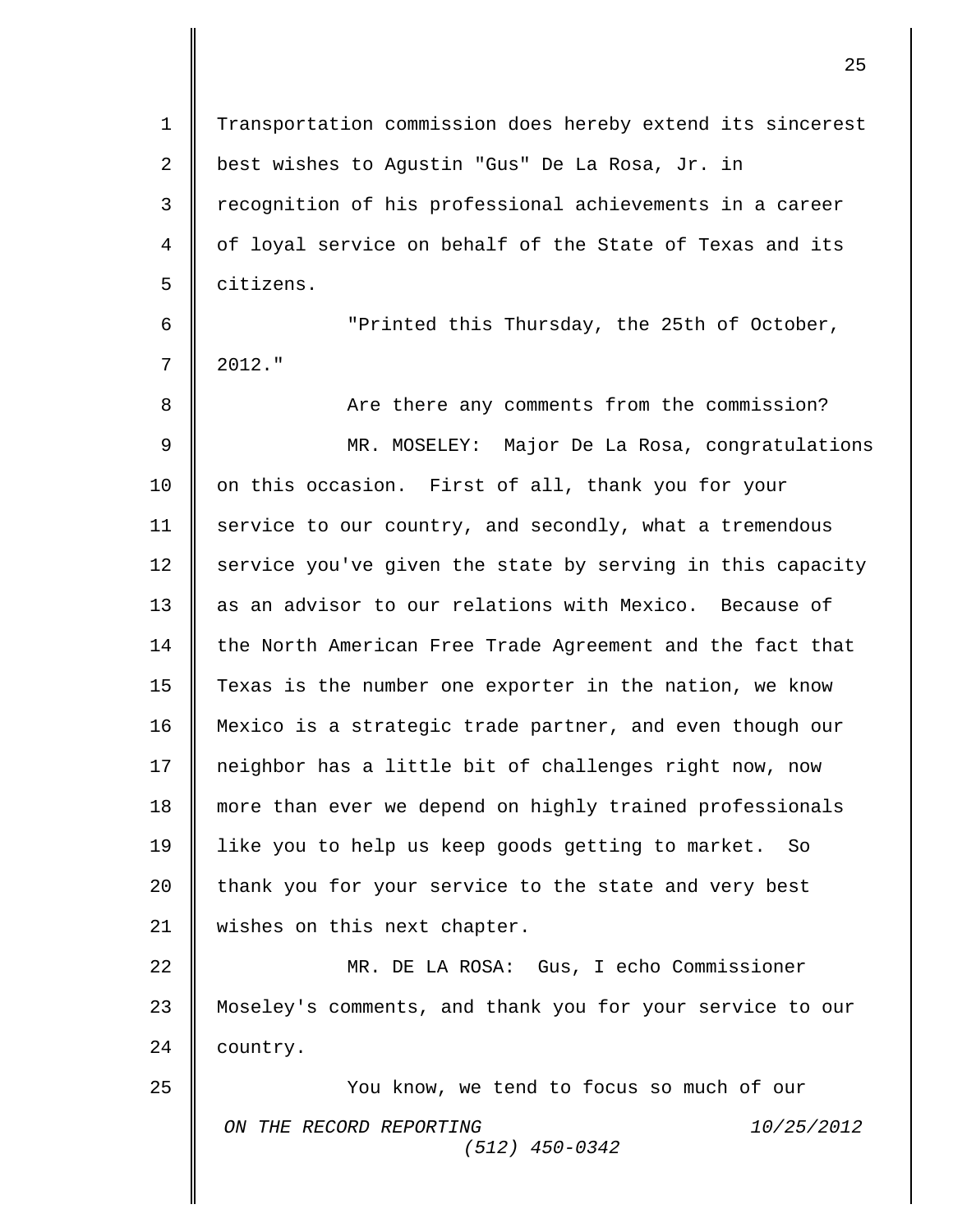Transportation commission does hereby extend its sincerest best wishes to Agustin "Gus" De La Rosa, Jr. in recognition of his professional achievements in a career of loyal service on behalf of the State of Texas and its citizens.

"Printed this Thursday, the 25th of October, 2012."

Are there any comments from the commission?

MR. MOSELEY: Major De La Rosa, congratulations on this occasion. First of all, thank you for your service to our country, and secondly, what a tremendous service you've given the state by serving in this capacity as an advisor to our relations with Mexico. Because of the North American Free Trade Agreement and the fact that Texas is the number one exporter in the nation, we know Mexico is a strategic trade partner, and even though our neighbor has a little bit of challenges right now, now more than ever we depend on highly trained professionals like you to help us keep goods getting to market. So thank you for your service to the state and very best wishes on this next chapter.

MR. DE LA ROSA: Gus, I echo Commissioner Moseley's comments, and thank you for your service to our country.

You know, we tend to focus so much of our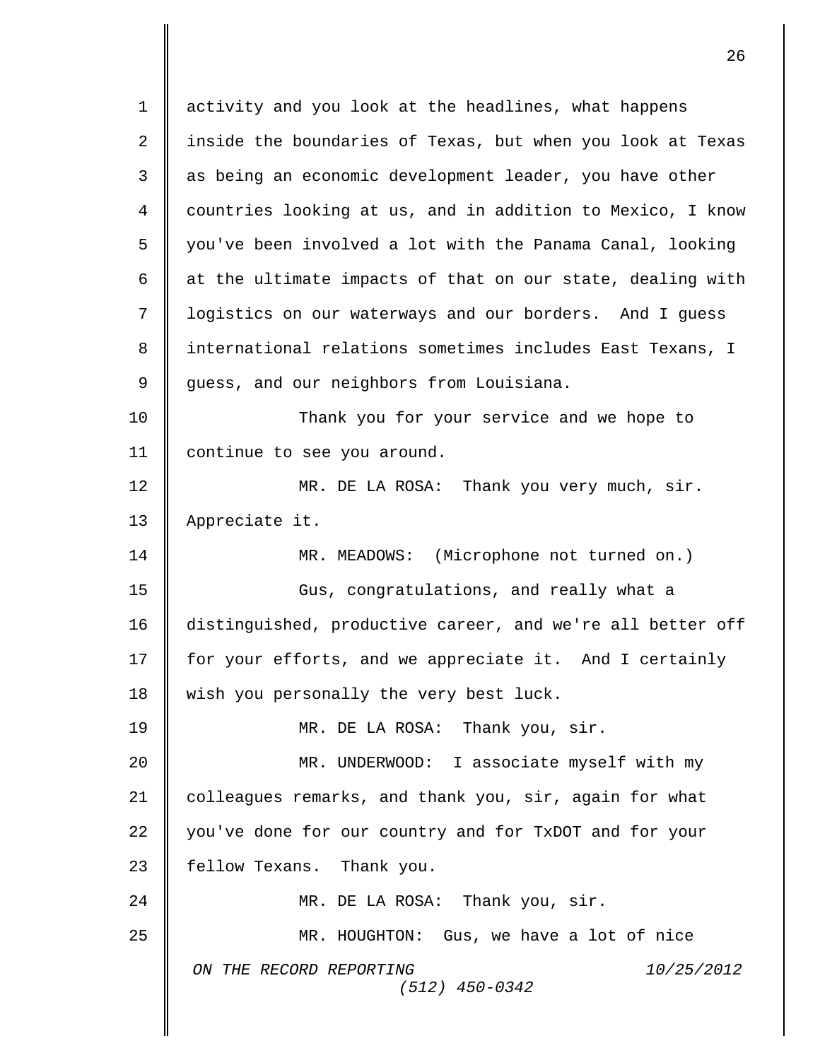activity and you look at the headlines, what happens inside the boundaries of Texas, but when you look at Texas as being an economic development leader, you have other countries looking at us, and in addition to Mexico, I know you've been involved a lot with the Panama Canal, looking at the ultimate impacts of that on our state, dealing with logistics on our waterways and our borders. And I guess international relations sometimes includes East Texans, I guess, and our neighbors from Louisiana.

Thank you for your service and we hope to continue to see you around.

MR. DE LA ROSA: Thank you very much, sir. Appreciate it.

MR. MEADOWS: (Microphone not turned on.)

Gus, congratulations, and really what a distinguished, productive career, and we're all better off for your efforts, and we appreciate it. And I certainly wish you personally the very best luck.

MR. DE LA ROSA: Thank you, sir.

MR. UNDERWOOD: I associate myself with my colleagues remarks, and thank you, sir, again for what you've done for our country and for TxDOT and for your fellow Texans. Thank you.

MR. DE LA ROSA: Thank you, sir.

MR. HOUGHTON: Gus, we have a lot of nice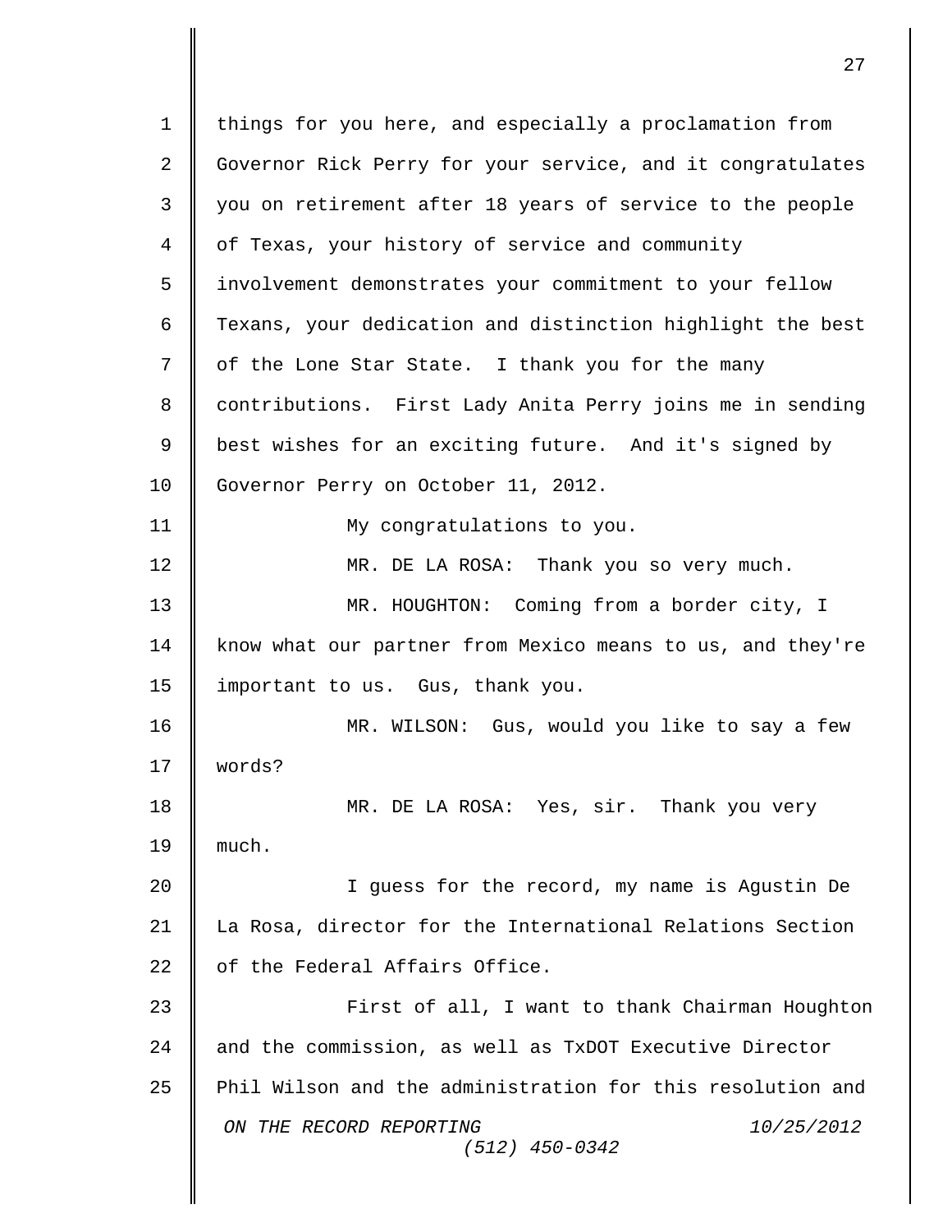things for you here, and especially a proclamation from Governor Rick Perry for your service, and it congratulates you on retirement after 18 years of service to the people of Texas, your history of service and community involvement demonstrates your commitment to your fellow Texans, your dedication and distinction highlight the best of the Lone Star State. I thank you for the many contributions. First Lady Anita Perry joins me in sending best wishes for an exciting future. And it's signed by Governor Perry on October 11, 2012.

My congratulations to you.

MR. DE LA ROSA: Thank you so very much.

MR. HOUGHTON: Coming from a border city, I know what our partner from Mexico means to us, and they're important to us. Gus, thank you.

MR. WILSON: Gus, would you like to say a few words?

MR. DE LA ROSA: Yes, sir. Thank you very much.

I guess for the record, my name is Agustin De La Rosa, director for the International Relations Section of the Federal Affairs Office.

First of all, I want to thank Chairman Houghton and the commission, as well as TxDOT Executive Director Phil Wilson and the administration for this resolution and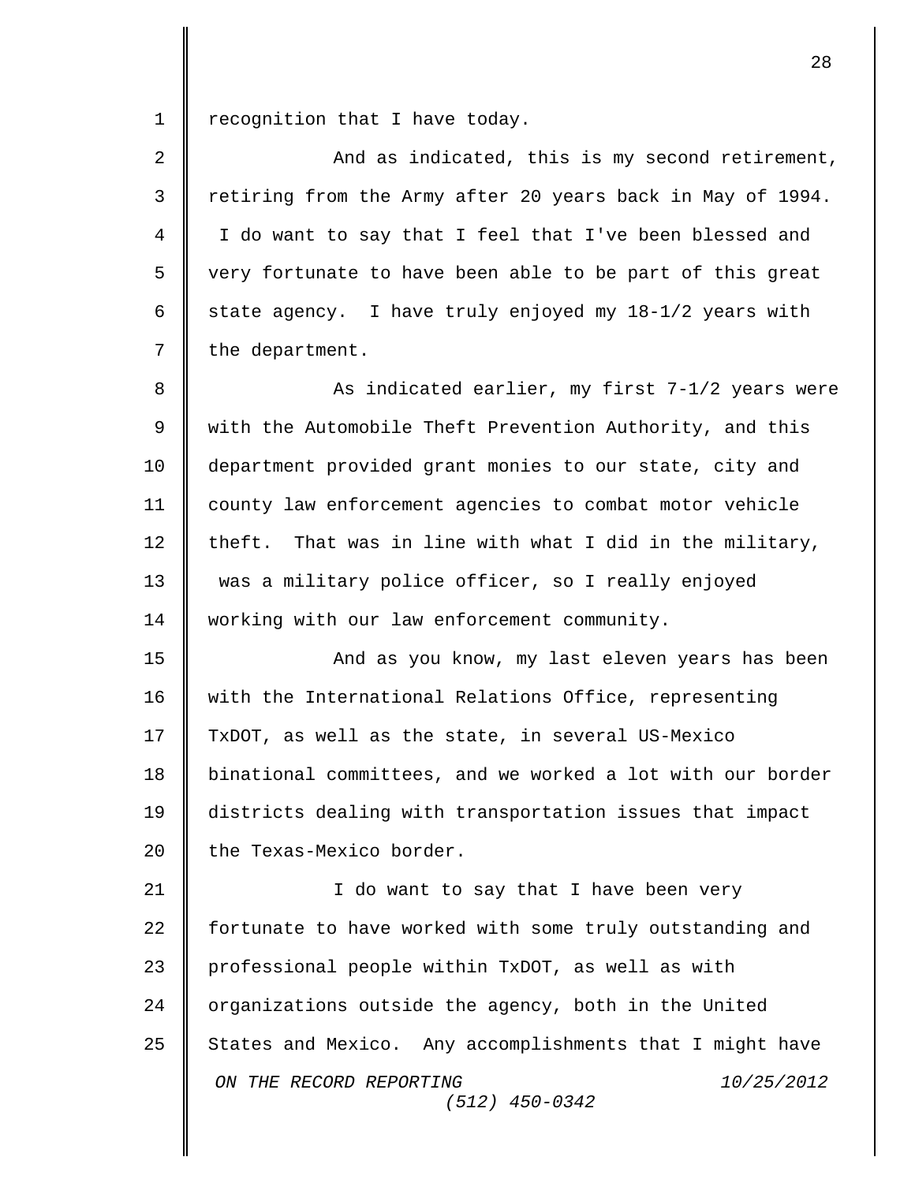recognition that I have today.

And as indicated, this is my second retirement, retiring from the Army after 20 years back in May of 1994. I do want to say that I feel that I've been blessed and very fortunate to have been able to be part of this great state agency. I have truly enjoyed my 18-1/2 years with the department.

As indicated earlier, my first 7-1/2 years were with the Automobile Theft Prevention Authority, and this department provided grant monies to our state, city and county law enforcement agencies to combat motor vehicle theft. That was in line with what I did in the military, was a military police officer, so I really enjoyed working with our law enforcement community.

And as you know, my last eleven years has been with the International Relations Office, representing TxDOT, as well as the state, in several US-Mexico binational committees, and we worked a lot with our border districts dealing with transportation issues that impact the Texas-Mexico border.

I do want to say that I have been very fortunate to have worked with some truly outstanding and professional people within TxDOT, as well as with organizations outside the agency, both in the United States and Mexico. Any accomplishments that I might have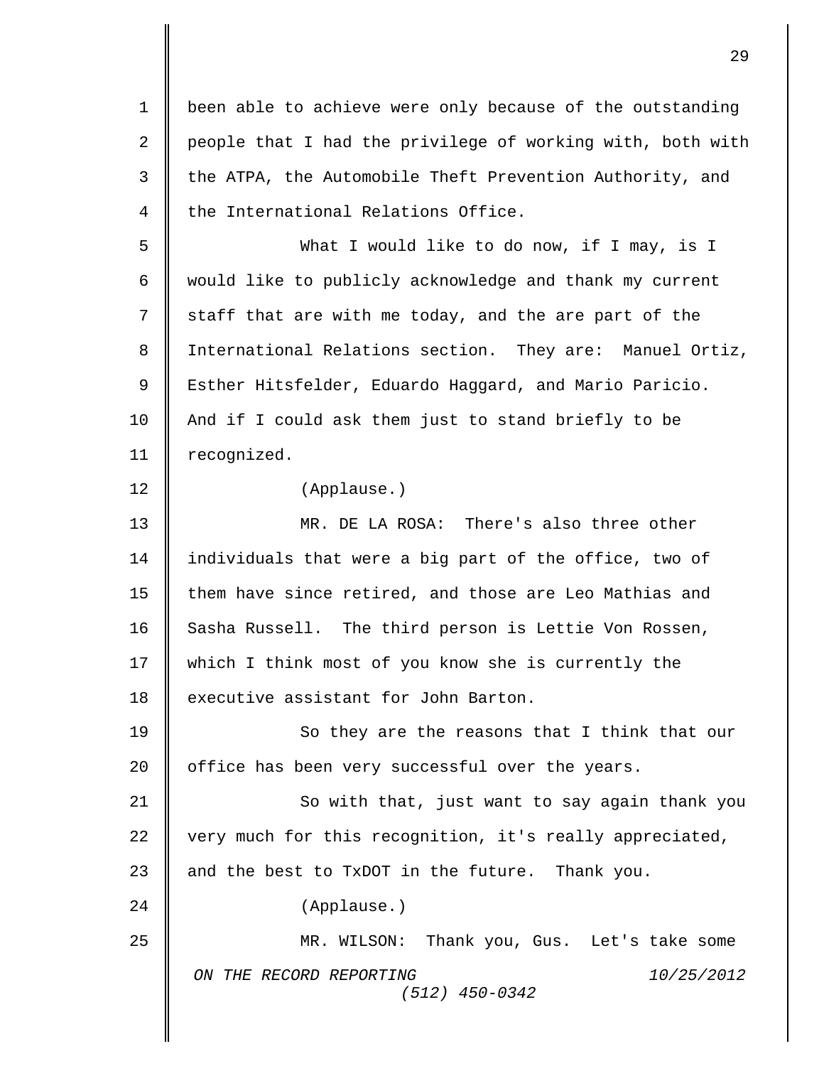been able to achieve were only because of the outstanding people that I had the privilege of working with, both with the ATPA, the Automobile Theft Prevention Authority, and the International Relations Office.

What I would like to do now, if I may, is I would like to publicly acknowledge and thank my current staff that are with me today, and the are part of the International Relations section. They are: Manuel Ortiz, Esther Hitsfelder, Eduardo Haggard, and Mario Paricio. And if I could ask them just to stand briefly to be recognized.

(Applause.)

MR. DE LA ROSA: There's also three other individuals that were a big part of the office, two of them have since retired, and those are Leo Mathias and Sasha Russell. The third person is Lettie Von Rossen, which I think most of you know she is currently the executive assistant for John Barton.

So they are the reasons that I think that our office has been very successful over the years.

So with that, just want to say again thank you very much for this recognition, it's really appreciated, and the best to TxDOT in the future. Thank you.

(Applause.)

MR. WILSON: Thank you, Gus. Let's take some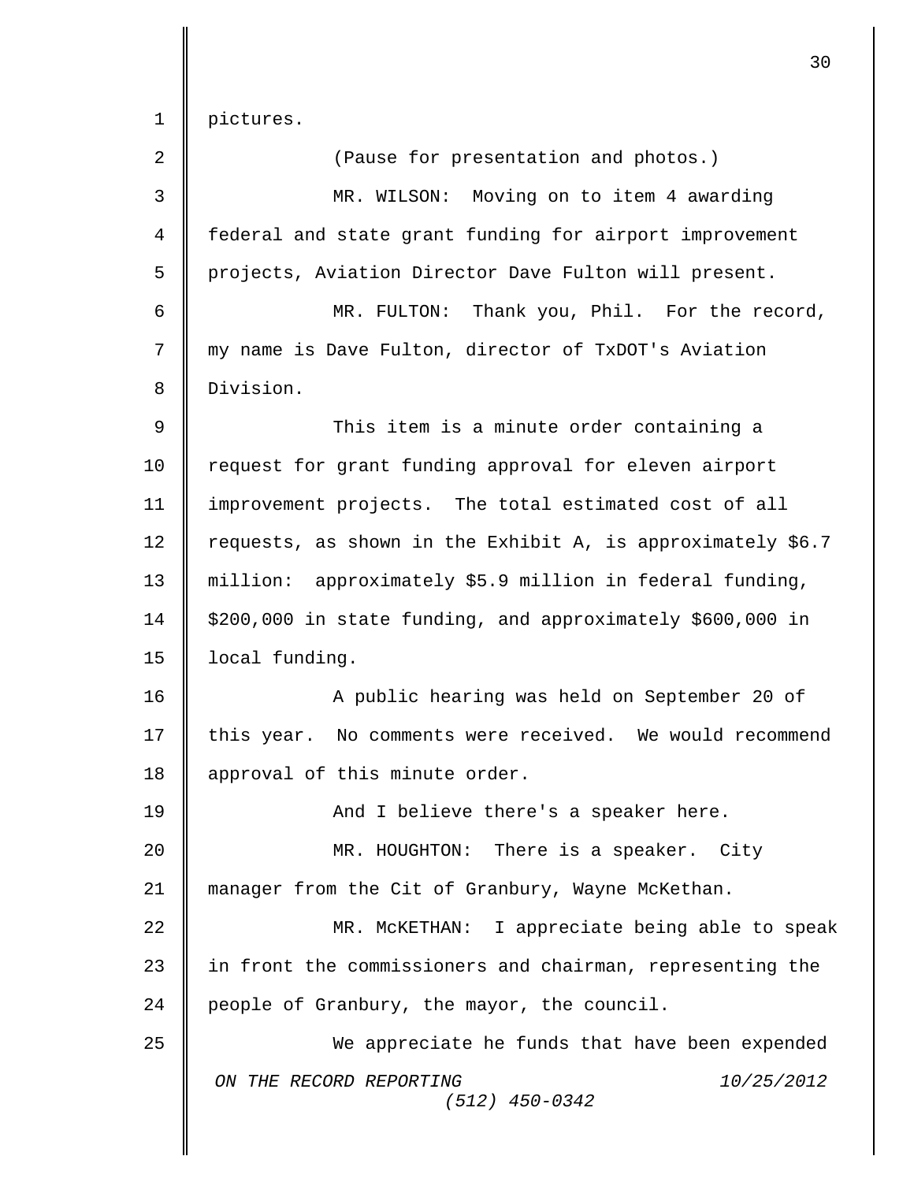pictures.

(Pause for presentation and photos.)

MR. WILSON: Moving on to item 4 awarding federal and state grant funding for airport improvement projects, Aviation Director Dave Fulton will present.

MR. FULTON: Thank you, Phil. For the record, my name is Dave Fulton, director of TxDOT's Aviation Division.

This item is a minute order containing a request for grant funding approval for eleven airport improvement projects. The total estimated cost of all requests, as shown in the Exhibit A, is approximately $6.7 million: approximately $5.9 million in federal funding, $200,000 in state funding, and approximately $600,000 in local funding.

A public hearing was held on September 20 of this year. No comments were received. We would recommend approval of this minute order.

And I believe there's a speaker here.

MR. HOUGHTON: There is a speaker. City manager from the Cit of Granbury, Wayne McKethan.

MR. McKETHAN: I appreciate being able to speak in front the commissioners and chairman, representing the people of Granbury, the mayor, the council.

We appreciate he funds that have been expended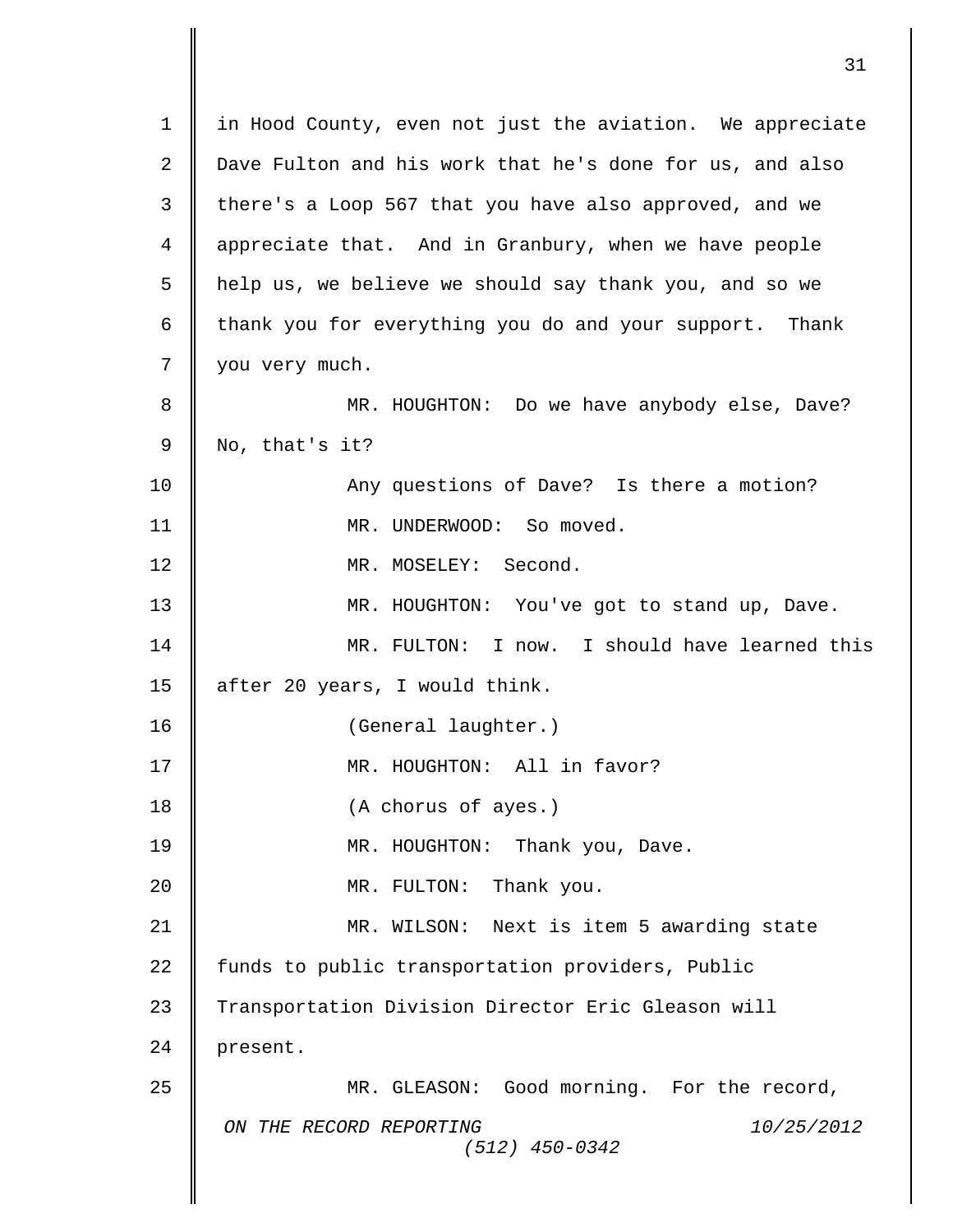in Hood County, even not just the aviation. We appreciate Dave Fulton and his work that he's done for us, and also there's a Loop 567 that you have also approved, and we appreciate that. And in Granbury, when we have people help us, we believe we should say thank you, and so we thank you for everything you do and your support. Thank you very much.

MR. HOUGHTON: Do we have anybody else, Dave? No, that's it?

Any questions of Dave? Is there a motion?

MR. UNDERWOOD: So moved.

MR. MOSELEY: Second.

MR. HOUGHTON: You've got to stand up, Dave.

MR. FULTON: I now. I should have learned this after 20 years, I would think.

(General laughter.)

MR. HOUGHTON: All in favor?

(A chorus of ayes.)

MR. HOUGHTON: Thank you, Dave.

MR. FULTON: Thank you.

MR. WILSON: Next is item 5 awarding state funds to public transportation providers, Public Transportation Division Director Eric Gleason will present.

MR. GLEASON: Good morning. For the record,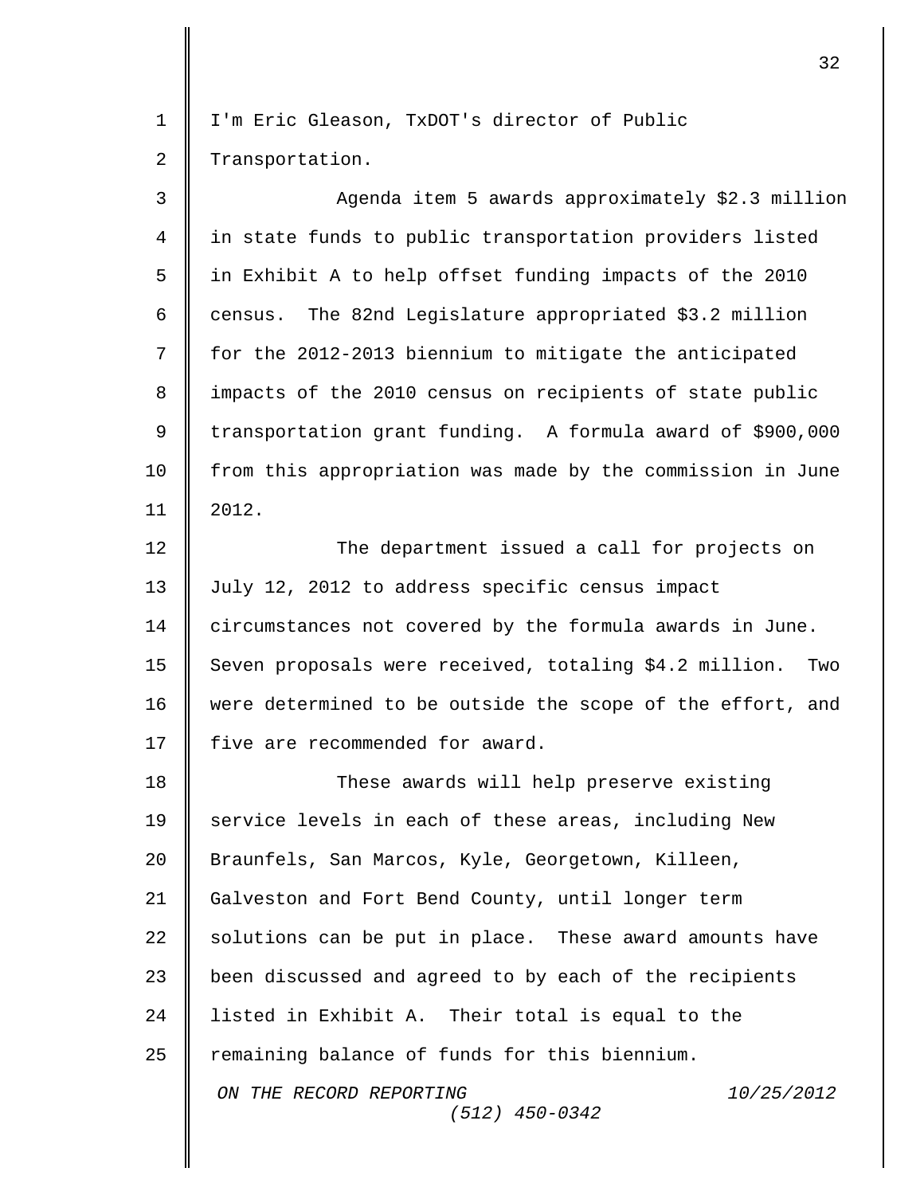I'm Eric Gleason, TxDOT's director of Public Transportation.

Agenda item 5 awards approximately $2.3 million in state funds to public transportation providers listed in Exhibit A to help offset funding impacts of the 2010 census. The 82nd Legislature appropriated $3.2 million for the 2012-2013 biennium to mitigate the anticipated impacts of the 2010 census on recipients of state public transportation grant funding. A formula award of $900,000 from this appropriation was made by the commission in June 2012.

The department issued a call for projects on July 12, 2012 to address specific census impact circumstances not covered by the formula awards in June. Seven proposals were received, totaling $4.2 million. Two were determined to be outside the scope of the effort, and five are recommended for award.

These awards will help preserve existing service levels in each of these areas, including New Braunfels, San Marcos, Kyle, Georgetown, Killeen, Galveston and Fort Bend County, until longer term solutions can be put in place. These award amounts have been discussed and agreed to by each of the recipients listed in Exhibit A. Their total is equal to the remaining balance of funds for this biennium.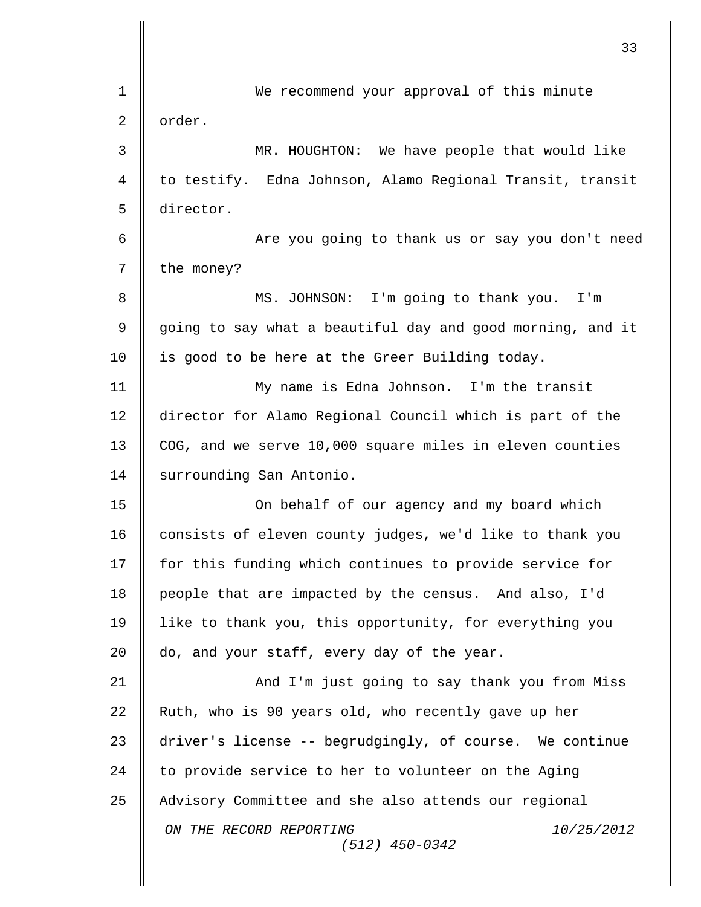We recommend your approval of this minute order.

MR. HOUGHTON: We have people that would like to testify. Edna Johnson, Alamo Regional Transit, transit director.

Are you going to thank us or say you don't need the money?

MS. JOHNSON: I'm going to thank you. I'm going to say what a beautiful day and good morning, and it is good to be here at the Greer Building today.

My name is Edna Johnson. I'm the transit director for Alamo Regional Council which is part of the COG, and we serve 10,000 square miles in eleven counties surrounding San Antonio.

On behalf of our agency and my board which consists of eleven county judges, we'd like to thank you for this funding which continues to provide service for people that are impacted by the census. And also, I'd like to thank you, this opportunity, for everything you do, and your staff, every day of the year.

And I'm just going to say thank you from Miss Ruth, who is 90 years old, who recently gave up her driver's license -- begrudgingly, of course. We continue to provide service to her to volunteer on the Aging Advisory Committee and she also attends our regional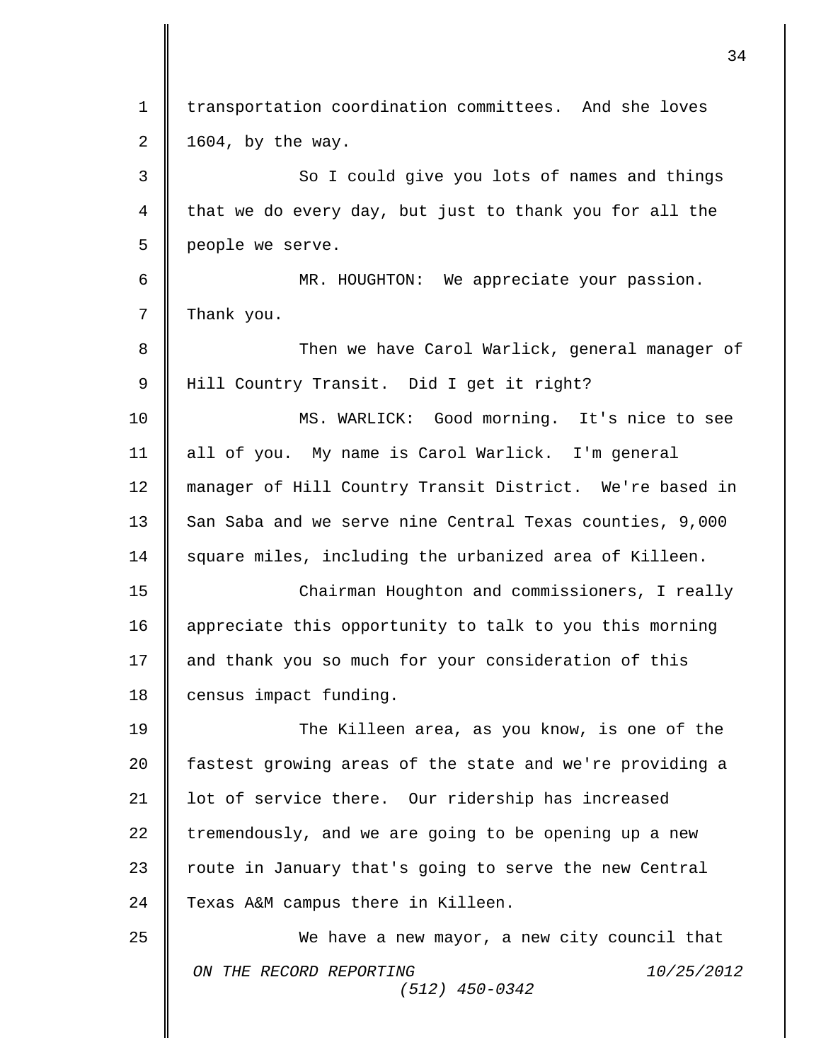transportation coordination committees. And she loves 1604, by the way.

So I could give you lots of names and things that we do every day, but just to thank you for all the people we serve.

MR. HOUGHTON: We appreciate your passion. Thank you.

Then we have Carol Warlick, general manager of Hill Country Transit. Did I get it right?

MS. WARLICK: Good morning. It's nice to see all of you. My name is Carol Warlick. I'm general manager of Hill Country Transit District. We're based in San Saba and we serve nine Central Texas counties, 9,000 square miles, including the urbanized area of Killeen.

Chairman Houghton and commissioners, I really appreciate this opportunity to talk to you this morning and thank you so much for your consideration of this census impact funding.

The Killeen area, as you know, is one of the fastest growing areas of the state and we're providing a lot of service there. Our ridership has increased tremendously, and we are going to be opening up a new route in January that's going to serve the new Central Texas A&M campus there in Killeen.

We have a new mayor, a new city council that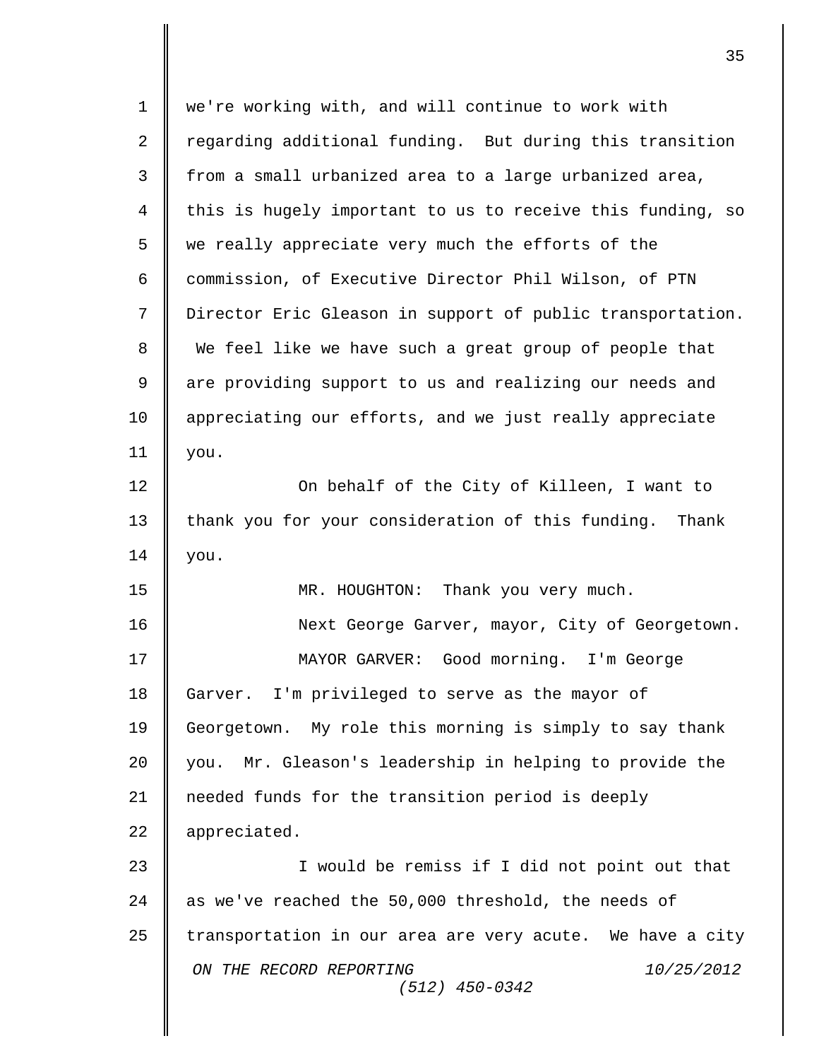we're working with, and will continue to work with regarding additional funding. But during this transition from a small urbanized area to a large urbanized area, this is hugely important to us to receive this funding, so we really appreciate very much the efforts of the commission, of Executive Director Phil Wilson, of PTN Director Eric Gleason in support of public transportation. We feel like we have such a great group of people that are providing support to us and realizing our needs and appreciating our efforts, and we just really appreciate you.

On behalf of the City of Killeen, I want to thank you for your consideration of this funding. Thank you.

MR. HOUGHTON: Thank you very much.

Next George Garver, mayor, City of Georgetown.

MAYOR GARVER: Good morning. I'm George Garver. I'm privileged to serve as the mayor of Georgetown. My role this morning is simply to say thank you. Mr. Gleason's leadership in helping to provide the needed funds for the transition period is deeply appreciated.

I would be remiss if I did not point out that as we've reached the 50,000 threshold, the needs of transportation in our area are very acute. We have a city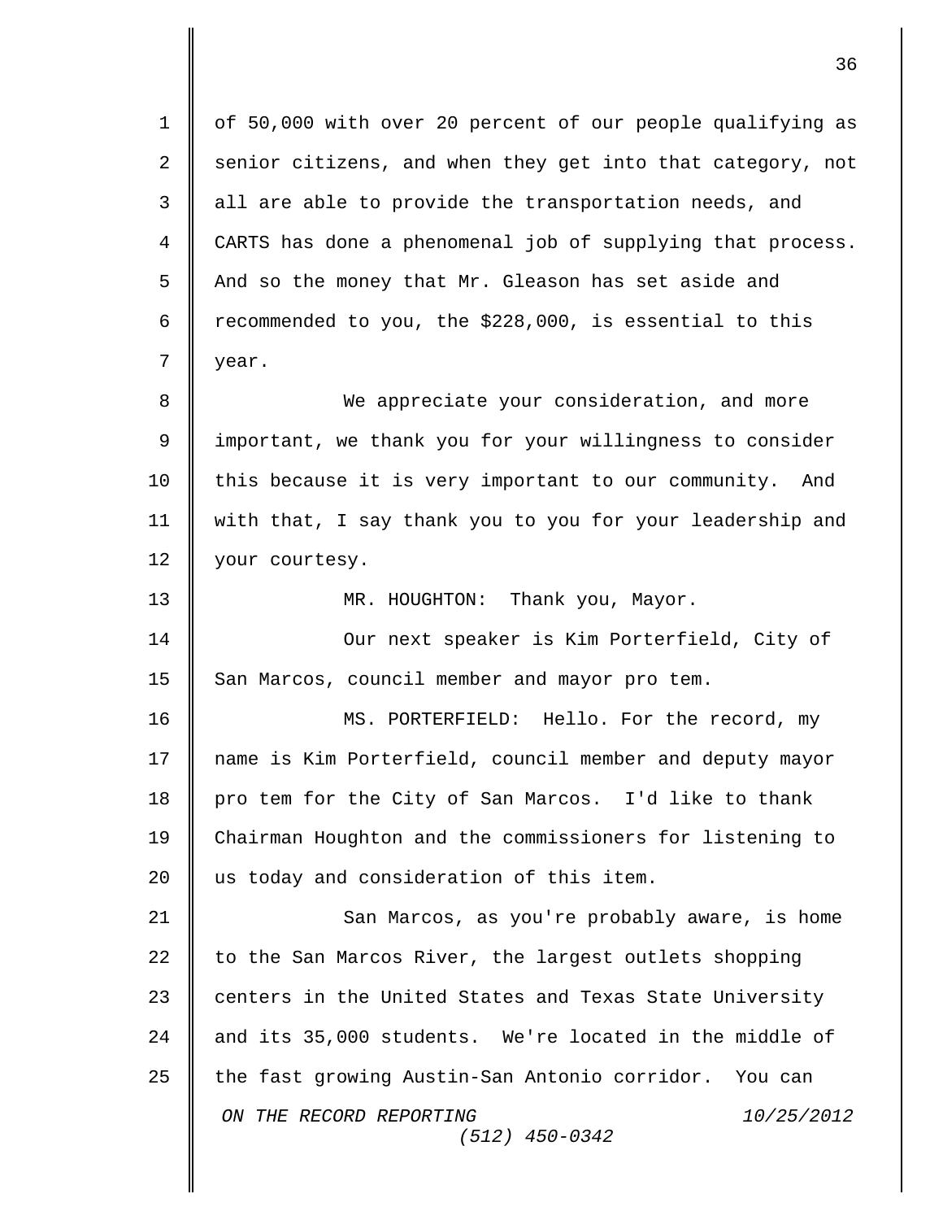of 50,000 with over 20 percent of our people qualifying as senior citizens, and when they get into that category, not all are able to provide the transportation needs, and CARTS has done a phenomenal job of supplying that process. And so the money that Mr. Gleason has set aside and recommended to you, the $228,000, is essential to this year.

We appreciate your consideration, and more important, we thank you for your willingness to consider this because it is very important to our community. And with that, I say thank you to you for your leadership and your courtesy.

MR. HOUGHTON: Thank you, Mayor.

Our next speaker is Kim Porterfield, City of San Marcos, council member and mayor pro tem.

MS. PORTERFIELD: Hello. For the record, my name is Kim Porterfield, council member and deputy mayor pro tem for the City of San Marcos. I'd like to thank Chairman Houghton and the commissioners for listening to us today and consideration of this item.

San Marcos, as you're probably aware, is home to the San Marcos River, the largest outlets shopping centers in the United States and Texas State University and its 35,000 students. We're located in the middle of the fast growing Austin-San Antonio corridor. You can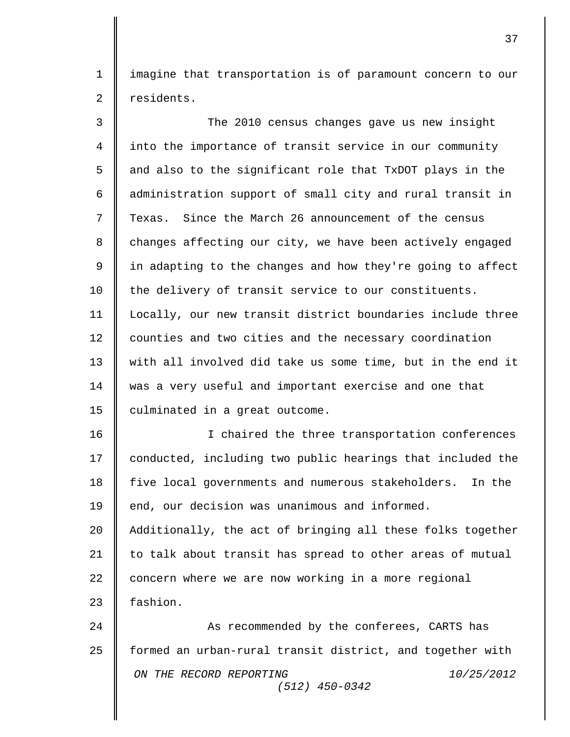imagine that transportation is of paramount concern to our residents.

The 2010 census changes gave us new insight into the importance of transit service in our community and also to the significant role that TxDOT plays in the administration support of small city and rural transit in Texas. Since the March 26 announcement of the census changes affecting our city, we have been actively engaged in adapting to the changes and how they're going to affect the delivery of transit service to our constituents. Locally, our new transit district boundaries include three counties and two cities and the necessary coordination with all involved did take us some time, but in the end it was a very useful and important exercise and one that culminated in a great outcome.

I chaired the three transportation conferences conducted, including two public hearings that included the five local governments and numerous stakeholders. In the end, our decision was unanimous and informed. Additionally, the act of bringing all these folks together to talk about transit has spread to other areas of mutual concern where we are now working in a more regional fashion.

As recommended by the conferees, CARTS has formed an urban-rural transit district, and together with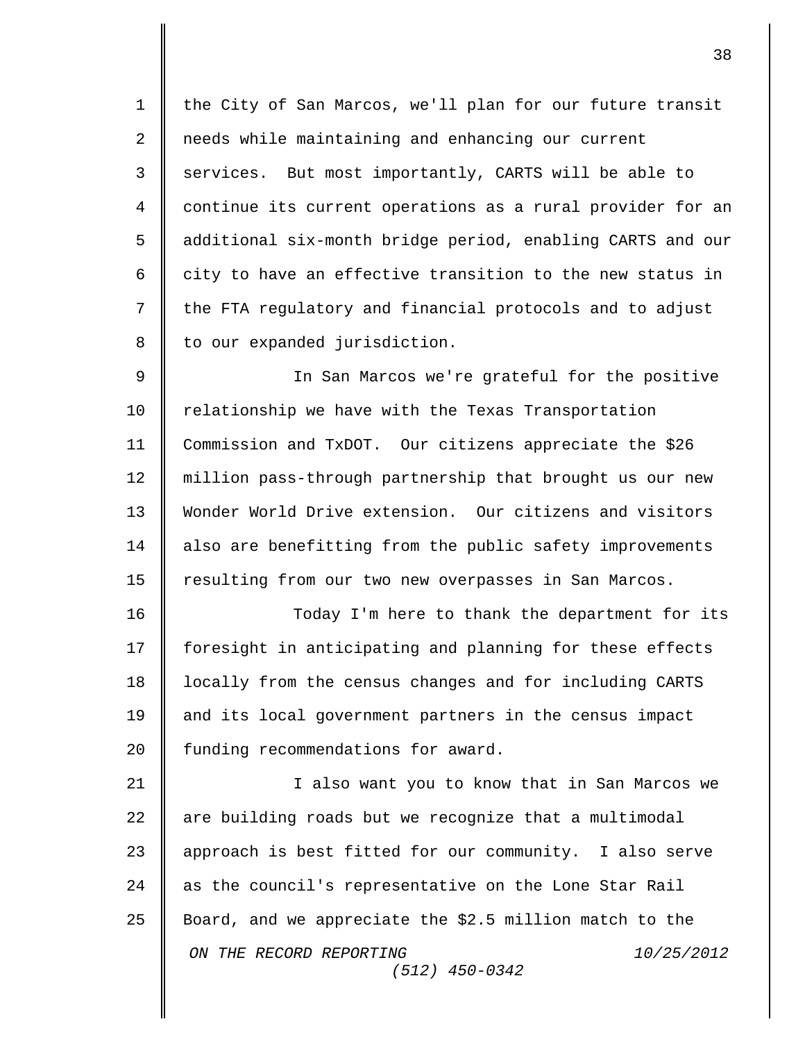the City of San Marcos, we'll plan for our future transit needs while maintaining and enhancing our current services. But most importantly, CARTS will be able to continue its current operations as a rural provider for an additional six-month bridge period, enabling CARTS and our city to have an effective transition to the new status in the FTA regulatory and financial protocols and to adjust to our expanded jurisdiction.

In San Marcos we're grateful for the positive relationship we have with the Texas Transportation Commission and TxDOT. Our citizens appreciate the $26 million pass-through partnership that brought us our new Wonder World Drive extension. Our citizens and visitors also are benefitting from the public safety improvements resulting from our two new overpasses in San Marcos.

Today I'm here to thank the department for its foresight in anticipating and planning for these effects locally from the census changes and for including CARTS and its local government partners in the census impact funding recommendations for award.

I also want you to know that in San Marcos we are building roads but we recognize that a multimodal approach is best fitted for our community. I also serve as the council's representative on the Lone Star Rail Board, and we appreciate the $2.5 million match to the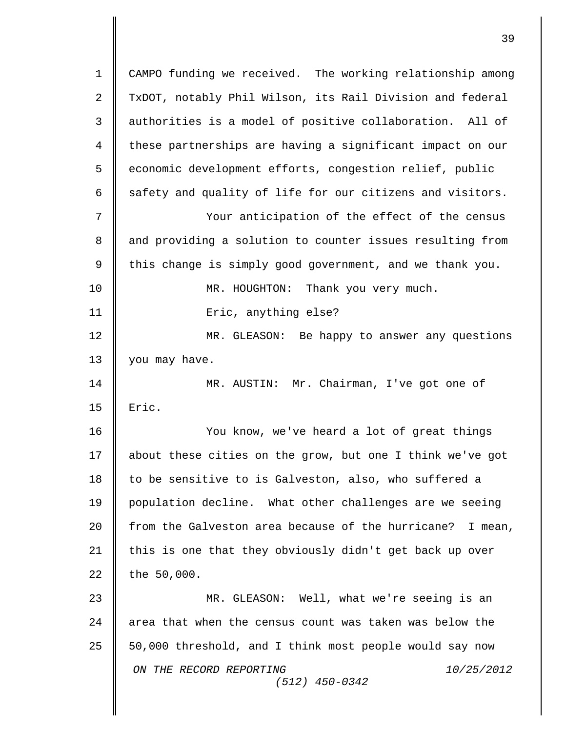CAMPO funding we received. The working relationship among TxDOT, notably Phil Wilson, its Rail Division and federal authorities is a model of positive collaboration. All of these partnerships are having a significant impact on our economic development efforts, congestion relief, public safety and quality of life for our citizens and visitors.

Your anticipation of the effect of the census and providing a solution to counter issues resulting from this change is simply good government, and we thank you.

MR. HOUGHTON: Thank you very much.

Eric, anything else?

MR. GLEASON: Be happy to answer any questions you may have.

MR. AUSTIN: Mr. Chairman, I've got one of Eric.

You know, we've heard a lot of great things about these cities on the grow, but one I think we've got to be sensitive to is Galveston, also, who suffered a population decline. What other challenges are we seeing from the Galveston area because of the hurricane? I mean, this is one that they obviously didn't get back up over the 50,000.

MR. GLEASON: Well, what we're seeing is an area that when the census count was taken was below the 50,000 threshold, and I think most people would say now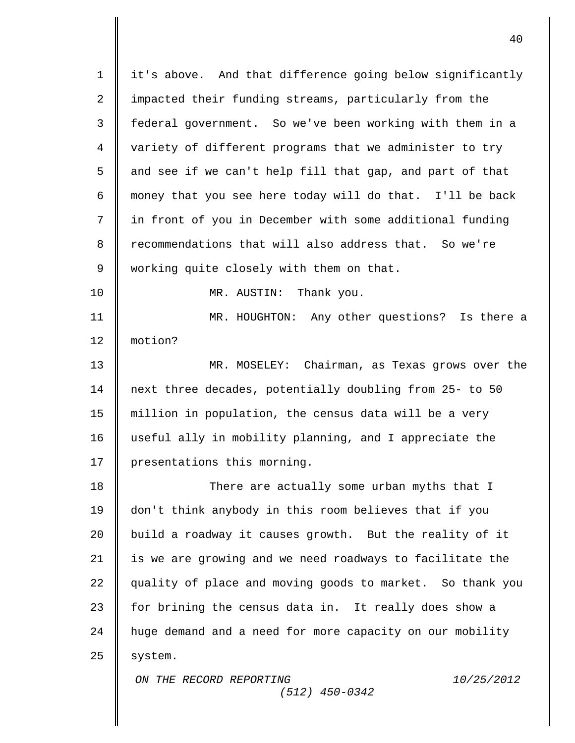it's above. And that difference going below significantly impacted their funding streams, particularly from the federal government. So we've been working with them in a variety of different programs that we administer to try and see if we can't help fill that gap, and part of that money that you see here today will do that. I'll be back in front of you in December with some additional funding recommendations that will also address that. So we're working quite closely with them on that.

MR. AUSTIN: Thank you.

MR. HOUGHTON: Any other questions? Is there a motion?

MR. MOSELEY: Chairman, as Texas grows over the next three decades, potentially doubling from 25- to 50 million in population, the census data will be a very useful ally in mobility planning, and I appreciate the presentations this morning.

There are actually some urban myths that I don't think anybody in this room believes that if you build a roadway it causes growth. But the reality of it is we are growing and we need roadways to facilitate the quality of place and moving goods to market. So thank you for brining the census data in. It really does show a huge demand and a need for more capacity on our mobility system.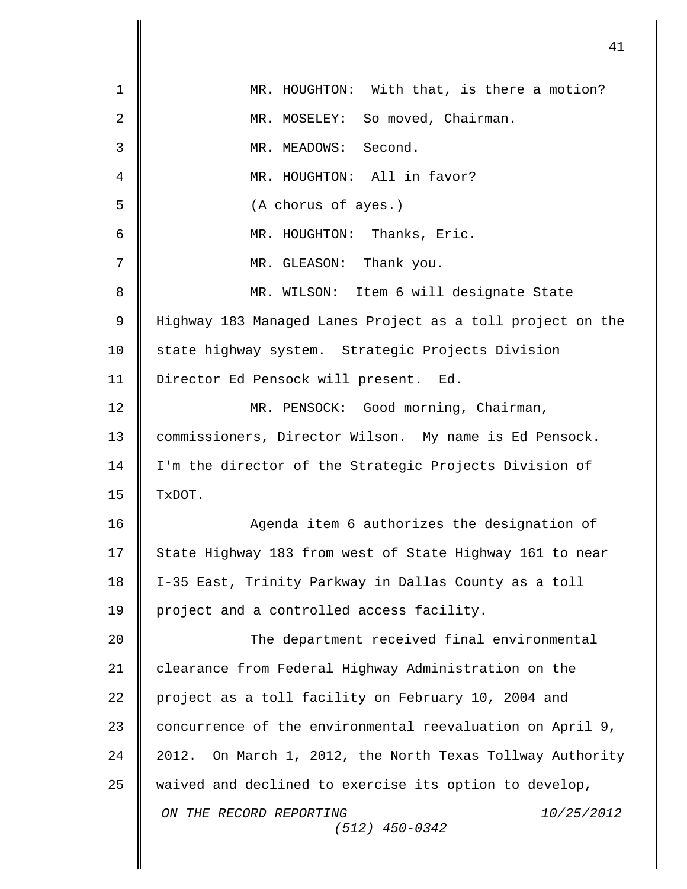MR. HOUGHTON: With that, is there a motion?

MR. MOSELEY: So moved, Chairman.

MR. MEADOWS: Second.

MR. HOUGHTON: All in favor?

(A chorus of ayes.)

MR. HOUGHTON: Thanks, Eric.

MR. GLEASON: Thank you.

MR. WILSON: Item 6 will designate State Highway 183 Managed Lanes Project as a toll project on the state highway system. Strategic Projects Division Director Ed Pensock will present. Ed.

MR. PENSOCK: Good morning, Chairman, commissioners, Director Wilson. My name is Ed Pensock. I'm the director of the Strategic Projects Division of TxDOT.

Agenda item 6 authorizes the designation of State Highway 183 from west of State Highway 161 to near I-35 East, Trinity Parkway in Dallas County as a toll project and a controlled access facility.

The department received final environmental clearance from Federal Highway Administration on the project as a toll facility on February 10, 2004 and concurrence of the environmental reevaluation on April 9, 2012. On March 1, 2012, the North Texas Tollway Authority waived and declined to exercise its option to develop,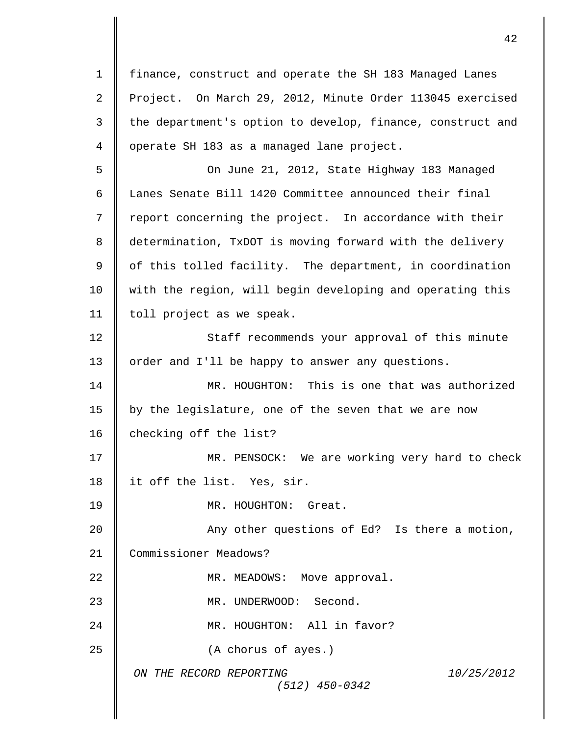finance, construct and operate the SH 183 Managed Lanes Project. On March 29, 2012, Minute Order 113045 exercised the department's option to develop, finance, construct and operate SH 183 as a managed lane project.

On June 21, 2012, State Highway 183 Managed Lanes Senate Bill 1420 Committee announced their final report concerning the project. In accordance with their determination, TxDOT is moving forward with the delivery of this tolled facility. The department, in coordination with the region, will begin developing and operating this toll project as we speak.

Staff recommends your approval of this minute order and I'll be happy to answer any questions.

MR. HOUGHTON: This is one that was authorized by the legislature, one of the seven that we are now checking off the list?

MR. PENSOCK: We are working very hard to check it off the list. Yes, sir.

MR. HOUGHTON: Great.

Any other questions of Ed? Is there a motion, Commissioner Meadows?

MR. MEADOWS: Move approval.

MR. UNDERWOOD: Second.

MR. HOUGHTON: All in favor?

(A chorus of ayes.)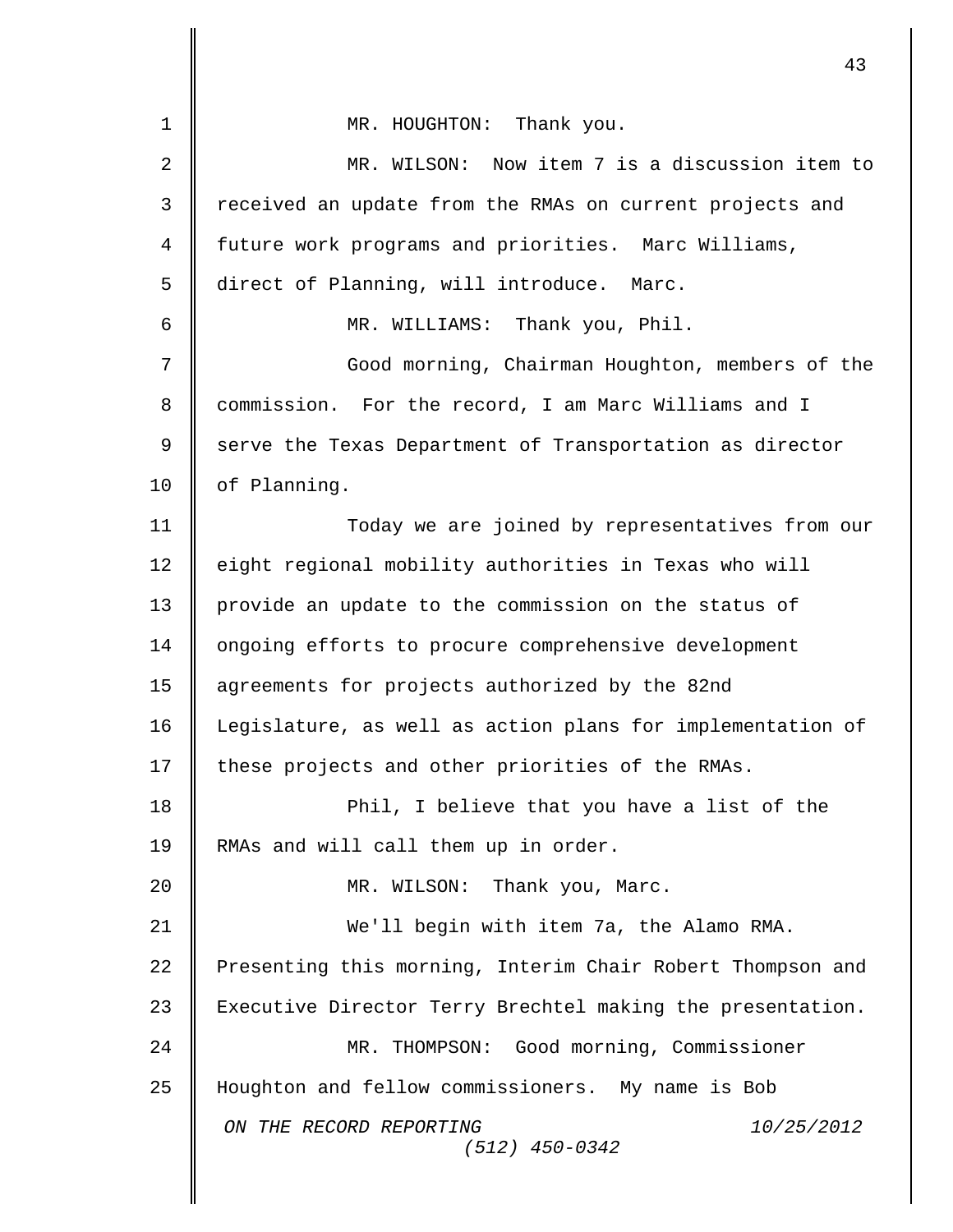MR. HOUGHTON: Thank you.

MR. WILSON: Now item 7 is a discussion item to received an update from the RMAs on current projects and future work programs and priorities. Marc Williams, direct of Planning, will introduce. Marc.

MR. WILLIAMS: Thank you, Phil.

Good morning, Chairman Houghton, members of the commission. For the record, I am Marc Williams and I serve the Texas Department of Transportation as director of Planning.

Today we are joined by representatives from our eight regional mobility authorities in Texas who will provide an update to the commission on the status of ongoing efforts to procure comprehensive development agreements for projects authorized by the 82nd Legislature, as well as action plans for implementation of these projects and other priorities of the RMAs.

Phil, I believe that you have a list of the RMAs and will call them up in order.

MR. WILSON: Thank you, Marc.

We'll begin with item 7a, the Alamo RMA. Presenting this morning, Interim Chair Robert Thompson and Executive Director Terry Brechtel making the presentation.

MR. THOMPSON: Good morning, Commissioner Houghton and fellow commissioners. My name is Bob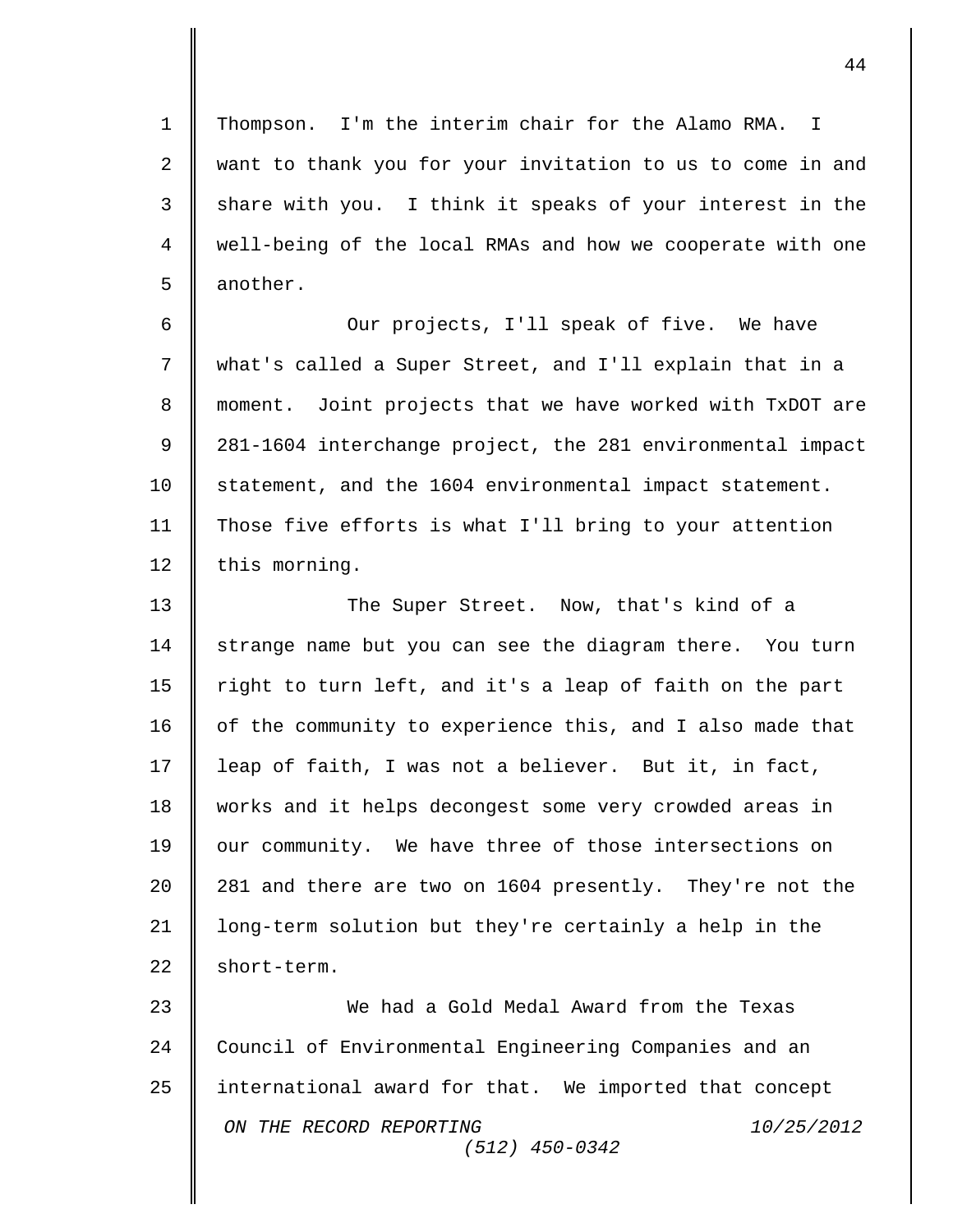Thompson. I'm the interim chair for the Alamo RMA. I want to thank you for your invitation to us to come in and share with you. I think it speaks of your interest in the well-being of the local RMAs and how we cooperate with one another.

Our projects, I'll speak of five. We have what's called a Super Street, and I'll explain that in a moment. Joint projects that we have worked with TxDOT are 281-1604 interchange project, the 281 environmental impact statement, and the 1604 environmental impact statement. Those five efforts is what I'll bring to your attention this morning.

The Super Street. Now, that's kind of a strange name but you can see the diagram there. You turn right to turn left, and it's a leap of faith on the part of the community to experience this, and I also made that leap of faith, I was not a believer. But it, in fact, works and it helps decongest some very crowded areas in our community. We have three of those intersections on 281 and there are two on 1604 presently. They're not the long-term solution but they're certainly a help in the short-term.

We had a Gold Medal Award from the Texas Council of Environmental Engineering Companies and an international award for that. We imported that concept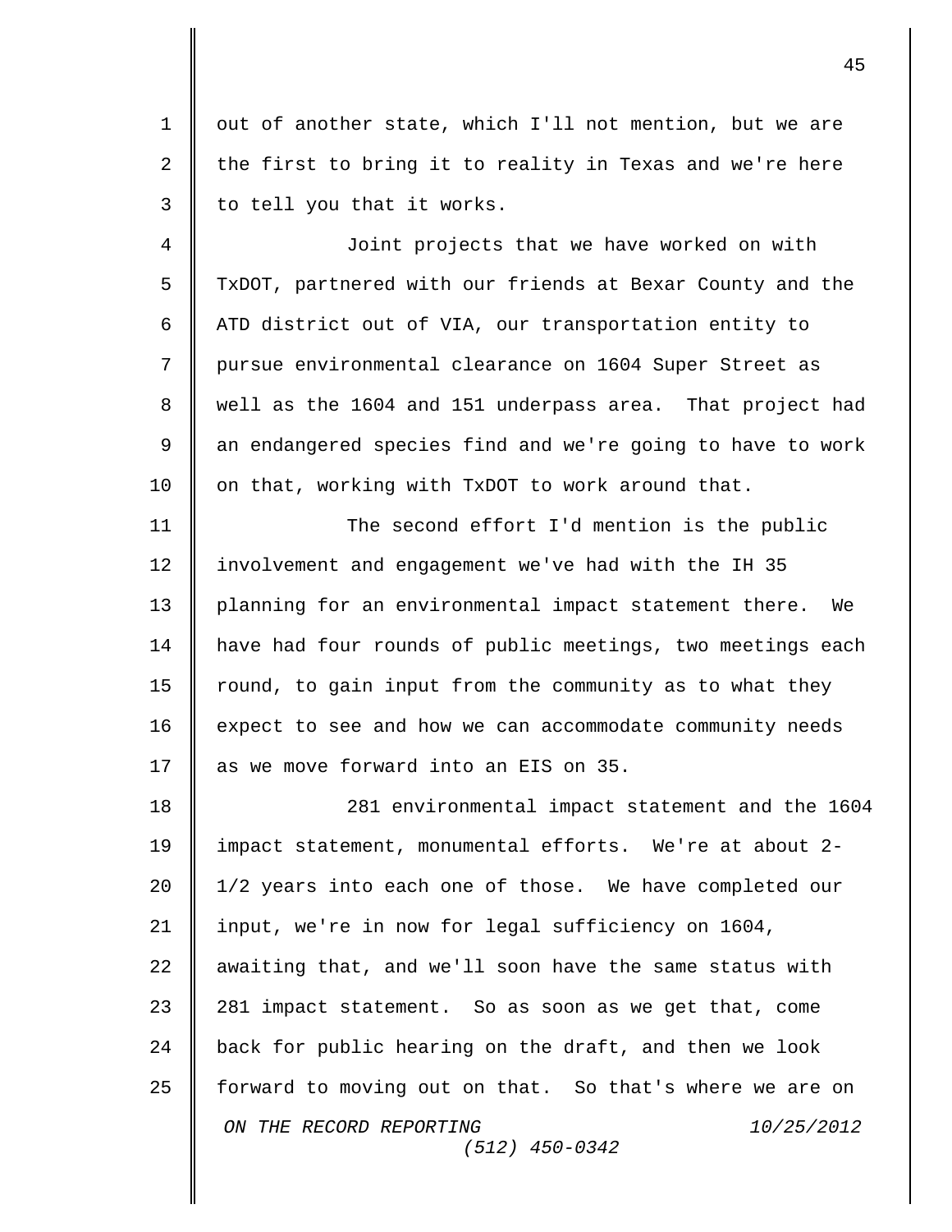out of another state, which I'll not mention, but we are the first to bring it to reality in Texas and we're here to tell you that it works.

Joint projects that we have worked on with TxDOT, partnered with our friends at Bexar County and the ATD district out of VIA, our transportation entity to pursue environmental clearance on 1604 Super Street as well as the 1604 and 151 underpass area. That project had an endangered species find and we're going to have to work on that, working with TxDOT to work around that.

The second effort I'd mention is the public involvement and engagement we've had with the IH 35 planning for an environmental impact statement there. We have had four rounds of public meetings, two meetings each round, to gain input from the community as to what they expect to see and how we can accommodate community needs as we move forward into an EIS on 35.

281 environmental impact statement and the 1604 impact statement, monumental efforts. We're at about 2-1/2 years into each one of those. We have completed our input, we're in now for legal sufficiency on 1604, awaiting that, and we'll soon have the same status with 281 impact statement. So as soon as we get that, come back for public hearing on the draft, and then we look forward to moving out on that. So that's where we are on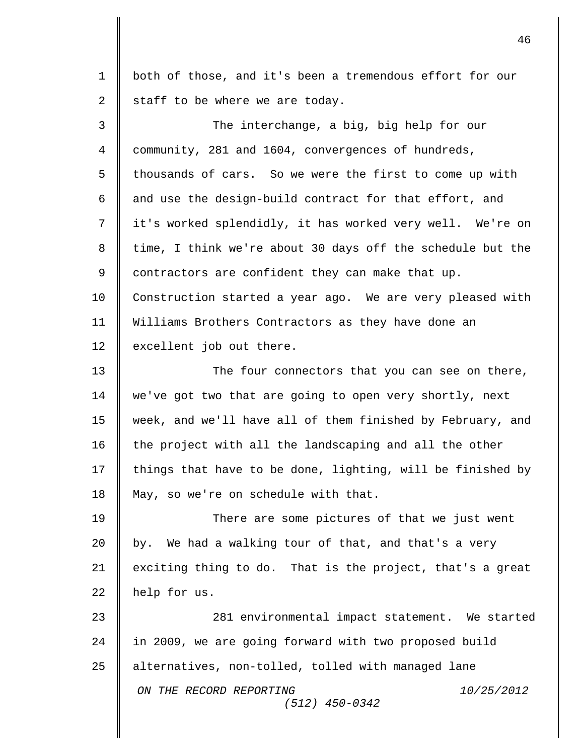both of those, and it's been a tremendous effort for our staff to be where we are today.

The interchange, a big, big help for our community, 281 and 1604, convergences of hundreds, thousands of cars. So we were the first to come up with and use the design-build contract for that effort, and it's worked splendidly, it has worked very well. We're on time, I think we're about 30 days off the schedule but the contractors are confident they can make that up. Construction started a year ago. We are very pleased with Williams Brothers Contractors as they have done an excellent job out there.

The four connectors that you can see on there, we've got two that are going to open very shortly, next week, and we'll have all of them finished by February, and the project with all the landscaping and all the other things that have to be done, lighting, will be finished by May, so we're on schedule with that.

There are some pictures of that we just went by. We had a walking tour of that, and that's a very exciting thing to do. That is the project, that's a great help for us.

281 environmental impact statement. We started in 2009, we are going forward with two proposed build alternatives, non-tolled, tolled with managed lane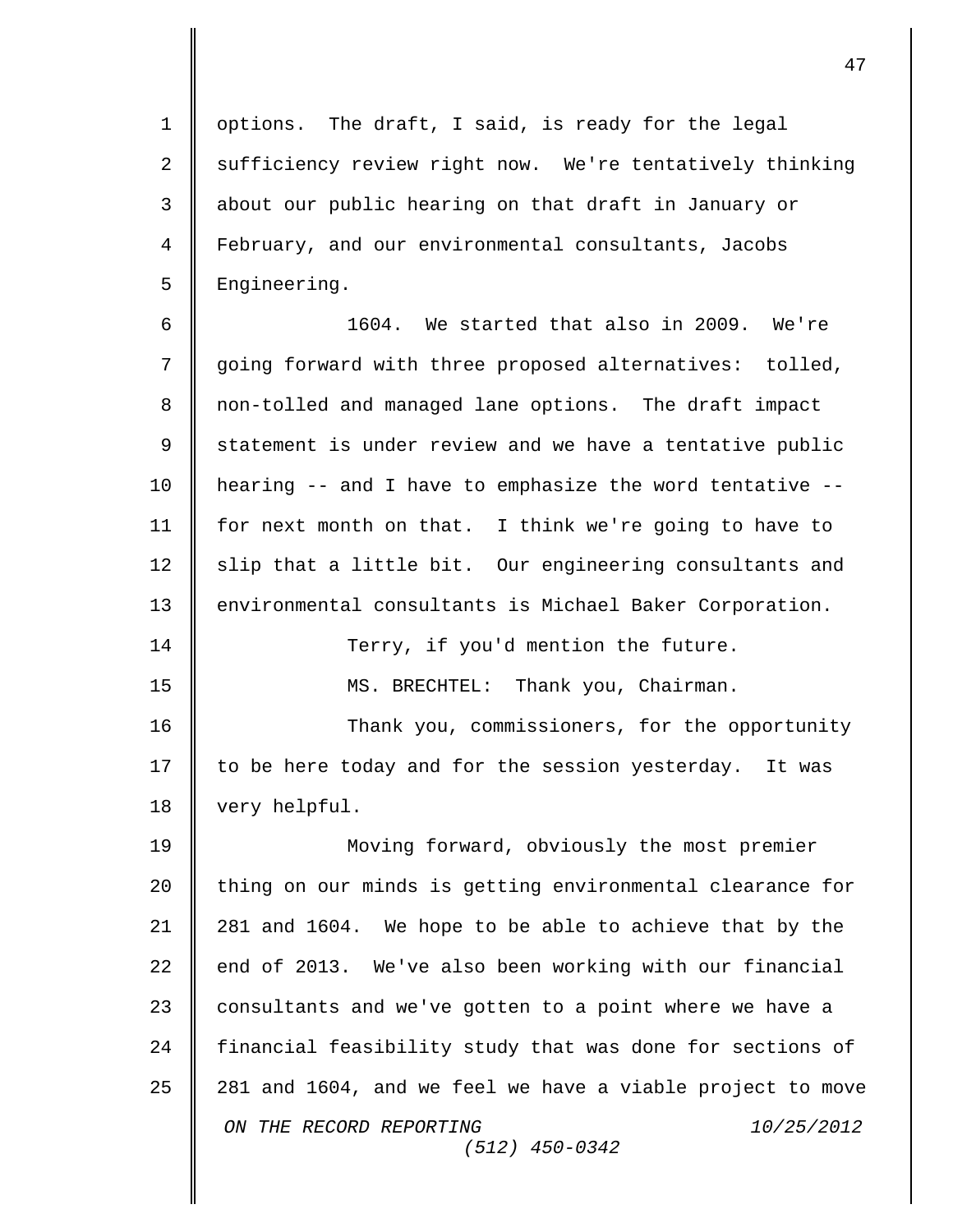options. The draft, I said, is ready for the legal sufficiency review right now. We're tentatively thinking about our public hearing on that draft in January or February, and our environmental consultants, Jacobs Engineering.

1604. We started that also in 2009. We're going forward with three proposed alternatives: tolled, non-tolled and managed lane options. The draft impact statement is under review and we have a tentative public hearing -- and I have to emphasize the word tentative -- for next month on that. I think we're going to have to slip that a little bit. Our engineering consultants and environmental consultants is Michael Baker Corporation.

Terry, if you'd mention the future.

MS. BRECHTEL: Thank you, Chairman.

Thank you, commissioners, for the opportunity to be here today and for the session yesterday. It was very helpful.

Moving forward, obviously the most premier thing on our minds is getting environmental clearance for 281 and 1604. We hope to be able to achieve that by the end of 2013. We've also been working with our financial consultants and we've gotten to a point where we have a financial feasibility study that was done for sections of 281 and 1604, and we feel we have a viable project to move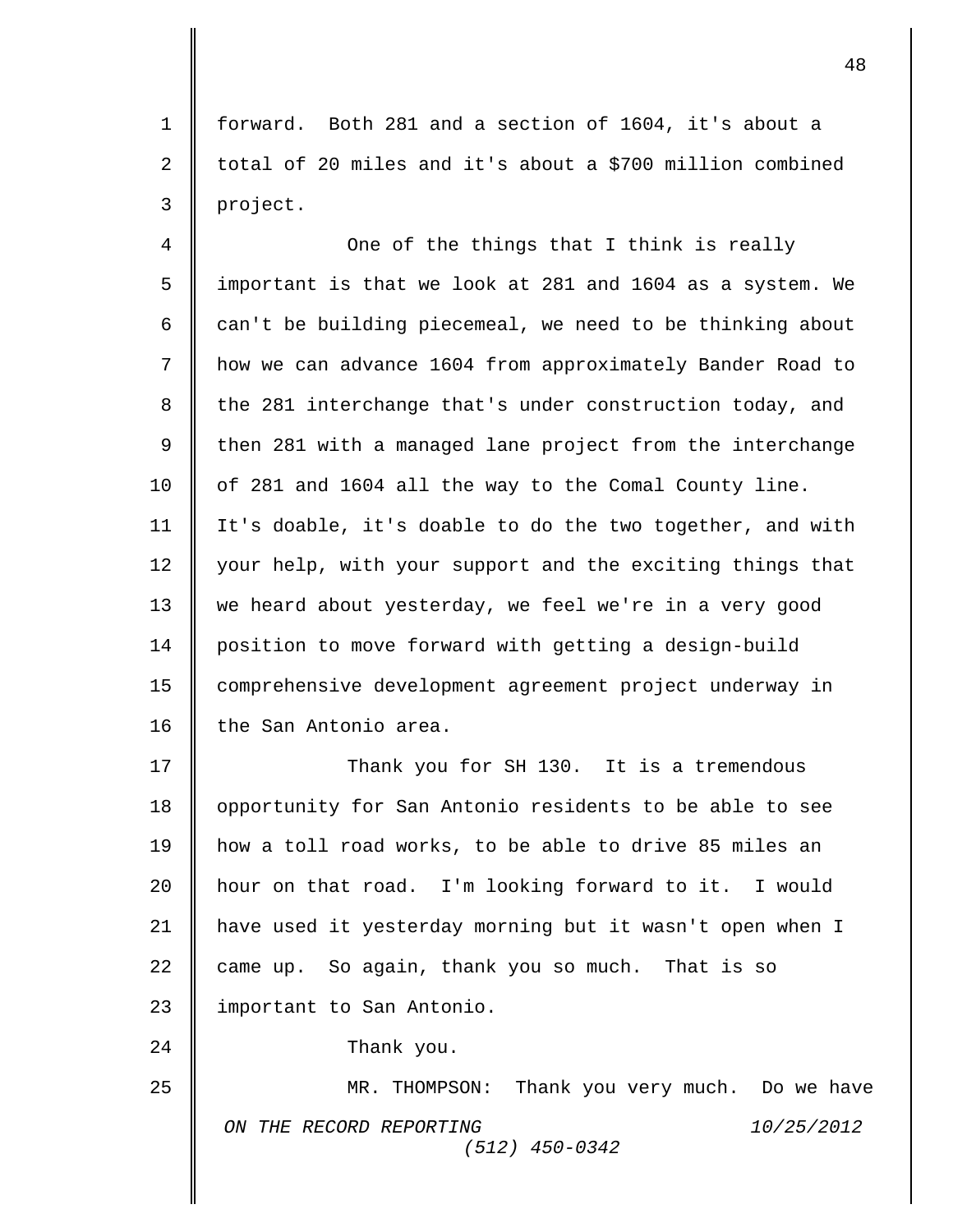forward. Both 281 and a section of 1604, it's about a total of 20 miles and it's about a $700 million combined project.

One of the things that I think is really important is that we look at 281 and 1604 as a system. We can't be building piecemeal, we need to be thinking about how we can advance 1604 from approximately Bander Road to the 281 interchange that's under construction today, and then 281 with a managed lane project from the interchange of 281 and 1604 all the way to the Comal County line. It's doable, it's doable to do the two together, and with your help, with your support and the exciting things that we heard about yesterday, we feel we're in a very good position to move forward with getting a design-build comprehensive development agreement project underway in the San Antonio area.

Thank you for SH 130. It is a tremendous opportunity for San Antonio residents to be able to see how a toll road works, to be able to drive 85 miles an hour on that road. I'm looking forward to it. I would have used it yesterday morning but it wasn't open when I came up. So again, thank you so much. That is so important to San Antonio.

Thank you.

MR. THOMPSON: Thank you very much. Do we have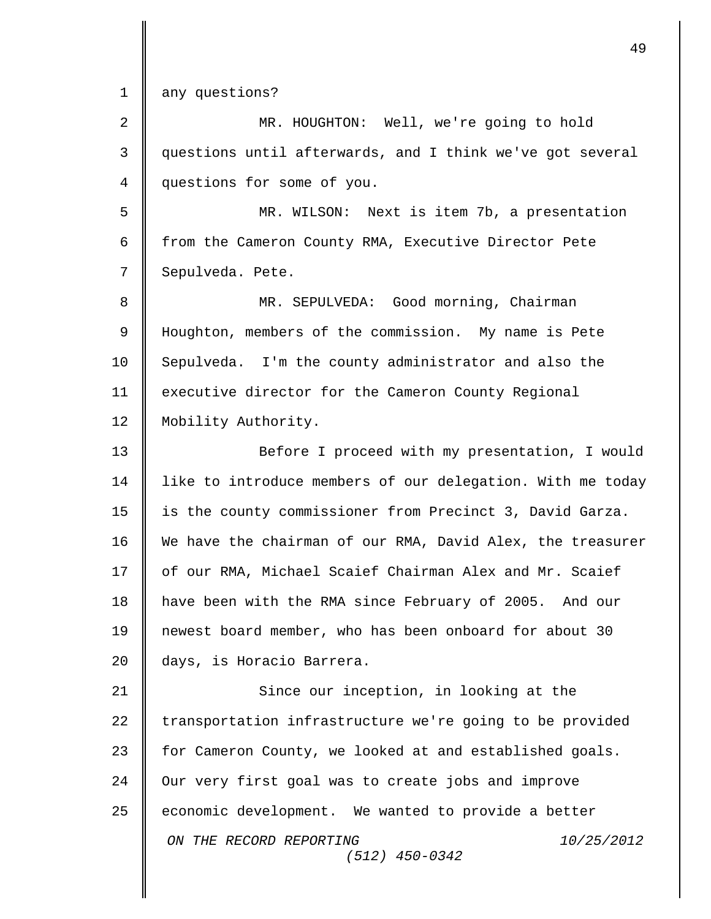any questions?

MR. HOUGHTON: Well, we're going to hold questions until afterwards, and I think we've got several questions for some of you.

MR. WILSON: Next is item 7b, a presentation from the Cameron County RMA, Executive Director Pete Sepulveda. Pete.

MR. SEPULVEDA: Good morning, Chairman Houghton, members of the commission. My name is Pete Sepulveda. I'm the county administrator and also the executive director for the Cameron County Regional Mobility Authority.

Before I proceed with my presentation, I would like to introduce members of our delegation. With me today is the county commissioner from Precinct 3, David Garza. We have the chairman of our RMA, David Alex, the treasurer of our RMA, Michael Scaief Chairman Alex and Mr. Scaief have been with the RMA since February of 2005. And our newest board member, who has been onboard for about 30 days, is Horacio Barrera.

Since our inception, in looking at the transportation infrastructure we're going to be provided for Cameron County, we looked at and established goals. Our very first goal was to create jobs and improve economic development. We wanted to provide a better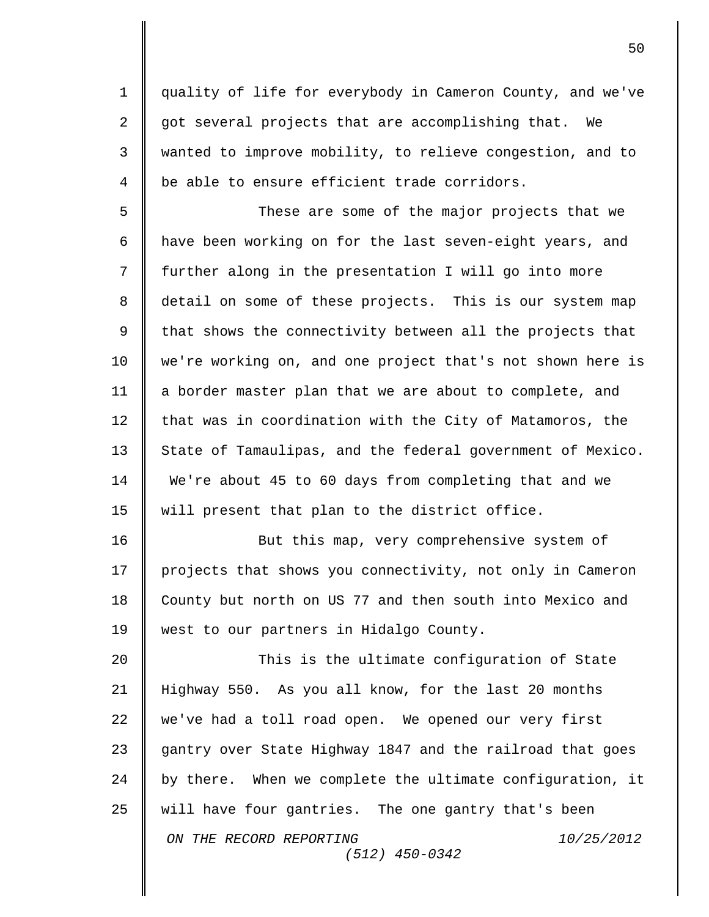quality of life for everybody in Cameron County, and we've got several projects that are accomplishing that. We wanted to improve mobility, to relieve congestion, and to be able to ensure efficient trade corridors.

These are some of the major projects that we have been working on for the last seven-eight years, and further along in the presentation I will go into more detail on some of these projects. This is our system map that shows the connectivity between all the projects that we're working on, and one project that's not shown here is a border master plan that we are about to complete, and that was in coordination with the City of Matamoros, the State of Tamaulipas, and the federal government of Mexico. We're about 45 to 60 days from completing that and we will present that plan to the district office.

But this map, very comprehensive system of projects that shows you connectivity, not only in Cameron County but north on US 77 and then south into Mexico and west to our partners in Hidalgo County.

This is the ultimate configuration of State Highway 550. As you all know, for the last 20 months we've had a toll road open. We opened our very first gantry over State Highway 1847 and the railroad that goes by there. When we complete the ultimate configuration, it will have four gantries. The one gantry that's been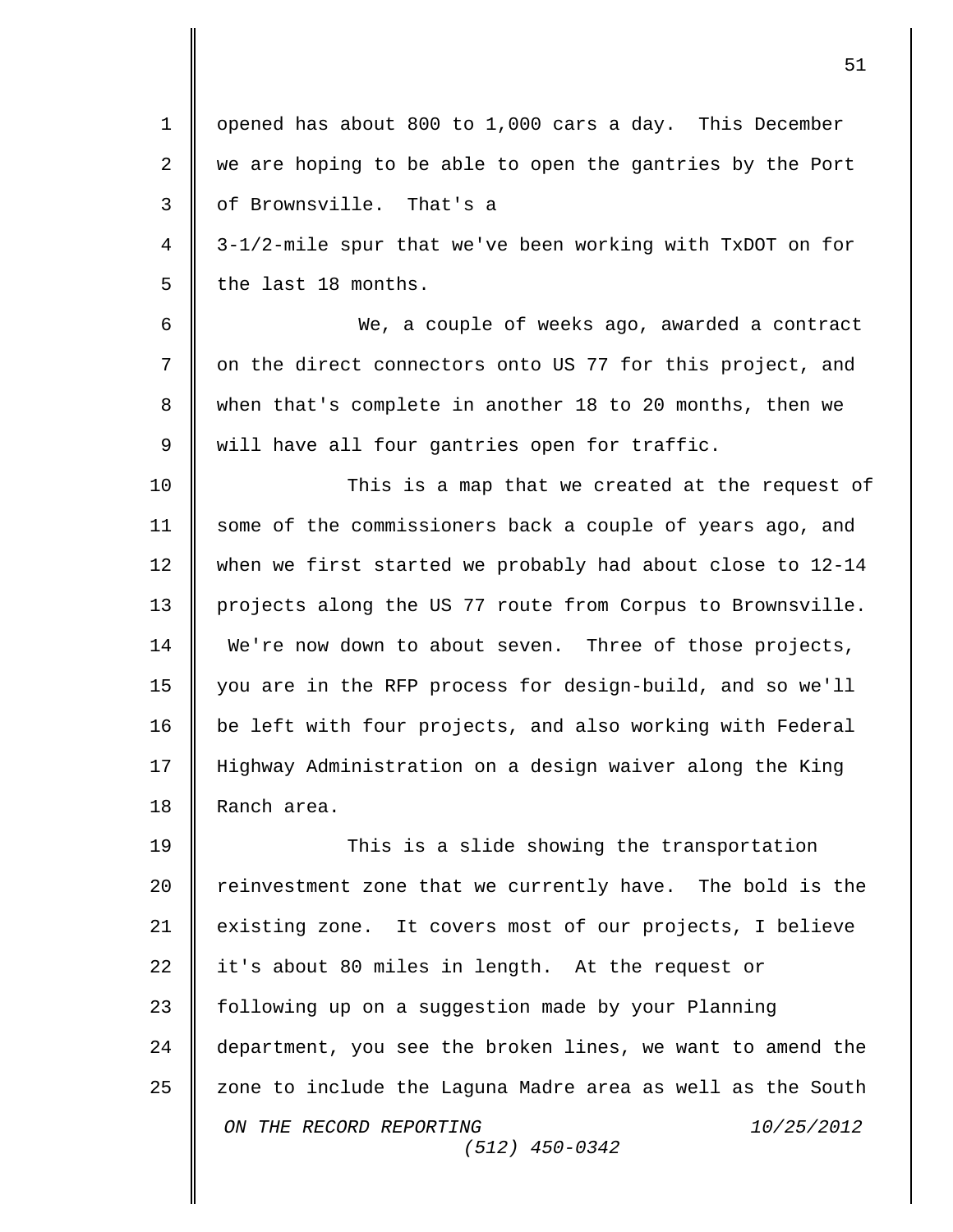opened has about 800 to 1,000 cars a day. This December we are hoping to be able to open the gantries by the Port of Brownsville. That's a 3-1/2-mile spur that we've been working with TxDOT on for the last 18 months.

We, a couple of weeks ago, awarded a contract on the direct connectors onto US 77 for this project, and when that's complete in another 18 to 20 months, then we will have all four gantries open for traffic.

This is a map that we created at the request of some of the commissioners back a couple of years ago, and when we first started we probably had about close to 12-14 projects along the US 77 route from Corpus to Brownsville. We're now down to about seven. Three of those projects, you are in the RFP process for design-build, and so we'll be left with four projects, and also working with Federal Highway Administration on a design waiver along the King Ranch area.

This is a slide showing the transportation reinvestment zone that we currently have. The bold is the existing zone. It covers most of our projects, I believe it's about 80 miles in length. At the request or following up on a suggestion made by your Planning department, you see the broken lines, we want to amend the zone to include the Laguna Madre area as well as the South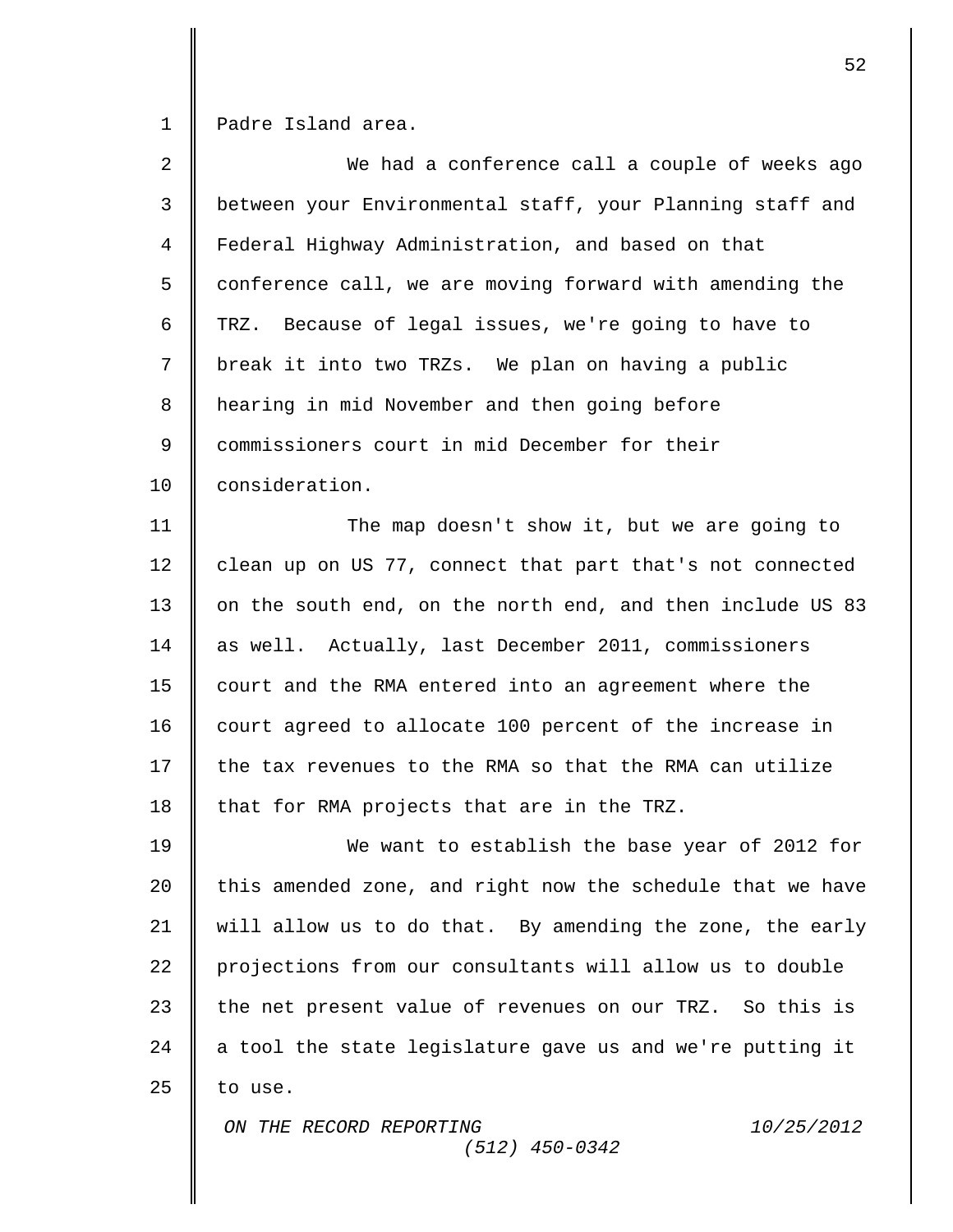Padre Island area.

We had a conference call a couple of weeks ago between your Environmental staff, your Planning staff and Federal Highway Administration, and based on that conference call, we are moving forward with amending the TRZ. Because of legal issues, we're going to have to break it into two TRZs. We plan on having a public hearing in mid November and then going before commissioners court in mid December for their consideration.

The map doesn't show it, but we are going to clean up on US 77, connect that part that's not connected on the south end, on the north end, and then include US 83 as well. Actually, last December 2011, commissioners court and the RMA entered into an agreement where the court agreed to allocate 100 percent of the increase in the tax revenues to the RMA so that the RMA can utilize that for RMA projects that are in the TRZ.

We want to establish the base year of 2012 for this amended zone, and right now the schedule that we have will allow us to do that. By amending the zone, the early projections from our consultants will allow us to double the net present value of revenues on our TRZ. So this is a tool the state legislature gave us and we're putting it to use.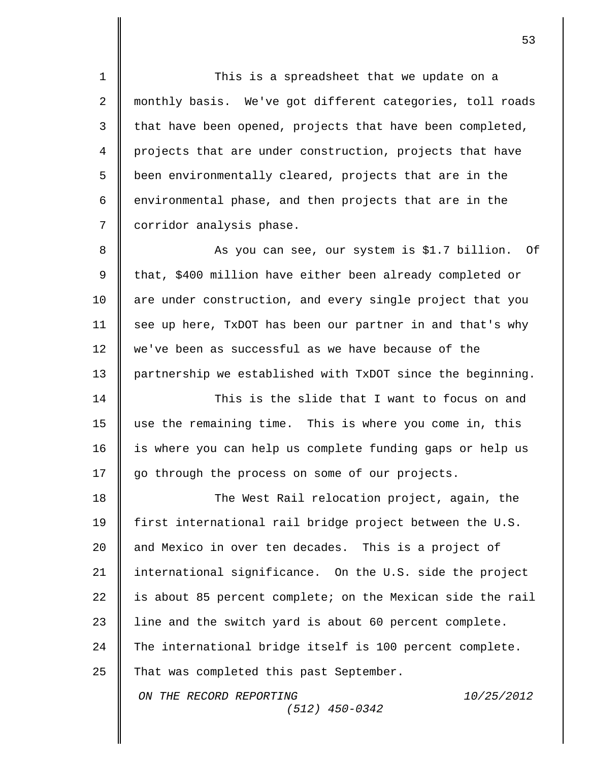This is a spreadsheet that we update on a monthly basis. We've got different categories, toll roads that have been opened, projects that have been completed, projects that are under construction, projects that have been environmentally cleared, projects that are in the environmental phase, and then projects that are in the corridor analysis phase.

As you can see, our system is $1.7 billion. Of that, $400 million have either been already completed or are under construction, and every single project that you see up here, TxDOT has been our partner in and that's why we've been as successful as we have because of the partnership we established with TxDOT since the beginning.

This is the slide that I want to focus on and use the remaining time. This is where you come in, this is where you can help us complete funding gaps or help us go through the process on some of our projects.

The West Rail relocation project, again, the first international rail bridge project between the U.S. and Mexico in over ten decades. This is a project of international significance. On the U.S. side the project is about 85 percent complete; on the Mexican side the rail line and the switch yard is about 60 percent complete. The international bridge itself is 100 percent complete. That was completed this past September.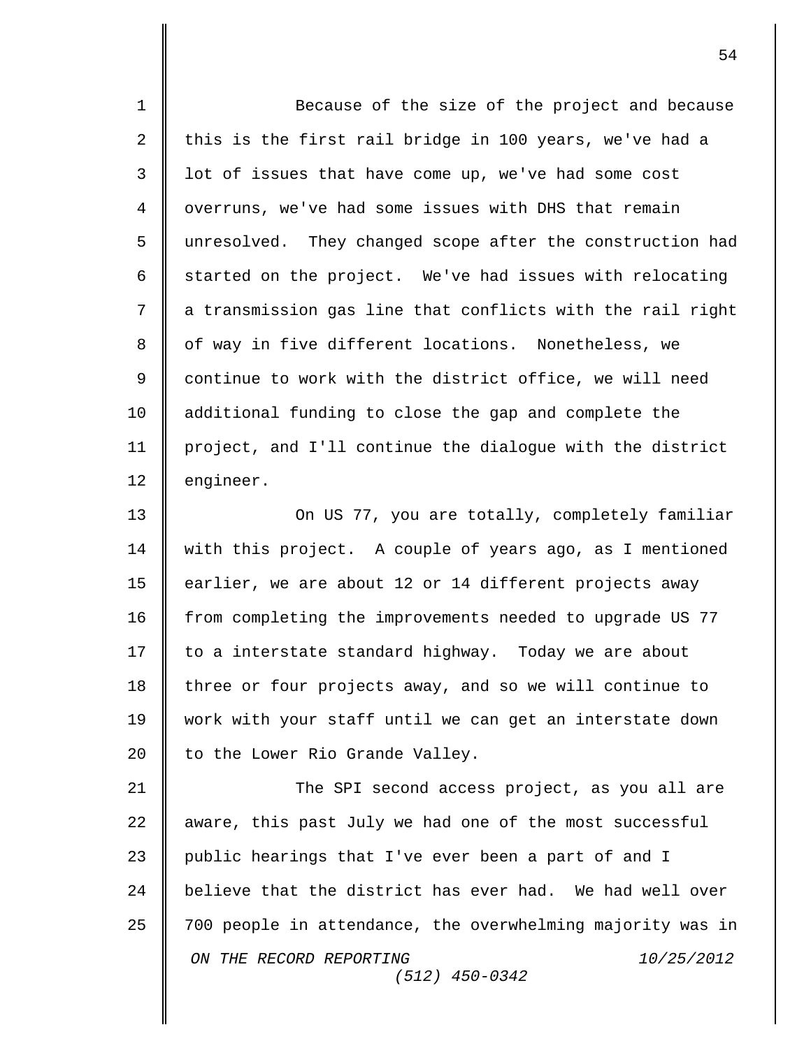Because of the size of the project and because this is the first rail bridge in 100 years, we've had a lot of issues that have come up, we've had some cost overruns, we've had some issues with DHS that remain unresolved. They changed scope after the construction had started on the project. We've had issues with relocating a transmission gas line that conflicts with the rail right of way in five different locations. Nonetheless, we continue to work with the district office, we will need additional funding to close the gap and complete the project, and I'll continue the dialogue with the district engineer.

On US 77, you are totally, completely familiar with this project. A couple of years ago, as I mentioned earlier, we are about 12 or 14 different projects away from completing the improvements needed to upgrade US 77 to a interstate standard highway. Today we are about three or four projects away, and so we will continue to work with your staff until we can get an interstate down to the Lower Rio Grande Valley.

The SPI second access project, as you all are aware, this past July we had one of the most successful public hearings that I've ever been a part of and I believe that the district has ever had. We had well over 700 people in attendance, the overwhelming majority was in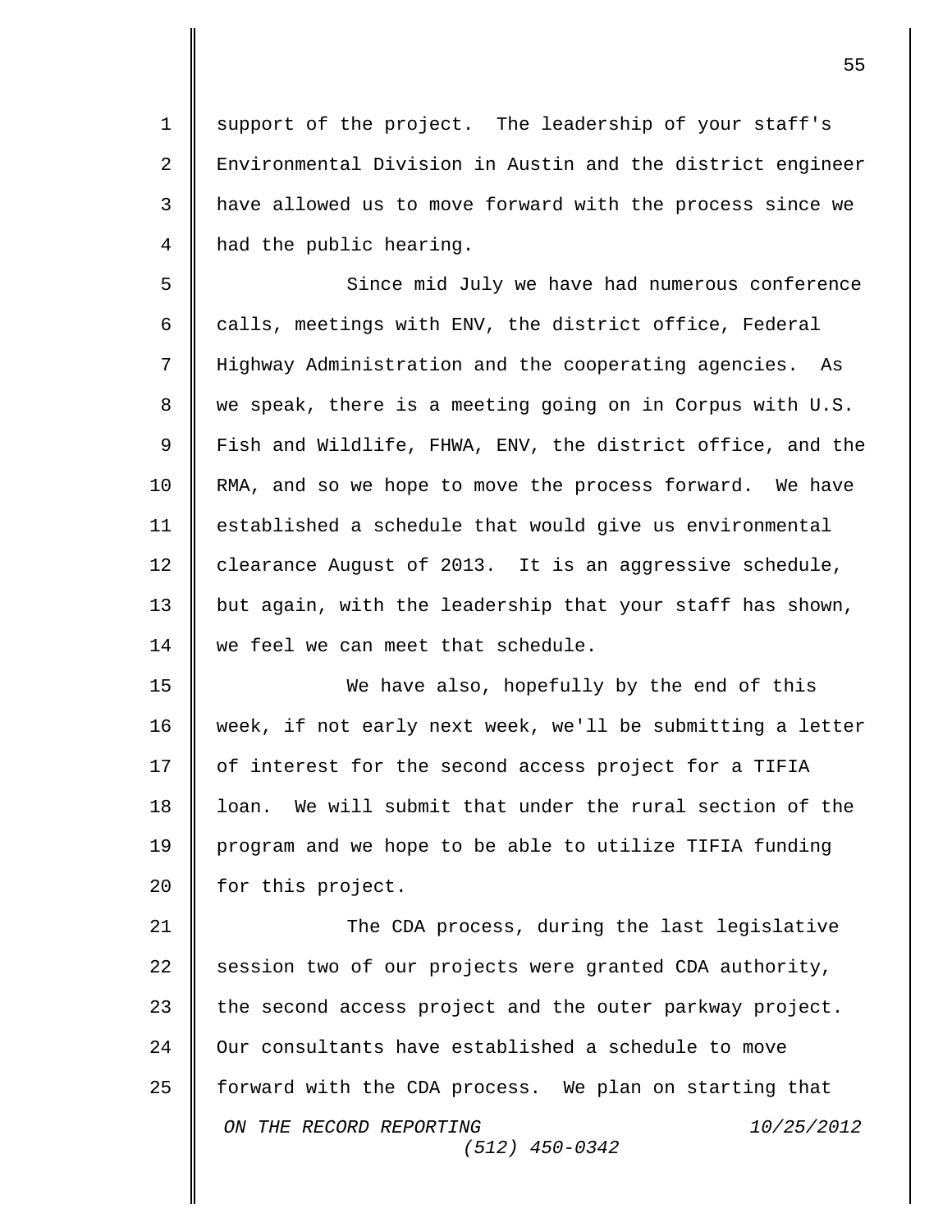support of the project. The leadership of your staff's Environmental Division in Austin and the district engineer have allowed us to move forward with the process since we had the public hearing.

Since mid July we have had numerous conference calls, meetings with ENV, the district office, Federal Highway Administration and the cooperating agencies. As we speak, there is a meeting going on in Corpus with U.S. Fish and Wildlife, FHWA, ENV, the district office, and the RMA, and so we hope to move the process forward. We have established a schedule that would give us environmental clearance August of 2013. It is an aggressive schedule, but again, with the leadership that your staff has shown, we feel we can meet that schedule.

We have also, hopefully by the end of this week, if not early next week, we'll be submitting a letter of interest for the second access project for a TIFIA loan. We will submit that under the rural section of the program and we hope to be able to utilize TIFIA funding for this project.

The CDA process, during the last legislative session two of our projects were granted CDA authority, the second access project and the outer parkway project. Our consultants have established a schedule to move forward with the CDA process. We plan on starting that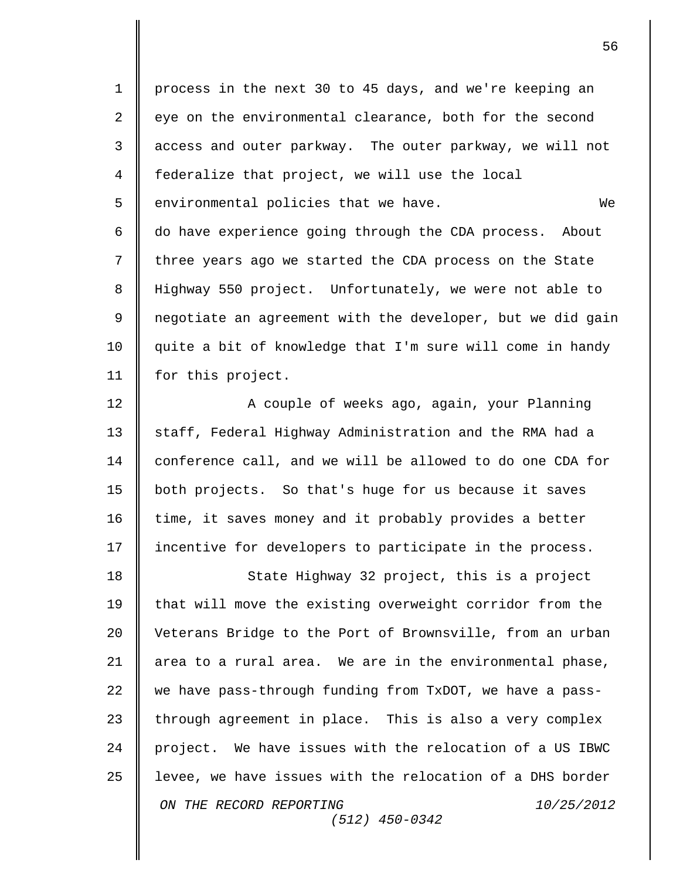process in the next 30 to 45 days, and we're keeping an eye on the environmental clearance, both for the second access and outer parkway. The outer parkway, we will not federalize that project, we will use the local environmental policies that we have. We do have experience going through the CDA process. About three years ago we started the CDA process on the State Highway 550 project. Unfortunately, we were not able to negotiate an agreement with the developer, but we did gain quite a bit of knowledge that I'm sure will come in handy for this project.

A couple of weeks ago, again, your Planning staff, Federal Highway Administration and the RMA had a conference call, and we will be allowed to do one CDA for both projects. So that's huge for us because it saves time, it saves money and it probably provides a better incentive for developers to participate in the process.

State Highway 32 project, this is a project that will move the existing overweight corridor from the Veterans Bridge to the Port of Brownsville, from an urban area to a rural area. We are in the environmental phase, we have pass-through funding from TxDOT, we have a pass-through agreement in place. This is also a very complex project. We have issues with the relocation of a US IBWC levee, we have issues with the relocation of a DHS border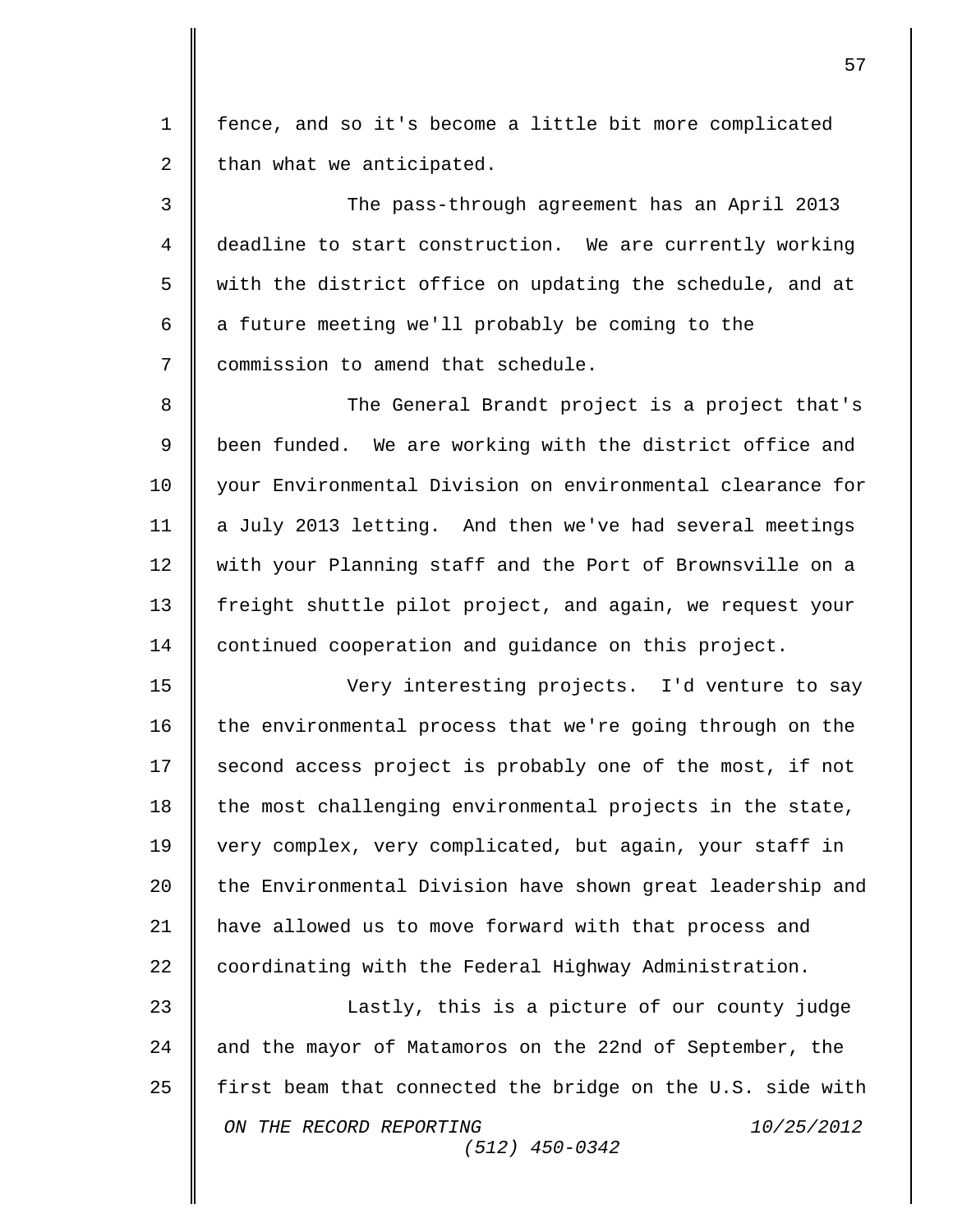fence, and so it's become a little bit more complicated than what we anticipated.

The pass-through agreement has an April 2013 deadline to start construction. We are currently working with the district office on updating the schedule, and at a future meeting we'll probably be coming to the commission to amend that schedule.

The General Brandt project is a project that's been funded. We are working with the district office and your Environmental Division on environmental clearance for a July 2013 letting. And then we've had several meetings with your Planning staff and the Port of Brownsville on a freight shuttle pilot project, and again, we request your continued cooperation and guidance on this project.

Very interesting projects. I'd venture to say the environmental process that we're going through on the second access project is probably one of the most, if not the most challenging environmental projects in the state, very complex, very complicated, but again, your staff in the Environmental Division have shown great leadership and have allowed us to move forward with that process and coordinating with the Federal Highway Administration.

Lastly, this is a picture of our county judge and the mayor of Matamoros on the 22nd of September, the first beam that connected the bridge on the U.S. side with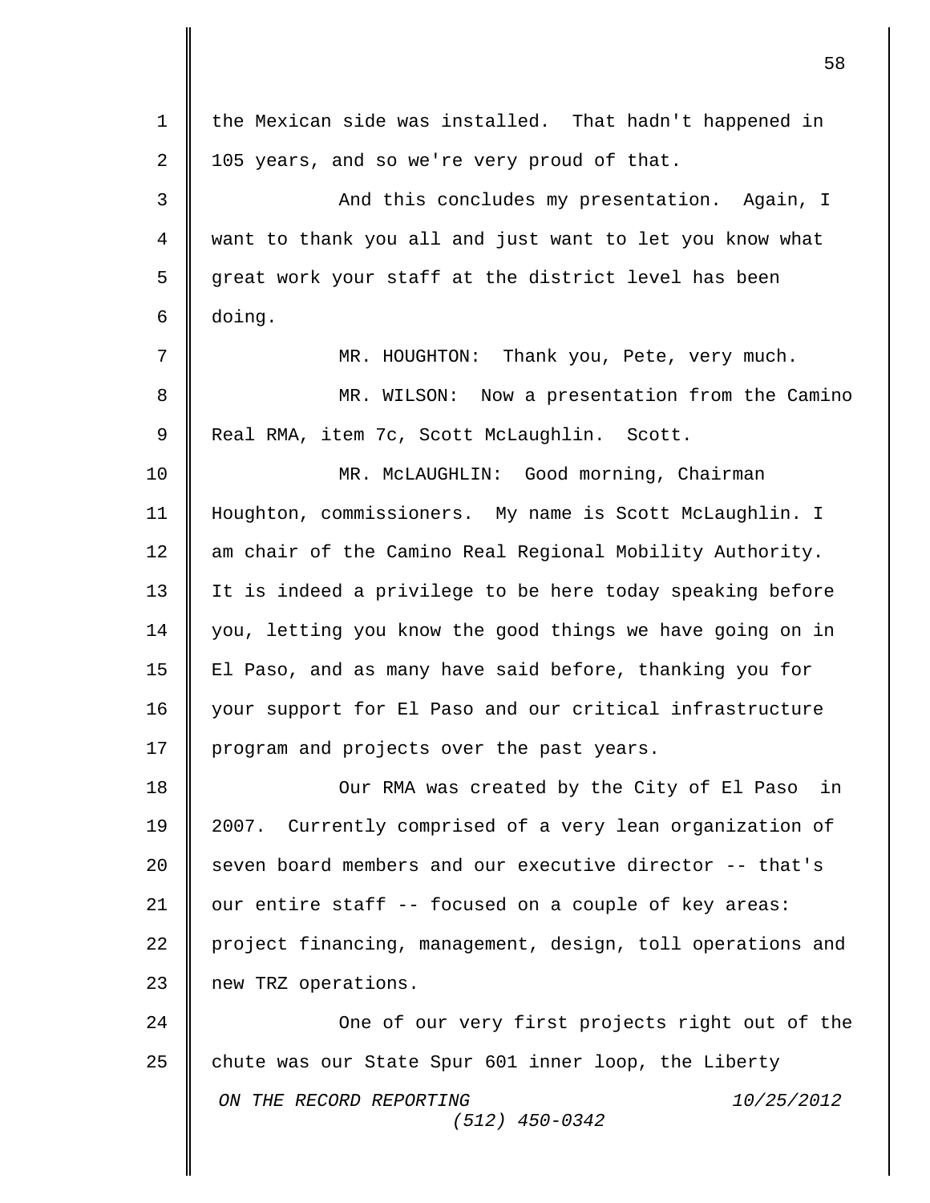the Mexican side was installed. That hadn't happened in 105 years, and so we're very proud of that.

And this concludes my presentation. Again, I want to thank you all and just want to let you know what great work your staff at the district level has been doing.

MR. HOUGHTON: Thank you, Pete, very much.

MR. WILSON: Now a presentation from the Camino Real RMA, item 7c, Scott McLaughlin. Scott.

MR. McLAUGHLIN: Good morning, Chairman Houghton, commissioners. My name is Scott McLaughlin. I am chair of the Camino Real Regional Mobility Authority. It is indeed a privilege to be here today speaking before you, letting you know the good things we have going on in El Paso, and as many have said before, thanking you for your support for El Paso and our critical infrastructure program and projects over the past years.

Our RMA was created by the City of El Paso in 2007. Currently comprised of a very lean organization of seven board members and our executive director -- that's our entire staff -- focused on a couple of key areas: project financing, management, design, toll operations and new TRZ operations.

One of our very first projects right out of the chute was our State Spur 601 inner loop, the Liberty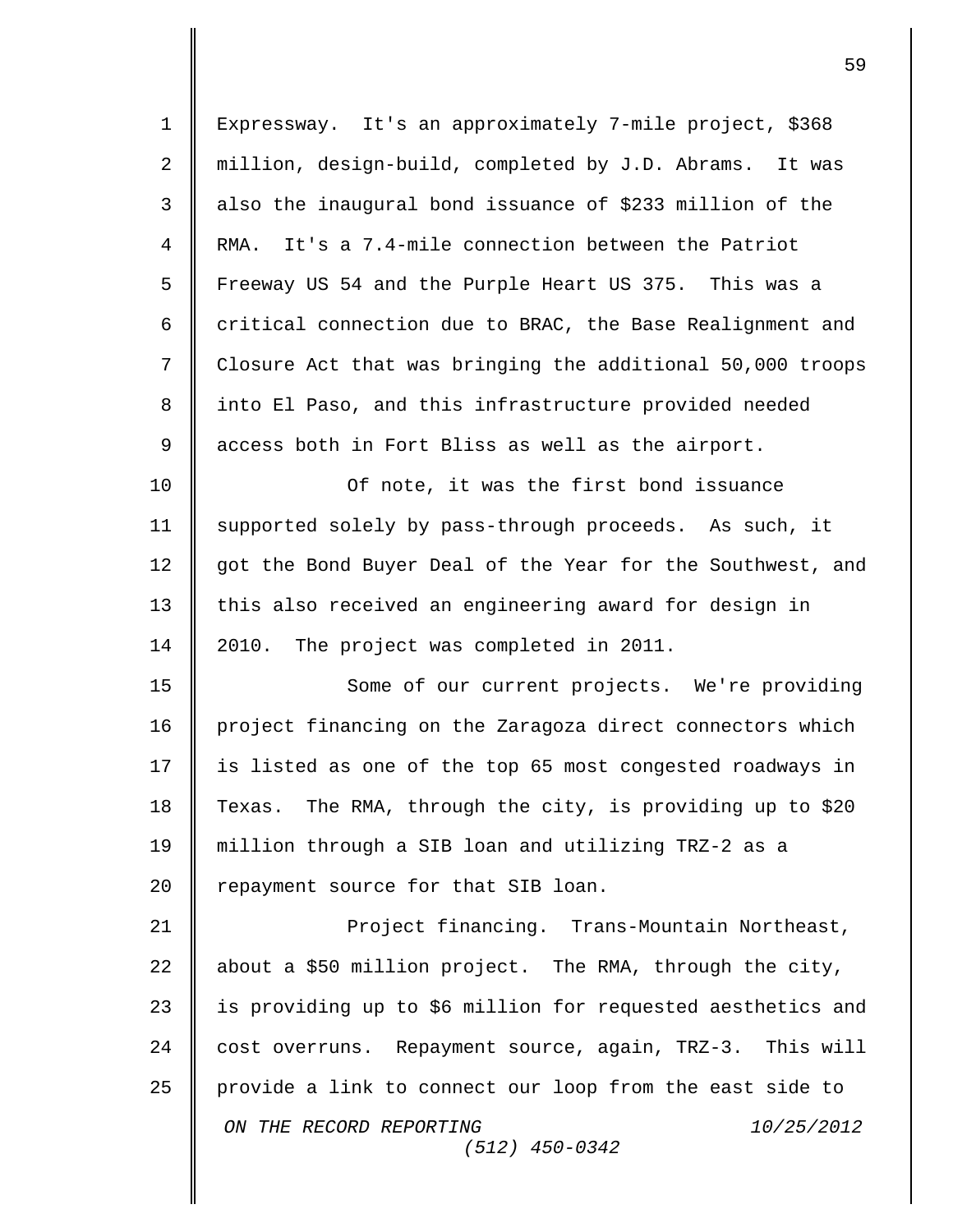Expressway. It's an approximately 7-mile project, $368 million, design-build, completed by J.D. Abrams. It was also the inaugural bond issuance of $233 million of the RMA. It's a 7.4-mile connection between the Patriot Freeway US 54 and the Purple Heart US 375. This was a critical connection due to BRAC, the Base Realignment and Closure Act that was bringing the additional 50,000 troops into El Paso, and this infrastructure provided needed access both in Fort Bliss as well as the airport.

Of note, it was the first bond issuance supported solely by pass-through proceeds. As such, it got the Bond Buyer Deal of the Year for the Southwest, and this also received an engineering award for design in 2010. The project was completed in 2011.

Some of our current projects. We're providing project financing on the Zaragoza direct connectors which is listed as one of the top 65 most congested roadways in Texas. The RMA, through the city, is providing up to $20 million through a SIB loan and utilizing TRZ-2 as a repayment source for that SIB loan.

Project financing. Trans-Mountain Northeast, about a $50 million project. The RMA, through the city, is providing up to $6 million for requested aesthetics and cost overruns. Repayment source, again, TRZ-3. This will provide a link to connect our loop from the east side to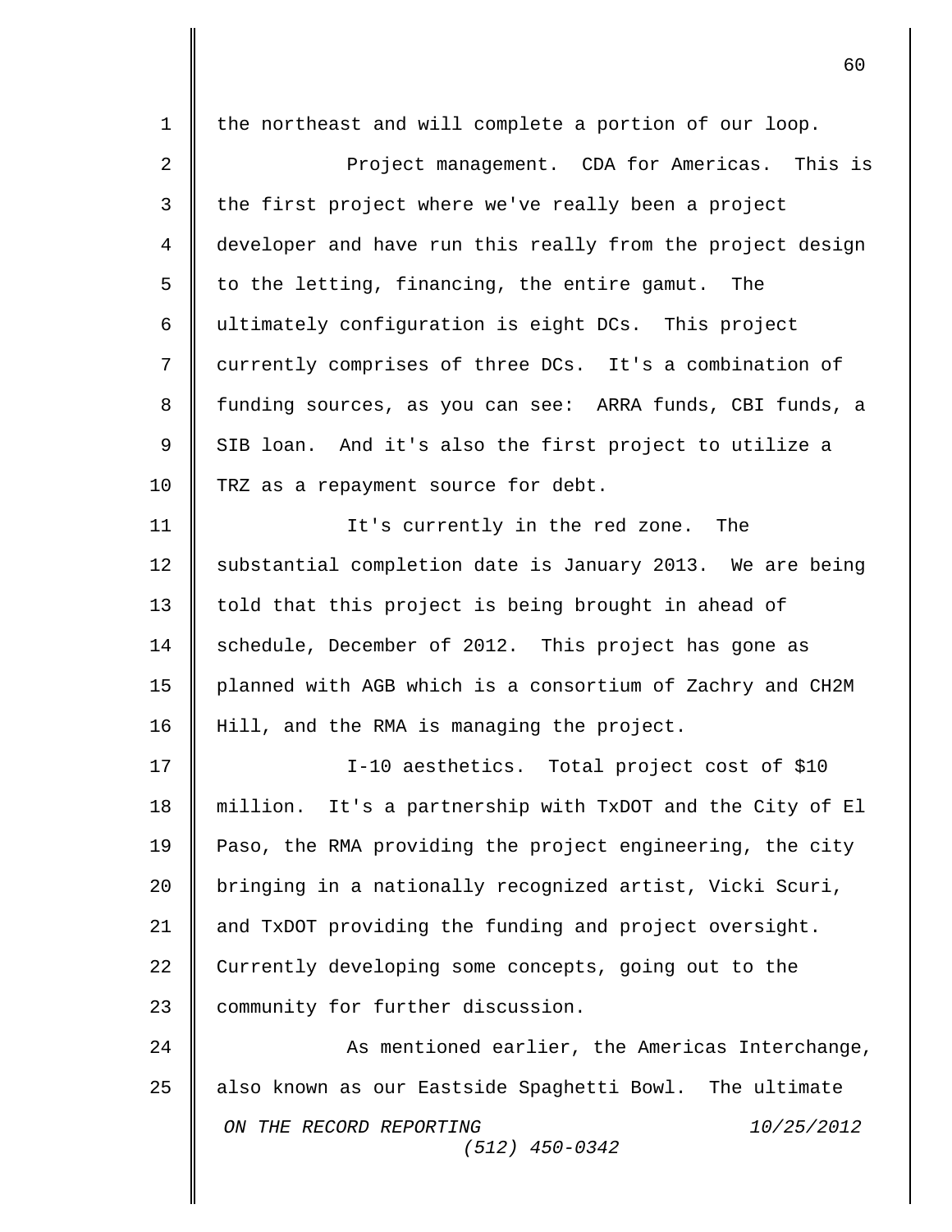the northeast and will complete a portion of our loop.

Project management. CDA for Americas. This is the first project where we've really been a project developer and have run this really from the project design to the letting, financing, the entire gamut. The ultimately configuration is eight DCs. This project currently comprises of three DCs. It's a combination of funding sources, as you can see: ARRA funds, CBI funds, a SIB loan. And it's also the first project to utilize a TRZ as a repayment source for debt.

It's currently in the red zone. The substantial completion date is January 2013. We are being told that this project is being brought in ahead of schedule, December of 2012. This project has gone as planned with AGB which is a consortium of Zachry and CH2M Hill, and the RMA is managing the project.

I-10 aesthetics. Total project cost of $10 million. It's a partnership with TxDOT and the City of El Paso, the RMA providing the project engineering, the city bringing in a nationally recognized artist, Vicki Scuri, and TxDOT providing the funding and project oversight. Currently developing some concepts, going out to the community for further discussion.

As mentioned earlier, the Americas Interchange, also known as our Eastside Spaghetti Bowl. The ultimate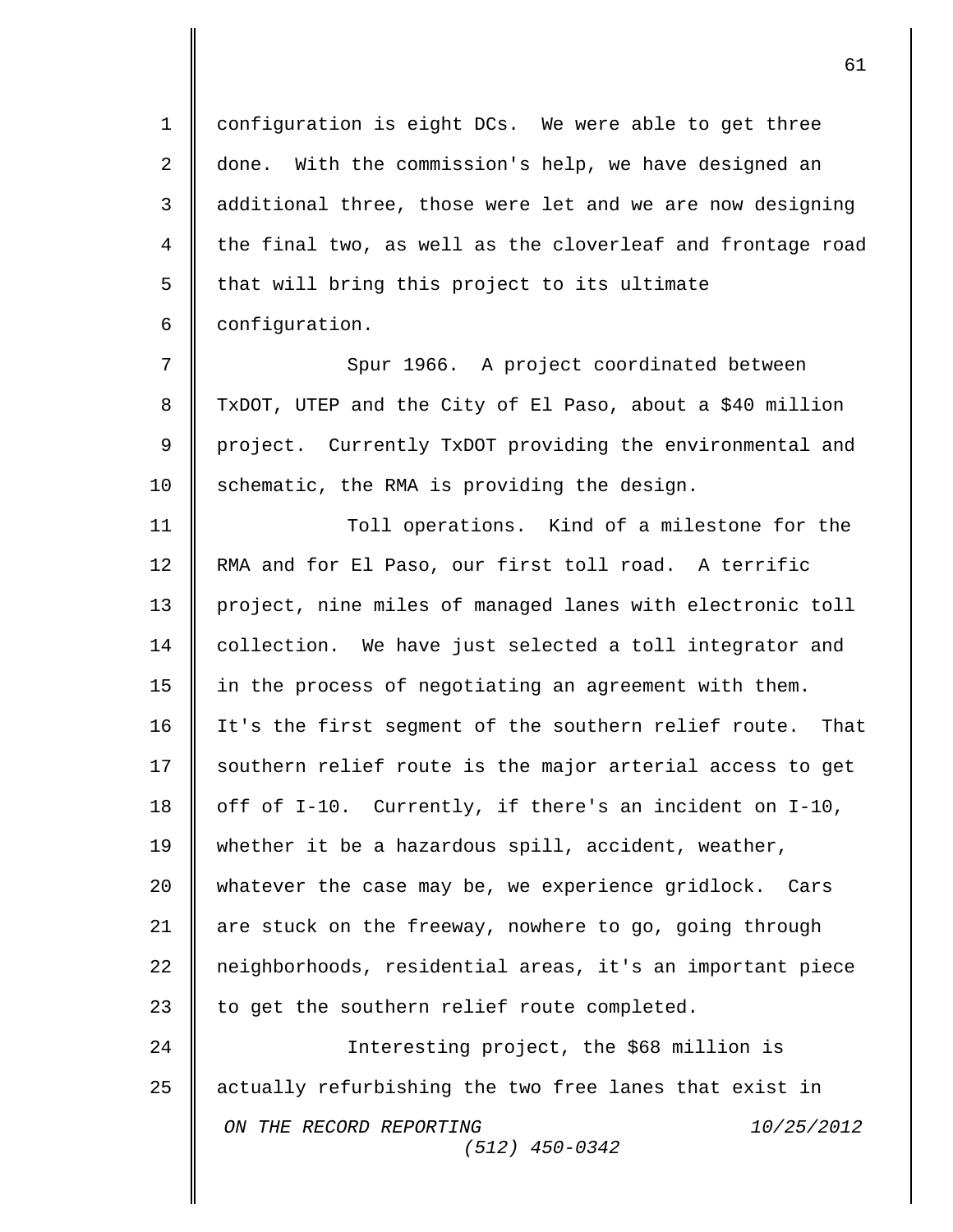configuration is eight DCs. We were able to get three done. With the commission's help, we have designed an additional three, those were let and we are now designing the final two, as well as the cloverleaf and frontage road that will bring this project to its ultimate configuration.

Spur 1966. A project coordinated between TxDOT, UTEP and the City of El Paso, about a $40 million project. Currently TxDOT providing the environmental and schematic, the RMA is providing the design.

Toll operations. Kind of a milestone for the RMA and for El Paso, our first toll road. A terrific project, nine miles of managed lanes with electronic toll collection. We have just selected a toll integrator and in the process of negotiating an agreement with them. It's the first segment of the southern relief route. That southern relief route is the major arterial access to get off of I-10. Currently, if there's an incident on I-10, whether it be a hazardous spill, accident, weather, whatever the case may be, we experience gridlock. Cars are stuck on the freeway, nowhere to go, going through neighborhoods, residential areas, it's an important piece to get the southern relief route completed.

Interesting project, the $68 million is actually refurbishing the two free lanes that exist in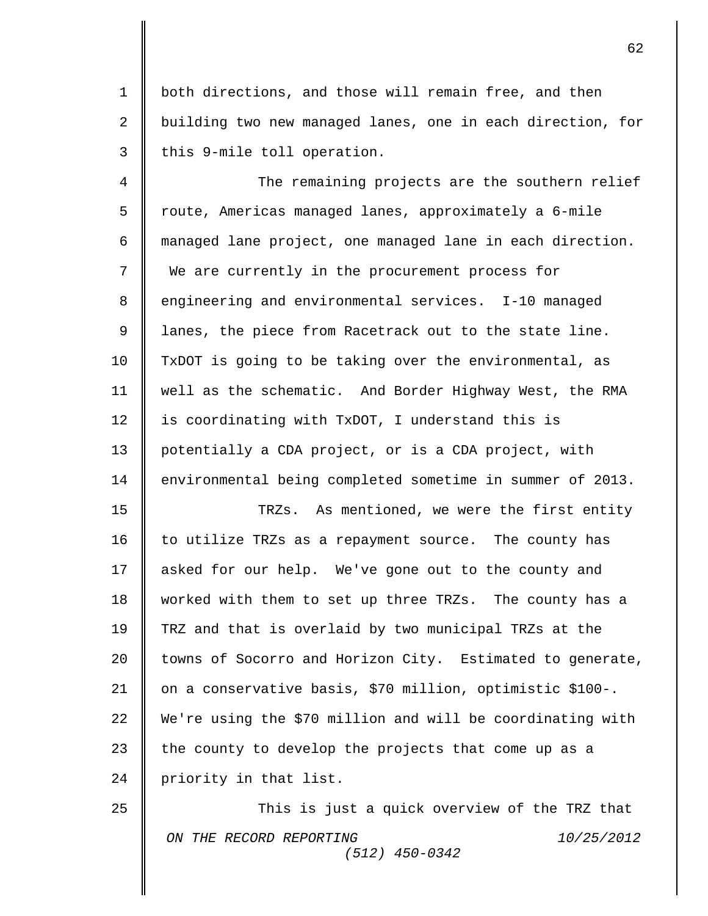both directions, and those will remain free, and then building two new managed lanes, one in each direction, for this 9-mile toll operation.

The remaining projects are the southern relief route, Americas managed lanes, approximately a 6-mile managed lane project, one managed lane in each direction. We are currently in the procurement process for engineering and environmental services. I-10 managed lanes, the piece from Racetrack out to the state line. TxDOT is going to be taking over the environmental, as well as the schematic. And Border Highway West, the RMA is coordinating with TxDOT, I understand this is potentially a CDA project, or is a CDA project, with environmental being completed sometime in summer of 2013.

TRZs. As mentioned, we were the first entity to utilize TRZs as a repayment source. The county has asked for our help. We've gone out to the county and worked with them to set up three TRZs. The county has a TRZ and that is overlaid by two municipal TRZs at the towns of Socorro and Horizon City. Estimated to generate, on a conservative basis, $70 million, optimistic $100-. We're using the $70 million and will be coordinating with the county to develop the projects that come up as a priority in that list.

This is just a quick overview of the TRZ that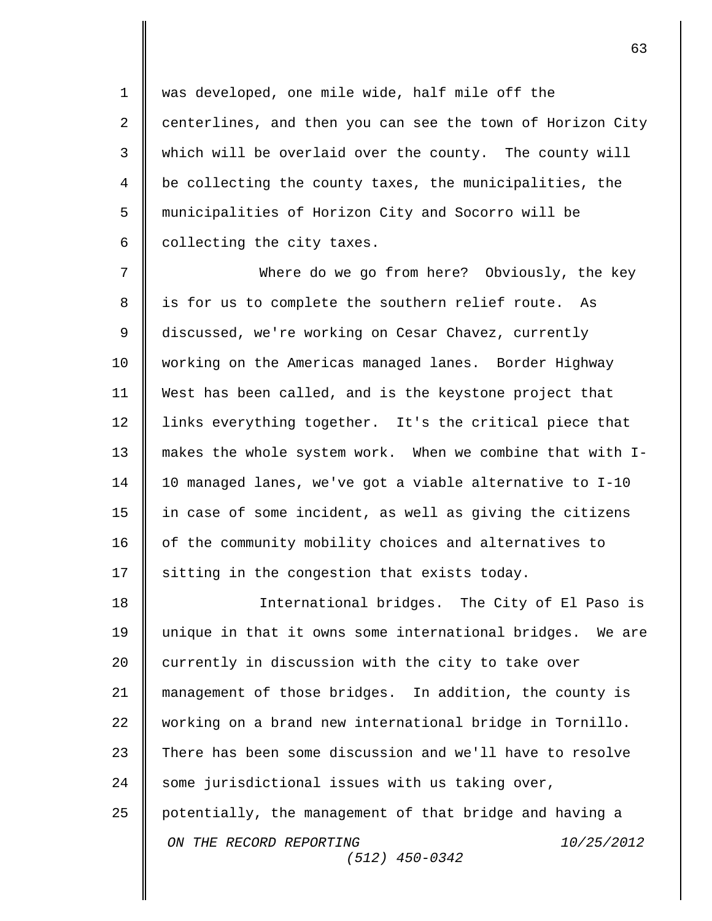was developed, one mile wide, half mile off the centerlines, and then you can see the town of Horizon City which will be overlaid over the county. The county will be collecting the county taxes, the municipalities, the municipalities of Horizon City and Socorro will be collecting the city taxes.

Where do we go from here? Obviously, the key is for us to complete the southern relief route. As discussed, we're working on Cesar Chavez, currently working on the Americas managed lanes. Border Highway West has been called, and is the keystone project that links everything together. It's the critical piece that makes the whole system work. When we combine that with I-10 managed lanes, we've got a viable alternative to I-10 in case of some incident, as well as giving the citizens of the community mobility choices and alternatives to sitting in the congestion that exists today.

International bridges. The City of El Paso is unique in that it owns some international bridges. We are currently in discussion with the city to take over management of those bridges. In addition, the county is working on a brand new international bridge in Tornillo. There has been some discussion and we'll have to resolve some jurisdictional issues with us taking over, potentially, the management of that bridge and having a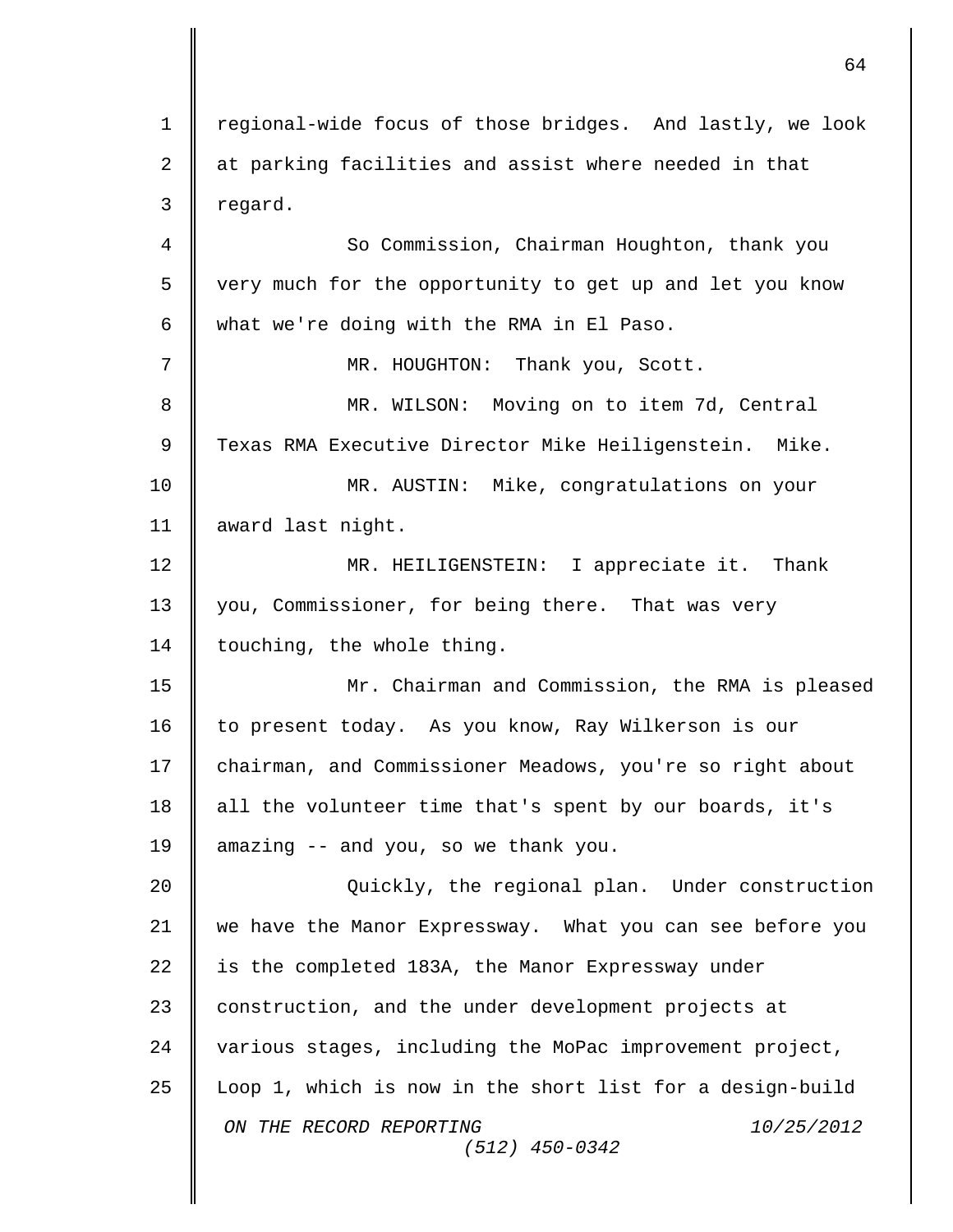regional-wide focus of those bridges. And lastly, we look at parking facilities and assist where needed in that regard.

So Commission, Chairman Houghton, thank you very much for the opportunity to get up and let you know what we're doing with the RMA in El Paso.

MR. HOUGHTON: Thank you, Scott.

MR. WILSON: Moving on to item 7d, Central Texas RMA Executive Director Mike Heiligenstein. Mike.

MR. AUSTIN: Mike, congratulations on your award last night.

MR. HEILIGENSTEIN: I appreciate it. Thank you, Commissioner, for being there. That was very touching, the whole thing.

Mr. Chairman and Commission, the RMA is pleased to present today. As you know, Ray Wilkerson is our chairman, and Commissioner Meadows, you're so right about all the volunteer time that's spent by our boards, it's amazing -- and you, so we thank you.

Quickly, the regional plan. Under construction we have the Manor Expressway. What you can see before you is the completed 183A, the Manor Expressway under construction, and the under development projects at various stages, including the MoPac improvement project, Loop 1, which is now in the short list for a design-build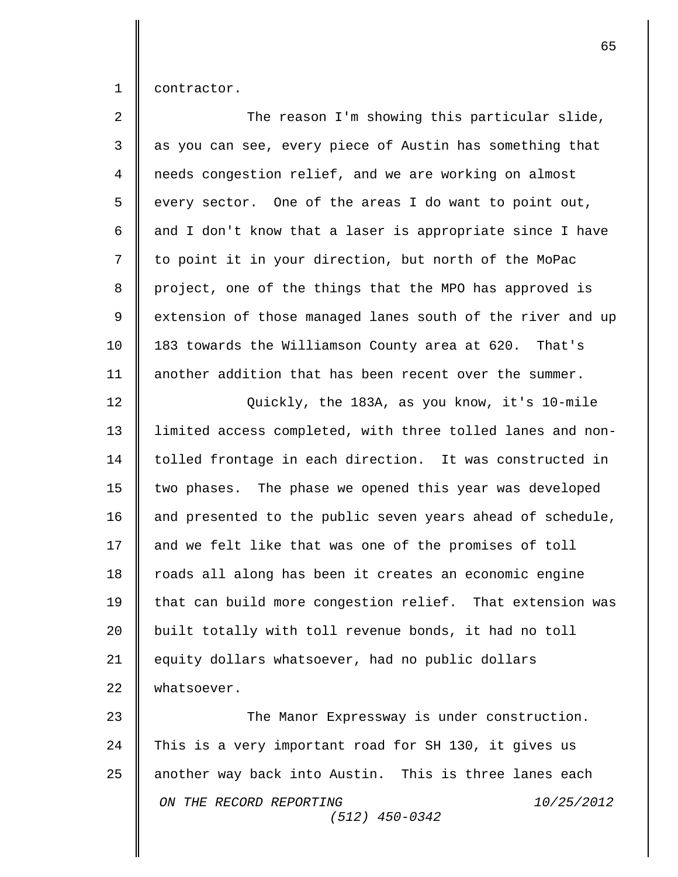contractor.

The reason I'm showing this particular slide, as you can see, every piece of Austin has something that needs congestion relief, and we are working on almost every sector. One of the areas I do want to point out, and I don't know that a laser is appropriate since I have to point it in your direction, but north of the MoPac project, one of the things that the MPO has approved is extension of those managed lanes south of the river and up 183 towards the Williamson County area at 620. That's another addition that has been recent over the summer.

Quickly, the 183A, as you know, it's 10-mile limited access completed, with three tolled lanes and non-tolled frontage in each direction. It was constructed in two phases. The phase we opened this year was developed and presented to the public seven years ahead of schedule, and we felt like that was one of the promises of toll roads all along has been it creates an economic engine that can build more congestion relief. That extension was built totally with toll revenue bonds, it had no toll equity dollars whatsoever, had no public dollars whatsoever.

The Manor Expressway is under construction. This is a very important road for SH 130, it gives us another way back into Austin. This is three lanes each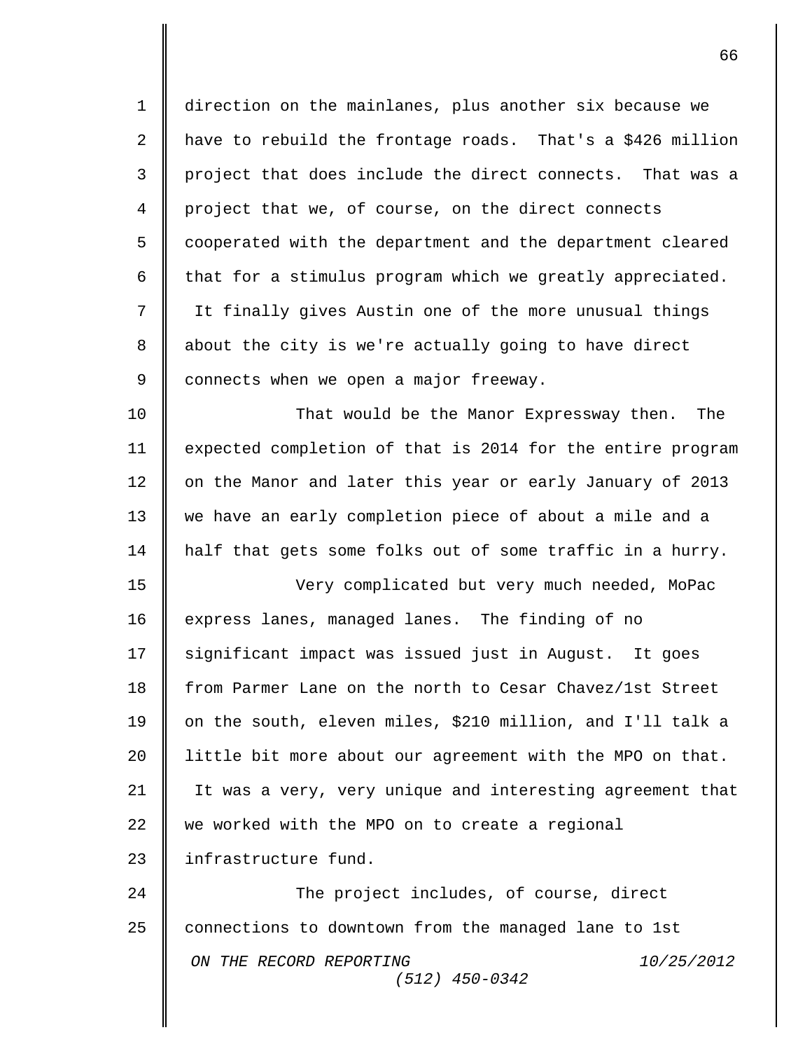direction on the mainlanes, plus another six because we have to rebuild the frontage roads. That's a $426 million project that does include the direct connects. That was a project that we, of course, on the direct connects cooperated with the department and the department cleared that for a stimulus program which we greatly appreciated. It finally gives Austin one of the more unusual things about the city is we're actually going to have direct connects when we open a major freeway.

That would be the Manor Expressway then. The expected completion of that is 2014 for the entire program on the Manor and later this year or early January of 2013 we have an early completion piece of about a mile and a half that gets some folks out of some traffic in a hurry.

Very complicated but very much needed, MoPac express lanes, managed lanes. The finding of no significant impact was issued just in August. It goes from Parmer Lane on the north to Cesar Chavez/1st Street on the south, eleven miles, $210 million, and I'll talk a little bit more about our agreement with the MPO on that. It was a very, very unique and interesting agreement that we worked with the MPO on to create a regional infrastructure fund.

The project includes, of course, direct connections to downtown from the managed lane to 1st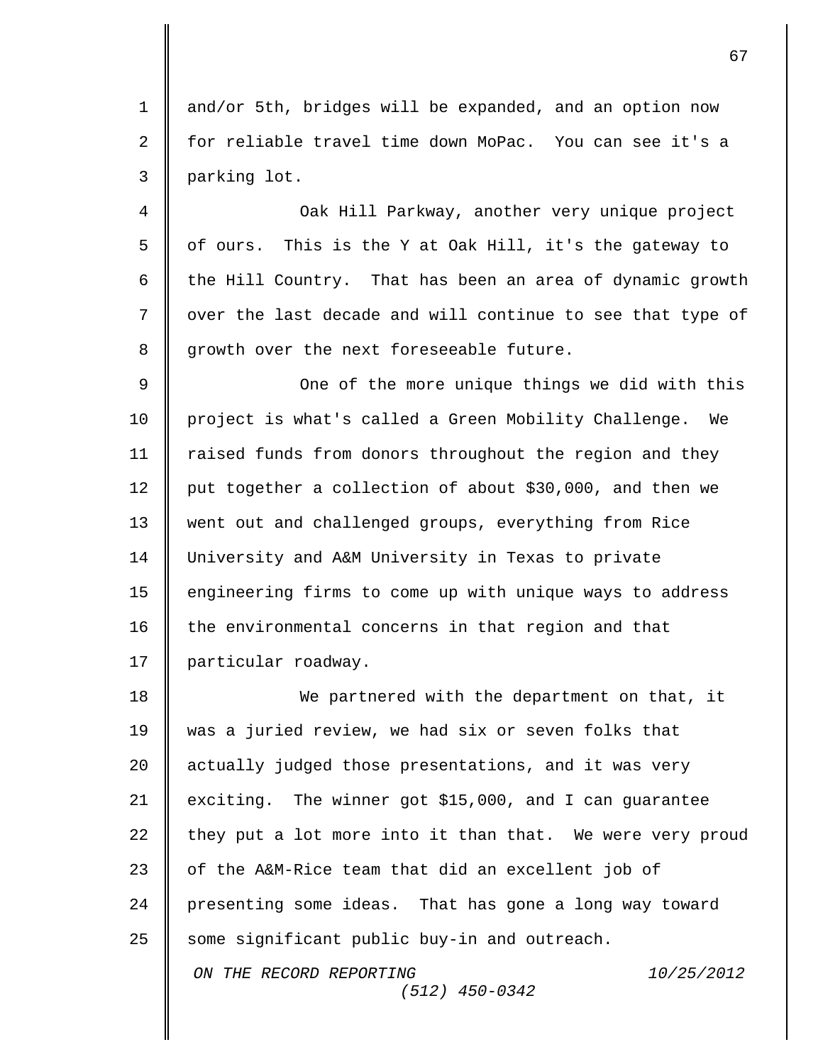and/or 5th, bridges will be expanded, and an option now for reliable travel time down MoPac. You can see it's a parking lot.

Oak Hill Parkway, another very unique project of ours. This is the Y at Oak Hill, it's the gateway to the Hill Country. That has been an area of dynamic growth over the last decade and will continue to see that type of growth over the next foreseeable future.

One of the more unique things we did with this project is what's called a Green Mobility Challenge. We raised funds from donors throughout the region and they put together a collection of about $30,000, and then we went out and challenged groups, everything from Rice University and A&M University in Texas to private engineering firms to come up with unique ways to address the environmental concerns in that region and that particular roadway.

We partnered with the department on that, it was a juried review, we had six or seven folks that actually judged those presentations, and it was very exciting. The winner got $15,000, and I can guarantee they put a lot more into it than that. We were very proud of the A&M-Rice team that did an excellent job of presenting some ideas. That has gone a long way toward some significant public buy-in and outreach.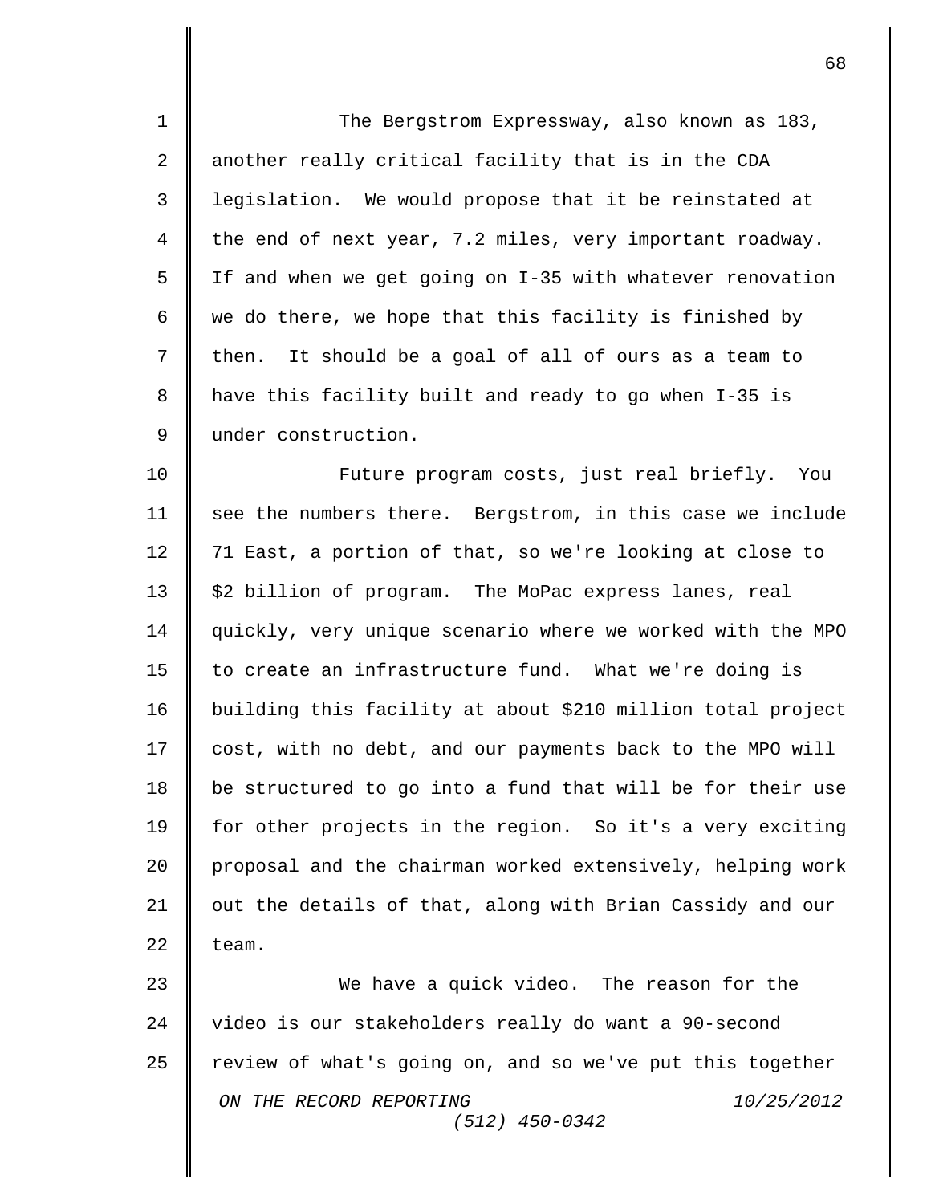The Bergstrom Expressway, also known as 183, another really critical facility that is in the CDA legislation. We would propose that it be reinstated at the end of next year, 7.2 miles, very important roadway. If and when we get going on I-35 with whatever renovation we do there, we hope that this facility is finished by then. It should be a goal of all of ours as a team to have this facility built and ready to go when I-35 is under construction.

Future program costs, just real briefly. You see the numbers there. Bergstrom, in this case we include 71 East, a portion of that, so we're looking at close to $2 billion of program. The MoPac express lanes, real quickly, very unique scenario where we worked with the MPO to create an infrastructure fund. What we're doing is building this facility at about $210 million total project cost, with no debt, and our payments back to the MPO will be structured to go into a fund that will be for their use for other projects in the region. So it's a very exciting proposal and the chairman worked extensively, helping work out the details of that, along with Brian Cassidy and our team.

We have a quick video. The reason for the video is our stakeholders really do want a 90-second review of what's going on, and so we've put this together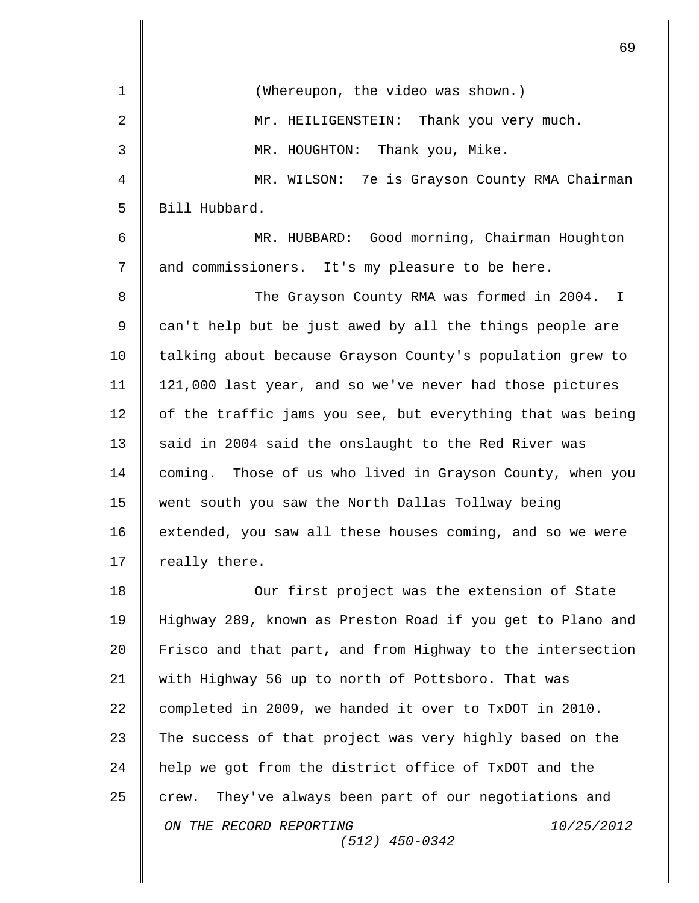(Whereupon, the video was shown.)

Mr. HEILIGENSTEIN: Thank you very much.

MR. HOUGHTON: Thank you, Mike.

MR. WILSON: 7e is Grayson County RMA Chairman Bill Hubbard.

MR. HUBBARD: Good morning, Chairman Houghton and commissioners. It's my pleasure to be here.

The Grayson County RMA was formed in 2004. I can't help but be just awed by all the things people are talking about because Grayson County's population grew to 121,000 last year, and so we've never had those pictures of the traffic jams you see, but everything that was being said in 2004 said the onslaught to the Red River was coming. Those of us who lived in Grayson County, when you went south you saw the North Dallas Tollway being extended, you saw all these houses coming, and so we were really there.

Our first project was the extension of State Highway 289, known as Preston Road if you get to Plano and Frisco and that part, and from Highway to the intersection with Highway 56 up to north of Pottsboro. That was completed in 2009, we handed it over to TxDOT in 2010. The success of that project was very highly based on the help we got from the district office of TxDOT and the crew. They've always been part of our negotiations and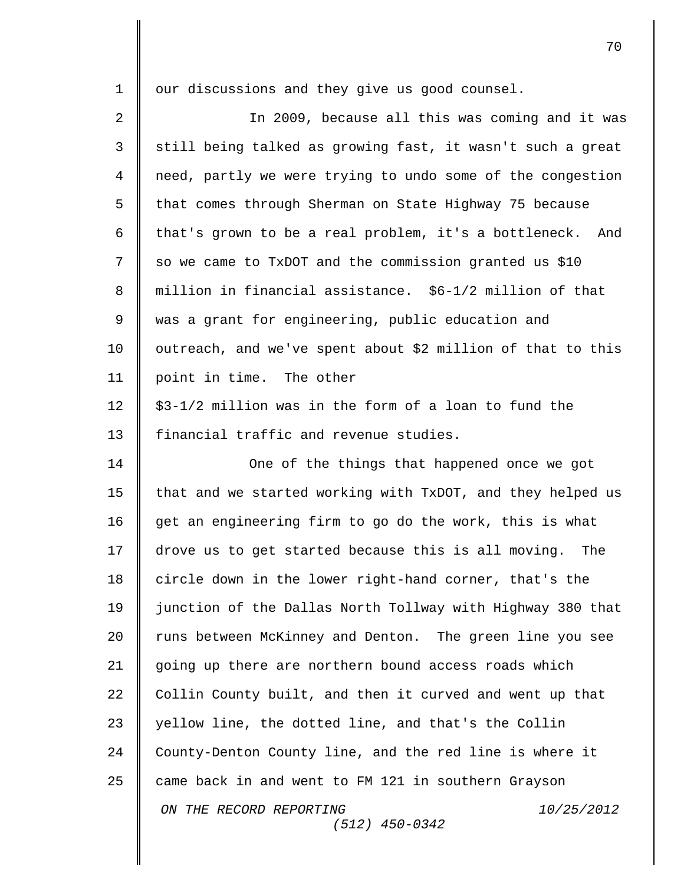our discussions and they give us good counsel.

In 2009, because all this was coming and it was still being talked as growing fast, it wasn't such a great need, partly we were trying to undo some of the congestion that comes through Sherman on State Highway 75 because that's grown to be a real problem, it's a bottleneck. And so we came to TxDOT and the commission granted us $10 million in financial assistance. $6-1/2 million of that was a grant for engineering, public education and outreach, and we've spent about $2 million of that to this point in time. The other $3-1/2 million was in the form of a loan to fund the financial traffic and revenue studies.

One of the things that happened once we got that and we started working with TxDOT, and they helped us get an engineering firm to go do the work, this is what drove us to get started because this is all moving. The circle down in the lower right-hand corner, that's the junction of the Dallas North Tollway with Highway 380 that runs between McKinney and Denton. The green line you see going up there are northern bound access roads which Collin County built, and then it curved and went up that yellow line, the dotted line, and that's the Collin County-Denton County line, and the red line is where it came back in and went to FM 121 in southern Grayson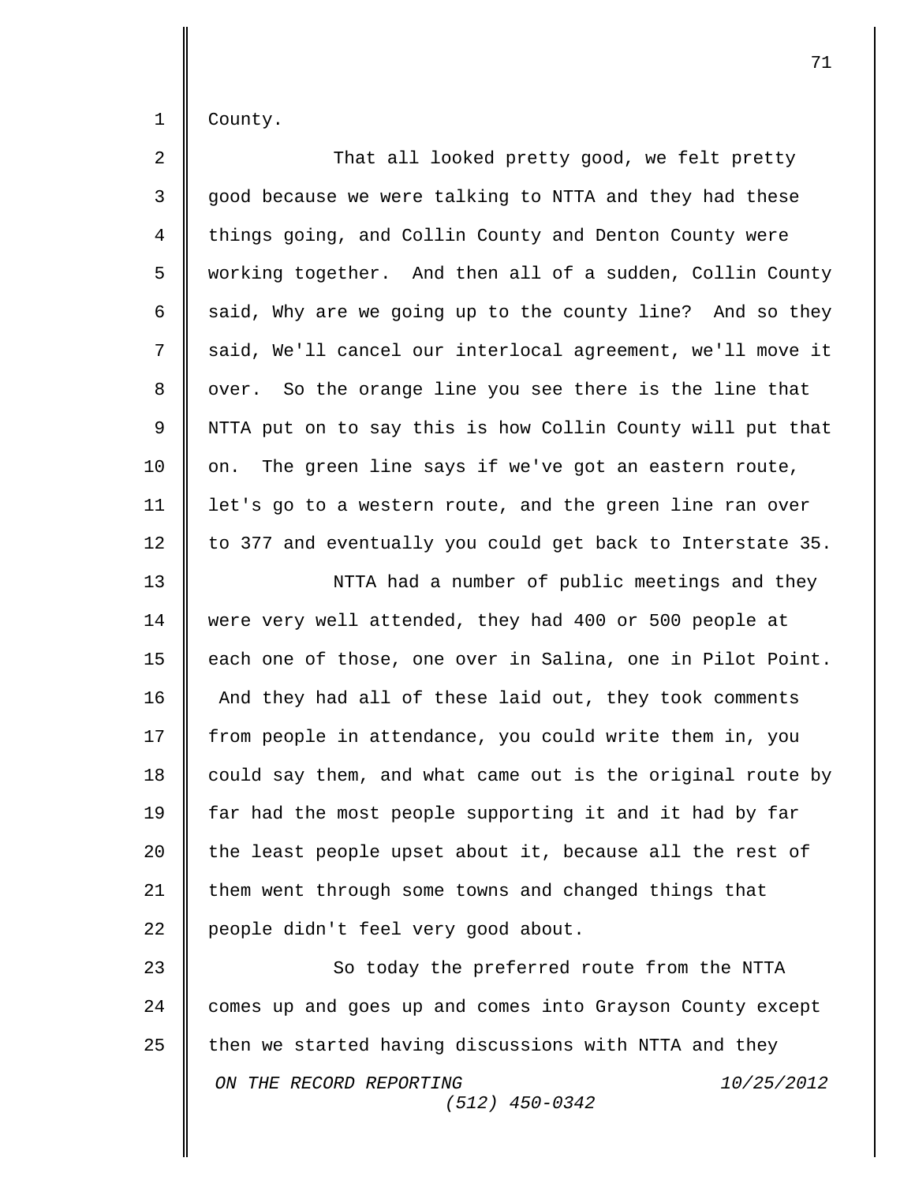County.

That all looked pretty good, we felt pretty good because we were talking to NTTA and they had these things going, and Collin County and Denton County were working together. And then all of a sudden, Collin County said, Why are we going up to the county line? And so they said, We'll cancel our interlocal agreement, we'll move it over. So the orange line you see there is the line that NTTA put on to say this is how Collin County will put that on. The green line says if we've got an eastern route, let's go to a western route, and the green line ran over to 377 and eventually you could get back to Interstate 35.

NTTA had a number of public meetings and they were very well attended, they had 400 or 500 people at each one of those, one over in Salina, one in Pilot Point. And they had all of these laid out, they took comments from people in attendance, you could write them in, you could say them, and what came out is the original route by far had the most people supporting it and it had by far the least people upset about it, because all the rest of them went through some towns and changed things that people didn't feel very good about.

So today the preferred route from the NTTA comes up and goes up and comes into Grayson County except then we started having discussions with NTTA and they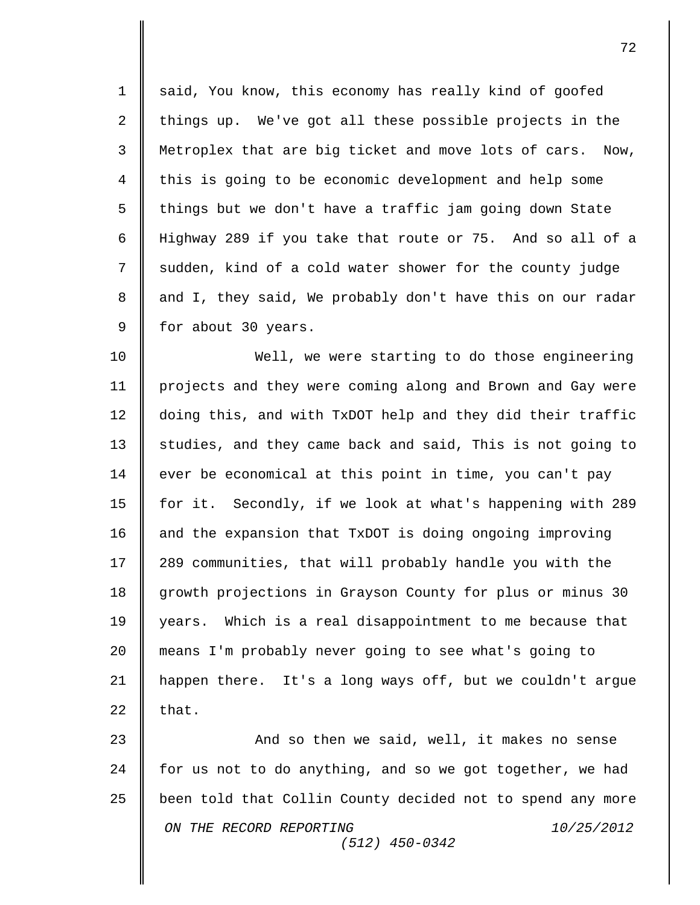said, You know, this economy has really kind of goofed things up. We've got all these possible projects in the Metroplex that are big ticket and move lots of cars. Now, this is going to be economic development and help some things but we don't have a traffic jam going down State Highway 289 if you take that route or 75. And so all of a sudden, kind of a cold water shower for the county judge and I, they said, We probably don't have this on our radar for about 30 years.

Well, we were starting to do those engineering projects and they were coming along and Brown and Gay were doing this, and with TxDOT help and they did their traffic studies, and they came back and said, This is not going to ever be economical at this point in time, you can't pay for it. Secondly, if we look at what's happening with 289 and the expansion that TxDOT is doing ongoing improving 289 communities, that will probably handle you with the growth projections in Grayson County for plus or minus 30 years. Which is a real disappointment to me because that means I'm probably never going to see what's going to happen there. It's a long ways off, but we couldn't argue that.

And so then we said, well, it makes no sense for us not to do anything, and so we got together, we had been told that Collin County decided not to spend any more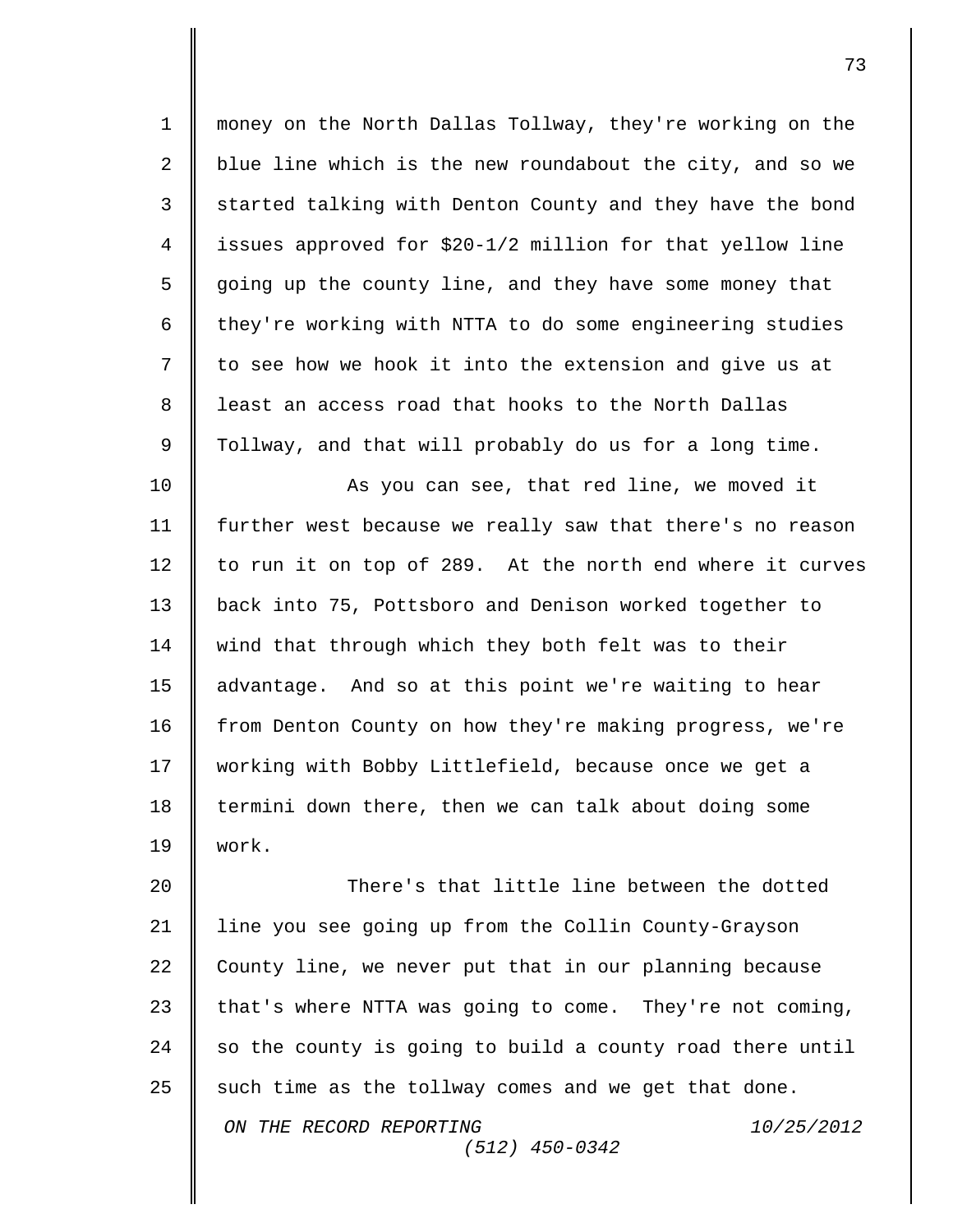money on the North Dallas Tollway, they're working on the blue line which is the new roundabout the city, and so we started talking with Denton County and they have the bond issues approved for $20-1/2 million for that yellow line going up the county line, and they have some money that they're working with NTTA to do some engineering studies to see how we hook it into the extension and give us at least an access road that hooks to the North Dallas Tollway, and that will probably do us for a long time.

As you can see, that red line, we moved it further west because we really saw that there's no reason to run it on top of 289. At the north end where it curves back into 75, Pottsboro and Denison worked together to wind that through which they both felt was to their advantage. And so at this point we're waiting to hear from Denton County on how they're making progress, we're working with Bobby Littlefield, because once we get a termini down there, then we can talk about doing some work.

There's that little line between the dotted line you see going up from the Collin County-Grayson County line, we never put that in our planning because that's where NTTA was going to come. They're not coming, so the county is going to build a county road there until such time as the tollway comes and we get that done.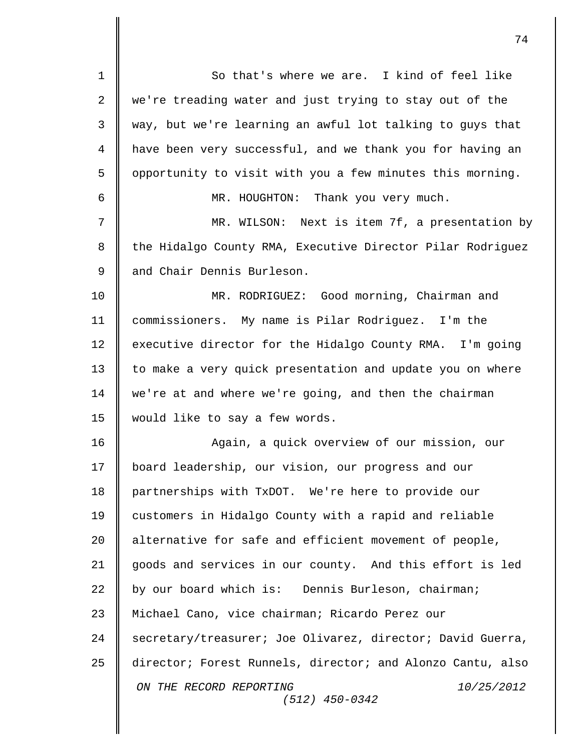So that's where we are. I kind of feel like we're treading water and just trying to stay out of the way, but we're learning an awful lot talking to guys that have been very successful, and we thank you for having an opportunity to visit with you a few minutes this morning.

MR. HOUGHTON: Thank you very much.

MR. WILSON: Next is item 7f, a presentation by the Hidalgo County RMA, Executive Director Pilar Rodriguez and Chair Dennis Burleson.

MR. RODRIGUEZ: Good morning, Chairman and commissioners. My name is Pilar Rodriguez. I'm the executive director for the Hidalgo County RMA. I'm going to make a very quick presentation and update you on where we're at and where we're going, and then the chairman would like to say a few words.

Again, a quick overview of our mission, our board leadership, our vision, our progress and our partnerships with TxDOT. We're here to provide our customers in Hidalgo County with a rapid and reliable alternative for safe and efficient movement of people, goods and services in our county. And this effort is led by our board which is: Dennis Burleson, chairman; Michael Cano, vice chairman; Ricardo Perez our secretary/treasurer; Joe Olivarez, director; David Guerra, director; Forest Runnels, director; and Alonzo Cantu, also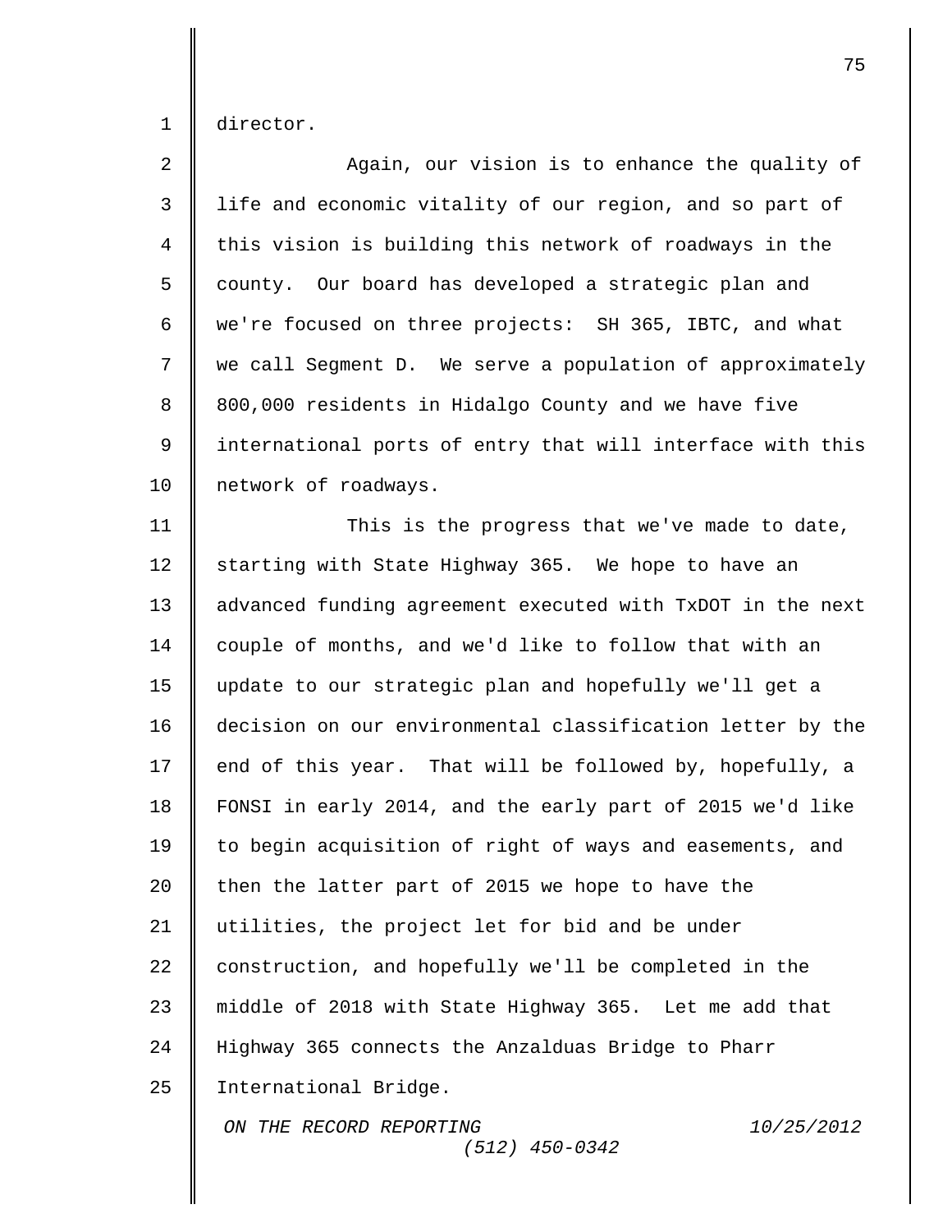director.

Again, our vision is to enhance the quality of life and economic vitality of our region, and so part of this vision is building this network of roadways in the county. Our board has developed a strategic plan and we're focused on three projects: SH 365, IBTC, and what we call Segment D. We serve a population of approximately 800,000 residents in Hidalgo County and we have five international ports of entry that will interface with this network of roadways.

This is the progress that we've made to date, starting with State Highway 365. We hope to have an advanced funding agreement executed with TxDOT in the next couple of months, and we'd like to follow that with an update to our strategic plan and hopefully we'll get a decision on our environmental classification letter by the end of this year. That will be followed by, hopefully, a FONSI in early 2014, and the early part of 2015 we'd like to begin acquisition of right of ways and easements, and then the latter part of 2015 we hope to have the utilities, the project let for bid and be under construction, and hopefully we'll be completed in the middle of 2018 with State Highway 365. Let me add that Highway 365 connects the Anzalduas Bridge to Pharr International Bridge.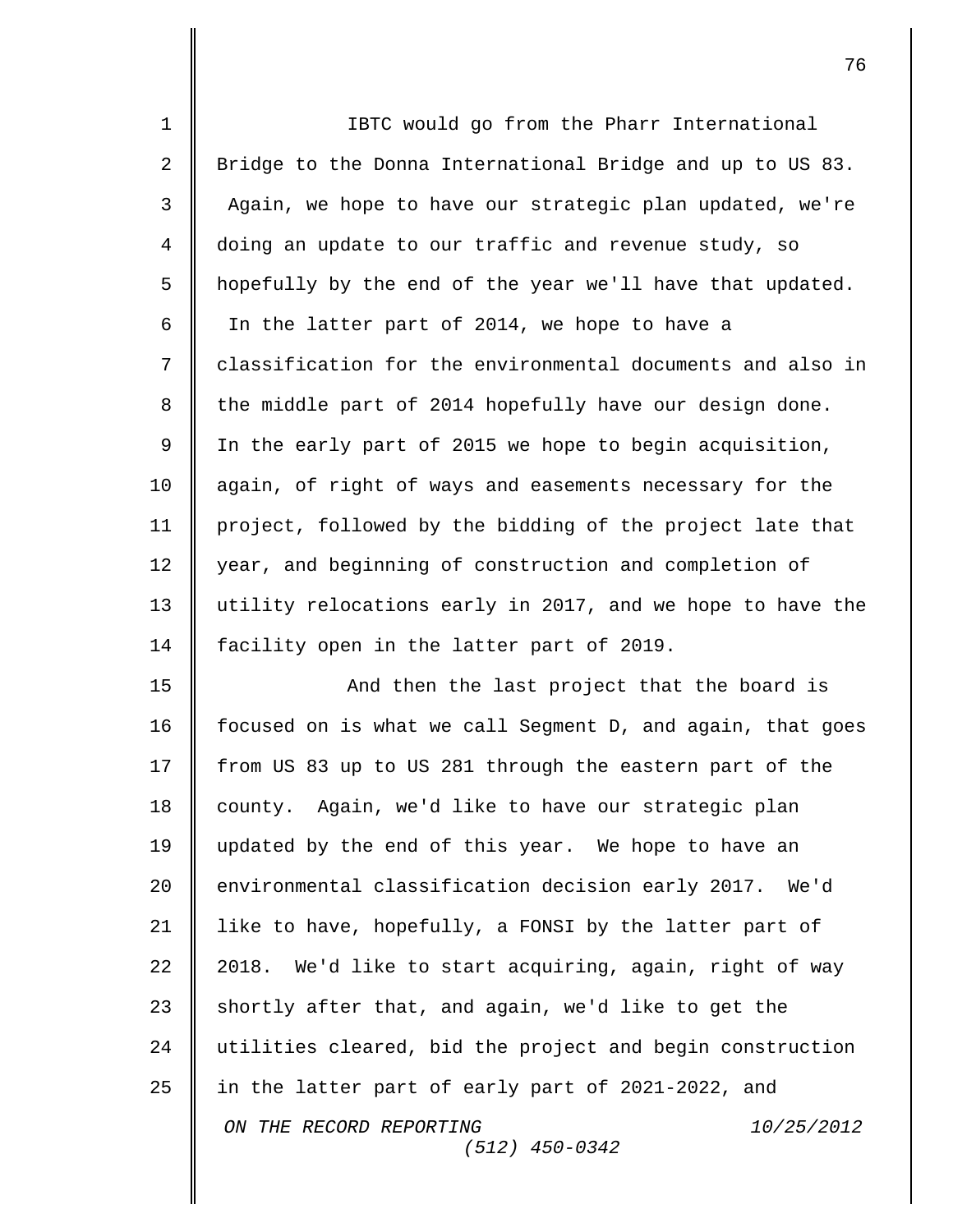IBTC would go from the Pharr International Bridge to the Donna International Bridge and up to US 83. Again, we hope to have our strategic plan updated, we're doing an update to our traffic and revenue study, so hopefully by the end of the year we'll have that updated. In the latter part of 2014, we hope to have a classification for the environmental documents and also in the middle part of 2014 hopefully have our design done. In the early part of 2015 we hope to begin acquisition, again, of right of ways and easements necessary for the project, followed by the bidding of the project late that year, and beginning of construction and completion of utility relocations early in 2017, and we hope to have the facility open in the latter part of 2019.

And then the last project that the board is focused on is what we call Segment D, and again, that goes from US 83 up to US 281 through the eastern part of the county. Again, we'd like to have our strategic plan updated by the end of this year. We hope to have an environmental classification decision early 2017. We'd like to have, hopefully, a FONSI by the latter part of 2018. We'd like to start acquiring, again, right of way shortly after that, and again, we'd like to get the utilities cleared, bid the project and begin construction in the latter part of early part of 2021-2022, and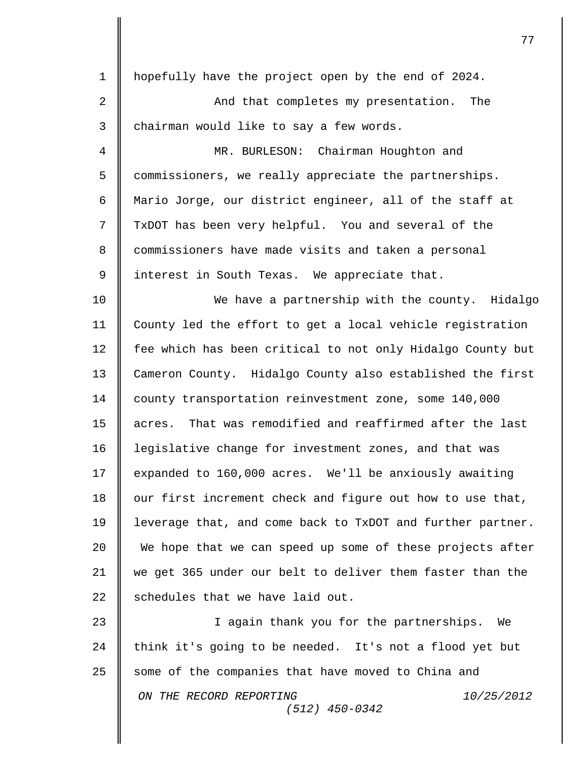hopefully have the project open by the end of 2024.

And that completes my presentation. The chairman would like to say a few words.

MR. BURLESON: Chairman Houghton and commissioners, we really appreciate the partnerships. Mario Jorge, our district engineer, all of the staff at TxDOT has been very helpful. You and several of the commissioners have made visits and taken a personal interest in South Texas. We appreciate that.

We have a partnership with the county. Hidalgo County led the effort to get a local vehicle registration fee which has been critical to not only Hidalgo County but Cameron County. Hidalgo County also established the first county transportation reinvestment zone, some 140,000 acres. That was remodified and reaffirmed after the last legislative change for investment zones, and that was expanded to 160,000 acres. We'll be anxiously awaiting our first increment check and figure out how to use that, leverage that, and come back to TxDOT and further partner. We hope that we can speed up some of these projects after we get 365 under our belt to deliver them faster than the schedules that we have laid out.

I again thank you for the partnerships. We think it's going to be needed. It's not a flood yet but some of the companies that have moved to China and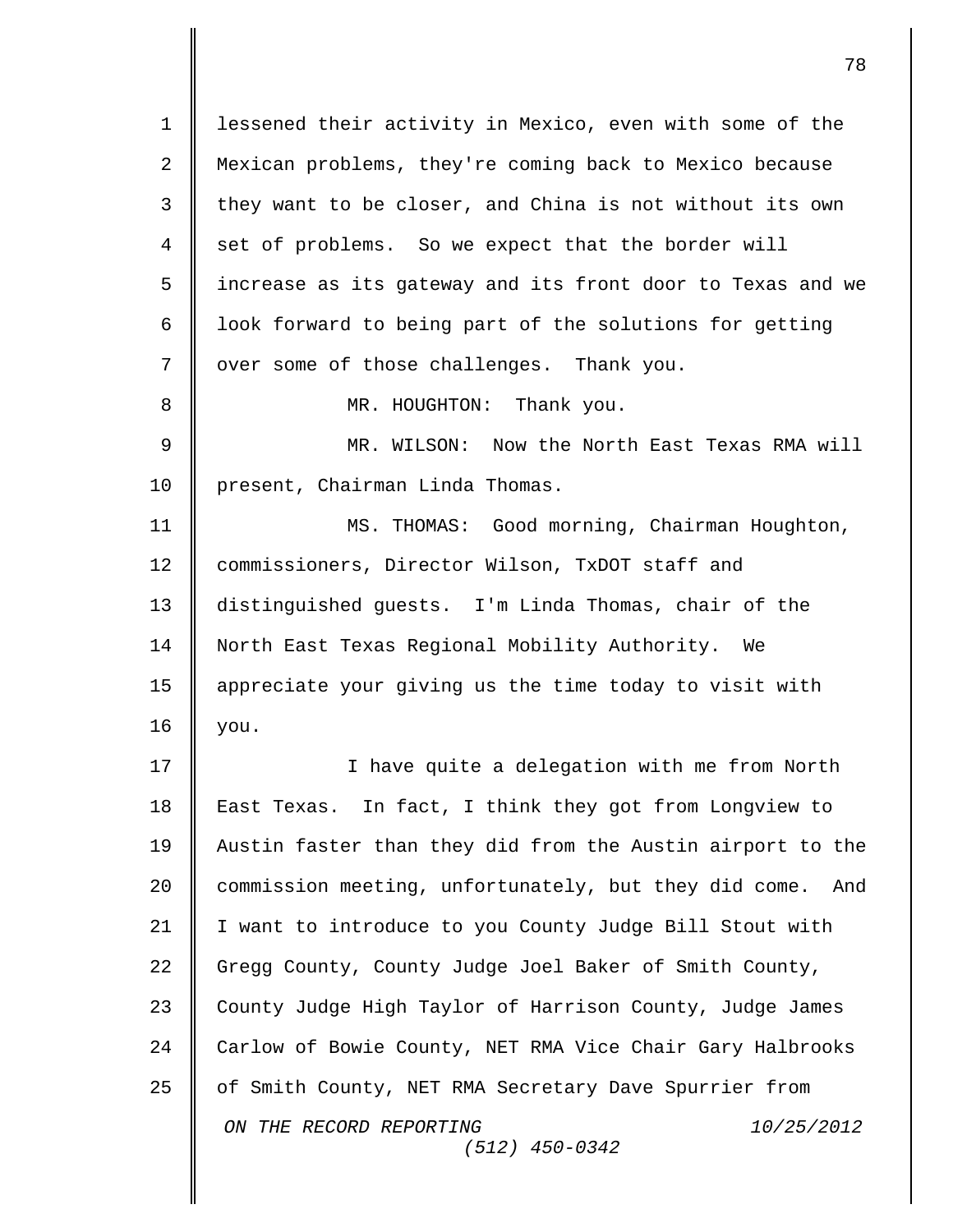lessened their activity in Mexico, even with some of the Mexican problems, they're coming back to Mexico because they want to be closer, and China is not without its own set of problems. So we expect that the border will increase as its gateway and its front door to Texas and we look forward to being part of the solutions for getting over some of those challenges. Thank you.

MR. HOUGHTON: Thank you.

MR. WILSON: Now the North East Texas RMA will present, Chairman Linda Thomas.

MS. THOMAS: Good morning, Chairman Houghton, commissioners, Director Wilson, TxDOT staff and distinguished guests. I'm Linda Thomas, chair of the North East Texas Regional Mobility Authority. We appreciate your giving us the time today to visit with you.

I have quite a delegation with me from North East Texas. In fact, I think they got from Longview to Austin faster than they did from the Austin airport to the commission meeting, unfortunately, but they did come. And I want to introduce to you County Judge Bill Stout with Gregg County, County Judge Joel Baker of Smith County, County Judge High Taylor of Harrison County, Judge James Carlow of Bowie County, NET RMA Vice Chair Gary Halbrooks of Smith County, NET RMA Secretary Dave Spurrier from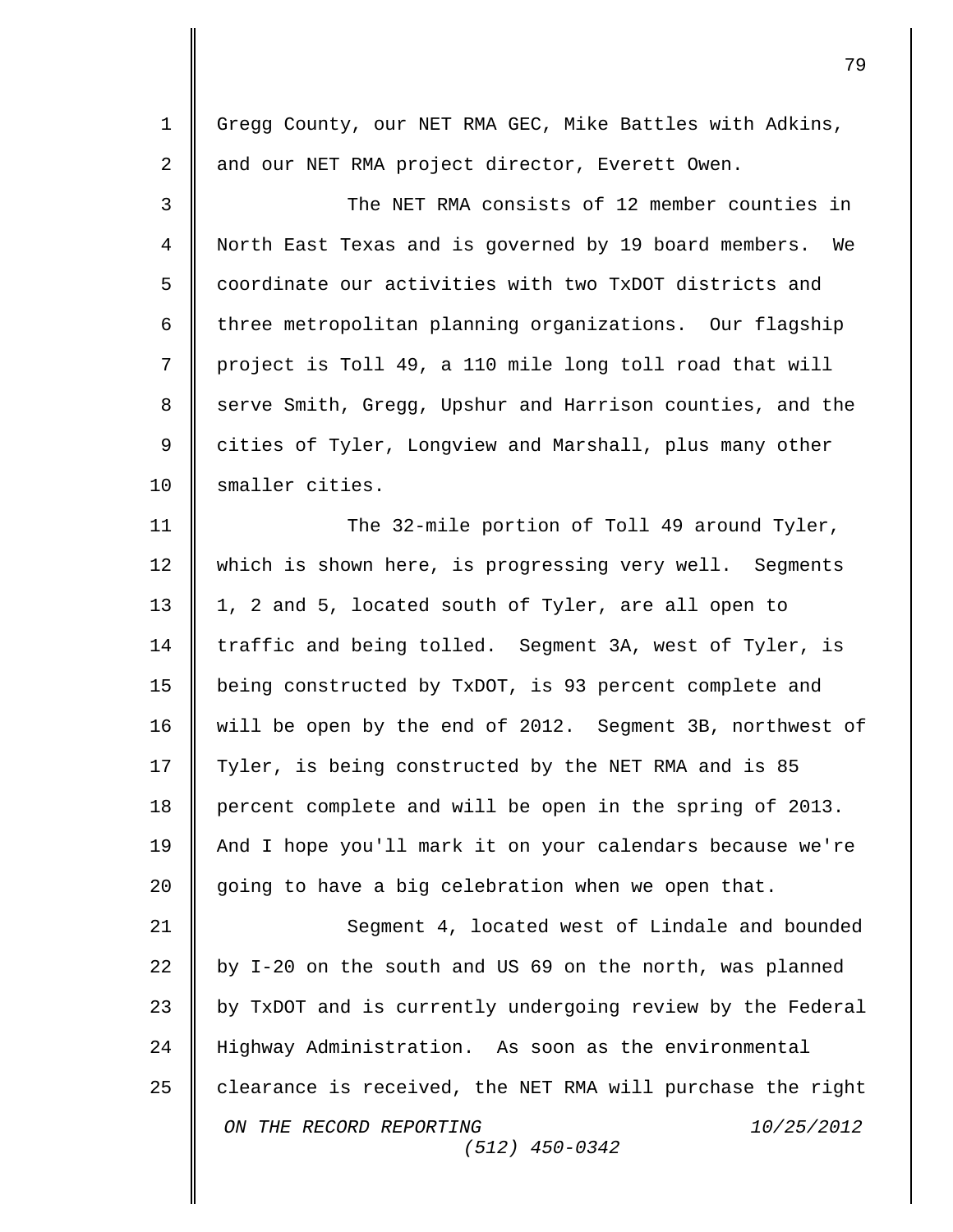Gregg County, our NET RMA GEC, Mike Battles with Adkins, and our NET RMA project director, Everett Owen.

The NET RMA consists of 12 member counties in North East Texas and is governed by 19 board members. We coordinate our activities with two TxDOT districts and three metropolitan planning organizations. Our flagship project is Toll 49, a 110 mile long toll road that will serve Smith, Gregg, Upshur and Harrison counties, and the cities of Tyler, Longview and Marshall, plus many other smaller cities.

The 32-mile portion of Toll 49 around Tyler, which is shown here, is progressing very well. Segments 1, 2 and 5, located south of Tyler, are all open to traffic and being tolled. Segment 3A, west of Tyler, is being constructed by TxDOT, is 93 percent complete and will be open by the end of 2012. Segment 3B, northwest of Tyler, is being constructed by the NET RMA and is 85 percent complete and will be open in the spring of 2013. And I hope you'll mark it on your calendars because we're going to have a big celebration when we open that.

Segment 4, located west of Lindale and bounded by I-20 on the south and US 69 on the north, was planned by TxDOT and is currently undergoing review by the Federal Highway Administration. As soon as the environmental clearance is received, the NET RMA will purchase the right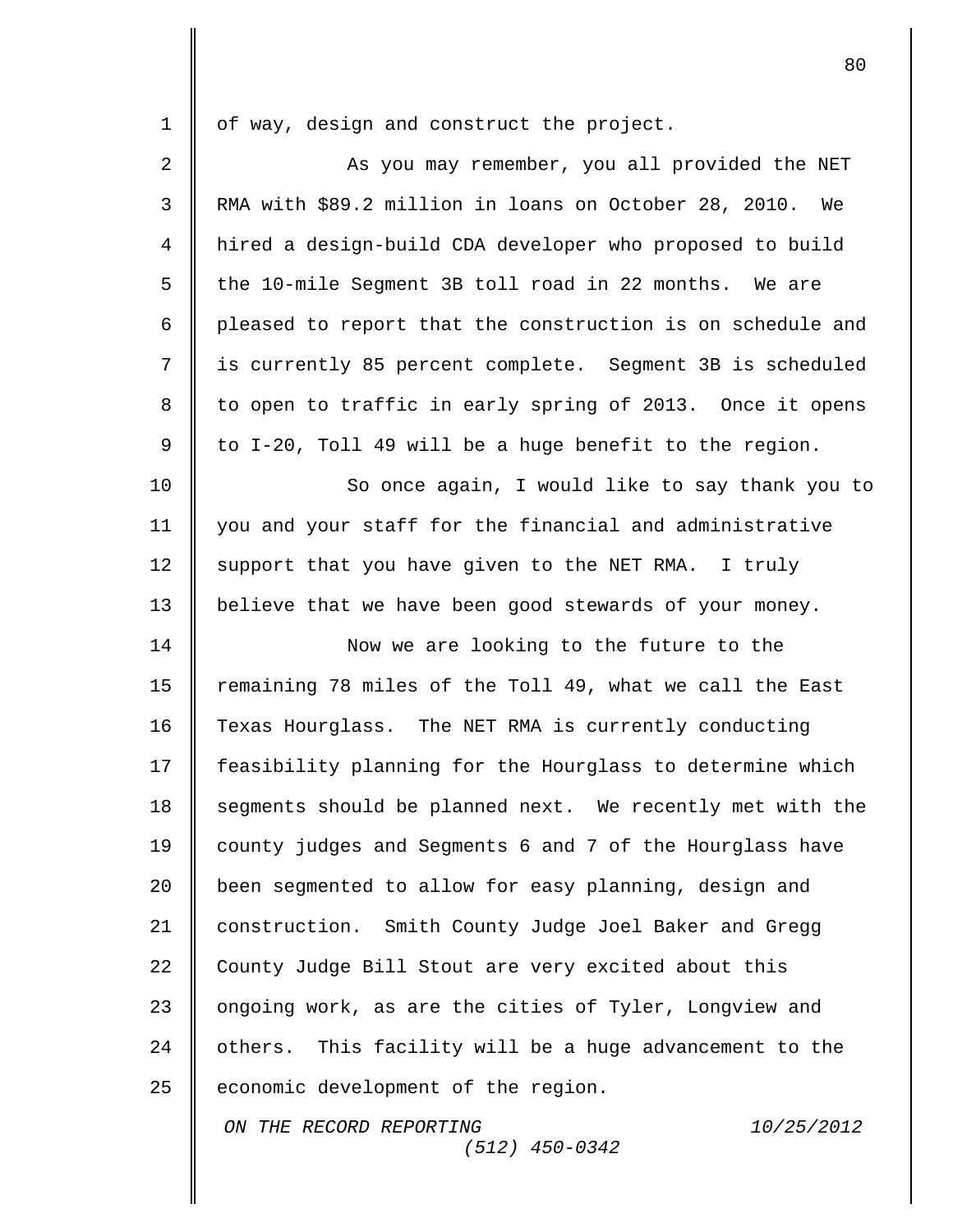of way, design and construct the project.

As you may remember, you all provided the NET RMA with $89.2 million in loans on October 28, 2010. We hired a design-build CDA developer who proposed to build the 10-mile Segment 3B toll road in 22 months. We are pleased to report that the construction is on schedule and is currently 85 percent complete. Segment 3B is scheduled to open to traffic in early spring of 2013. Once it opens to I-20, Toll 49 will be a huge benefit to the region.

So once again, I would like to say thank you to you and your staff for the financial and administrative support that you have given to the NET RMA. I truly believe that we have been good stewards of your money.

Now we are looking to the future to the remaining 78 miles of the Toll 49, what we call the East Texas Hourglass. The NET RMA is currently conducting feasibility planning for the Hourglass to determine which segments should be planned next. We recently met with the county judges and Segments 6 and 7 of the Hourglass have been segmented to allow for easy planning, design and construction. Smith County Judge Joel Baker and Gregg County Judge Bill Stout are very excited about this ongoing work, as are the cities of Tyler, Longview and others. This facility will be a huge advancement to the economic development of the region.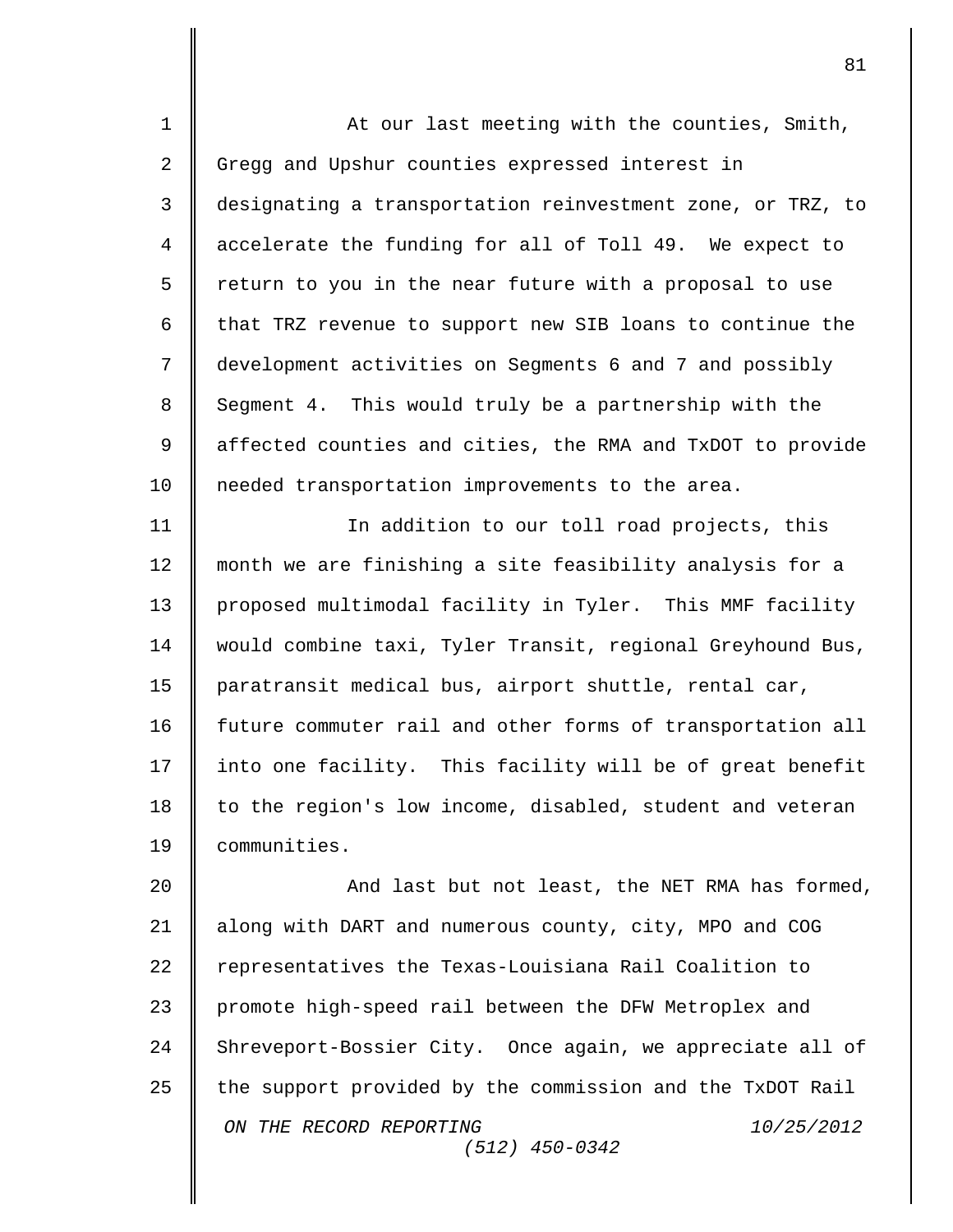At our last meeting with the counties, Smith, Gregg and Upshur counties expressed interest in designating a transportation reinvestment zone, or TRZ, to accelerate the funding for all of Toll 49. We expect to return to you in the near future with a proposal to use that TRZ revenue to support new SIB loans to continue the development activities on Segments 6 and 7 and possibly Segment 4. This would truly be a partnership with the affected counties and cities, the RMA and TxDOT to provide needed transportation improvements to the area.

In addition to our toll road projects, this month we are finishing a site feasibility analysis for a proposed multimodal facility in Tyler. This MMF facility would combine taxi, Tyler Transit, regional Greyhound Bus, paratransit medical bus, airport shuttle, rental car, future commuter rail and other forms of transportation all into one facility. This facility will be of great benefit to the region's low income, disabled, student and veteran communities.

And last but not least, the NET RMA has formed, along with DART and numerous county, city, MPO and COG representatives the Texas-Louisiana Rail Coalition to promote high-speed rail between the DFW Metroplex and Shreveport-Bossier City. Once again, we appreciate all of the support provided by the commission and the TxDOT Rail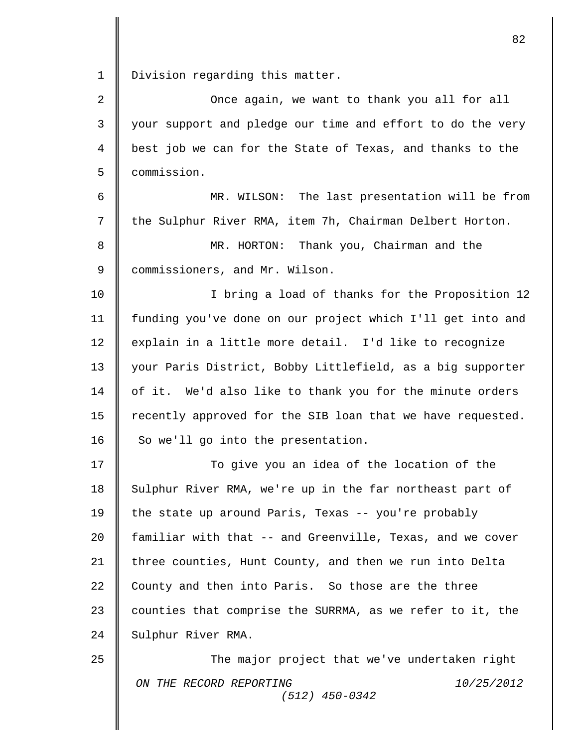Division regarding this matter.

Once again, we want to thank you all for all your support and pledge our time and effort to do the very best job we can for the State of Texas, and thanks to the commission.

MR. WILSON: The last presentation will be from the Sulphur River RMA, item 7h, Chairman Delbert Horton.

MR. HORTON: Thank you, Chairman and the commissioners, and Mr. Wilson.

I bring a load of thanks for the Proposition 12 funding you've done on our project which I'll get into and explain in a little more detail. I'd like to recognize your Paris District, Bobby Littlefield, as a big supporter of it. We'd also like to thank you for the minute orders recently approved for the SIB loan that we have requested. So we'll go into the presentation.

To give you an idea of the location of the Sulphur River RMA, we're up in the far northeast part of the state up around Paris, Texas -- you're probably familiar with that -- and Greenville, Texas, and we cover three counties, Hunt County, and then we run into Delta County and then into Paris. So those are the three counties that comprise the SURRMA, as we refer to it, the Sulphur River RMA.

The major project that we've undertaken right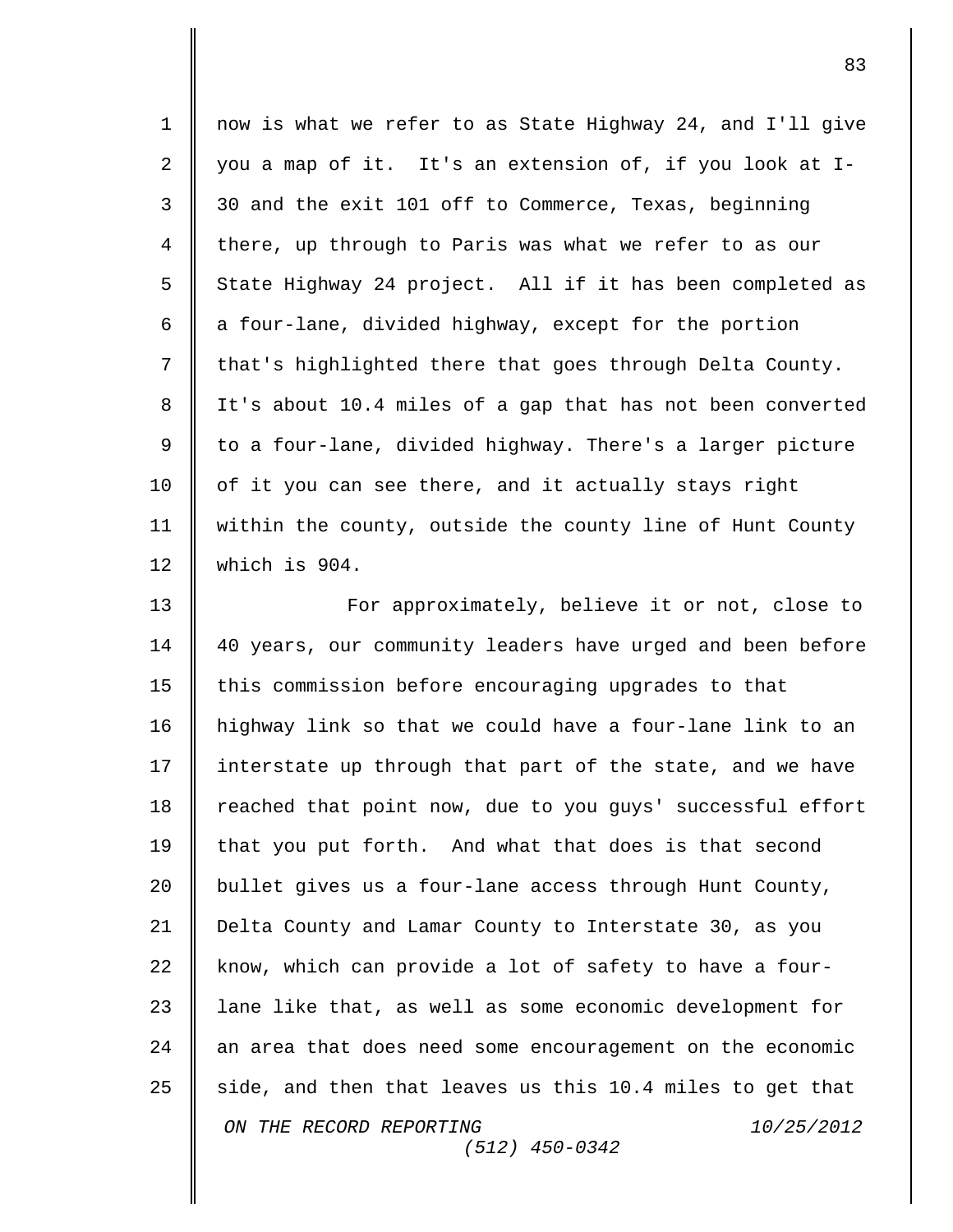now is what we refer to as State Highway 24, and I'll give you a map of it. It's an extension of, if you look at I-30 and the exit 101 off to Commerce, Texas, beginning there, up through to Paris was what we refer to as our State Highway 24 project. All if it has been completed as a four-lane, divided highway, except for the portion that's highlighted there that goes through Delta County. It's about 10.4 miles of a gap that has not been converted to a four-lane, divided highway. There's a larger picture of it you can see there, and it actually stays right within the county, outside the county line of Hunt County which is 904.

For approximately, believe it or not, close to 40 years, our community leaders have urged and been before this commission before encouraging upgrades to that highway link so that we could have a four-lane link to an interstate up through that part of the state, and we have reached that point now, due to you guys' successful effort that you put forth. And what that does is that second bullet gives us a four-lane access through Hunt County, Delta County and Lamar County to Interstate 30, as you know, which can provide a lot of safety to have a four-lane like that, as well as some economic development for an area that does need some encouragement on the economic side, and then that leaves us this 10.4 miles to get that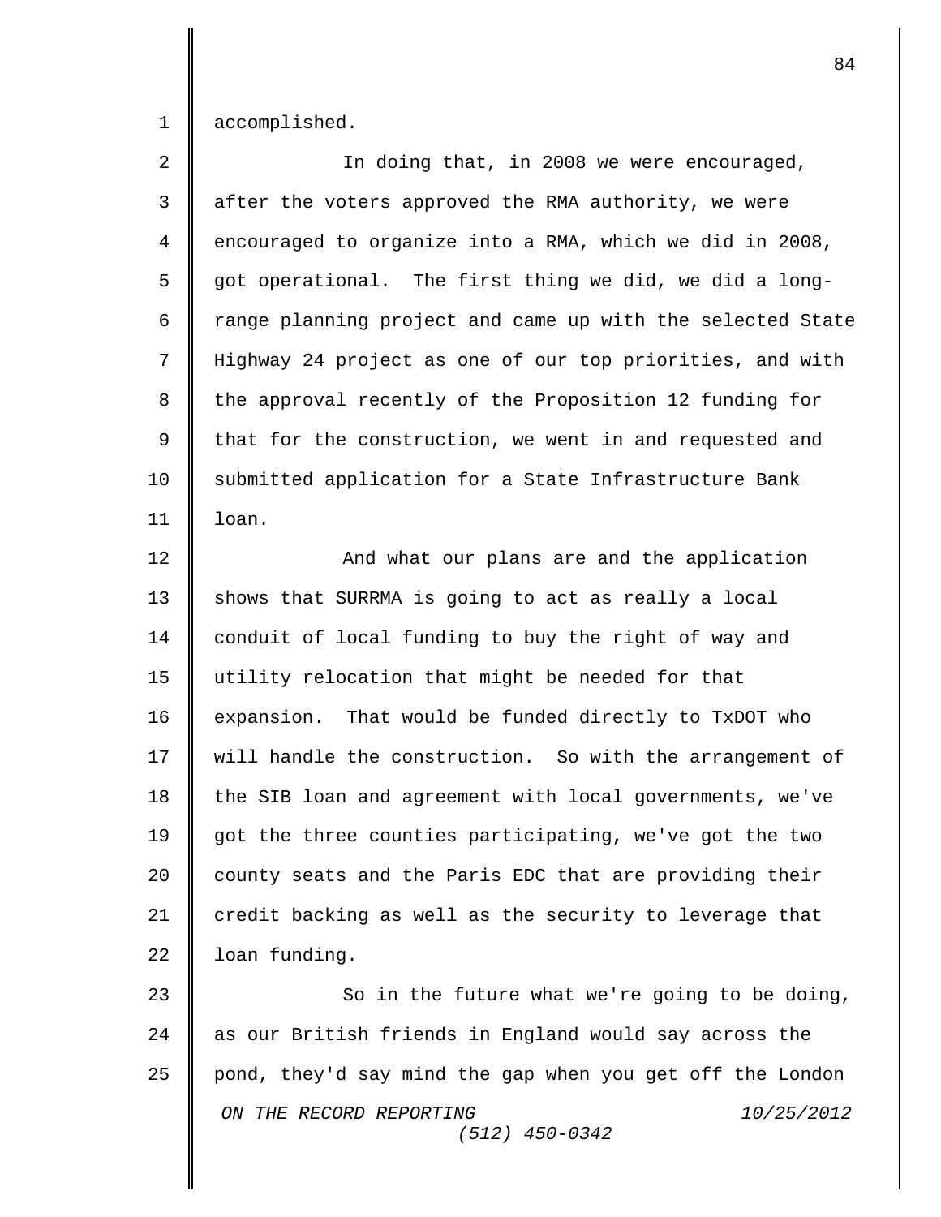accomplished.

In doing that, in 2008 we were encouraged, after the voters approved the RMA authority, we were encouraged to organize into a RMA, which we did in 2008, got operational. The first thing we did, we did a long-range planning project and came up with the selected State Highway 24 project as one of our top priorities, and with the approval recently of the Proposition 12 funding for that for the construction, we went in and requested and submitted application for a State Infrastructure Bank loan.

And what our plans are and the application shows that SURRMA is going to act as really a local conduit of local funding to buy the right of way and utility relocation that might be needed for that expansion. That would be funded directly to TxDOT who will handle the construction. So with the arrangement of the SIB loan and agreement with local governments, we've got the three counties participating, we've got the two county seats and the Paris EDC that are providing their credit backing as well as the security to leverage that loan funding.

So in the future what we're going to be doing, as our British friends in England would say across the pond, they'd say mind the gap when you get off the London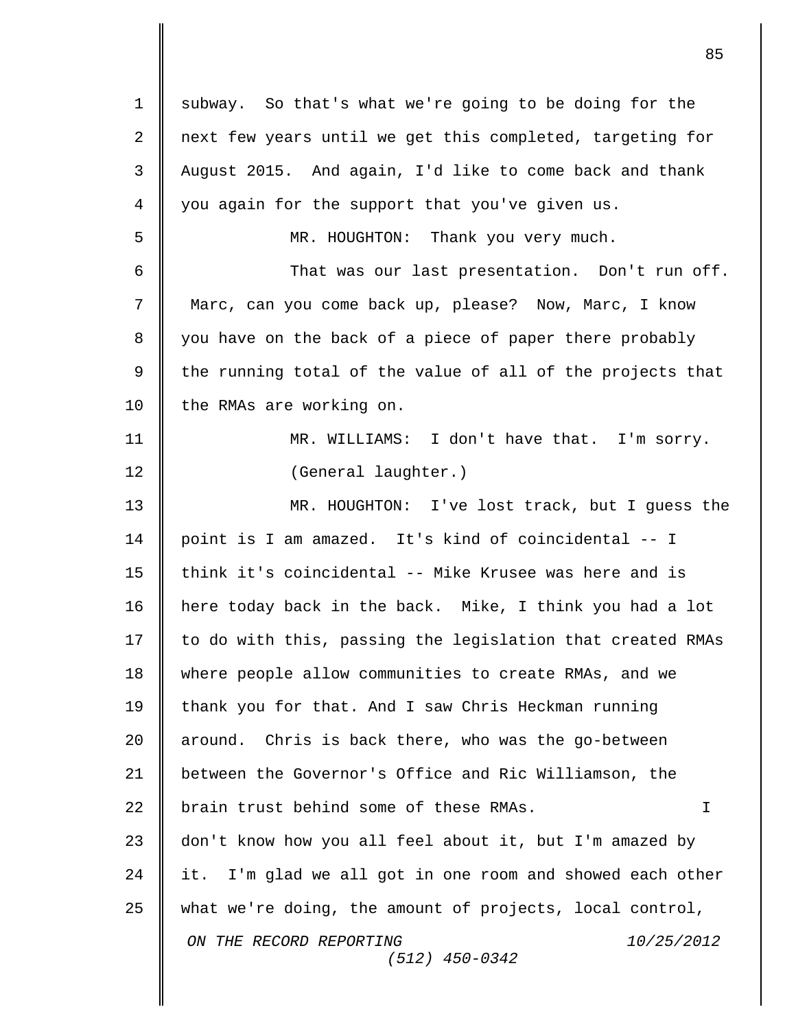subway. So that's what we're going to be doing for the next few years until we get this completed, targeting for August 2015. And again, I'd like to come back and thank you again for the support that you've given us.

MR. HOUGHTON: Thank you very much.

That was our last presentation. Don't run off. Marc, can you come back up, please? Now, Marc, I know you have on the back of a piece of paper there probably the running total of the value of all of the projects that the RMAs are working on.

MR. WILLIAMS: I don't have that. I'm sorry.

(General laughter.)

MR. HOUGHTON: I've lost track, but I guess the point is I am amazed. It's kind of coincidental -- I think it's coincidental -- Mike Krusee was here and is here today back in the back. Mike, I think you had a lot to do with this, passing the legislation that created RMAs where people allow communities to create RMAs, and we thank you for that. And I saw Chris Heckman running around. Chris is back there, who was the go-between between the Governor's Office and Ric Williamson, the brain trust behind some of these RMAs. I don't know how you all feel about it, but I'm amazed by it. I'm glad we all got in one room and showed each other what we're doing, the amount of projects, local control,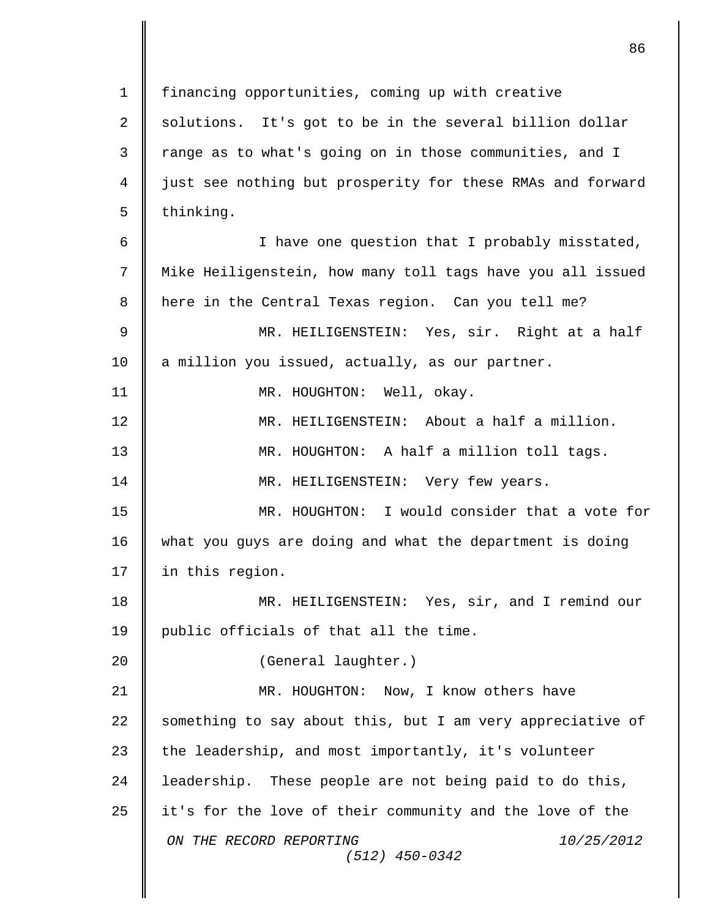financing opportunities, coming up with creative solutions. It's got to be in the several billion dollar range as to what's going on in those communities, and I just see nothing but prosperity for these RMAs and forward thinking.

I have one question that I probably misstated, Mike Heiligenstein, how many toll tags have you all issued here in the Central Texas region. Can you tell me?

MR. HEILIGENSTEIN: Yes, sir. Right at a half a million you issued, actually, as our partner.

MR. HOUGHTON: Well, okay.

MR. HEILIGENSTEIN: About a half a million.

MR. HOUGHTON: A half a million toll tags.

MR. HEILIGENSTEIN: Very few years.

MR. HOUGHTON: I would consider that a vote for what you guys are doing and what the department is doing in this region.

MR. HEILIGENSTEIN: Yes, sir, and I remind our public officials of that all the time.

(General laughter.)

MR. HOUGHTON: Now, I know others have something to say about this, but I am very appreciative of the leadership, and most importantly, it's volunteer leadership. These people are not being paid to do this, it's for the love of their community and the love of the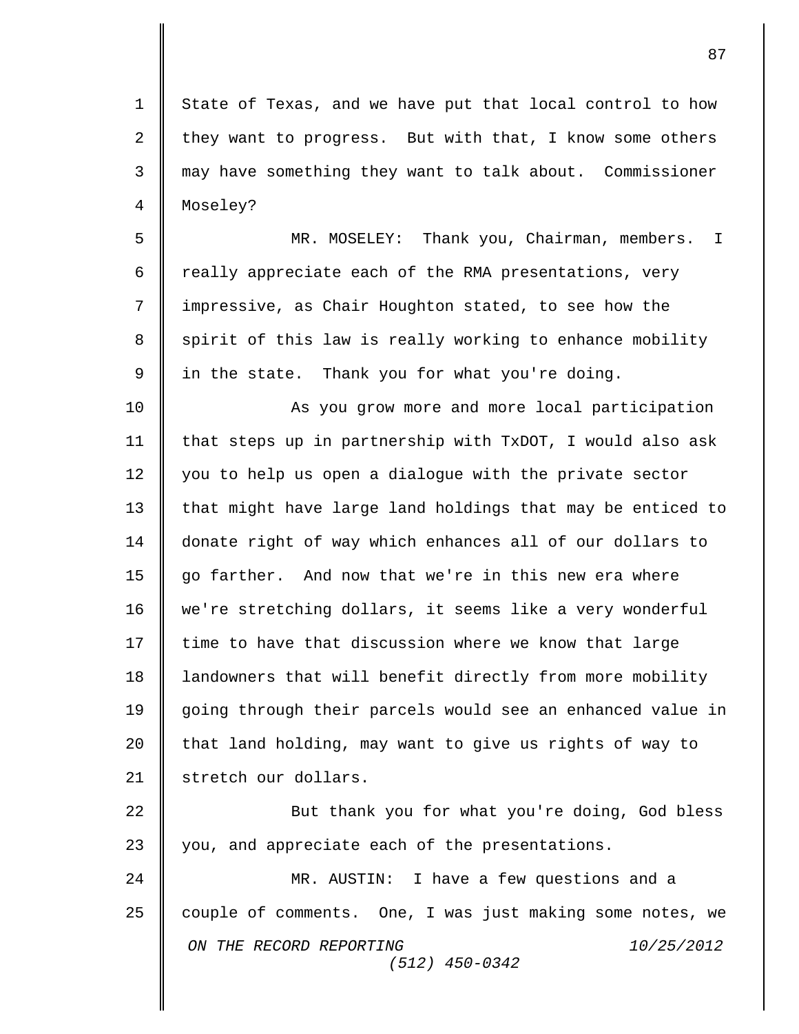State of Texas, and we have put that local control to how they want to progress. But with that, I know some others may have something they want to talk about. Commissioner Moseley?

MR. MOSELEY: Thank you, Chairman, members. I really appreciate each of the RMA presentations, very impressive, as Chair Houghton stated, to see how the spirit of this law is really working to enhance mobility in the state. Thank you for what you're doing.

As you grow more and more local participation that steps up in partnership with TxDOT, I would also ask you to help us open a dialogue with the private sector that might have large land holdings that may be enticed to donate right of way which enhances all of our dollars to go farther. And now that we're in this new era where we're stretching dollars, it seems like a very wonderful time to have that discussion where we know that large landowners that will benefit directly from more mobility going through their parcels would see an enhanced value in that land holding, may want to give us rights of way to stretch our dollars.

But thank you for what you're doing, God bless you, and appreciate each of the presentations.

MR. AUSTIN: I have a few questions and a couple of comments. One, I was just making some notes, we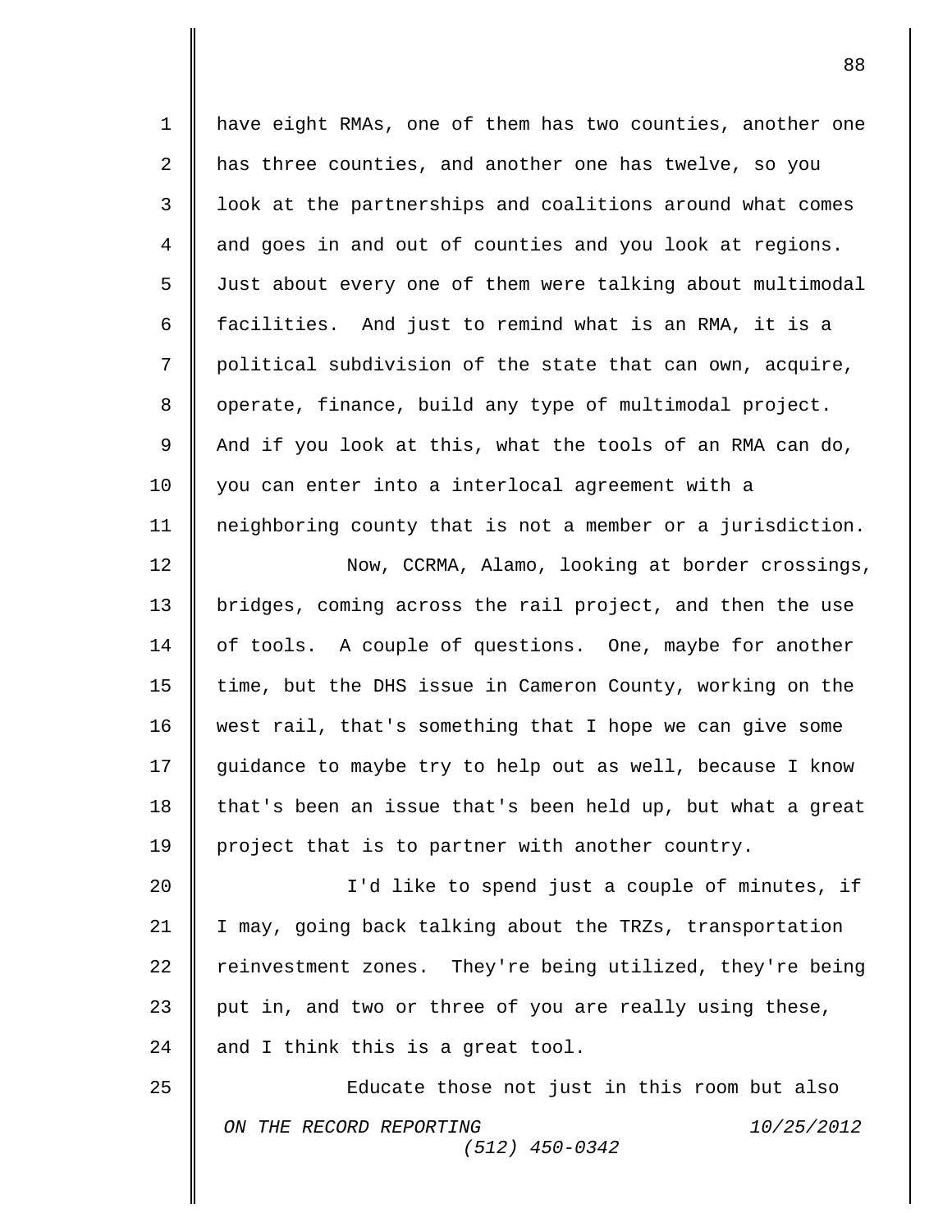have eight RMAs, one of them has two counties, another one has three counties, and another one has twelve, so you look at the partnerships and coalitions around what comes and goes in and out of counties and you look at regions. Just about every one of them were talking about multimodal facilities. And just to remind what is an RMA, it is a political subdivision of the state that can own, acquire, operate, finance, build any type of multimodal project. And if you look at this, what the tools of an RMA can do, you can enter into a interlocal agreement with a neighboring county that is not a member or a jurisdiction.

Now, CCRMA, Alamo, looking at border crossings, bridges, coming across the rail project, and then the use of tools. A couple of questions. One, maybe for another time, but the DHS issue in Cameron County, working on the west rail, that's something that I hope we can give some guidance to maybe try to help out as well, because I know that's been an issue that's been held up, but what a great project that is to partner with another country.

I'd like to spend just a couple of minutes, if I may, going back talking about the TRZs, transportation reinvestment zones. They're being utilized, they're being put in, and two or three of you are really using these, and I think this is a great tool.

Educate those not just in this room but also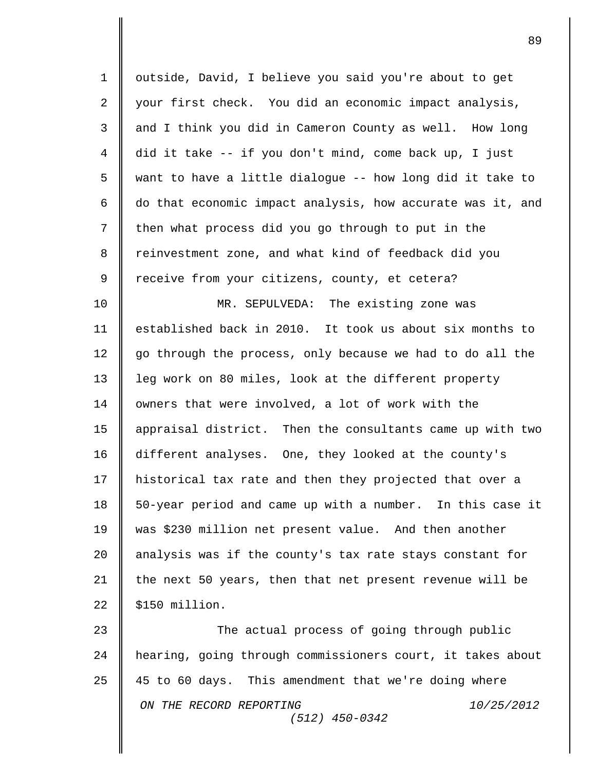outside, David, I believe you said you're about to get your first check. You did an economic impact analysis, and I think you did in Cameron County as well. How long did it take -- if you don't mind, come back up, I just want to have a little dialogue -- how long did it take to do that economic impact analysis, how accurate was it, and then what process did you go through to put in the reinvestment zone, and what kind of feedback did you receive from your citizens, county, et cetera?

MR. SEPULVEDA: The existing zone was established back in 2010. It took us about six months to go through the process, only because we had to do all the leg work on 80 miles, look at the different property owners that were involved, a lot of work with the appraisal district. Then the consultants came up with two different analyses. One, they looked at the county's historical tax rate and then they projected that over a 50-year period and came up with a number. In this case it was $230 million net present value. And then another analysis was if the county's tax rate stays constant for the next 50 years, then that net present revenue will be $150 million.

The actual process of going through public hearing, going through commissioners court, it takes about 45 to 60 days. This amendment that we're doing where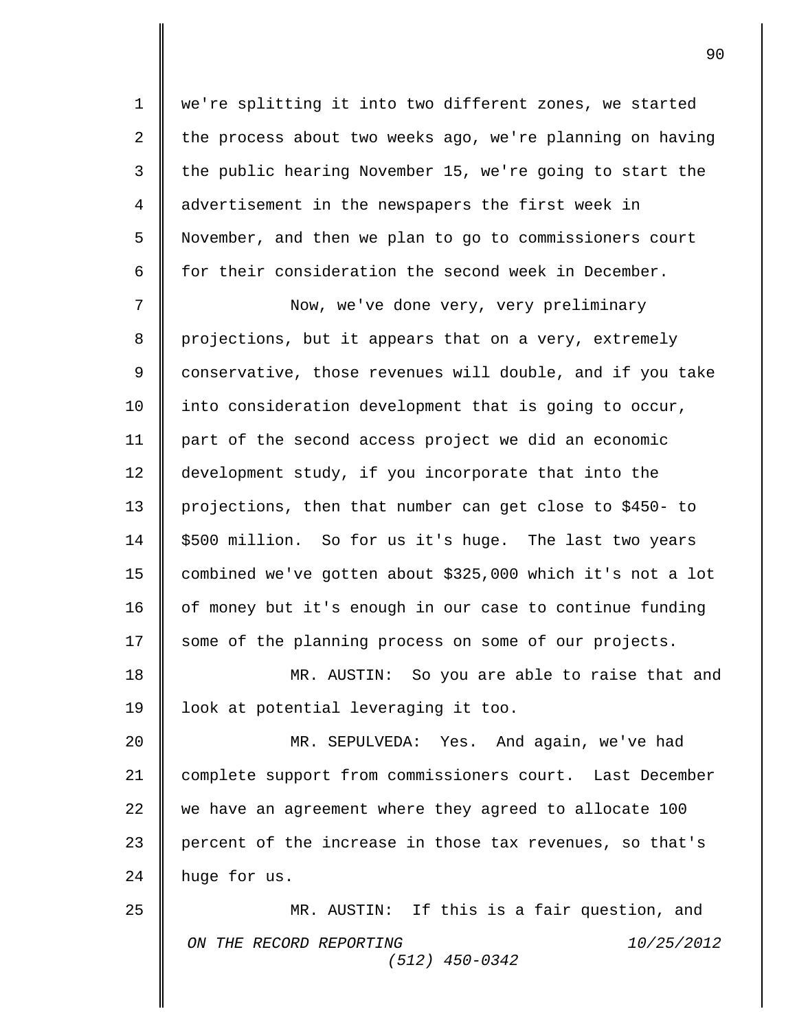we're splitting it into two different zones, we started the process about two weeks ago, we're planning on having the public hearing November 15, we're going to start the advertisement in the newspapers the first week in November, and then we plan to go to commissioners court for their consideration the second week in December.

Now, we've done very, very preliminary projections, but it appears that on a very, extremely conservative, those revenues will double, and if you take into consideration development that is going to occur, part of the second access project we did an economic development study, if you incorporate that into the projections, then that number can get close to $450- to $500 million. So for us it's huge. The last two years combined we've gotten about $325,000 which it's not a lot of money but it's enough in our case to continue funding some of the planning process on some of our projects.

MR. AUSTIN: So you are able to raise that and look at potential leveraging it too.

MR. SEPULVEDA: Yes. And again, we've had complete support from commissioners court. Last December we have an agreement where they agreed to allocate 100 percent of the increase in those tax revenues, so that's huge for us.

MR. AUSTIN: If this is a fair question, and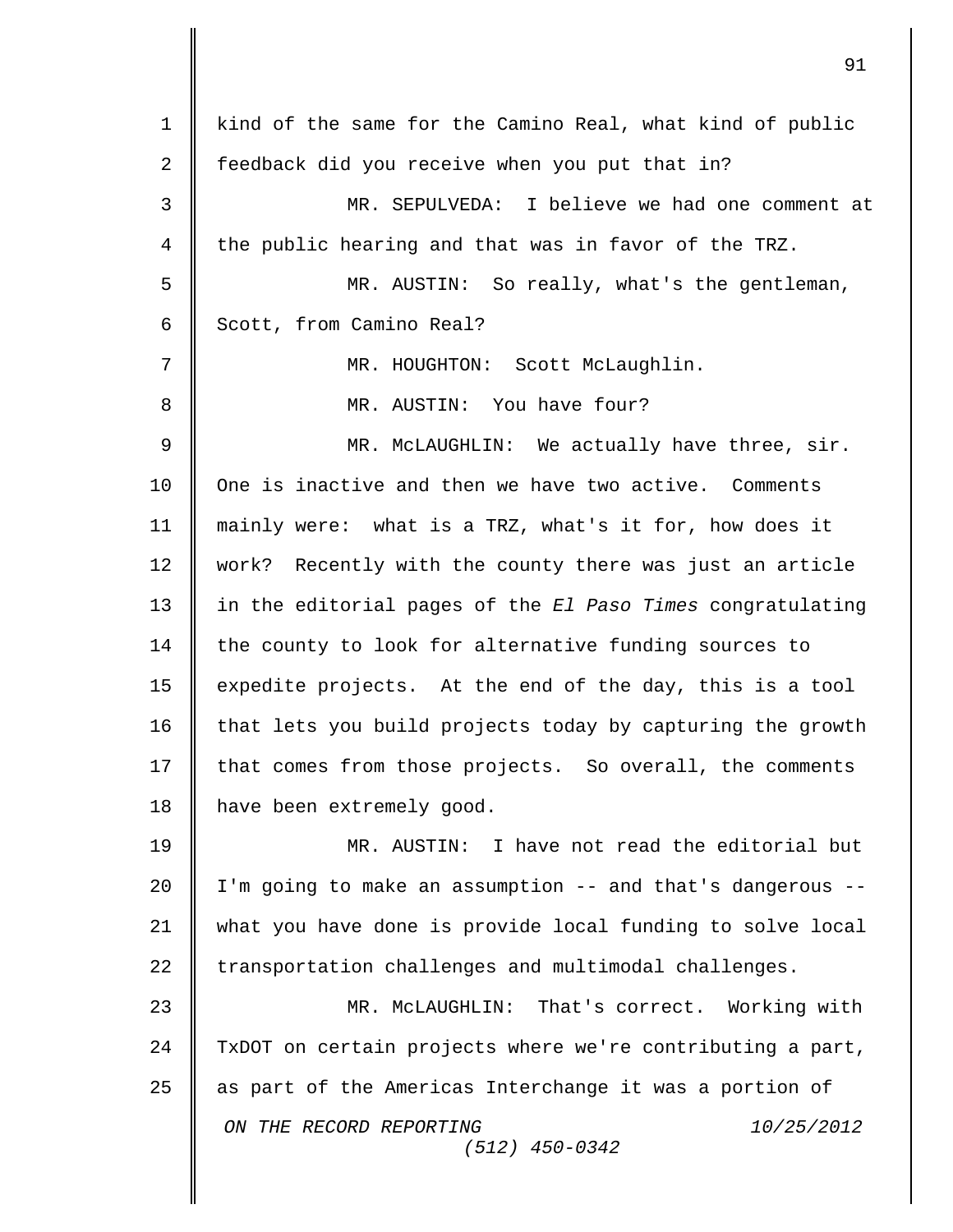kind of the same for the Camino Real, what kind of public feedback did you receive when you put that in?

MR. SEPULVEDA: I believe we had one comment at the public hearing and that was in favor of the TRZ.

MR. AUSTIN: So really, what's the gentleman, Scott, from Camino Real?

MR. HOUGHTON: Scott McLaughlin.

MR. AUSTIN: You have four?

MR. McLAUGHLIN: We actually have three, sir. One is inactive and then we have two active. Comments mainly were: what is a TRZ, what's it for, how does it work? Recently with the county there was just an article in the editorial pages of the *El Paso Times* congratulating the county to look for alternative funding sources to expedite projects. At the end of the day, this is a tool that lets you build projects today by capturing the growth that comes from those projects. So overall, the comments have been extremely good.

MR. AUSTIN: I have not read the editorial but I'm going to make an assumption -- and that's dangerous -- what you have done is provide local funding to solve local transportation challenges and multimodal challenges.

MR. McLAUGHLIN: That's correct. Working with TxDOT on certain projects where we're contributing a part, as part of the Americas Interchange it was a portion of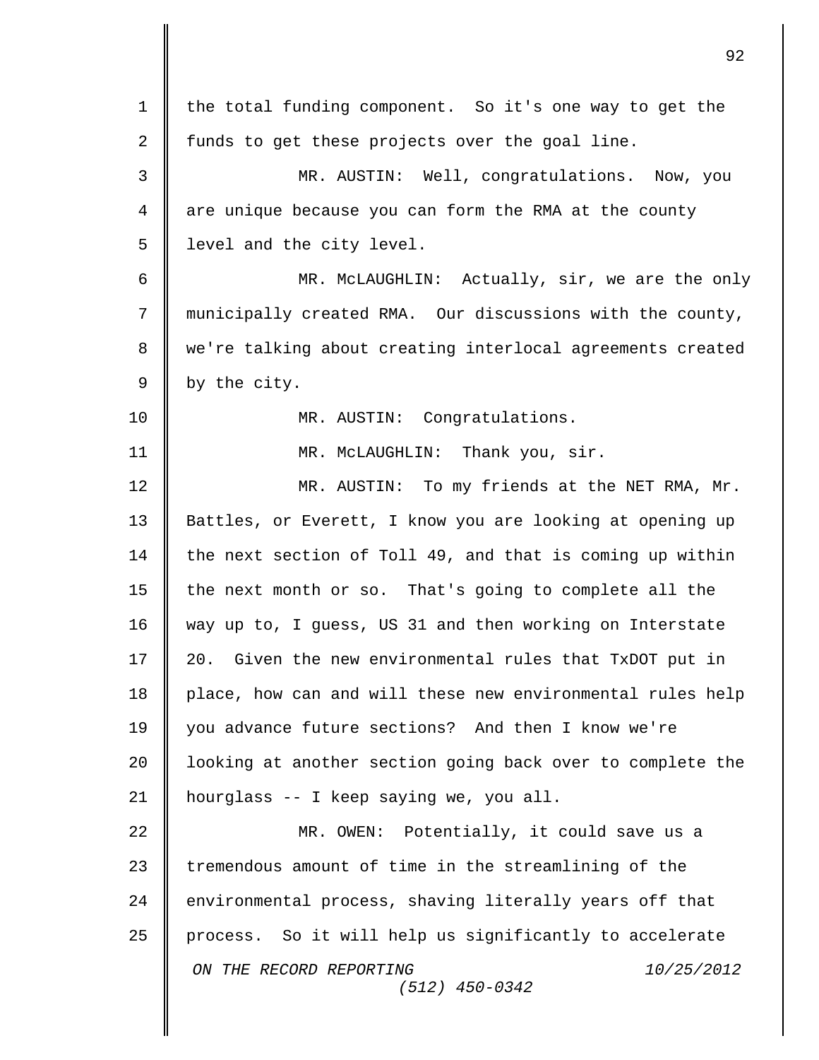the total funding component. So it's one way to get the funds to get these projects over the goal line.

MR. AUSTIN: Well, congratulations. Now, you are unique because you can form the RMA at the county level and the city level.

MR. McLAUGHLIN: Actually, sir, we are the only municipally created RMA. Our discussions with the county, we're talking about creating interlocal agreements created by the city.

MR. AUSTIN: Congratulations.

MR. McLAUGHLIN: Thank you, sir.

MR. AUSTIN: To my friends at the NET RMA, Mr. Battles, or Everett, I know you are looking at opening up the next section of Toll 49, and that is coming up within the next month or so. That's going to complete all the way up to, I guess, US 31 and then working on Interstate 20. Given the new environmental rules that TxDOT put in place, how can and will these new environmental rules help you advance future sections? And then I know we're looking at another section going back over to complete the hourglass -- I keep saying we, you all.

MR. OWEN: Potentially, it could save us a tremendous amount of time in the streamlining of the environmental process, shaving literally years off that process. So it will help us significantly to accelerate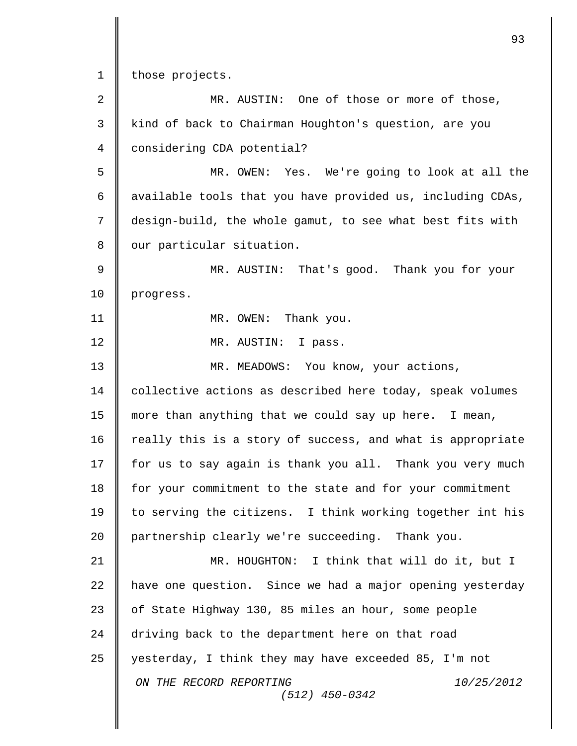those projects.

MR. AUSTIN: One of those or more of those, kind of back to Chairman Houghton's question, are you considering CDA potential?

MR. OWEN: Yes. We're going to look at all the available tools that you have provided us, including CDAs, design-build, the whole gamut, to see what best fits with our particular situation.

MR. AUSTIN: That's good. Thank you for your progress.

MR. OWEN: Thank you.

MR. AUSTIN: I pass.

MR. MEADOWS: You know, your actions, collective actions as described here today, speak volumes more than anything that we could say up here. I mean, really this is a story of success, and what is appropriate for us to say again is thank you all. Thank you very much for your commitment to the state and for your commitment to serving the citizens. I think working together int his partnership clearly we're succeeding. Thank you.

MR. HOUGHTON: I think that will do it, but I have one question. Since we had a major opening yesterday of State Highway 130, 85 miles an hour, some people driving back to the department here on that road yesterday, I think they may have exceeded 85, I'm not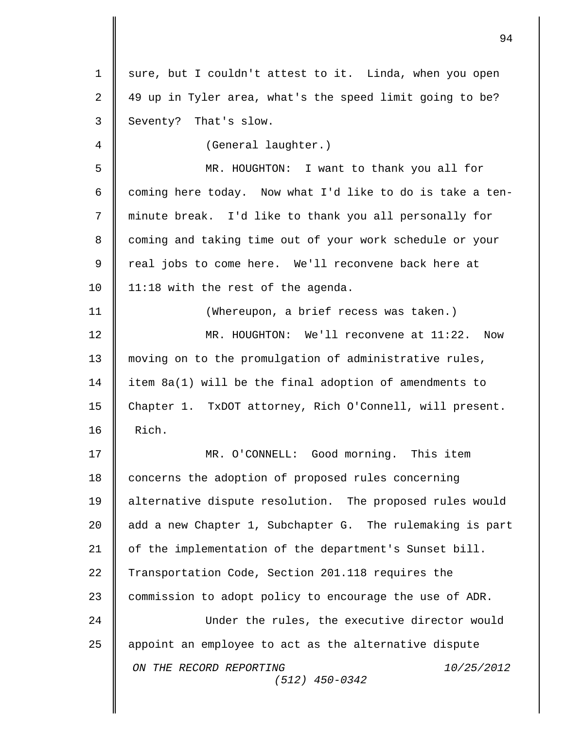sure, but I couldn't attest to it. Linda, when you open 49 up in Tyler area, what's the speed limit going to be? Seventy? That's slow.

(General laughter.)

MR. HOUGHTON: I want to thank you all for coming here today. Now what I'd like to do is take a ten-minute break. I'd like to thank you all personally for coming and taking time out of your work schedule or your real jobs to come here. We'll reconvene back here at 11:18 with the rest of the agenda.

(Whereupon, a brief recess was taken.)

MR. HOUGHTON: We'll reconvene at 11:22. Now moving on to the promulgation of administrative rules, item 8a(1) will be the final adoption of amendments to Chapter 1. TxDOT attorney, Rich O'Connell, will present. Rich.

MR. O'CONNELL: Good morning. This item concerns the adoption of proposed rules concerning alternative dispute resolution. The proposed rules would add a new Chapter 1, Subchapter G. The rulemaking is part of the implementation of the department's Sunset bill. Transportation Code, Section 201.118 requires the commission to adopt policy to encourage the use of ADR.

Under the rules, the executive director would appoint an employee to act as the alternative dispute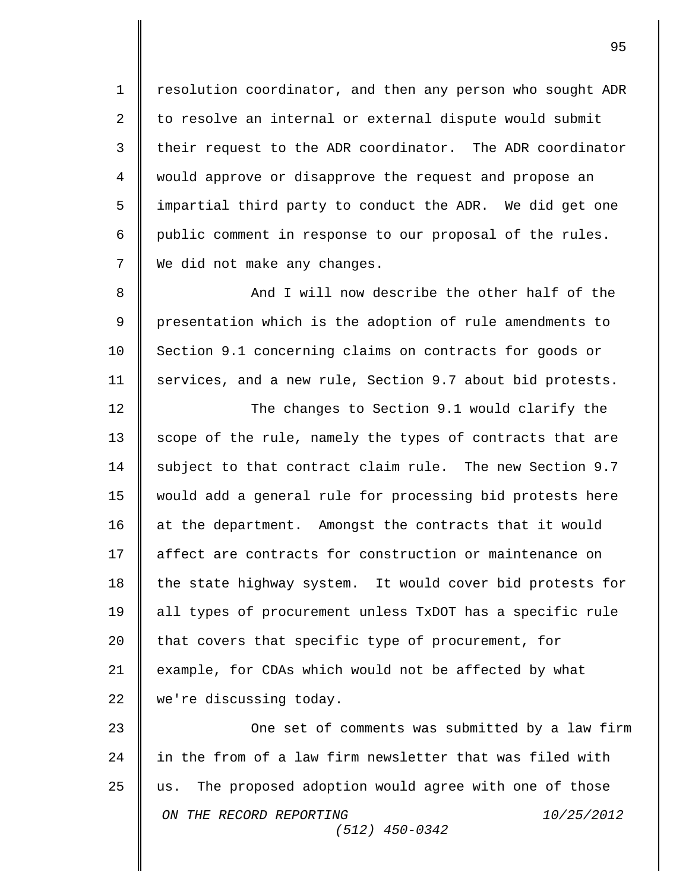resolution coordinator, and then any person who sought ADR to resolve an internal or external dispute would submit their request to the ADR coordinator. The ADR coordinator would approve or disapprove the request and propose an impartial third party to conduct the ADR. We did get one public comment in response to our proposal of the rules. We did not make any changes.

And I will now describe the other half of the presentation which is the adoption of rule amendments to Section 9.1 concerning claims on contracts for goods or services, and a new rule, Section 9.7 about bid protests.

The changes to Section 9.1 would clarify the scope of the rule, namely the types of contracts that are subject to that contract claim rule. The new Section 9.7 would add a general rule for processing bid protests here at the department. Amongst the contracts that it would affect are contracts for construction or maintenance on the state highway system. It would cover bid protests for all types of procurement unless TxDOT has a specific rule that covers that specific type of procurement, for example, for CDAs which would not be affected by what we're discussing today.

One set of comments was submitted by a law firm in the from of a law firm newsletter that was filed with us. The proposed adoption would agree with one of those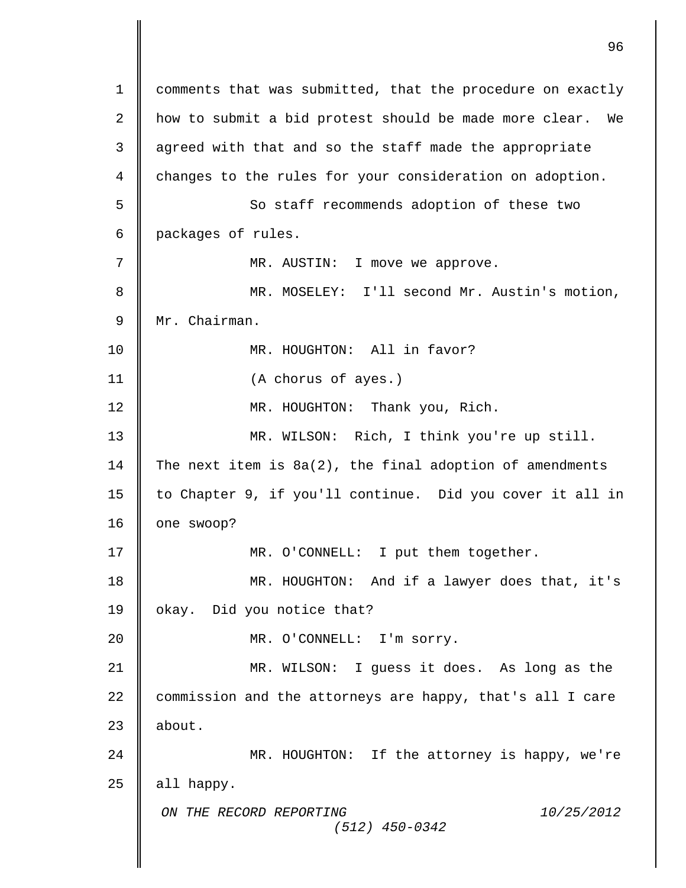comments that was submitted, that the procedure on exactly how to submit a bid protest should be made more clear. We agreed with that and so the staff made the appropriate changes to the rules for your consideration on adoption.

So staff recommends adoption of these two packages of rules.

MR. AUSTIN: I move we approve.

MR. MOSELEY: I'll second Mr. Austin's motion, Mr. Chairman.

MR. HOUGHTON: All in favor?

(A chorus of ayes.)

MR. HOUGHTON: Thank you, Rich.

MR. WILSON: Rich, I think you're up still. The next item is 8a(2), the final adoption of amendments to Chapter 9, if you'll continue. Did you cover it all in one swoop?

MR. O'CONNELL: I put them together.

MR. HOUGHTON: And if a lawyer does that, it's okay. Did you notice that?

MR. O'CONNELL: I'm sorry.

MR. WILSON: I guess it does. As long as the commission and the attorneys are happy, that's all I care about.

MR. HOUGHTON: If the attorney is happy, we're all happy.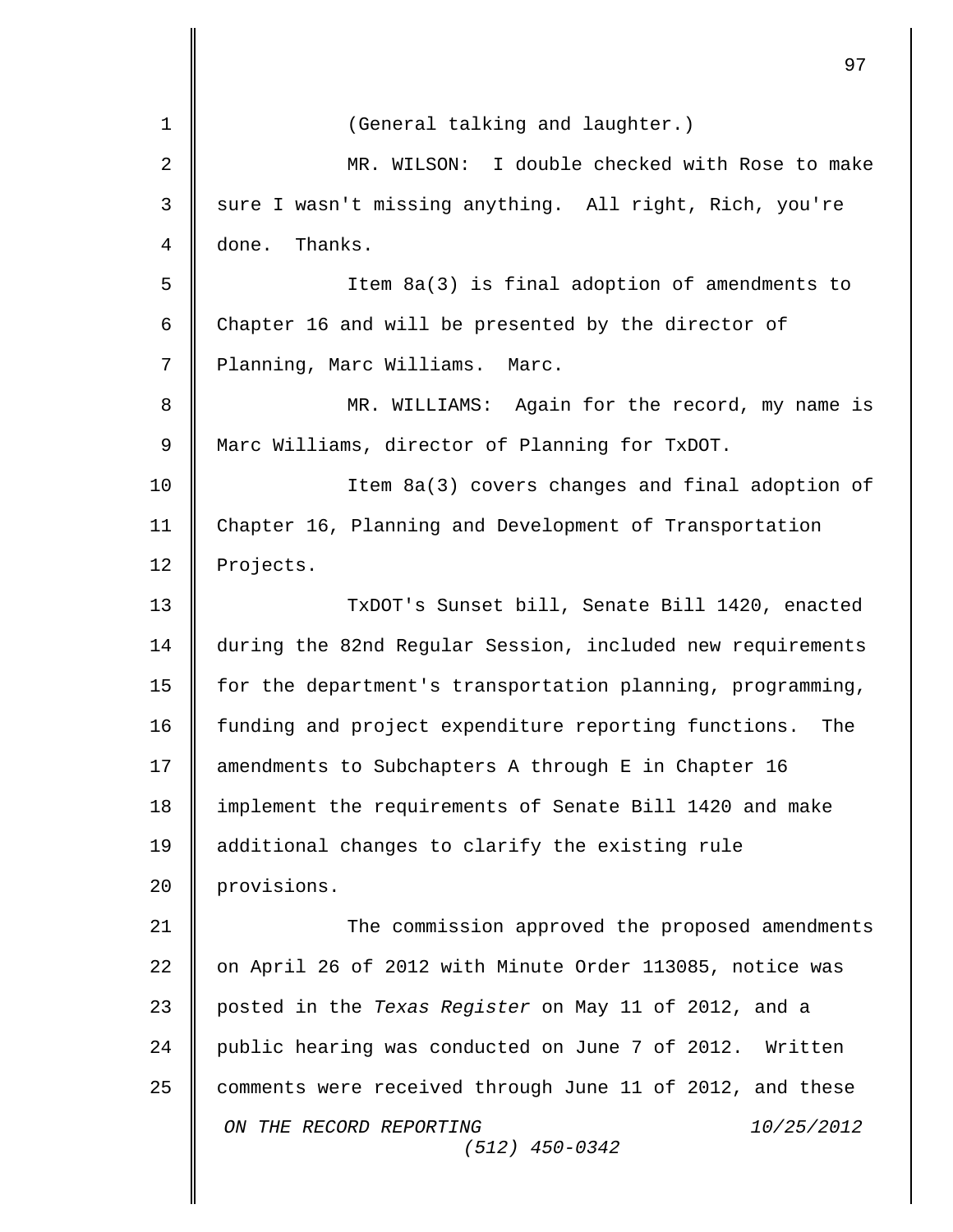(General talking and laughter.)

MR. WILSON: I double checked with Rose to make sure I wasn't missing anything. All right, Rich, you're done. Thanks.

Item 8a(3) is final adoption of amendments to Chapter 16 and will be presented by the director of Planning, Marc Williams. Marc.

MR. WILLIAMS: Again for the record, my name is Marc Williams, director of Planning for TxDOT.

Item 8a(3) covers changes and final adoption of Chapter 16, Planning and Development of Transportation Projects.

TxDOT's Sunset bill, Senate Bill 1420, enacted during the 82nd Regular Session, included new requirements for the department's transportation planning, programming, funding and project expenditure reporting functions. The amendments to Subchapters A through E in Chapter 16 implement the requirements of Senate Bill 1420 and make additional changes to clarify the existing rule provisions.

The commission approved the proposed amendments on April 26 of 2012 with Minute Order 113085, notice was posted in the *Texas Register* on May 11 of 2012, and a public hearing was conducted on June 7 of 2012. Written comments were received through June 11 of 2012, and these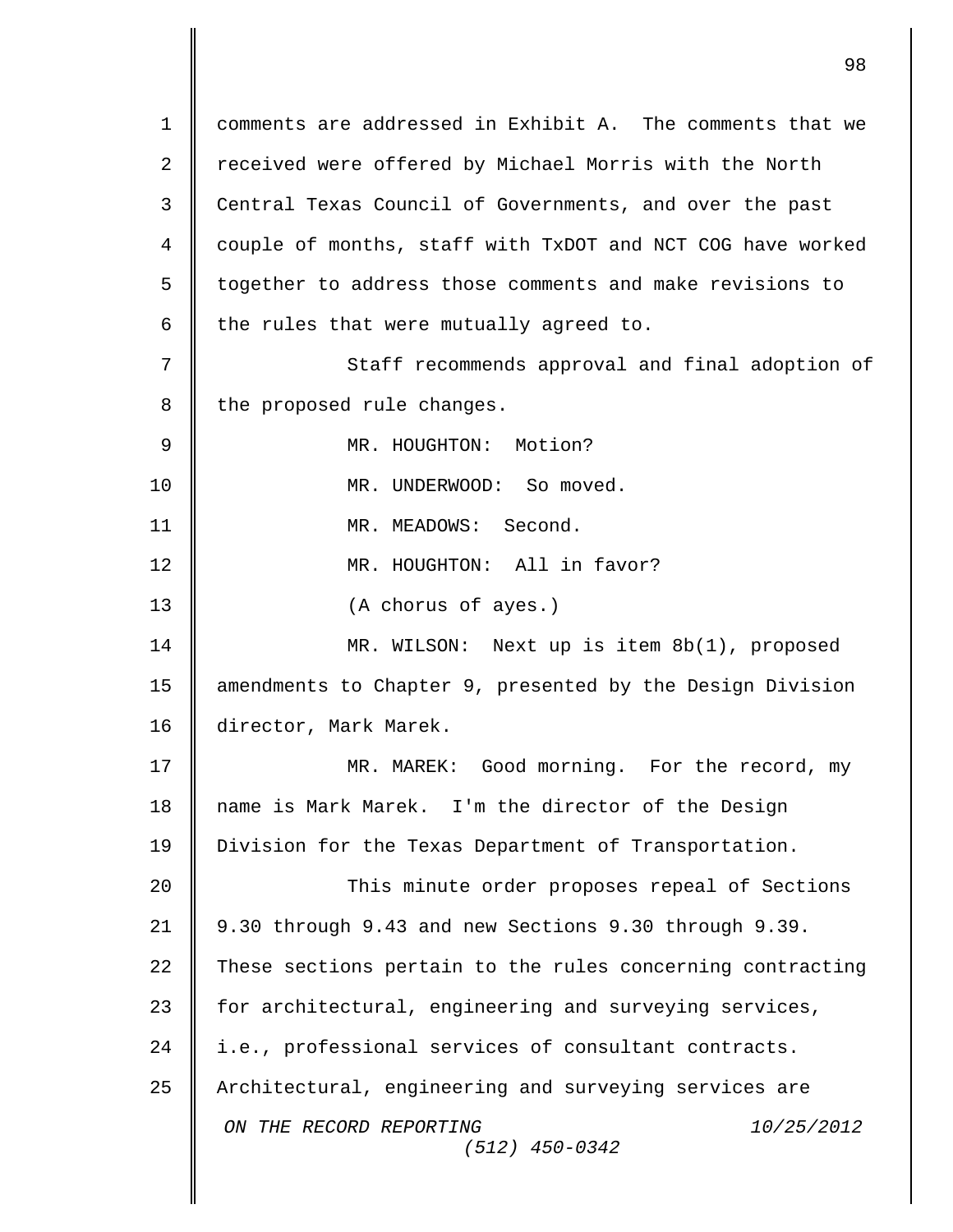comments are addressed in Exhibit A. The comments that we received were offered by Michael Morris with the North Central Texas Council of Governments, and over the past couple of months, staff with TxDOT and NCT COG have worked together to address those comments and make revisions to the rules that were mutually agreed to.

Staff recommends approval and final adoption of the proposed rule changes.

MR. HOUGHTON: Motion?

MR. UNDERWOOD: So moved.

MR. MEADOWS: Second.

MR. HOUGHTON: All in favor?

(A chorus of ayes.)

MR. WILSON: Next up is item 8b(1), proposed amendments to Chapter 9, presented by the Design Division director, Mark Marek.

MR. MAREK: Good morning. For the record, my name is Mark Marek. I'm the director of the Design Division for the Texas Department of Transportation.

This minute order proposes repeal of Sections 9.30 through 9.43 and new Sections 9.30 through 9.39. These sections pertain to the rules concerning contracting for architectural, engineering and surveying services, i.e., professional services of consultant contracts. Architectural, engineering and surveying services are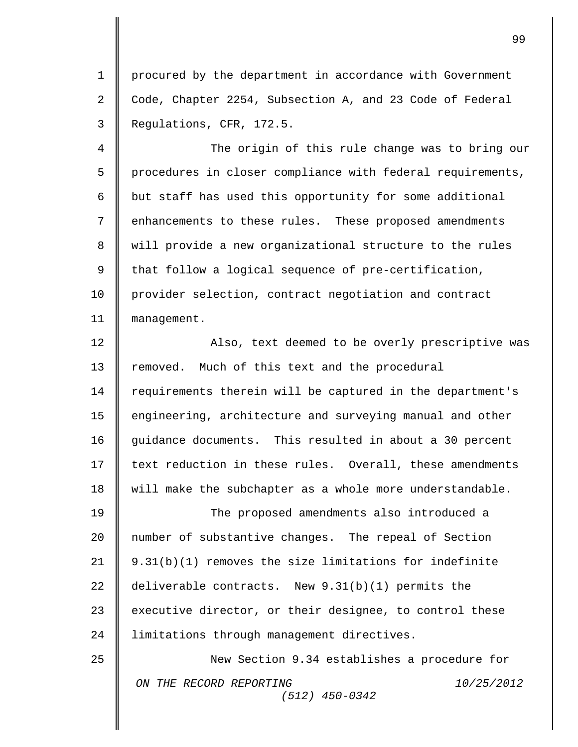procured by the department in accordance with Government Code, Chapter 2254, Subsection A, and 23 Code of Federal Regulations, CFR, 172.5.

The origin of this rule change was to bring our procedures in closer compliance with federal requirements, but staff has used this opportunity for some additional enhancements to these rules. These proposed amendments will provide a new organizational structure to the rules that follow a logical sequence of pre-certification, provider selection, contract negotiation and contract management.

Also, text deemed to be overly prescriptive was removed. Much of this text and the procedural requirements therein will be captured in the department's engineering, architecture and surveying manual and other guidance documents. This resulted in about a 30 percent text reduction in these rules. Overall, these amendments will make the subchapter as a whole more understandable.

The proposed amendments also introduced a number of substantive changes. The repeal of Section 9.31(b)(1) removes the size limitations for indefinite deliverable contracts. New 9.31(b)(1) permits the executive director, or their designee, to control these limitations through management directives.

New Section 9.34 establishes a procedure for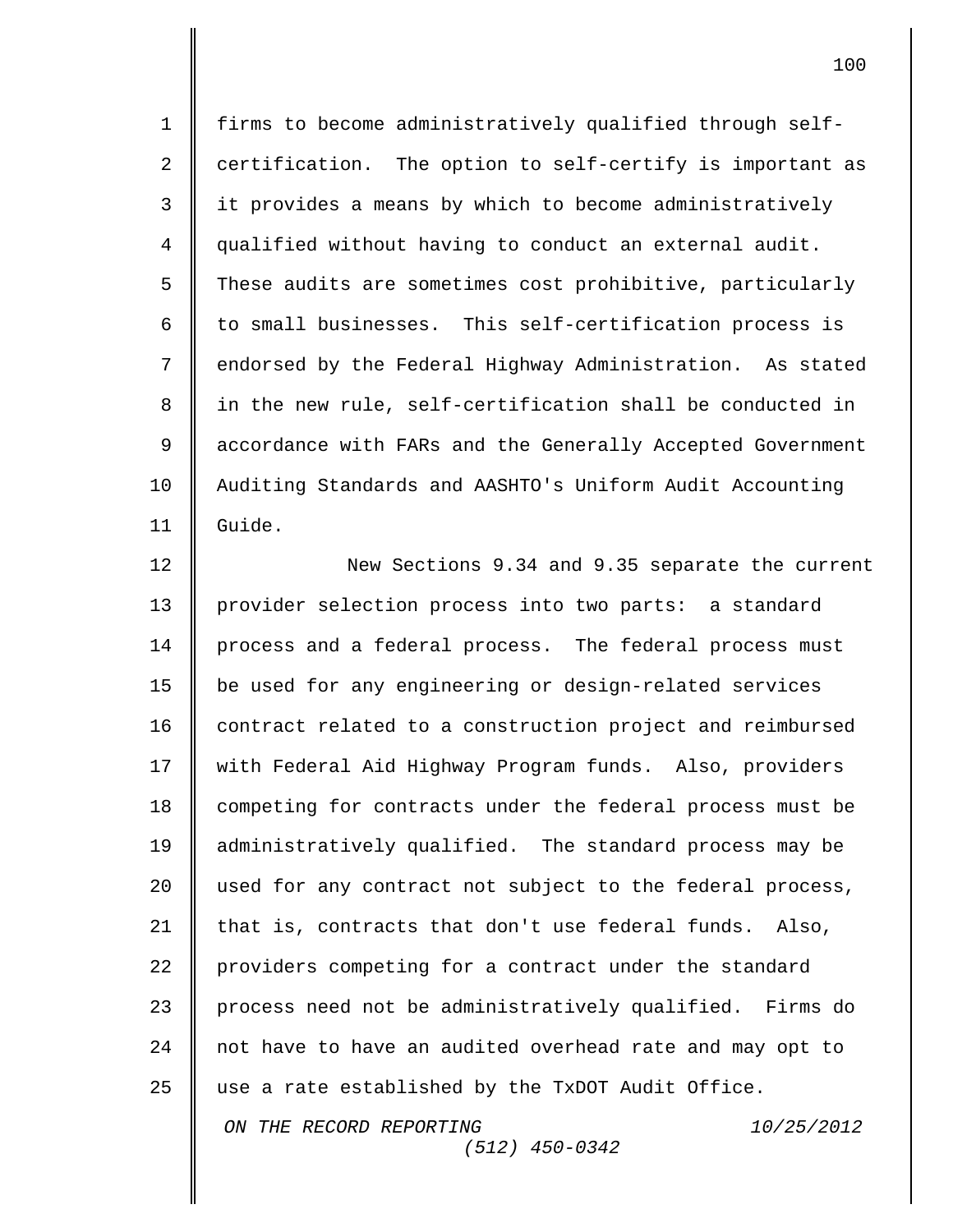firms to become administratively qualified through self-certification. The option to self-certify is important as it provides a means by which to become administratively qualified without having to conduct an external audit. These audits are sometimes cost prohibitive, particularly to small businesses. This self-certification process is endorsed by the Federal Highway Administration. As stated in the new rule, self-certification shall be conducted in accordance with FARs and the Generally Accepted Government Auditing Standards and AASHTO's Uniform Audit Accounting Guide.

New Sections 9.34 and 9.35 separate the current provider selection process into two parts: a standard process and a federal process. The federal process must be used for any engineering or design-related services contract related to a construction project and reimbursed with Federal Aid Highway Program funds. Also, providers competing for contracts under the federal process must be administratively qualified. The standard process may be used for any contract not subject to the federal process, that is, contracts that don't use federal funds. Also, providers competing for a contract under the standard process need not be administratively qualified. Firms do not have to have an audited overhead rate and may opt to use a rate established by the TxDOT Audit Office.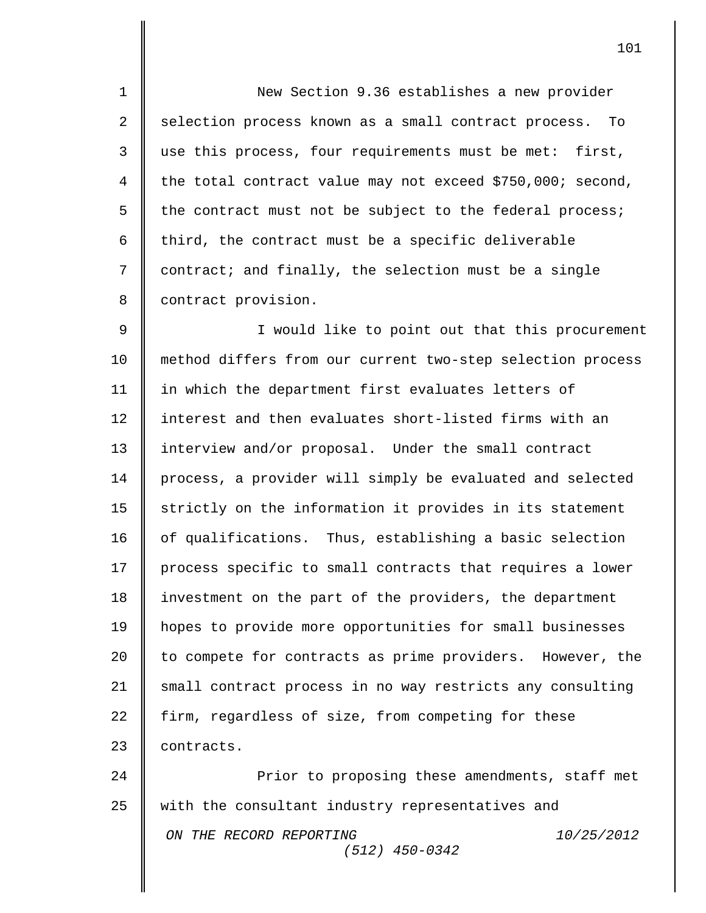New Section 9.36 establishes a new provider selection process known as a small contract process. To use this process, four requirements must be met: first, the total contract value may not exceed $750,000; second, the contract must not be subject to the federal process; third, the contract must be a specific deliverable contract; and finally, the selection must be a single contract provision.

I would like to point out that this procurement method differs from our current two-step selection process in which the department first evaluates letters of interest and then evaluates short-listed firms with an interview and/or proposal. Under the small contract process, a provider will simply be evaluated and selected strictly on the information it provides in its statement of qualifications. Thus, establishing a basic selection process specific to small contracts that requires a lower investment on the part of the providers, the department hopes to provide more opportunities for small businesses to compete for contracts as prime providers. However, the small contract process in no way restricts any consulting firm, regardless of size, from competing for these contracts.

Prior to proposing these amendments, staff met with the consultant industry representatives and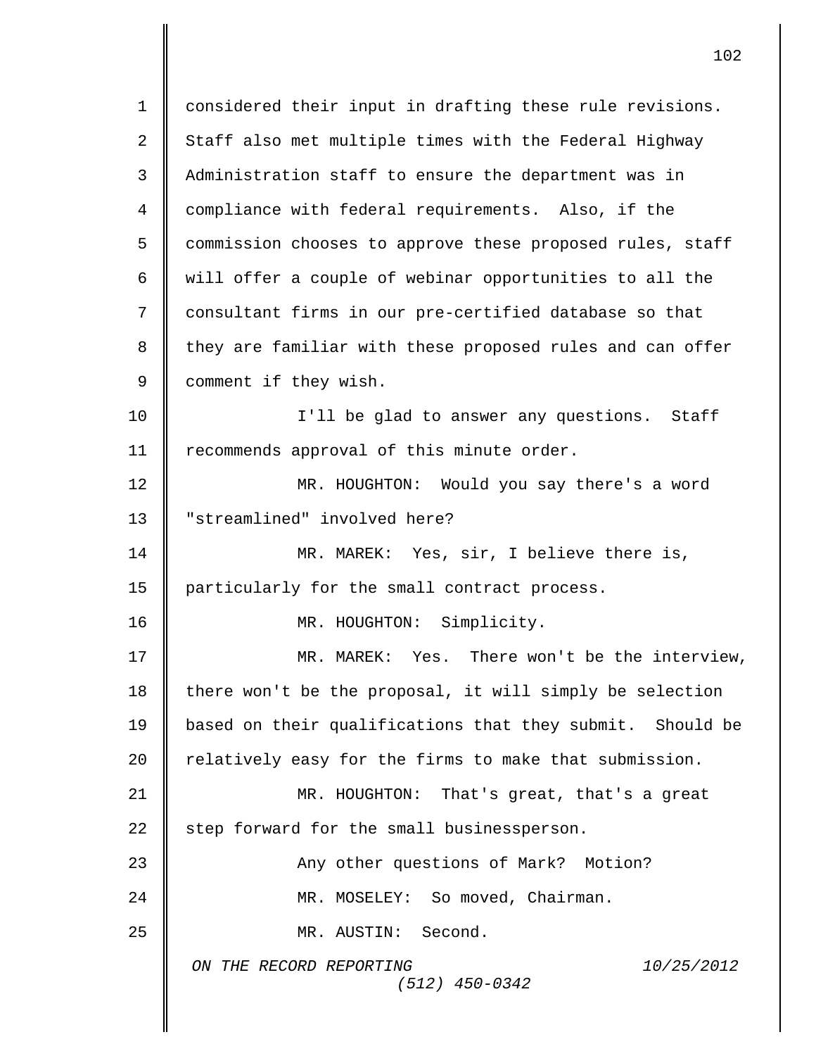considered their input in drafting these rule revisions. Staff also met multiple times with the Federal Highway Administration staff to ensure the department was in compliance with federal requirements. Also, if the commission chooses to approve these proposed rules, staff will offer a couple of webinar opportunities to all the consultant firms in our pre-certified database so that they are familiar with these proposed rules and can offer comment if they wish.

I'll be glad to answer any questions. Staff recommends approval of this minute order.

MR. HOUGHTON: Would you say there's a word "streamlined" involved here?

MR. MAREK: Yes, sir, I believe there is, particularly for the small contract process.

MR. HOUGHTON: Simplicity.

MR. MAREK: Yes. There won't be the interview, there won't be the proposal, it will simply be selection based on their qualifications that they submit. Should be relatively easy for the firms to make that submission.

MR. HOUGHTON: That's great, that's a great step forward for the small businessperson.

Any other questions of Mark? Motion?

MR. MOSELEY: So moved, Chairman.

MR. AUSTIN: Second.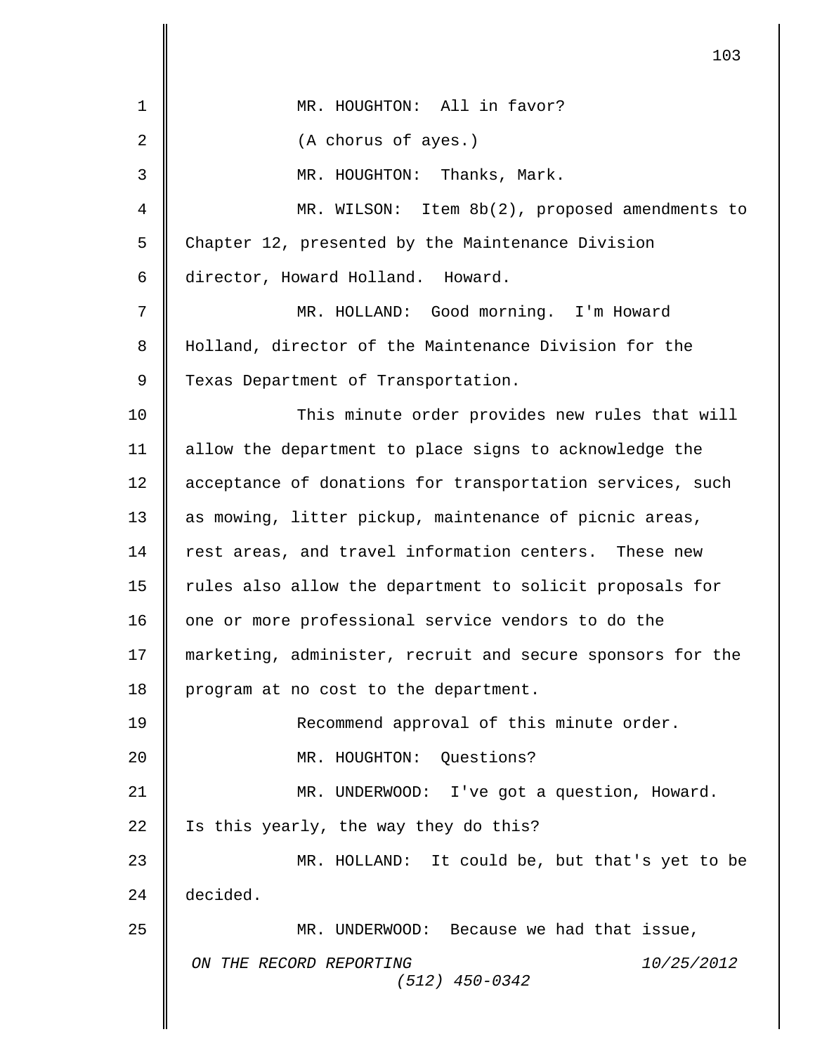MR. HOUGHTON: All in favor?

(A chorus of ayes.)

MR. HOUGHTON: Thanks, Mark.

MR. WILSON: Item 8b(2), proposed amendments to Chapter 12, presented by the Maintenance Division director, Howard Holland. Howard.

MR. HOLLAND: Good morning. I'm Howard Holland, director of the Maintenance Division for the Texas Department of Transportation.

This minute order provides new rules that will allow the department to place signs to acknowledge the acceptance of donations for transportation services, such as mowing, litter pickup, maintenance of picnic areas, rest areas, and travel information centers. These new rules also allow the department to solicit proposals for one or more professional service vendors to do the marketing, administer, recruit and secure sponsors for the program at no cost to the department.

Recommend approval of this minute order.

MR. HOUGHTON: Questions?

MR. UNDERWOOD: I've got a question, Howard. Is this yearly, the way they do this?

MR. HOLLAND: It could be, but that's yet to be decided.

MR. UNDERWOOD: Because we had that issue,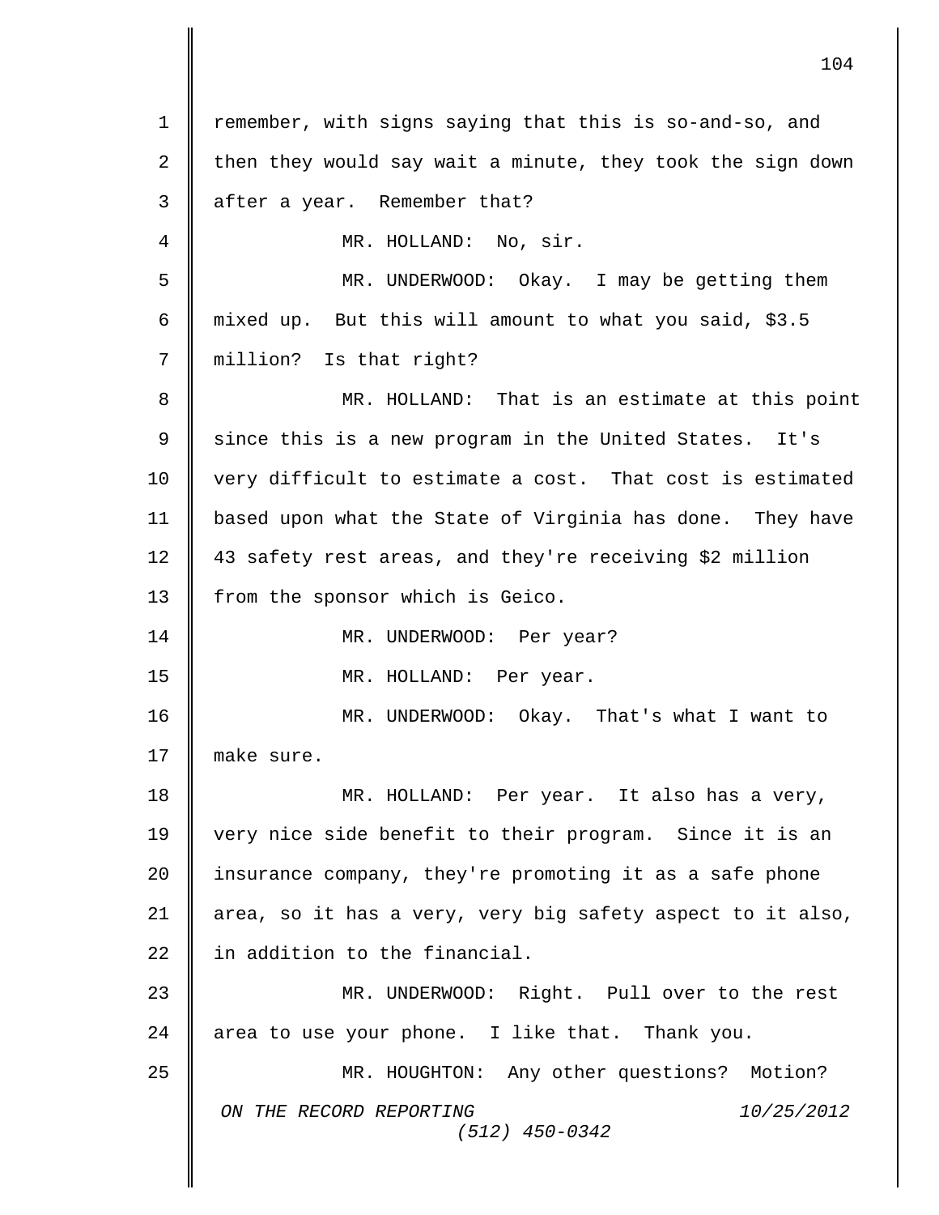remember, with signs saying that this is so-and-so, and then they would say wait a minute, they took the sign down after a year. Remember that?

MR. HOLLAND: No, sir.

MR. UNDERWOOD: Okay. I may be getting them mixed up. But this will amount to what you said, $3.5 million? Is that right?

MR. HOLLAND: That is an estimate at this point since this is a new program in the United States. It's very difficult to estimate a cost. That cost is estimated based upon what the State of Virginia has done. They have 43 safety rest areas, and they're receiving $2 million from the sponsor which is Geico.

MR. UNDERWOOD: Per year?

MR. HOLLAND: Per year.

MR. UNDERWOOD: Okay. That's what I want to make sure.

MR. HOLLAND: Per year. It also has a very, very nice side benefit to their program. Since it is an insurance company, they're promoting it as a safe phone area, so it has a very, very big safety aspect to it also, in addition to the financial.

MR. UNDERWOOD: Right. Pull over to the rest area to use your phone. I like that. Thank you.

MR. HOUGHTON: Any other questions? Motion?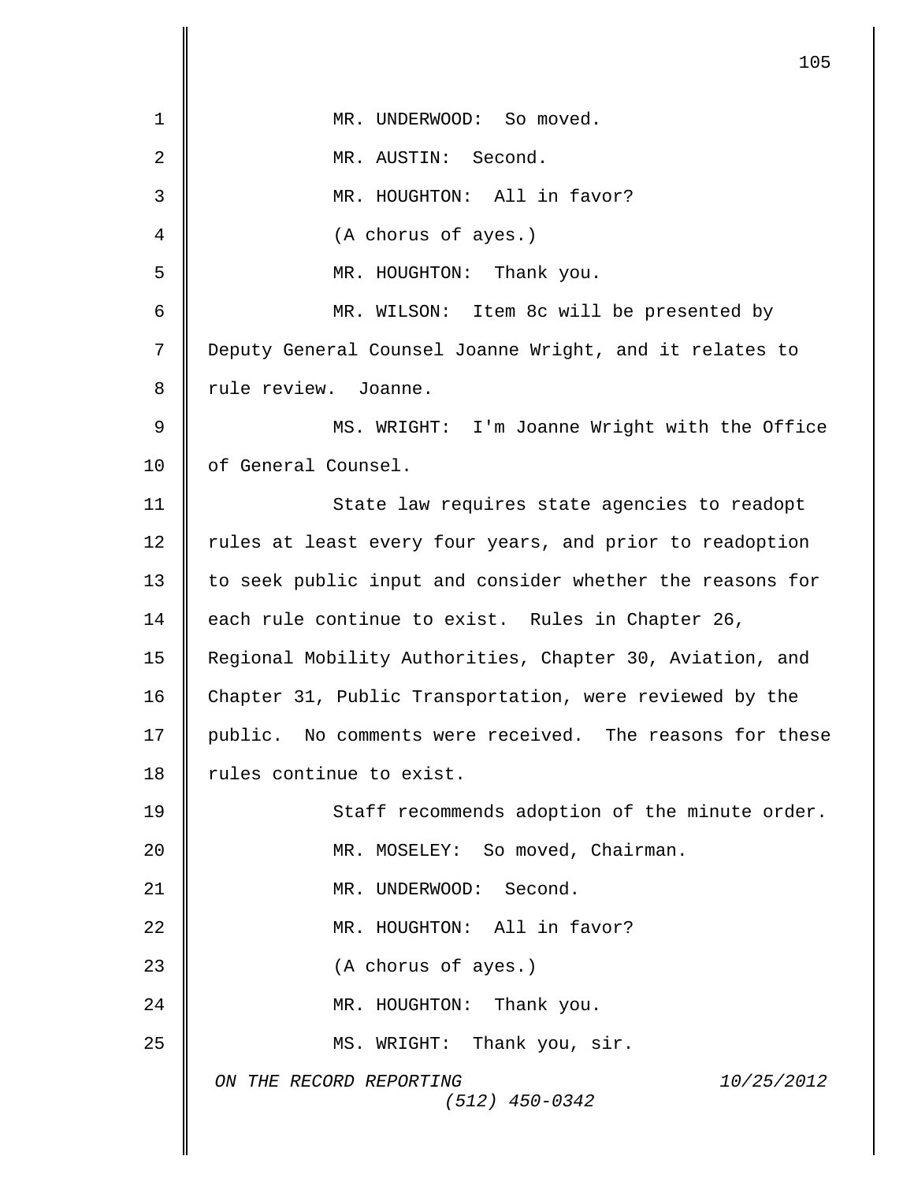MR. UNDERWOOD: So moved.

MR. AUSTIN: Second.

MR. HOUGHTON: All in favor?

(A chorus of ayes.)

MR. HOUGHTON: Thank you.

MR. WILSON: Item 8c will be presented by Deputy General Counsel Joanne Wright, and it relates to rule review. Joanne.

MS. WRIGHT: I'm Joanne Wright with the Office of General Counsel.

State law requires state agencies to readopt rules at least every four years, and prior to readoption to seek public input and consider whether the reasons for each rule continue to exist. Rules in Chapter 26, Regional Mobility Authorities, Chapter 30, Aviation, and Chapter 31, Public Transportation, were reviewed by the public. No comments were received. The reasons for these rules continue to exist.

Staff recommends adoption of the minute order.

MR. MOSELEY: So moved, Chairman.

MR. UNDERWOOD: Second.

MR. HOUGHTON: All in favor?

(A chorus of ayes.)

MR. HOUGHTON: Thank you.

MS. WRIGHT: Thank you, sir.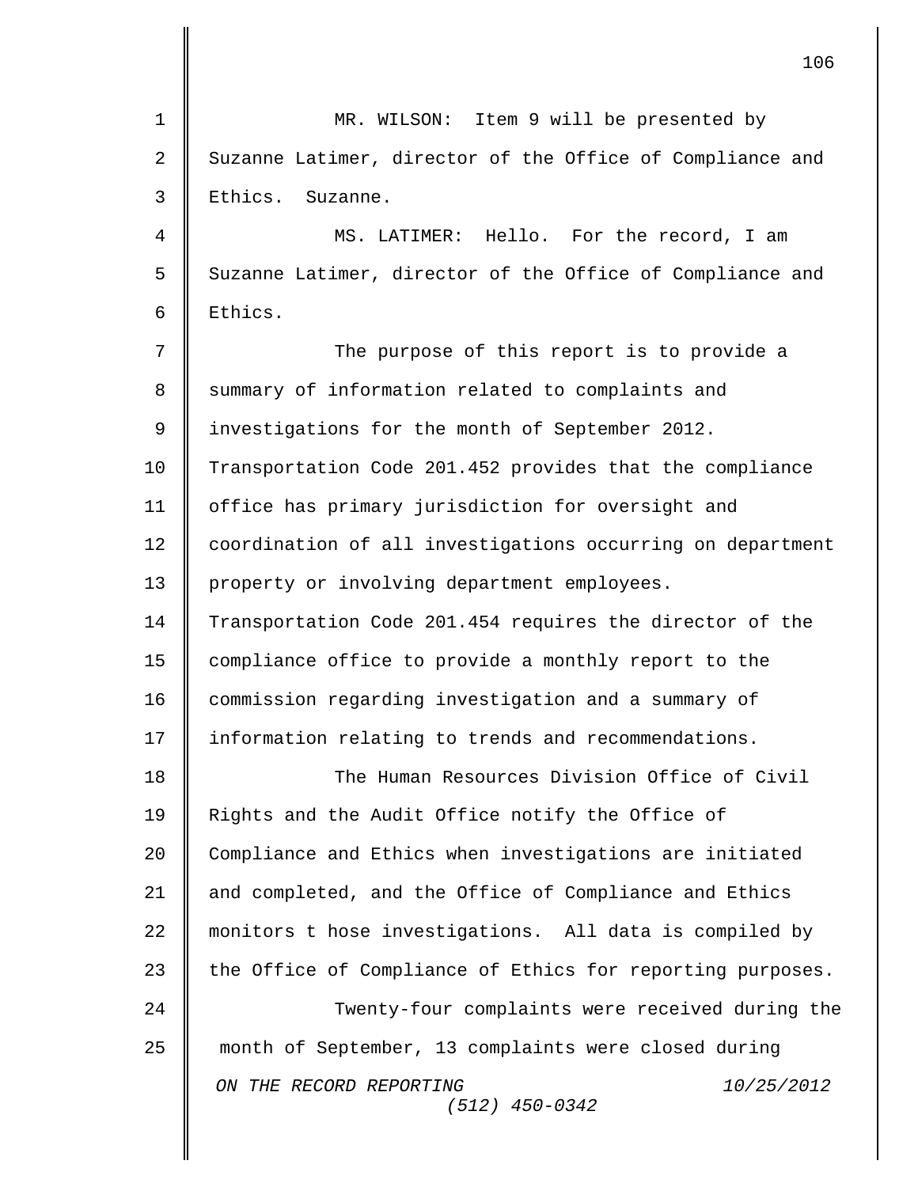MR. WILSON: Item 9 will be presented by Suzanne Latimer, director of the Office of Compliance and Ethics. Suzanne.

MS. LATIMER: Hello. For the record, I am Suzanne Latimer, director of the Office of Compliance and Ethics.

The purpose of this report is to provide a summary of information related to complaints and investigations for the month of September 2012. Transportation Code 201.452 provides that the compliance office has primary jurisdiction for oversight and coordination of all investigations occurring on department property or involving department employees. Transportation Code 201.454 requires the director of the compliance office to provide a monthly report to the commission regarding investigation and a summary of information relating to trends and recommendations.

The Human Resources Division Office of Civil Rights and the Audit Office notify the Office of Compliance and Ethics when investigations are initiated and completed, and the Office of Compliance and Ethics monitors t hose investigations. All data is compiled by the Office of Compliance of Ethics for reporting purposes.

Twenty-four complaints were received during the month of September, 13 complaints were closed during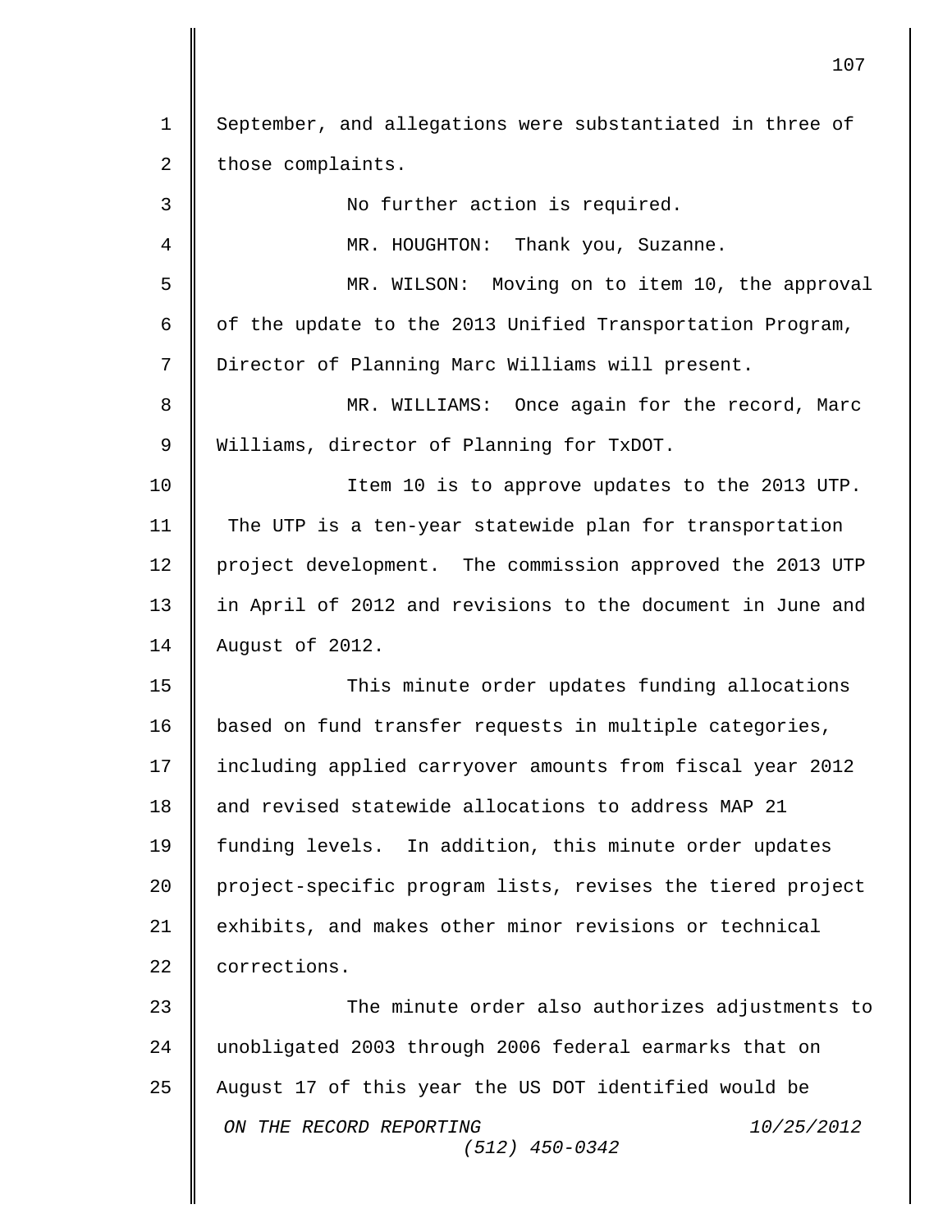September, and allegations were substantiated in three of those complaints.

No further action is required.

MR. HOUGHTON: Thank you, Suzanne.

MR. WILSON: Moving on to item 10, the approval of the update to the 2013 Unified Transportation Program, Director of Planning Marc Williams will present.

MR. WILLIAMS: Once again for the record, Marc Williams, director of Planning for TxDOT.

Item 10 is to approve updates to the 2013 UTP. The UTP is a ten-year statewide plan for transportation project development. The commission approved the 2013 UTP in April of 2012 and revisions to the document in June and August of 2012.

This minute order updates funding allocations based on fund transfer requests in multiple categories, including applied carryover amounts from fiscal year 2012 and revised statewide allocations to address MAP 21 funding levels. In addition, this minute order updates project-specific program lists, revises the tiered project exhibits, and makes other minor revisions or technical corrections.

The minute order also authorizes adjustments to unobligated 2003 through 2006 federal earmarks that on August 17 of this year the US DOT identified would be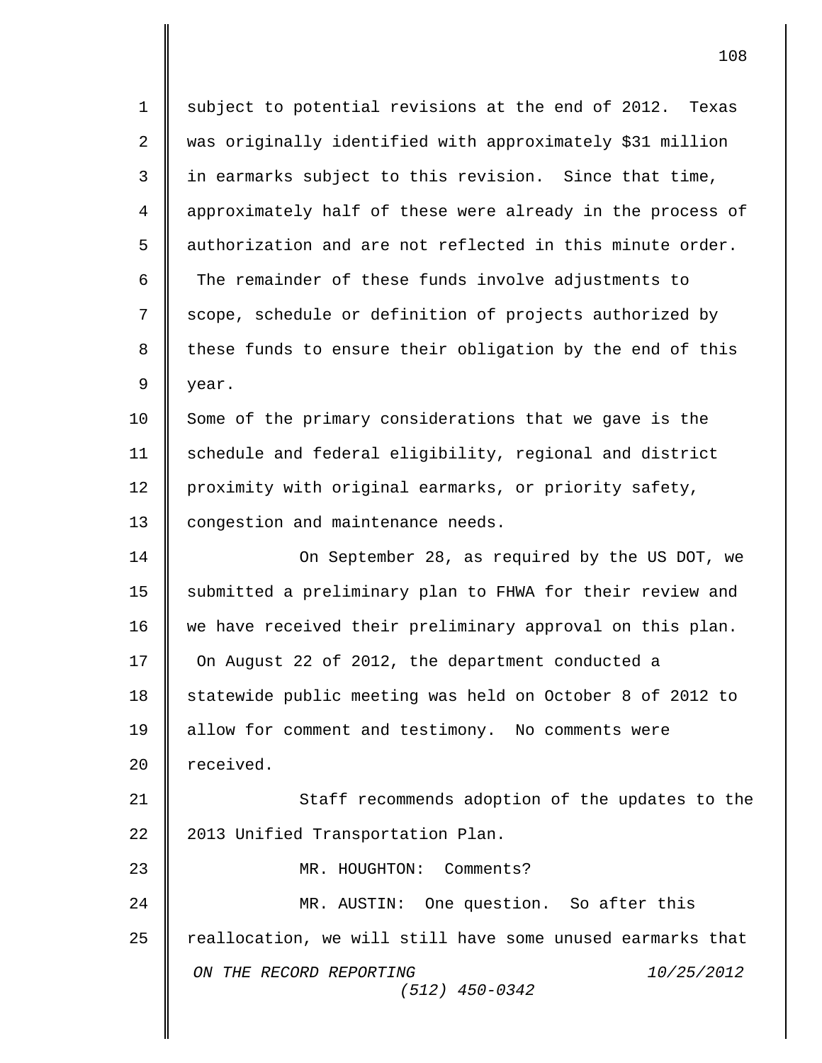subject to potential revisions at the end of 2012. Texas was originally identified with approximately $31 million in earmarks subject to this revision. Since that time, approximately half of these were already in the process of authorization and are not reflected in this minute order. The remainder of these funds involve adjustments to scope, schedule or definition of projects authorized by these funds to ensure their obligation by the end of this year.

Some of the primary considerations that we gave is the schedule and federal eligibility, regional and district proximity with original earmarks, or priority safety, congestion and maintenance needs.

On September 28, as required by the US DOT, we submitted a preliminary plan to FHWA for their review and we have received their preliminary approval on this plan. On August 22 of 2012, the department conducted a statewide public meeting was held on October 8 of 2012 to allow for comment and testimony. No comments were received.

Staff recommends adoption of the updates to the 2013 Unified Transportation Plan.

MR. HOUGHTON: Comments?

MR. AUSTIN: One question. So after this reallocation, we will still have some unused earmarks that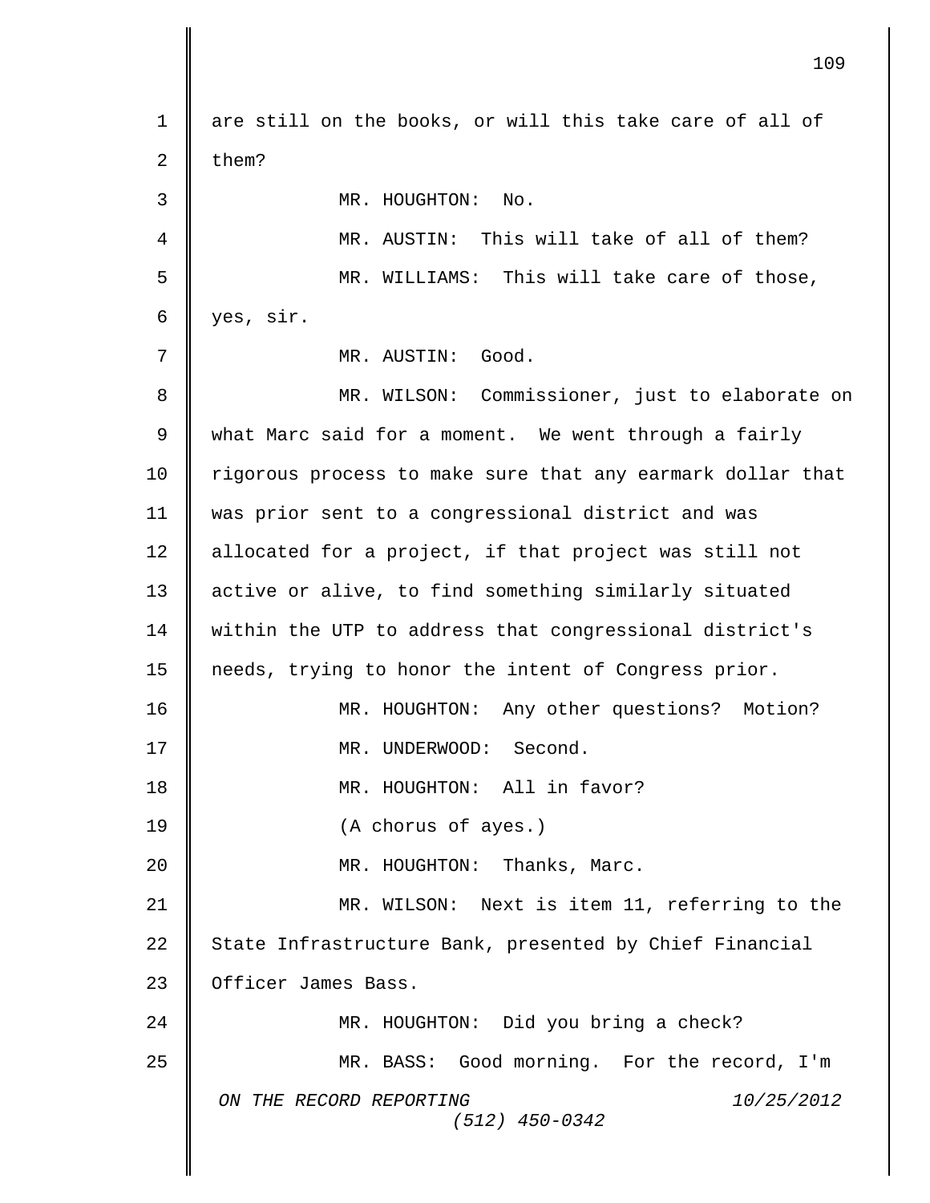are still on the books, or will this take care of all of them?

MR. HOUGHTON: No.

MR. AUSTIN: This will take of all of them?

MR. WILLIAMS: This will take care of those, yes, sir.

MR. AUSTIN: Good.

MR. WILSON: Commissioner, just to elaborate on what Marc said for a moment. We went through a fairly rigorous process to make sure that any earmark dollar that was prior sent to a congressional district and was allocated for a project, if that project was still not active or alive, to find something similarly situated within the UTP to address that congressional district's needs, trying to honor the intent of Congress prior.

MR. HOUGHTON: Any other questions? Motion?

MR. UNDERWOOD: Second.

MR. HOUGHTON: All in favor?

(A chorus of ayes.)

MR. HOUGHTON: Thanks, Marc.

MR. WILSON: Next is item 11, referring to the State Infrastructure Bank, presented by Chief Financial Officer James Bass.

MR. HOUGHTON: Did you bring a check?

MR. BASS: Good morning. For the record, I'm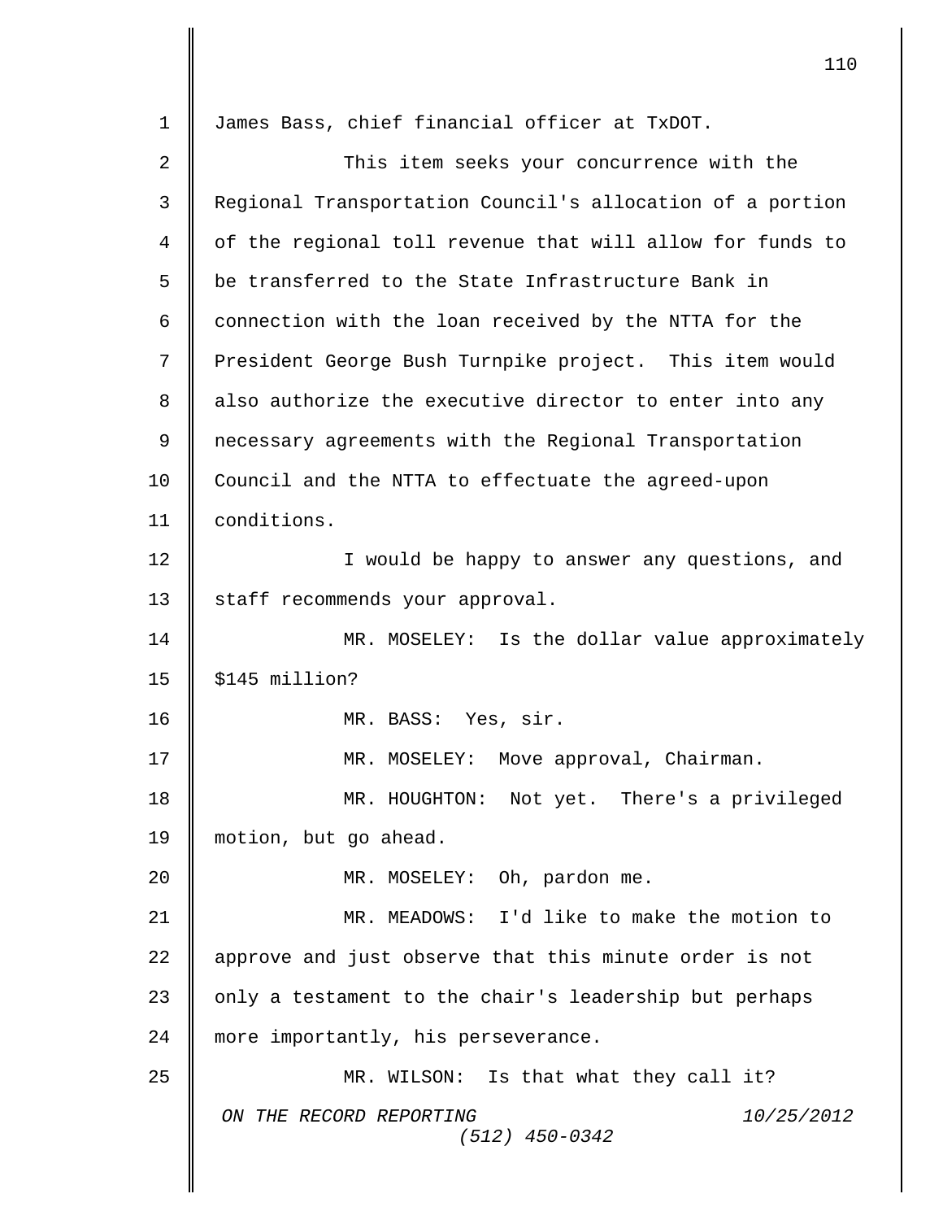James Bass, chief financial officer at TxDOT.

This item seeks your concurrence with the Regional Transportation Council's allocation of a portion of the regional toll revenue that will allow for funds to be transferred to the State Infrastructure Bank in connection with the loan received by the NTTA for the President George Bush Turnpike project. This item would also authorize the executive director to enter into any necessary agreements with the Regional Transportation Council and the NTTA to effectuate the agreed-upon conditions.

I would be happy to answer any questions, and staff recommends your approval.

MR. MOSELEY: Is the dollar value approximately $145 million?

MR. BASS: Yes, sir.

MR. MOSELEY: Move approval, Chairman.

MR. HOUGHTON: Not yet. There's a privileged motion, but go ahead.

MR. MOSELEY: Oh, pardon me.

MR. MEADOWS: I'd like to make the motion to approve and just observe that this minute order is not only a testament to the chair's leadership but perhaps more importantly, his perseverance.

MR. WILSON: Is that what they call it?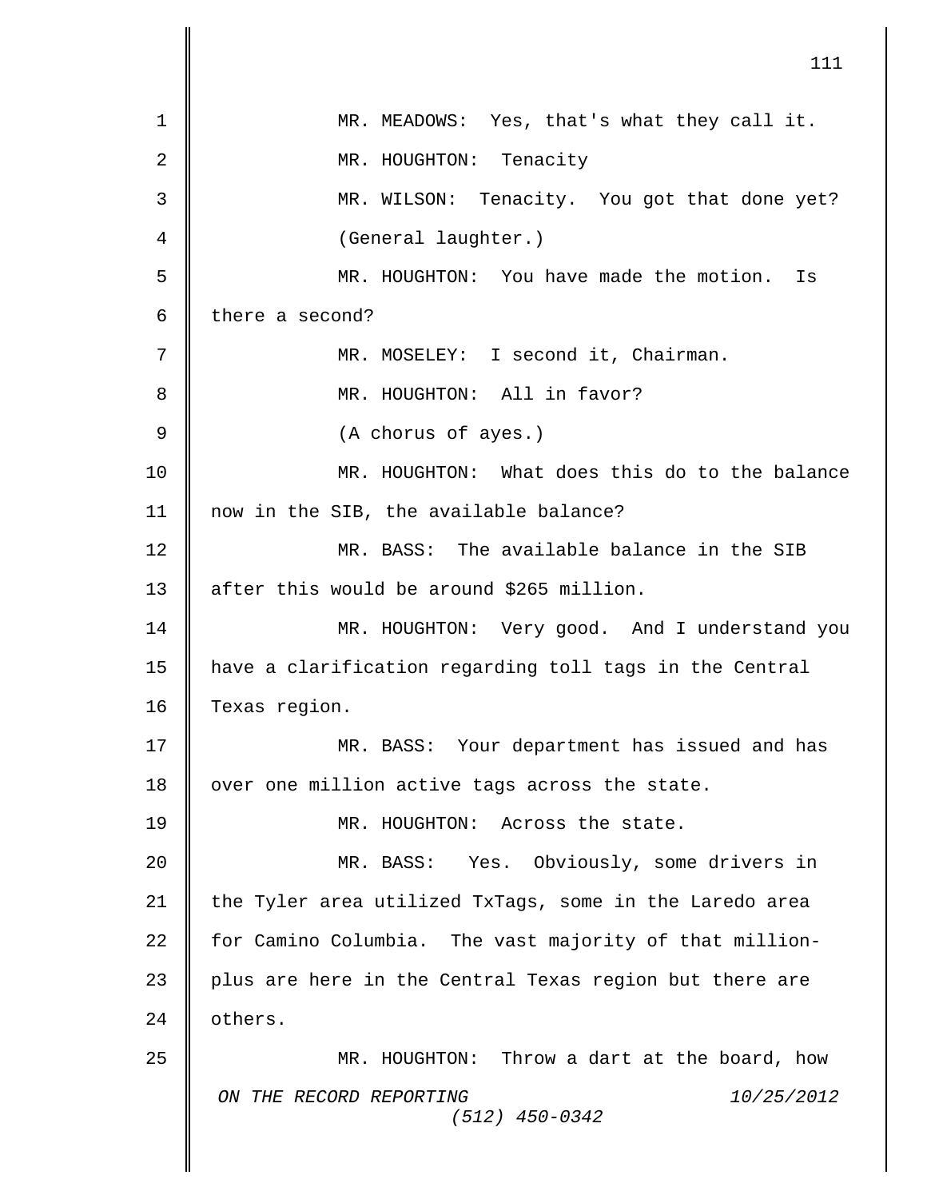MR. MEADOWS: Yes, that's what they call it.

MR. HOUGHTON: Tenacity

MR. WILSON: Tenacity. You got that done yet?

(General laughter.)

MR. HOUGHTON: You have made the motion. Is there a second?

MR. MOSELEY: I second it, Chairman.

MR. HOUGHTON: All in favor?

(A chorus of ayes.)

MR. HOUGHTON: What does this do to the balance now in the SIB, the available balance?

MR. BASS: The available balance in the SIB after this would be around $265 million.

MR. HOUGHTON: Very good. And I understand you have a clarification regarding toll tags in the Central Texas region.

MR. BASS: Your department has issued and has over one million active tags across the state.

MR. HOUGHTON: Across the state.

MR. BASS: Yes. Obviously, some drivers in the Tyler area utilized TxTags, some in the Laredo area for Camino Columbia. The vast majority of that million-plus are here in the Central Texas region but there are others.

MR. HOUGHTON: Throw a dart at the board, how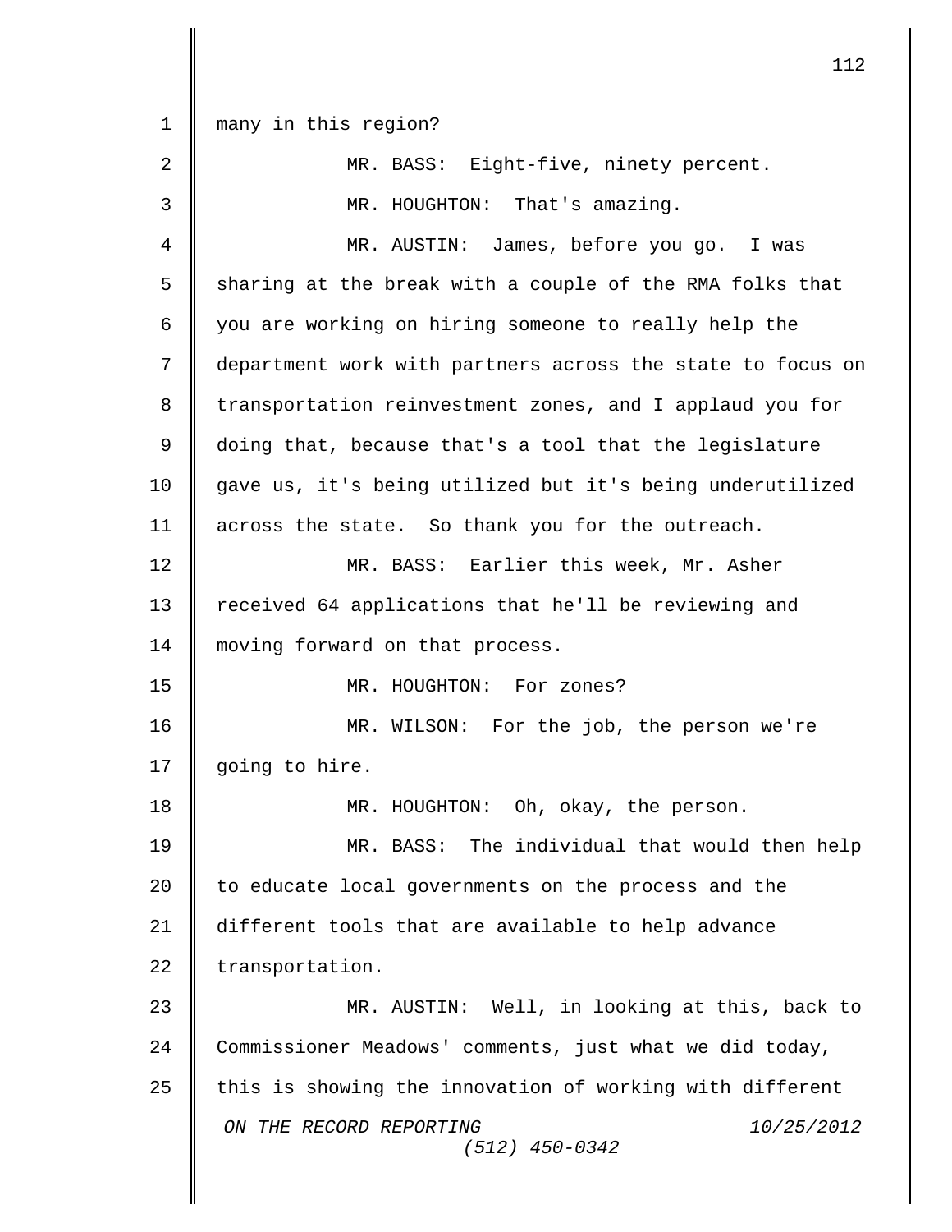many in this region?

MR. BASS: Eight-five, ninety percent.

MR. HOUGHTON: That's amazing.

MR. AUSTIN: James, before you go. I was sharing at the break with a couple of the RMA folks that you are working on hiring someone to really help the department work with partners across the state to focus on transportation reinvestment zones, and I applaud you for doing that, because that's a tool that the legislature gave us, it's being utilized but it's being underutilized across the state. So thank you for the outreach.

MR. BASS: Earlier this week, Mr. Asher received 64 applications that he'll be reviewing and moving forward on that process.

MR. HOUGHTON: For zones?

MR. WILSON: For the job, the person we're going to hire.

MR. HOUGHTON: Oh, okay, the person.

MR. BASS: The individual that would then help to educate local governments on the process and the different tools that are available to help advance transportation.

MR. AUSTIN: Well, in looking at this, back to Commissioner Meadows' comments, just what we did today, this is showing the innovation of working with different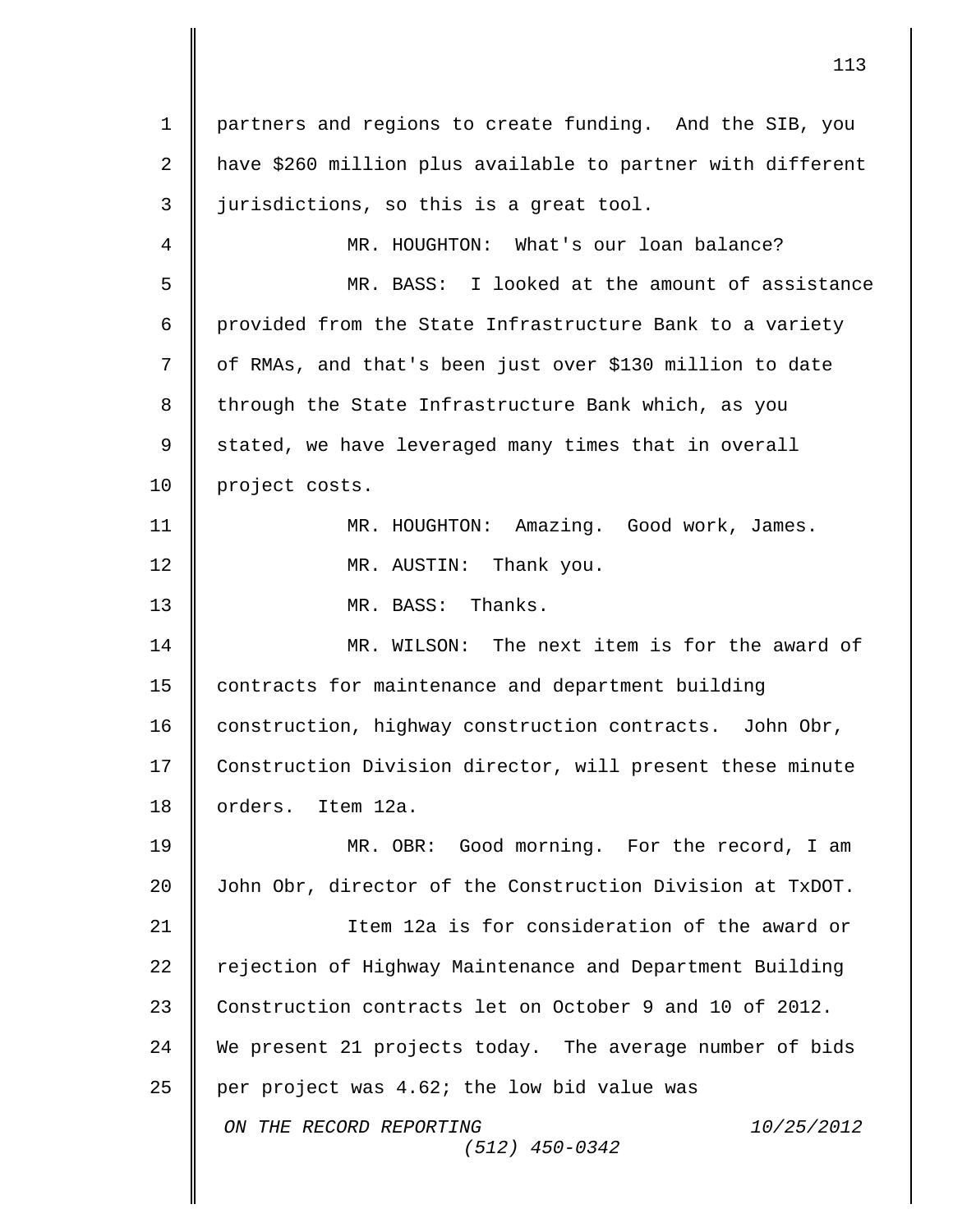partners and regions to create funding. And the SIB, you have $260 million plus available to partner with different jurisdictions, so this is a great tool.

MR. HOUGHTON: What's our loan balance?

MR. BASS: I looked at the amount of assistance provided from the State Infrastructure Bank to a variety of RMAs, and that's been just over $130 million to date through the State Infrastructure Bank which, as you stated, we have leveraged many times that in overall project costs.

MR. HOUGHTON: Amazing. Good work, James.

MR. AUSTIN: Thank you.

MR. BASS: Thanks.

MR. WILSON: The next item is for the award of contracts for maintenance and department building construction, highway construction contracts. John Obr, Construction Division director, will present these minute orders. Item 12a.

MR. OBR: Good morning. For the record, I am John Obr, director of the Construction Division at TxDOT.

Item 12a is for consideration of the award or rejection of Highway Maintenance and Department Building Construction contracts let on October 9 and 10 of 2012. We present 21 projects today. The average number of bids per project was 4.62; the low bid value was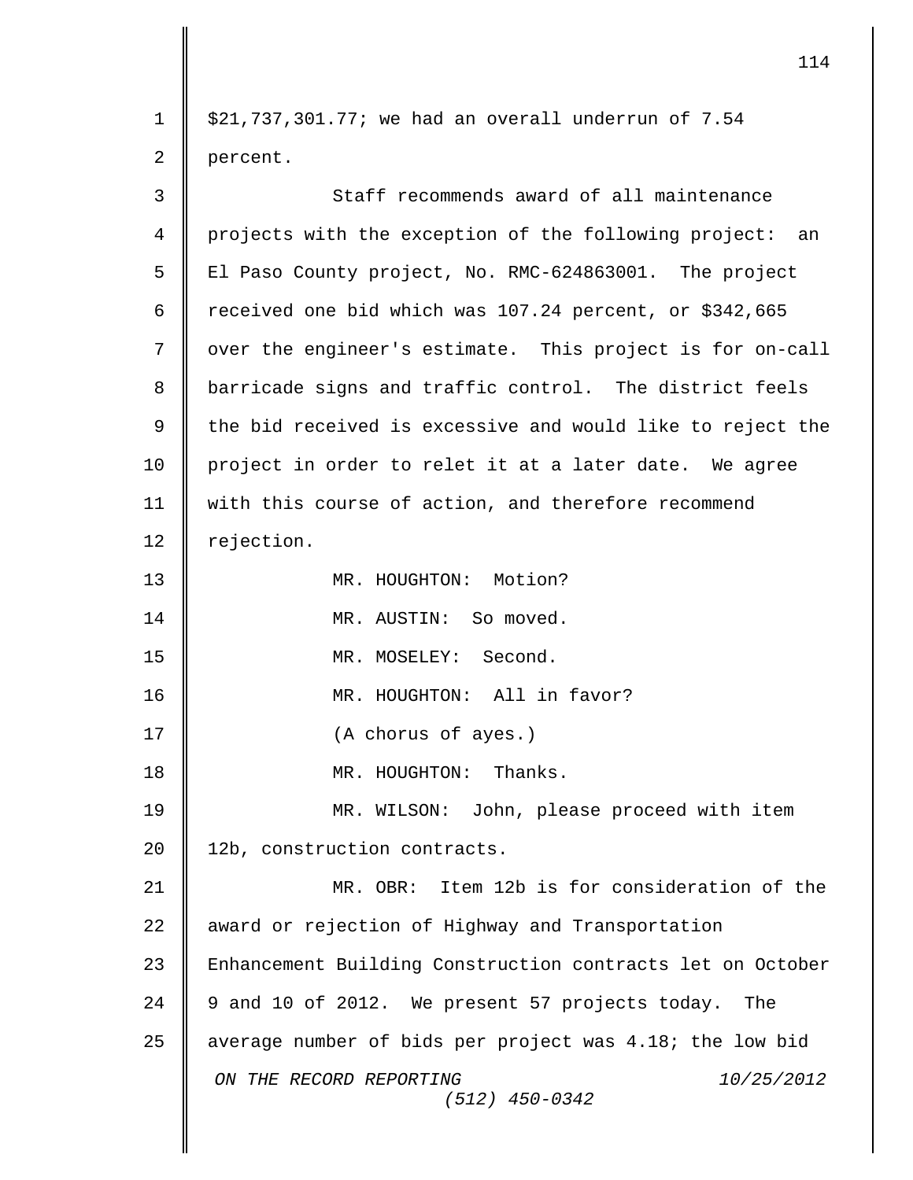$21,737,301.77; we had an overall underrun of 7.54 percent.

Staff recommends award of all maintenance projects with the exception of the following project: an El Paso County project, No. RMC-624863001. The project received one bid which was 107.24 percent, or $342,665 over the engineer's estimate. This project is for on-call barricade signs and traffic control. The district feels the bid received is excessive and would like to reject the project in order to relet it at a later date. We agree with this course of action, and therefore recommend rejection.

MR. HOUGHTON: Motion?

MR. AUSTIN: So moved.

MR. MOSELEY: Second.

MR. HOUGHTON: All in favor?

(A chorus of ayes.)

MR. HOUGHTON: Thanks.

MR. WILSON: John, please proceed with item 12b, construction contracts.

MR. OBR: Item 12b is for consideration of the award or rejection of Highway and Transportation Enhancement Building Construction contracts let on October 9 and 10 of 2012. We present 57 projects today. The average number of bids per project was 4.18; the low bid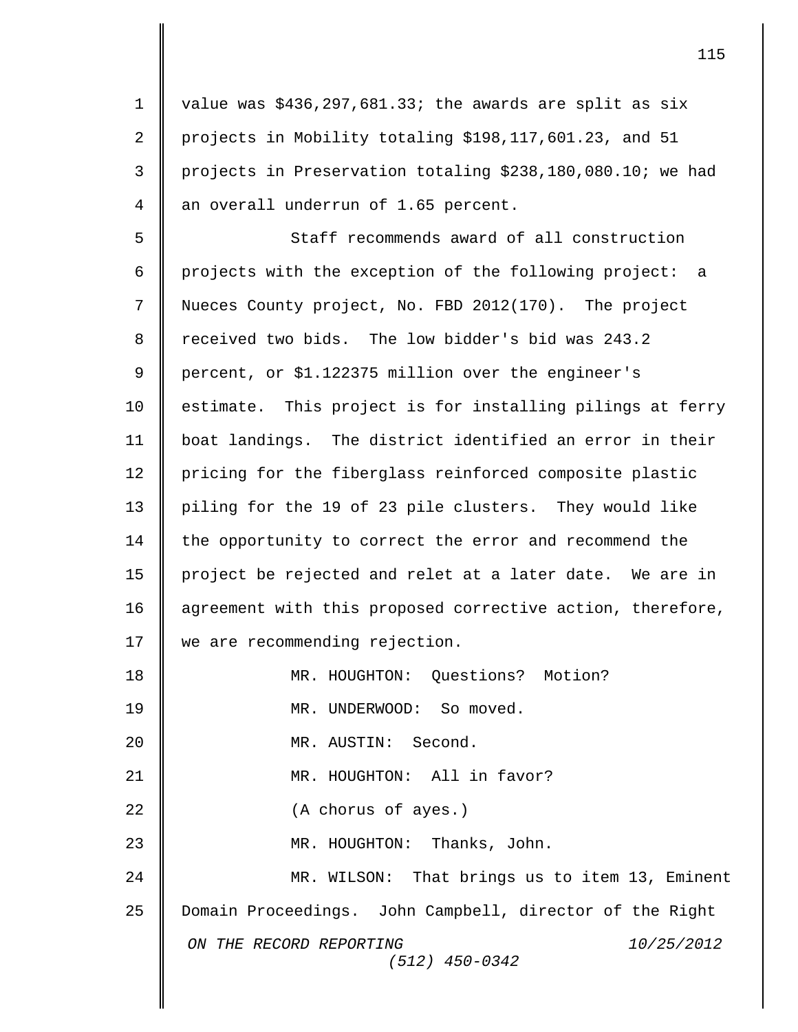value was $436,297,681.33; the awards are split as six projects in Mobility totaling $198,117,601.23, and 51 projects in Preservation totaling $238,180,080.10; we had an overall underrun of 1.65 percent.

Staff recommends award of all construction projects with the exception of the following project: a Nueces County project, No. FBD 2012(170). The project received two bids. The low bidder's bid was 243.2 percent, or $1.122375 million over the engineer's estimate. This project is for installing pilings at ferry boat landings. The district identified an error in their pricing for the fiberglass reinforced composite plastic piling for the 19 of 23 pile clusters. They would like the opportunity to correct the error and recommend the project be rejected and relet at a later date. We are in agreement with this proposed corrective action, therefore, we are recommending rejection.

MR. HOUGHTON: Questions? Motion?

MR. UNDERWOOD: So moved.

MR. AUSTIN: Second.

MR. HOUGHTON: All in favor?

(A chorus of ayes.)

MR. HOUGHTON: Thanks, John.

MR. WILSON: That brings us to item 13, Eminent Domain Proceedings. John Campbell, director of the Right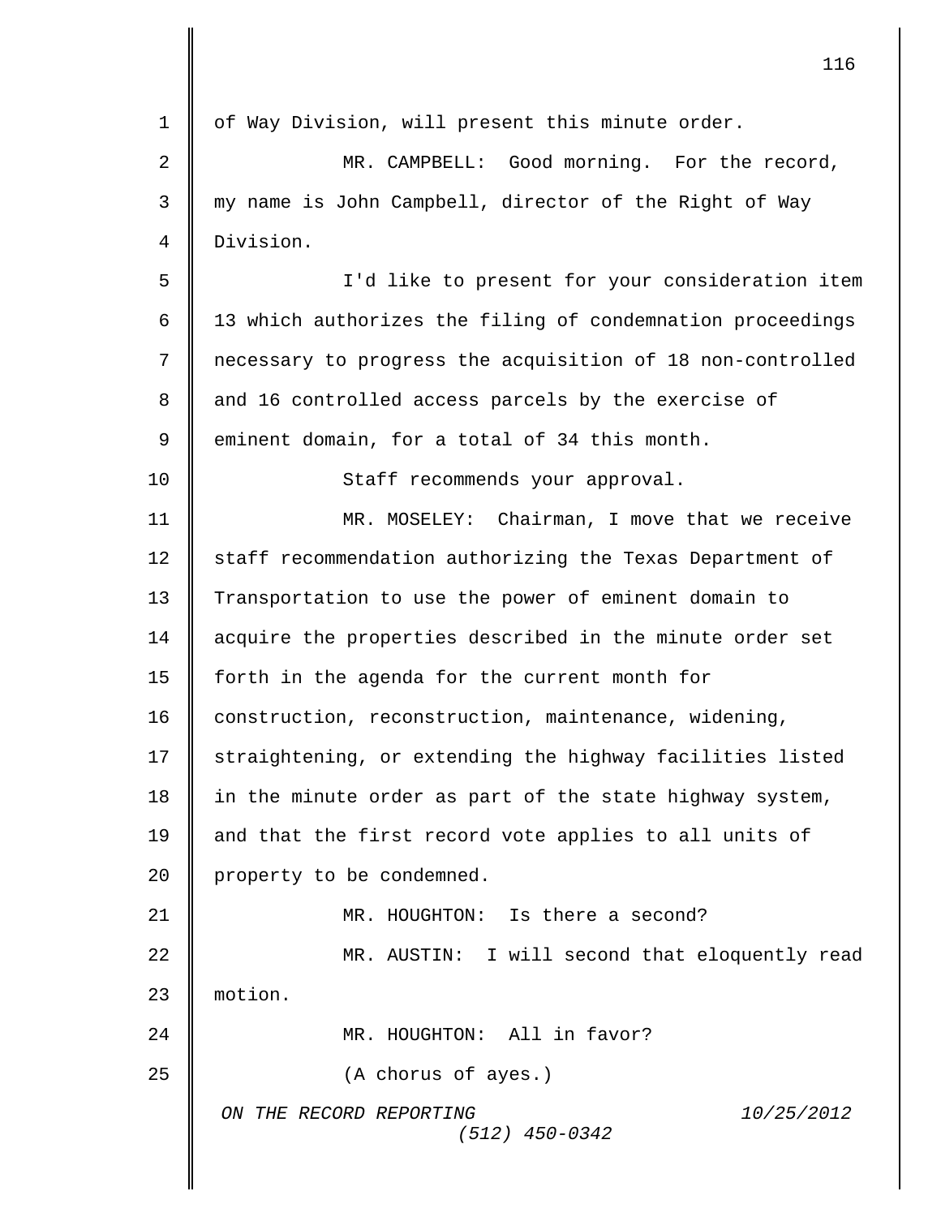of Way Division, will present this minute order.

MR. CAMPBELL: Good morning. For the record, my name is John Campbell, director of the Right of Way Division.

I'd like to present for your consideration item 13 which authorizes the filing of condemnation proceedings necessary to progress the acquisition of 18 non-controlled and 16 controlled access parcels by the exercise of eminent domain, for a total of 34 this month.

Staff recommends your approval.

MR. MOSELEY: Chairman, I move that we receive staff recommendation authorizing the Texas Department of Transportation to use the power of eminent domain to acquire the properties described in the minute order set forth in the agenda for the current month for construction, reconstruction, maintenance, widening, straightening, or extending the highway facilities listed in the minute order as part of the state highway system, and that the first record vote applies to all units of property to be condemned.

MR. HOUGHTON: Is there a second?

MR. AUSTIN: I will second that eloquently read motion.

MR. HOUGHTON: All in favor?

(A chorus of ayes.)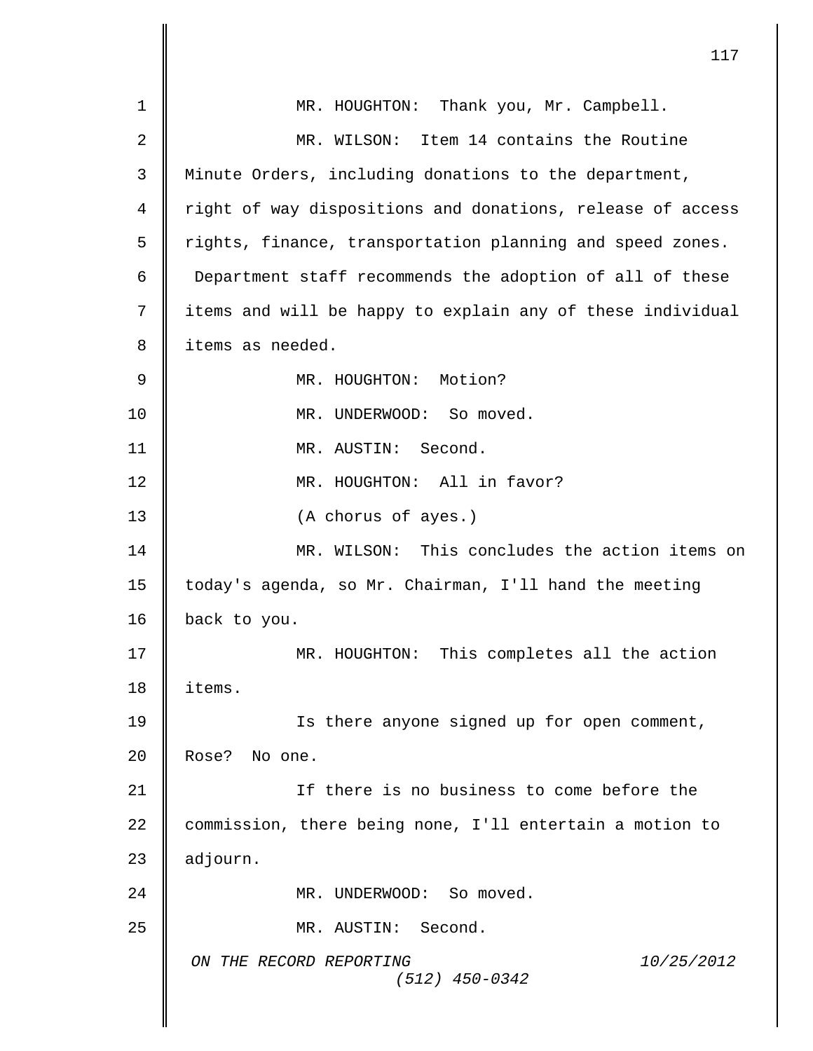MR. HOUGHTON: Thank you, Mr. Campbell.

MR. WILSON: Item 14 contains the Routine Minute Orders, including donations to the department, right of way dispositions and donations, release of access rights, finance, transportation planning and speed zones. Department staff recommends the adoption of all of these items and will be happy to explain any of these individual items as needed.

MR. HOUGHTON: Motion?

MR. UNDERWOOD: So moved.

MR. AUSTIN: Second.

MR. HOUGHTON: All in favor?

(A chorus of ayes.)

MR. WILSON: This concludes the action items on today's agenda, so Mr. Chairman, I'll hand the meeting back to you.

MR. HOUGHTON: This completes all the action items.

Is there anyone signed up for open comment, Rose? No one.

If there is no business to come before the commission, there being none, I'll entertain a motion to adjourn.

MR. UNDERWOOD: So moved.

MR. AUSTIN: Second.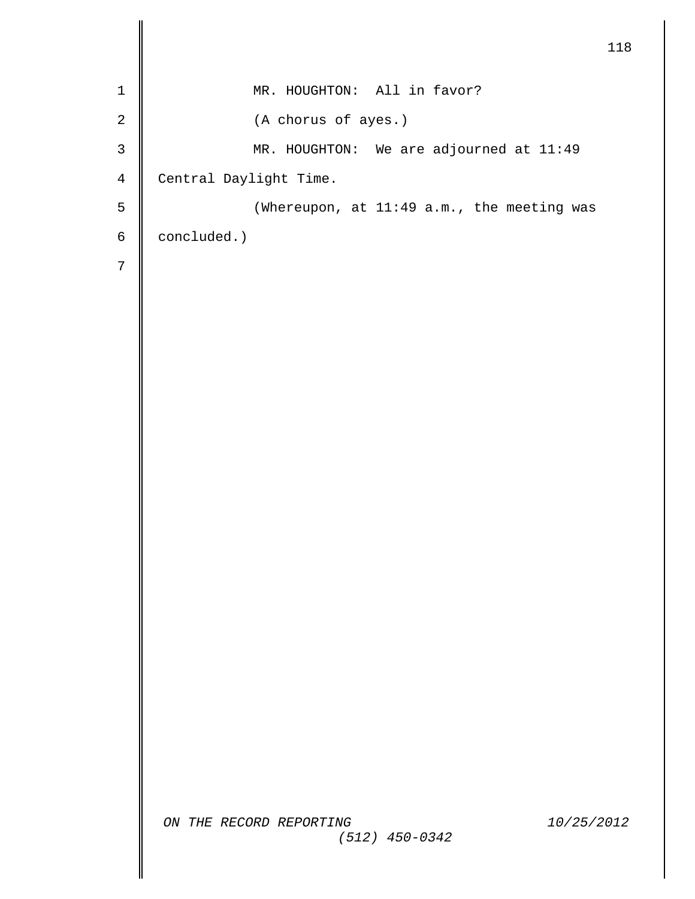MR. HOUGHTON: All in favor?

(A chorus of ayes.)

MR. HOUGHTON: We are adjourned at 11:49 Central Daylight Time.

(Whereupon, at 11:49 a.m., the meeting was concluded.)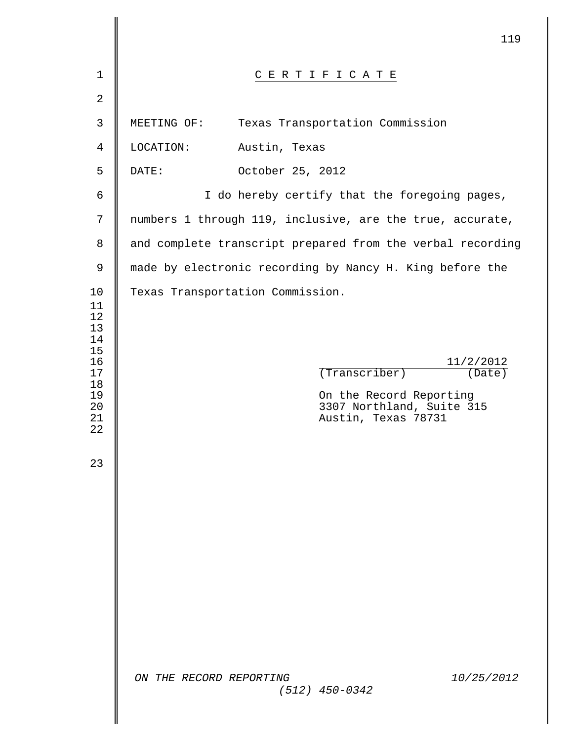# C E R T I F I C A T E

MEETING OF: Texas Transportation Commission

LOCATION: Austin, Texas

DATE: October 25, 2012

I do hereby certify that the foregoing pages, numbers 1 through 119, inclusive, are the true, accurate, and complete transcript prepared from the verbal recording made by electronic recording by Nancy H. King before the Texas Transportation Commission.

11/2/2012

(Transcriber) (Date)

On the Record Reporting
3307 Northland, Suite 315
Austin, Texas 78731